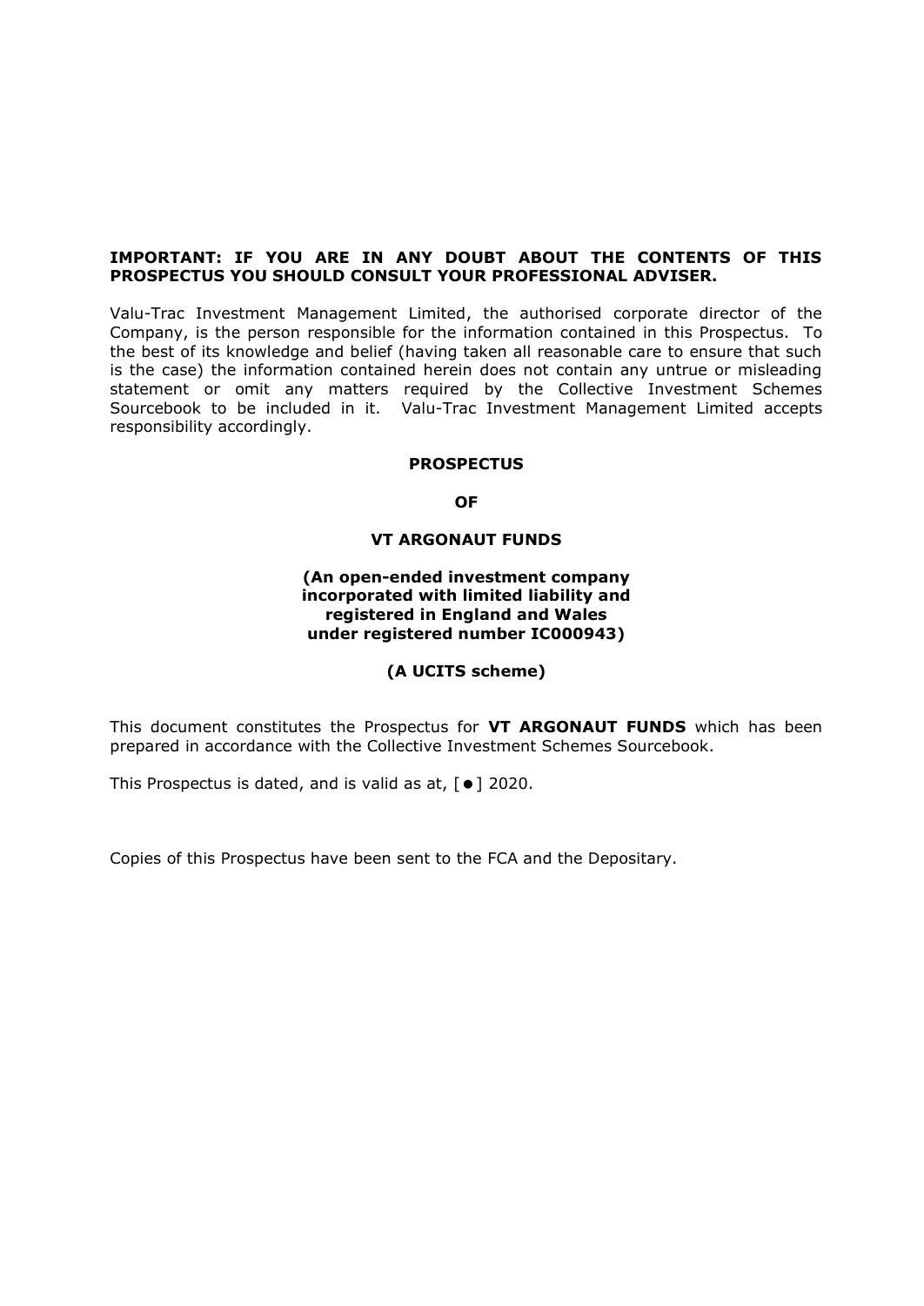**IMPORTANT: IF YOU ARE IN ANY DOUBT ABOUT THE CONTENTS OF THIS PROSPECTUS YOU SHOULD CONSULT YOUR PROFESSIONAL ADVISER.**

Valu-Trac Investment Management Limited, the authorised corporate director of the Company, is the person responsible for the information contained in this Prospectus. To the best of its knowledge and belief (having taken all reasonable care to ensure that such is the case) the information contained herein does not contain any untrue or misleading statement or omit any matters required by the Collective Investment Schemes Sourcebook to be included in it. Valu-Trac Investment Management Limited accepts responsibility accordingly.

**PROSPECTUS**

**OF**

**VT ARGONAUT FUNDS**

**(An open-ended investment company incorporated with limited liability and registered in England and Wales under registered number IC000943)**

**(A UCITS scheme)**

This document constitutes the Prospectus for **VT ARGONAUT FUNDS** which has been prepared in accordance with the Collective Investment Schemes Sourcebook.

This Prospectus is dated, and is valid as at, [●] 2020.

Copies of this Prospectus have been sent to the FCA and the Depositary.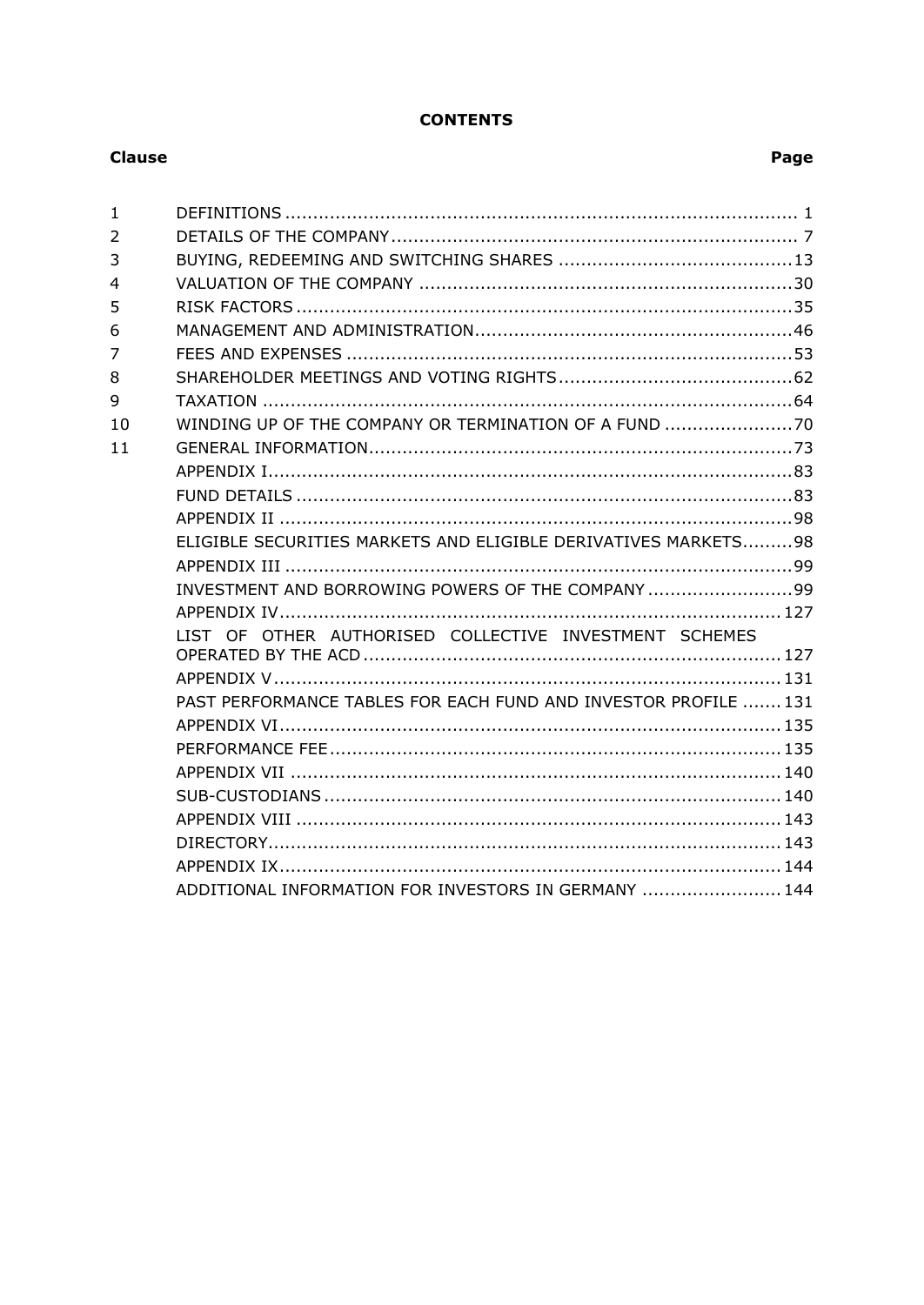**CONTENTS**

| Clause | | Page |
|---|---|---|
| 1 | DEFINITIONS | 1 |
| 2 | DETAILS OF THE COMPANY | 7 |
| 3 | BUYING, REDEEMING AND SWITCHING SHARES | 13 |
| 4 | VALUATION OF THE COMPANY | 30 |
| 5 | RISK FACTORS | 35 |
| 6 | MANAGEMENT AND ADMINISTRATION | 46 |
| 7 | FEES AND EXPENSES | 53 |
| 8 | SHAREHOLDER MEETINGS AND VOTING RIGHTS | 62 |
| 9 | TAXATION | 64 |
| 10 | WINDING UP OF THE COMPANY OR TERMINATION OF A FUND | 70 |
| 11 | GENERAL INFORMATION | 73 |
| | APPENDIX I | 83 |
| | FUND DETAILS | 83 |
| | APPENDIX II | 98 |
| | ELIGIBLE SECURITIES MARKETS AND ELIGIBLE DERIVATIVES MARKETS | 98 |
| | APPENDIX III | 99 |
| | INVESTMENT AND BORROWING POWERS OF THE COMPANY | 99 |
| | APPENDIX IV | 127 |
| | LIST OF OTHER AUTHORISED COLLECTIVE INVESTMENT SCHEMES OPERATED BY THE ACD | 127 |
| | APPENDIX V | 131 |
| | PAST PERFORMANCE TABLES FOR EACH FUND AND INVESTOR PROFILE | 131 |
| | APPENDIX VI | 135 |
| | PERFORMANCE FEE | 135 |
| | APPENDIX VII | 140 |
| | SUB-CUSTODIANS | 140 |
| | APPENDIX VIII | 143 |
| | DIRECTORY | 143 |
| | APPENDIX IX | 144 |
| | ADDITIONAL INFORMATION FOR INVESTORS IN GERMANY | 144 |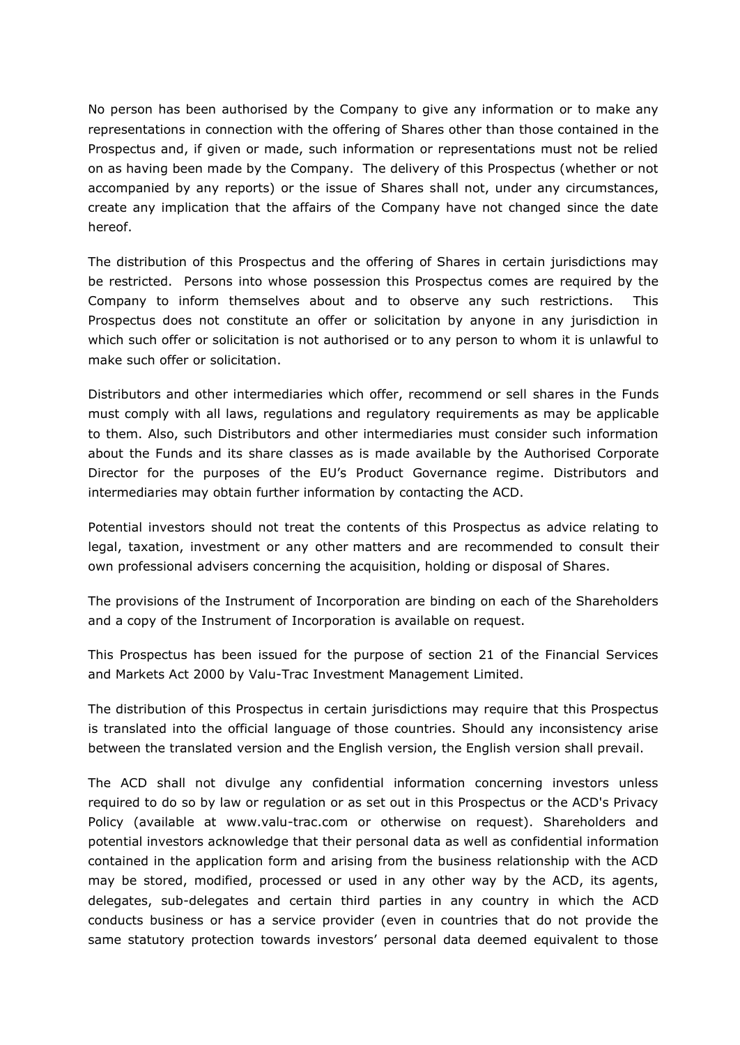No person has been authorised by the Company to give any information or to make any representations in connection with the offering of Shares other than those contained in the Prospectus and, if given or made, such information or representations must not be relied on as having been made by the Company. The delivery of this Prospectus (whether or not accompanied by any reports) or the issue of Shares shall not, under any circumstances, create any implication that the affairs of the Company have not changed since the date hereof.

The distribution of this Prospectus and the offering of Shares in certain jurisdictions may be restricted. Persons into whose possession this Prospectus comes are required by the Company to inform themselves about and to observe any such restrictions. This Prospectus does not constitute an offer or solicitation by anyone in any jurisdiction in which such offer or solicitation is not authorised or to any person to whom it is unlawful to make such offer or solicitation.

Distributors and other intermediaries which offer, recommend or sell shares in the Funds must comply with all laws, regulations and regulatory requirements as may be applicable to them. Also, such Distributors and other intermediaries must consider such information about the Funds and its share classes as is made available by the Authorised Corporate Director for the purposes of the EU's Product Governance regime. Distributors and intermediaries may obtain further information by contacting the ACD.

Potential investors should not treat the contents of this Prospectus as advice relating to legal, taxation, investment or any other matters and are recommended to consult their own professional advisers concerning the acquisition, holding or disposal of Shares.

The provisions of the Instrument of Incorporation are binding on each of the Shareholders and a copy of the Instrument of Incorporation is available on request.

This Prospectus has been issued for the purpose of section 21 of the Financial Services and Markets Act 2000 by Valu-Trac Investment Management Limited.

The distribution of this Prospectus in certain jurisdictions may require that this Prospectus is translated into the official language of those countries. Should any inconsistency arise between the translated version and the English version, the English version shall prevail.

The ACD shall not divulge any confidential information concerning investors unless required to do so by law or regulation or as set out in this Prospectus or the ACD's Privacy Policy (available at www.valu-trac.com or otherwise on request). Shareholders and potential investors acknowledge that their personal data as well as confidential information contained in the application form and arising from the business relationship with the ACD may be stored, modified, processed or used in any other way by the ACD, its agents, delegates, sub-delegates and certain third parties in any country in which the ACD conducts business or has a service provider (even in countries that do not provide the same statutory protection towards investors' personal data deemed equivalent to those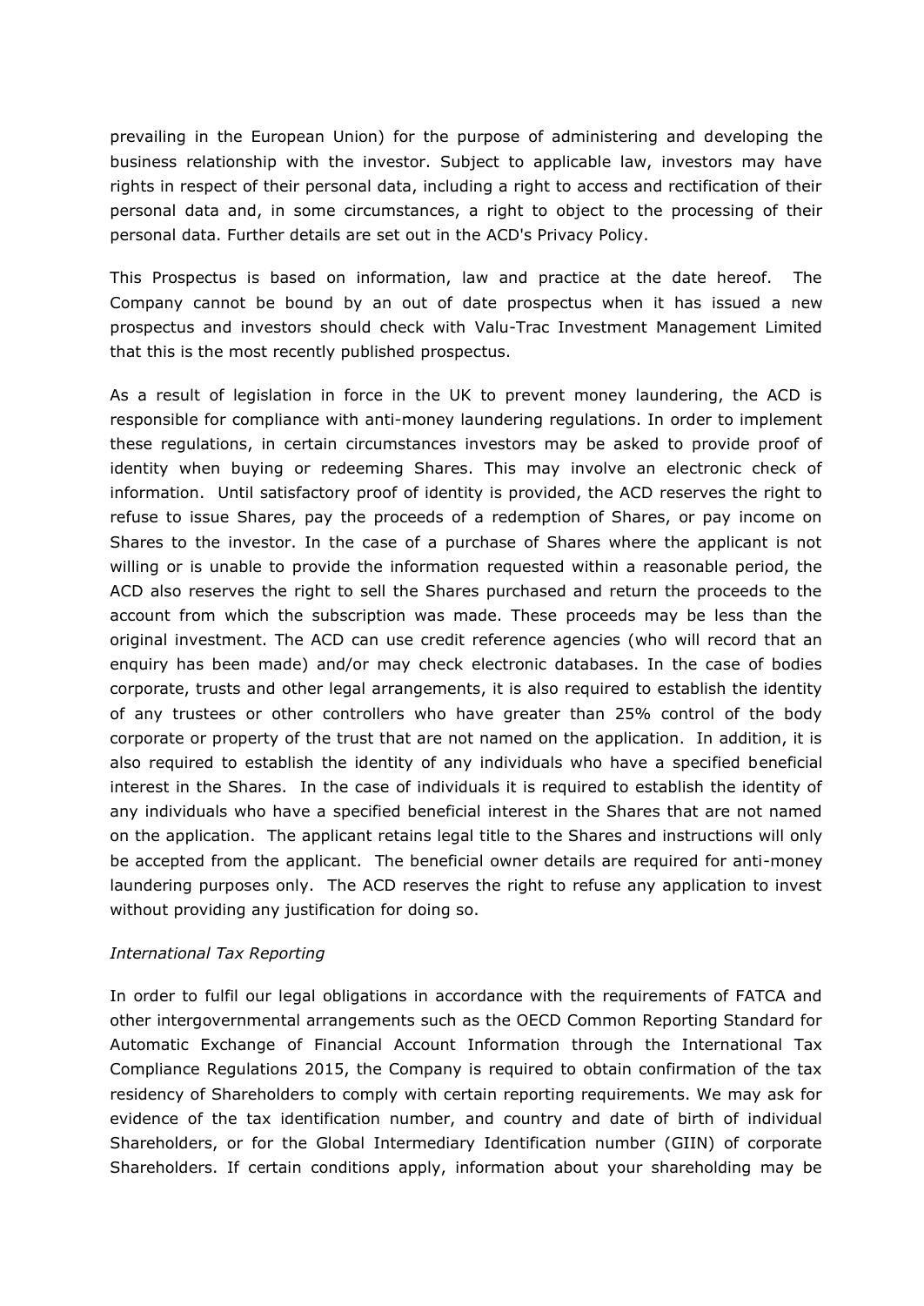prevailing in the European Union) for the purpose of administering and developing the business relationship with the investor. Subject to applicable law, investors may have rights in respect of their personal data, including a right to access and rectification of their personal data and, in some circumstances, a right to object to the processing of their personal data. Further details are set out in the ACD's Privacy Policy.

This Prospectus is based on information, law and practice at the date hereof. The Company cannot be bound by an out of date prospectus when it has issued a new prospectus and investors should check with Valu-Trac Investment Management Limited that this is the most recently published prospectus.

As a result of legislation in force in the UK to prevent money laundering, the ACD is responsible for compliance with anti-money laundering regulations. In order to implement these regulations, in certain circumstances investors may be asked to provide proof of identity when buying or redeeming Shares. This may involve an electronic check of information. Until satisfactory proof of identity is provided, the ACD reserves the right to refuse to issue Shares, pay the proceeds of a redemption of Shares, or pay income on Shares to the investor. In the case of a purchase of Shares where the applicant is not willing or is unable to provide the information requested within a reasonable period, the ACD also reserves the right to sell the Shares purchased and return the proceeds to the account from which the subscription was made. These proceeds may be less than the original investment. The ACD can use credit reference agencies (who will record that an enquiry has been made) and/or may check electronic databases. In the case of bodies corporate, trusts and other legal arrangements, it is also required to establish the identity of any trustees or other controllers who have greater than 25% control of the body corporate or property of the trust that are not named on the application. In addition, it is also required to establish the identity of any individuals who have a specified beneficial interest in the Shares. In the case of individuals it is required to establish the identity of any individuals who have a specified beneficial interest in the Shares that are not named on the application. The applicant retains legal title to the Shares and instructions will only be accepted from the applicant. The beneficial owner details are required for anti-money laundering purposes only. The ACD reserves the right to refuse any application to invest without providing any justification for doing so.

*International Tax Reporting*

In order to fulfil our legal obligations in accordance with the requirements of FATCA and other intergovernmental arrangements such as the OECD Common Reporting Standard for Automatic Exchange of Financial Account Information through the International Tax Compliance Regulations 2015, the Company is required to obtain confirmation of the tax residency of Shareholders to comply with certain reporting requirements. We may ask for evidence of the tax identification number, and country and date of birth of individual Shareholders, or for the Global Intermediary Identification number (GIIN) of corporate Shareholders. If certain conditions apply, information about your shareholding may be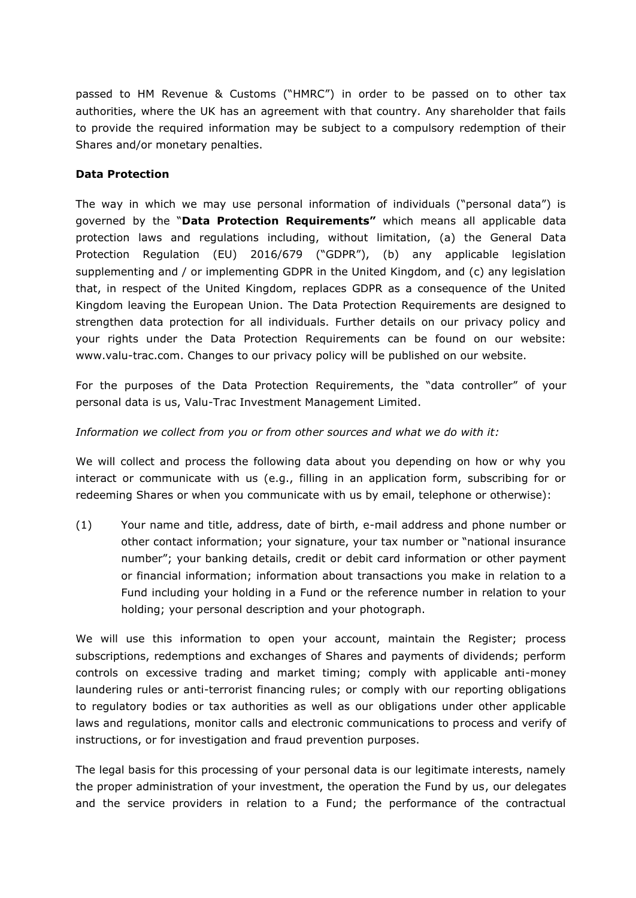passed to HM Revenue & Customs ("HMRC") in order to be passed on to other tax authorities, where the UK has an agreement with that country. Any shareholder that fails to provide the required information may be subject to a compulsory redemption of their Shares and/or monetary penalties.

**Data Protection**

The way in which we may use personal information of individuals ("personal data") is governed by the "**Data Protection Requirements"** which means all applicable data protection laws and regulations including, without limitation, (a) the General Data Protection Regulation (EU) 2016/679 ("GDPR"), (b) any applicable legislation supplementing and / or implementing GDPR in the United Kingdom, and (c) any legislation that, in respect of the United Kingdom, replaces GDPR as a consequence of the United Kingdom leaving the European Union. The Data Protection Requirements are designed to strengthen data protection for all individuals. Further details on our privacy policy and your rights under the Data Protection Requirements can be found on our website: www.valu-trac.com. Changes to our privacy policy will be published on our website.

For the purposes of the Data Protection Requirements, the "data controller" of your personal data is us, Valu-Trac Investment Management Limited.

*Information we collect from you or from other sources and what we do with it:*

We will collect and process the following data about you depending on how or why you interact or communicate with us (e.g., filling in an application form, subscribing for or redeeming Shares or when you communicate with us by email, telephone or otherwise):

(1) Your name and title, address, date of birth, e-mail address and phone number or other contact information; your signature, your tax number or "national insurance number"; your banking details, credit or debit card information or other payment or financial information; information about transactions you make in relation to a Fund including your holding in a Fund or the reference number in relation to your holding; your personal description and your photograph.

We will use this information to open your account, maintain the Register; process subscriptions, redemptions and exchanges of Shares and payments of dividends; perform controls on excessive trading and market timing; comply with applicable anti-money laundering rules or anti-terrorist financing rules; or comply with our reporting obligations to regulatory bodies or tax authorities as well as our obligations under other applicable laws and regulations, monitor calls and electronic communications to process and verify of instructions, or for investigation and fraud prevention purposes.

The legal basis for this processing of your personal data is our legitimate interests, namely the proper administration of your investment, the operation the Fund by us, our delegates and the service providers in relation to a Fund; the performance of the contractual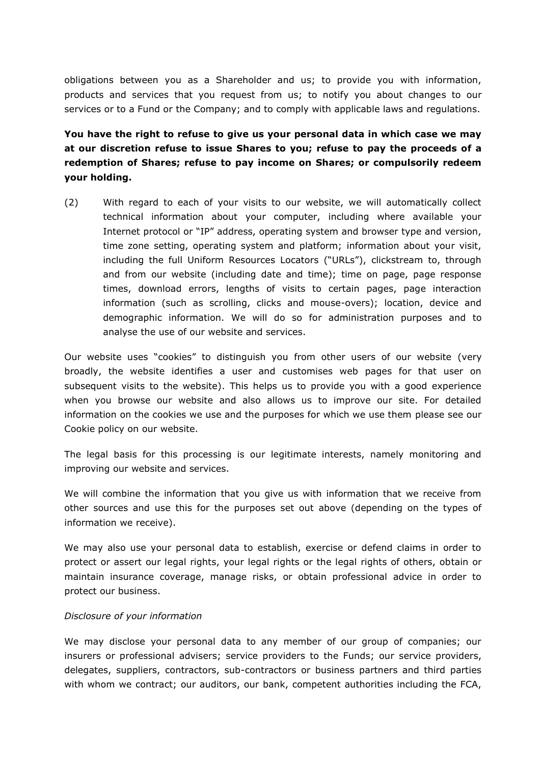obligations between you as a Shareholder and us; to provide you with information, products and services that you request from us; to notify you about changes to our services or to a Fund or the Company; and to comply with applicable laws and regulations.

**You have the right to refuse to give us your personal data in which case we may at our discretion refuse to issue Shares to you; refuse to pay the proceeds of a redemption of Shares; refuse to pay income on Shares; or compulsorily redeem your holding.**

(2) With regard to each of your visits to our website, we will automatically collect technical information about your computer, including where available your Internet protocol or "IP" address, operating system and browser type and version, time zone setting, operating system and platform; information about your visit, including the full Uniform Resources Locators ("URLs"), clickstream to, through and from our website (including date and time); time on page, page response times, download errors, lengths of visits to certain pages, page interaction information (such as scrolling, clicks and mouse-overs); location, device and demographic information. We will do so for administration purposes and to analyse the use of our website and services.

Our website uses "cookies" to distinguish you from other users of our website (very broadly, the website identifies a user and customises web pages for that user on subsequent visits to the website). This helps us to provide you with a good experience when you browse our website and also allows us to improve our site. For detailed information on the cookies we use and the purposes for which we use them please see our Cookie policy on our website.

The legal basis for this processing is our legitimate interests, namely monitoring and improving our website and services.

We will combine the information that you give us with information that we receive from other sources and use this for the purposes set out above (depending on the types of information we receive).

We may also use your personal data to establish, exercise or defend claims in order to protect or assert our legal rights, your legal rights or the legal rights of others, obtain or maintain insurance coverage, manage risks, or obtain professional advice in order to protect our business.

*Disclosure of your information*

We may disclose your personal data to any member of our group of companies; our insurers or professional advisers; service providers to the Funds; our service providers, delegates, suppliers, contractors, sub-contractors or business partners and third parties with whom we contract; our auditors, our bank, competent authorities including the FCA,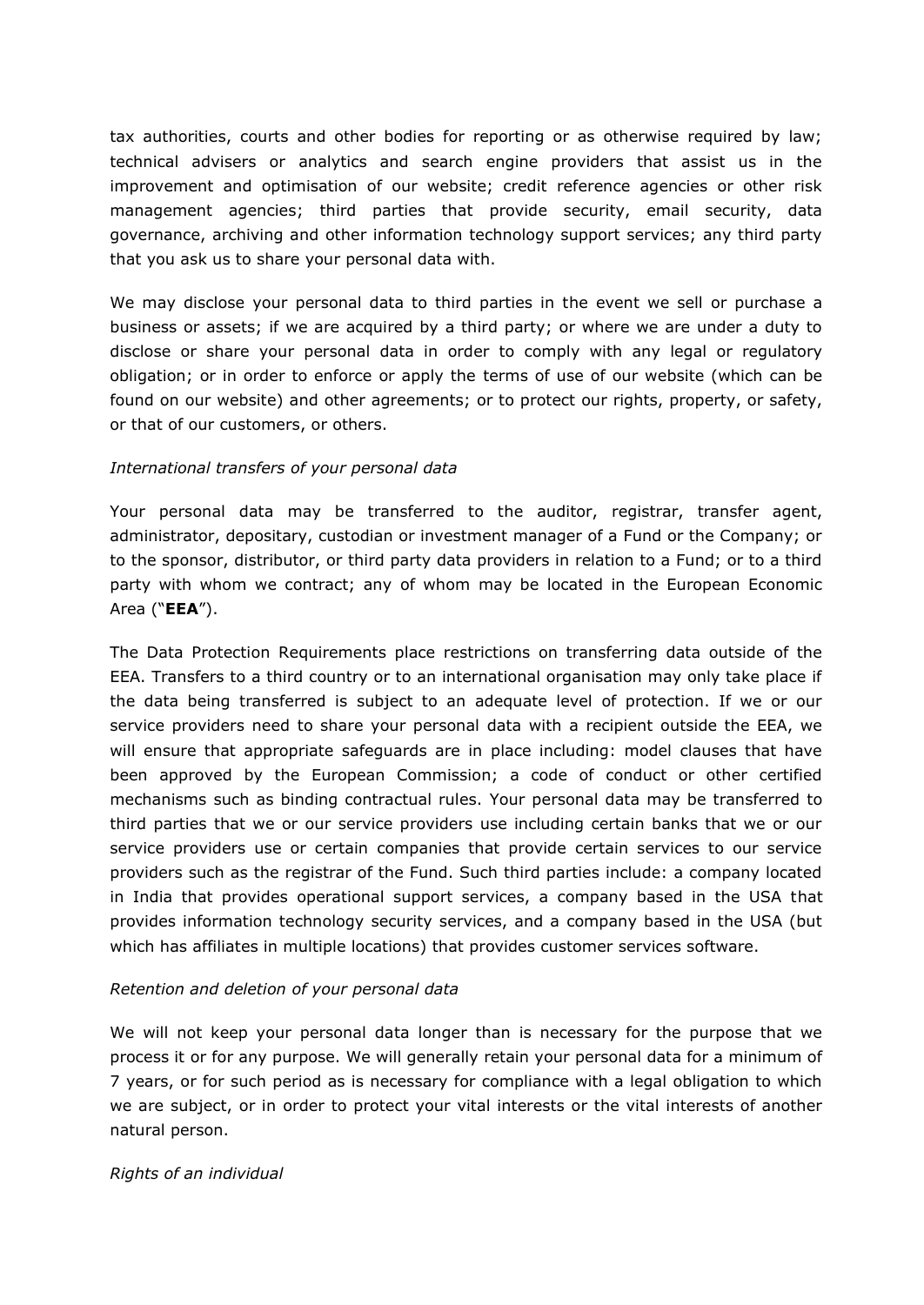tax authorities, courts and other bodies for reporting or as otherwise required by law; technical advisers or analytics and search engine providers that assist us in the improvement and optimisation of our website; credit reference agencies or other risk management agencies; third parties that provide security, email security, data governance, archiving and other information technology support services; any third party that you ask us to share your personal data with.

We may disclose your personal data to third parties in the event we sell or purchase a business or assets; if we are acquired by a third party; or where we are under a duty to disclose or share your personal data in order to comply with any legal or regulatory obligation; or in order to enforce or apply the terms of use of our website (which can be found on our website) and other agreements; or to protect our rights, property, or safety, or that of our customers, or others.

*International transfers of your personal data*

Your personal data may be transferred to the auditor, registrar, transfer agent, administrator, depositary, custodian or investment manager of a Fund or the Company; or to the sponsor, distributor, or third party data providers in relation to a Fund; or to a third party with whom we contract; any of whom may be located in the European Economic Area ("**EEA**").

The Data Protection Requirements place restrictions on transferring data outside of the EEA. Transfers to a third country or to an international organisation may only take place if the data being transferred is subject to an adequate level of protection. If we or our service providers need to share your personal data with a recipient outside the EEA, we will ensure that appropriate safeguards are in place including: model clauses that have been approved by the European Commission; a code of conduct or other certified mechanisms such as binding contractual rules. Your personal data may be transferred to third parties that we or our service providers use including certain banks that we or our service providers use or certain companies that provide certain services to our service providers such as the registrar of the Fund. Such third parties include: a company located in India that provides operational support services, a company based in the USA that provides information technology security services, and a company based in the USA (but which has affiliates in multiple locations) that provides customer services software.

*Retention and deletion of your personal data*

We will not keep your personal data longer than is necessary for the purpose that we process it or for any purpose. We will generally retain your personal data for a minimum of 7 years, or for such period as is necessary for compliance with a legal obligation to which we are subject, or in order to protect your vital interests or the vital interests of another natural person.

*Rights of an individual*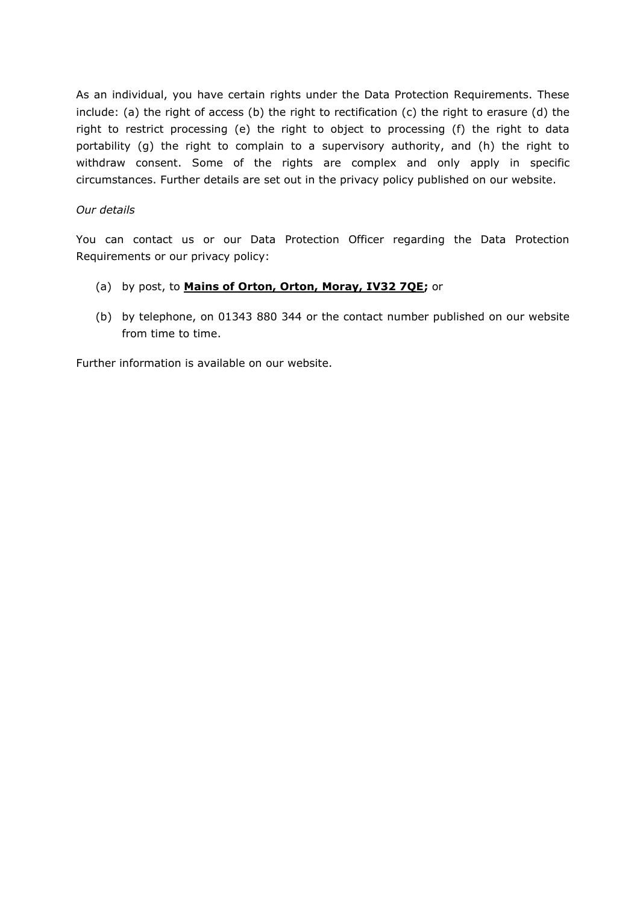As an individual, you have certain rights under the Data Protection Requirements. These include: (a) the right of access (b) the right to rectification (c) the right to erasure (d) the right to restrict processing (e) the right to object to processing (f) the right to data portability (g) the right to complain to a supervisory authority, and (h) the right to withdraw consent. Some of the rights are complex and only apply in specific circumstances. Further details are set out in the privacy policy published on our website.

*Our details*

You can contact us or our Data Protection Officer regarding the Data Protection Requirements or our privacy policy:

(a) by post, to **Mains of Orton, Orton, Moray, IV32 7QE;** or

(b) by telephone, on 01343 880 344 or the contact number published on our website from time to time.

Further information is available on our website.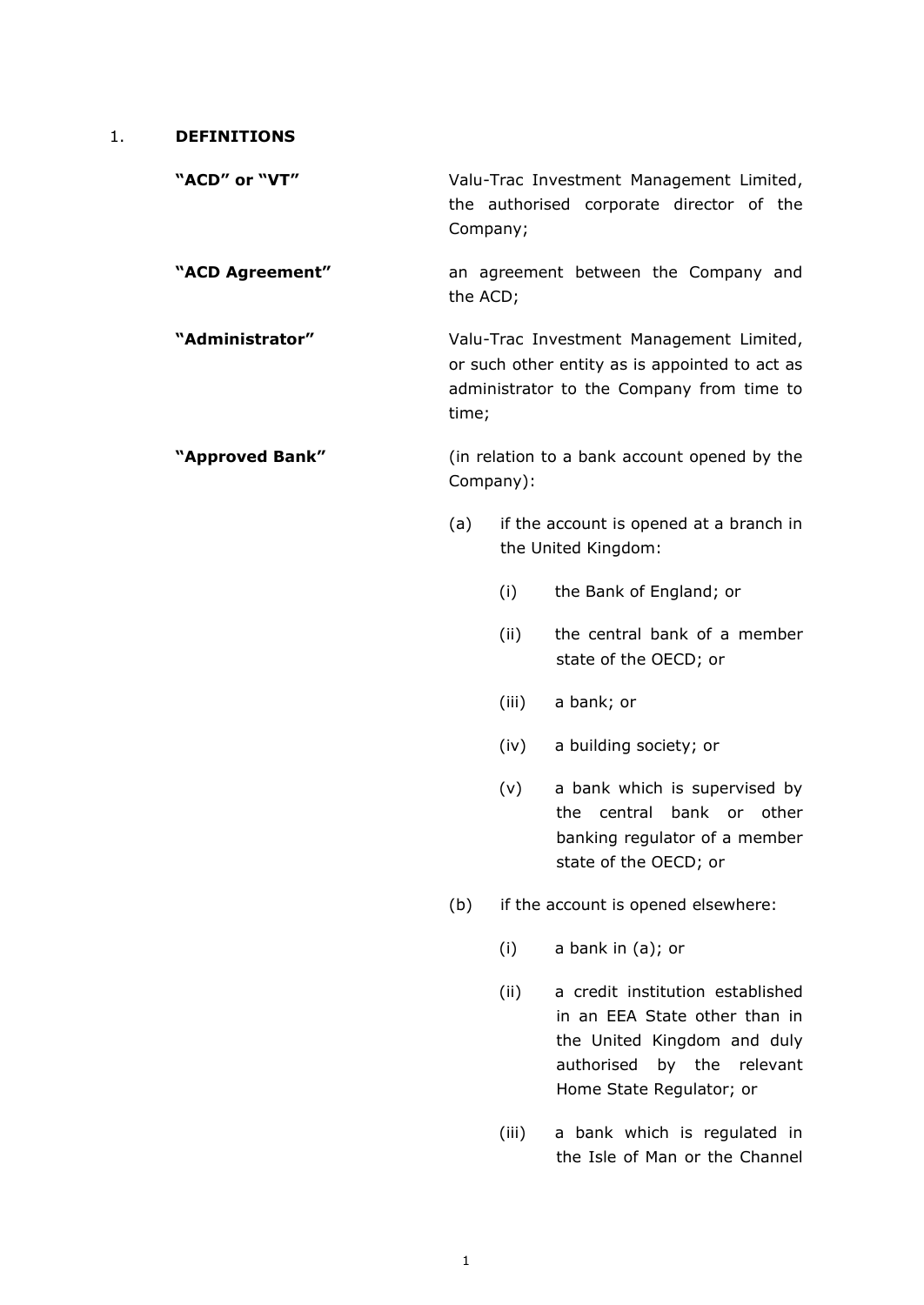## 1. DEFINITIONS

**"ACD" or "VT"** Valu-Trac Investment Management Limited, the authorised corporate director of the Company;

**"ACD Agreement"** an agreement between the Company and the ACD;

**"Administrator"** Valu-Trac Investment Management Limited, or such other entity as is appointed to act as administrator to the Company from time to time;

**"Approved Bank"** (in relation to a bank account opened by the Company):

(a) if the account is opened at a branch in the United Kingdom:

  (i) the Bank of England; or

  (ii) the central bank of a member state of the OECD; or

  (iii) a bank; or

  (iv) a building society; or

  (v) a bank which is supervised by the central bank or other banking regulator of a member state of the OECD; or

(b) if the account is opened elsewhere:

  (i) a bank in (a); or

  (ii) a credit institution established in an EEA State other than in the United Kingdom and duly authorised by the relevant Home State Regulator; or

  (iii) a bank which is regulated in the Isle of Man or the Channel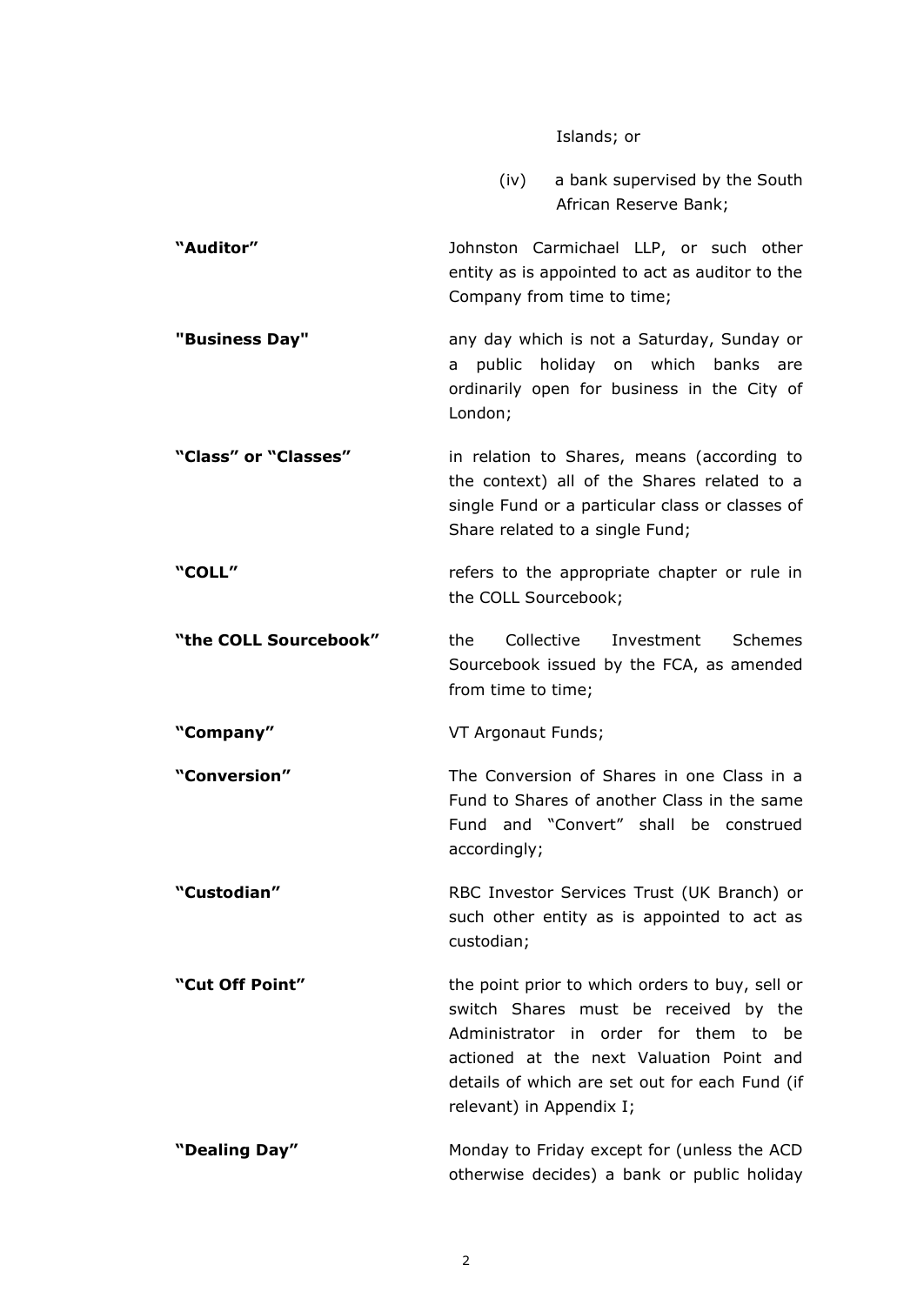Islands; or

(iv) a bank supervised by the South African Reserve Bank;

| | |
|---|---|
| **"Auditor"** | Johnston Carmichael LLP, or such other entity as is appointed to act as auditor to the Company from time to time; |
| **"Business Day"** | any day which is not a Saturday, Sunday or a public holiday on which banks are ordinarily open for business in the City of London; |
| **"Class" or "Classes"** | in relation to Shares, means (according to the context) all of the Shares related to a single Fund or a particular class or classes of Share related to a single Fund; |
| **"COLL"** | refers to the appropriate chapter or rule in the COLL Sourcebook; |
| **"the COLL Sourcebook"** | the Collective Investment Schemes Sourcebook issued by the FCA, as amended from time to time; |
| **"Company"** | VT Argonaut Funds; |
| **"Conversion"** | The Conversion of Shares in one Class in a Fund to Shares of another Class in the same Fund and "Convert" shall be construed accordingly; |
| **"Custodian"** | RBC Investor Services Trust (UK Branch) or such other entity as is appointed to act as custodian; |
| **"Cut Off Point"** | the point prior to which orders to buy, sell or switch Shares must be received by the Administrator in order for them to be actioned at the next Valuation Point and details of which are set out for each Fund (if relevant) in Appendix I; |
| **"Dealing Day"** | Monday to Friday except for (unless the ACD otherwise decides) a bank or public holiday |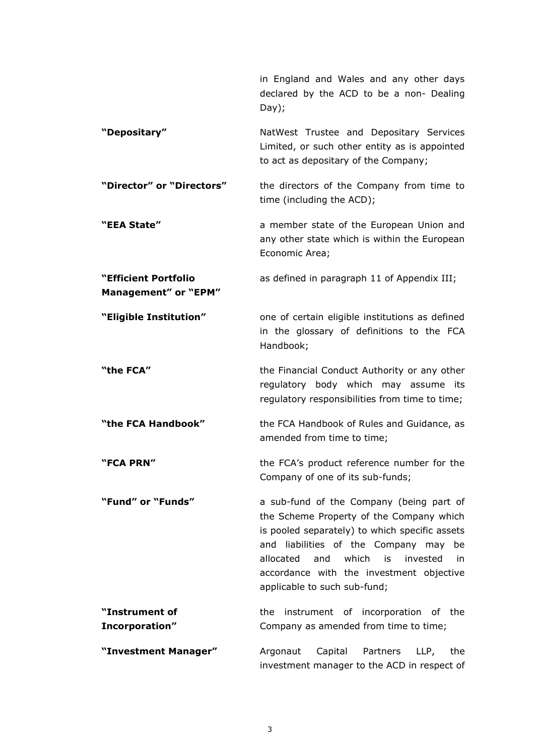in England and Wales and any other days declared by the ACD to be a non- Dealing Day);

| | |
|---|---|
| **"Depositary"** | NatWest Trustee and Depositary Services Limited, or such other entity as is appointed to act as depositary of the Company; |
| **"Director" or "Directors"** | the directors of the Company from time to time (including the ACD); |
| **"EEA State"** | a member state of the European Union and any other state which is within the European Economic Area; |
| **"Efficient Portfolio Management" or "EPM"** | as defined in paragraph 11 of Appendix III; |
| **"Eligible Institution"** | one of certain eligible institutions as defined in the glossary of definitions to the FCA Handbook; |
| **"the FCA"** | the Financial Conduct Authority or any other regulatory body which may assume its regulatory responsibilities from time to time; |
| **"the FCA Handbook"** | the FCA Handbook of Rules and Guidance, as amended from time to time; |
| **"FCA PRN"** | the FCA's product reference number for the Company of one of its sub-funds; |
| **"Fund" or "Funds"** | a sub-fund of the Company (being part of the Scheme Property of the Company which is pooled separately) to which specific assets and liabilities of the Company may be allocated and which is invested in accordance with the investment objective applicable to such sub-fund; |
| **"Instrument of Incorporation"** | the instrument of incorporation of the Company as amended from time to time; |
| **"Investment Manager"** | Argonaut Capital Partners LLP, the investment manager to the ACD in respect of |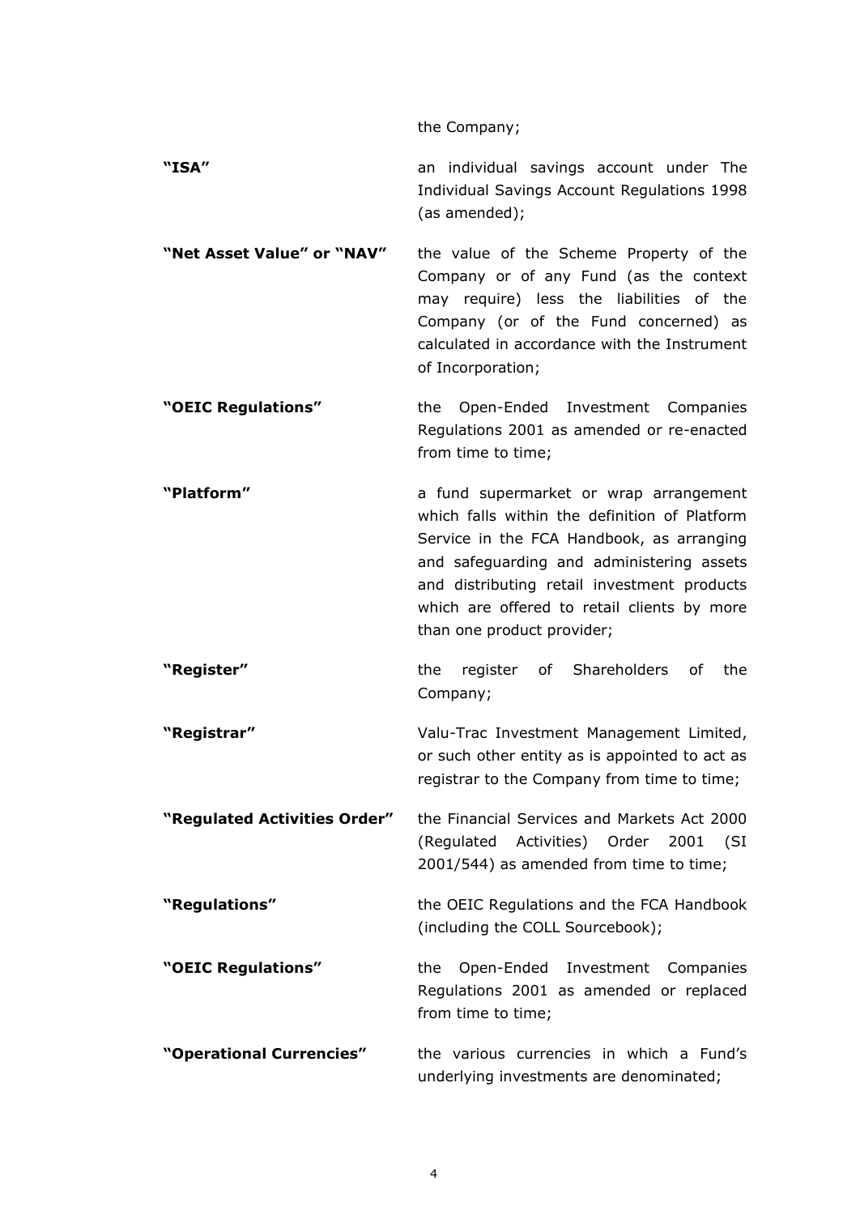the Company;

**"ISA"** an individual savings account under The Individual Savings Account Regulations 1998 (as amended);

**"Net Asset Value" or "NAV"** the value of the Scheme Property of the Company or of any Fund (as the context may require) less the liabilities of the Company (or of the Fund concerned) as calculated in accordance with the Instrument of Incorporation;

**"OEIC Regulations"** the Open-Ended Investment Companies Regulations 2001 as amended or re-enacted from time to time;

**"Platform"** a fund supermarket or wrap arrangement which falls within the definition of Platform Service in the FCA Handbook, as arranging and safeguarding and administering assets and distributing retail investment products which are offered to retail clients by more than one product provider;

**"Register"** the register of Shareholders of the Company;

**"Registrar"** Valu-Trac Investment Management Limited, or such other entity as is appointed to act as registrar to the Company from time to time;

**"Regulated Activities Order"** the Financial Services and Markets Act 2000 (Regulated Activities) Order 2001 (SI 2001/544) as amended from time to time;

**"Regulations"** the OEIC Regulations and the FCA Handbook (including the COLL Sourcebook);

**"OEIC Regulations"** the Open-Ended Investment Companies Regulations 2001 as amended or replaced from time to time;

**"Operational Currencies"** the various currencies in which a Fund's underlying investments are denominated;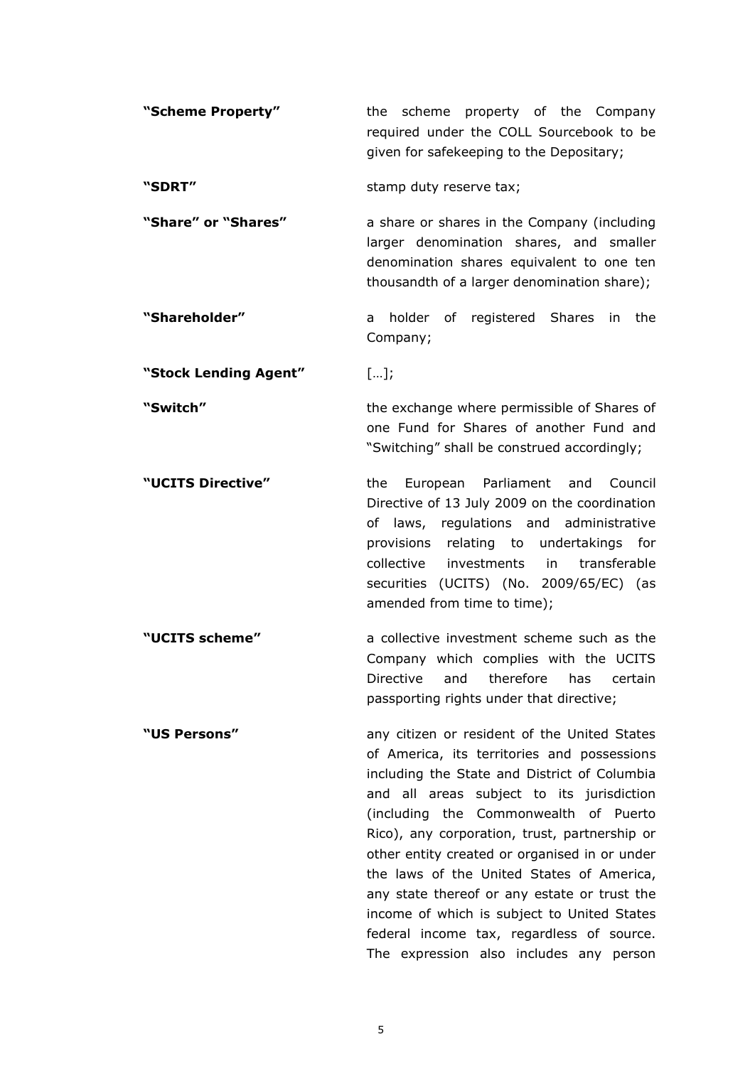| | |
|---|---|
| **"Scheme Property"** | the scheme property of the Company required under the COLL Sourcebook to be given for safekeeping to the Depositary; |
| **"SDRT"** | stamp duty reserve tax; |
| **"Share" or "Shares"** | a share or shares in the Company (including larger denomination shares, and smaller denomination shares equivalent to one ten thousandth of a larger denomination share); |
| **"Shareholder"** | a holder of registered Shares in the Company; |
| **"Stock Lending Agent"** | […]; |
| **"Switch"** | the exchange where permissible of Shares of one Fund for Shares of another Fund and "Switching" shall be construed accordingly; |
| **"UCITS Directive"** | the European Parliament and Council Directive of 13 July 2009 on the coordination of laws, regulations and administrative provisions relating to undertakings for collective investments in transferable securities (UCITS) (No. 2009/65/EC) (as amended from time to time); |
| **"UCITS scheme"** | a collective investment scheme such as the Company which complies with the UCITS Directive and therefore has certain passporting rights under that directive; |
| **"US Persons"** | any citizen or resident of the United States of America, its territories and possessions including the State and District of Columbia and all areas subject to its jurisdiction (including the Commonwealth of Puerto Rico), any corporation, trust, partnership or other entity created or organised in or under the laws of the United States of America, any state thereof or any estate or trust the income of which is subject to United States federal income tax, regardless of source. The expression also includes any person |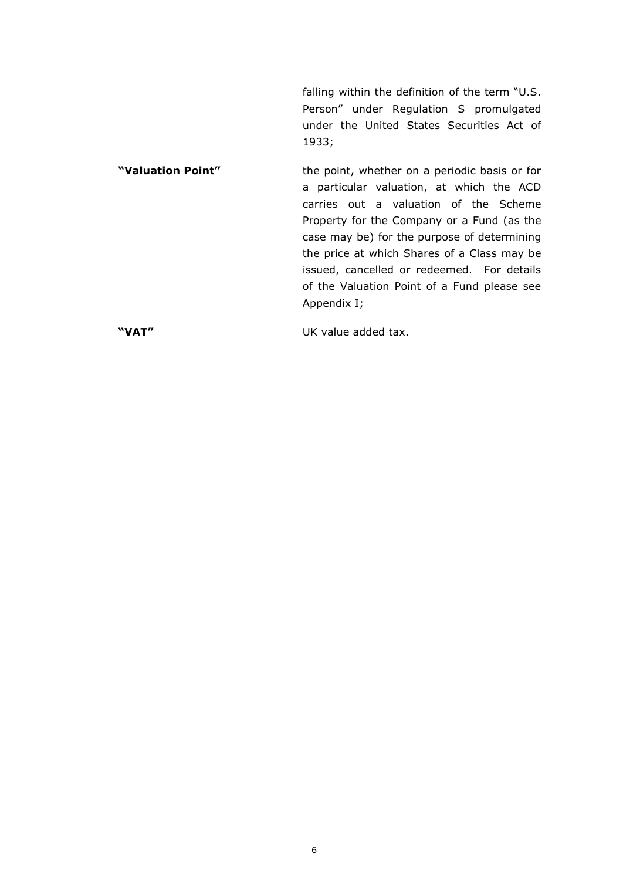falling within the definition of the term "U.S. Person" under Regulation S promulgated under the United States Securities Act of 1933;

**"Valuation Point"** the point, whether on a periodic basis or for a particular valuation, at which the ACD carries out a valuation of the Scheme Property for the Company or a Fund (as the case may be) for the purpose of determining the price at which Shares of a Class may be issued, cancelled or redeemed. For details of the Valuation Point of a Fund please see Appendix I;

**"VAT"** UK value added tax.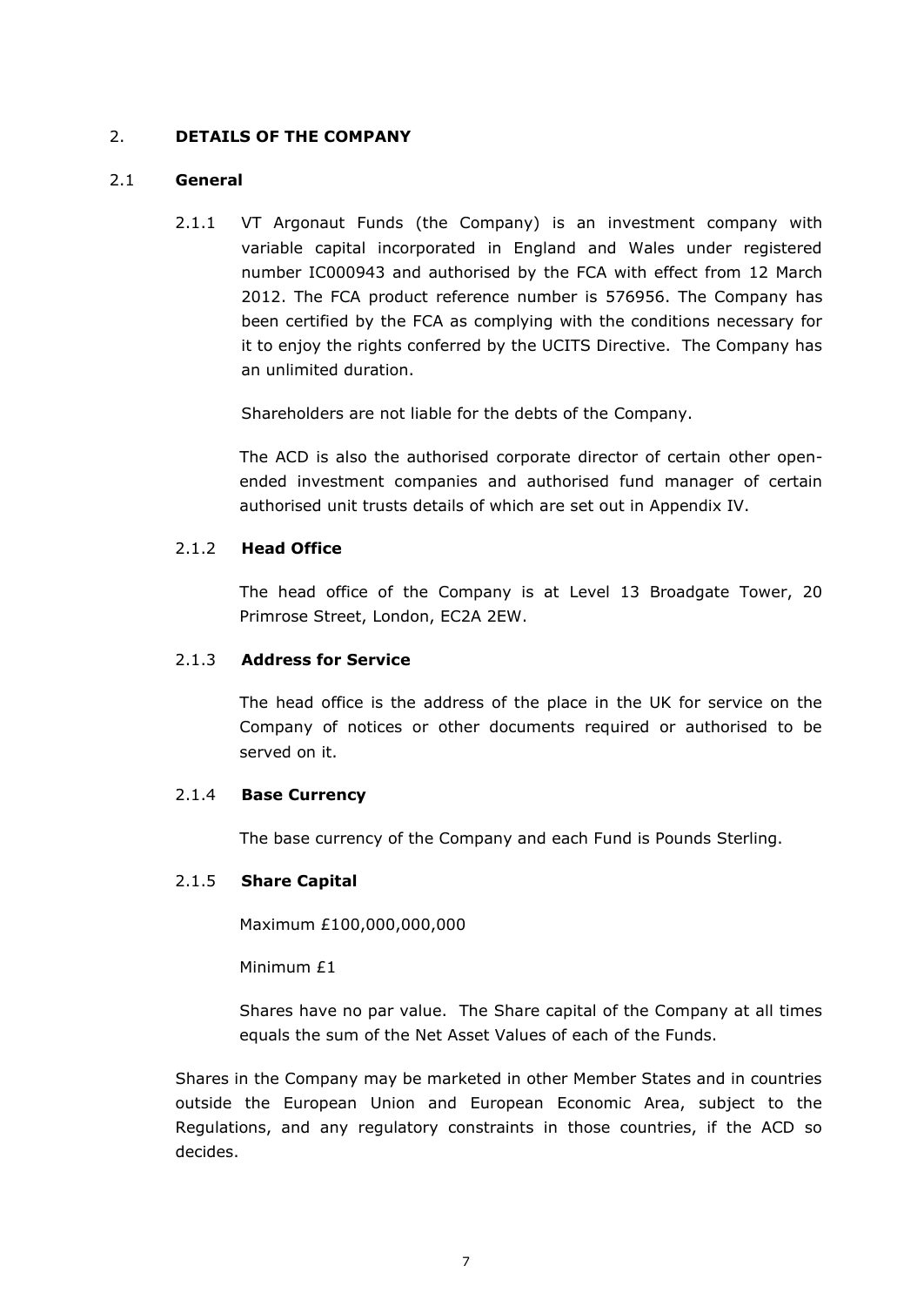## 2. DETAILS OF THE COMPANY

### 2.1 General

2.1.1 VT Argonaut Funds (the Company) is an investment company with variable capital incorporated in England and Wales under registered number IC000943 and authorised by the FCA with effect from 12 March 2012. The FCA product reference number is 576956. The Company has been certified by the FCA as complying with the conditions necessary for it to enjoy the rights conferred by the UCITS Directive. The Company has an unlimited duration.

Shareholders are not liable for the debts of the Company.

The ACD is also the authorised corporate director of certain other open-ended investment companies and authorised fund manager of certain authorised unit trusts details of which are set out in Appendix IV.

#### 2.1.2 Head Office

The head office of the Company is at Level 13 Broadgate Tower, 20 Primrose Street, London, EC2A 2EW.

#### 2.1.3 Address for Service

The head office is the address of the place in the UK for service on the Company of notices or other documents required or authorised to be served on it.

#### 2.1.4 Base Currency

The base currency of the Company and each Fund is Pounds Sterling.

#### 2.1.5 Share Capital

Maximum £100,000,000,000

Minimum £1

Shares have no par value. The Share capital of the Company at all times equals the sum of the Net Asset Values of each of the Funds.

Shares in the Company may be marketed in other Member States and in countries outside the European Union and European Economic Area, subject to the Regulations, and any regulatory constraints in those countries, if the ACD so decides.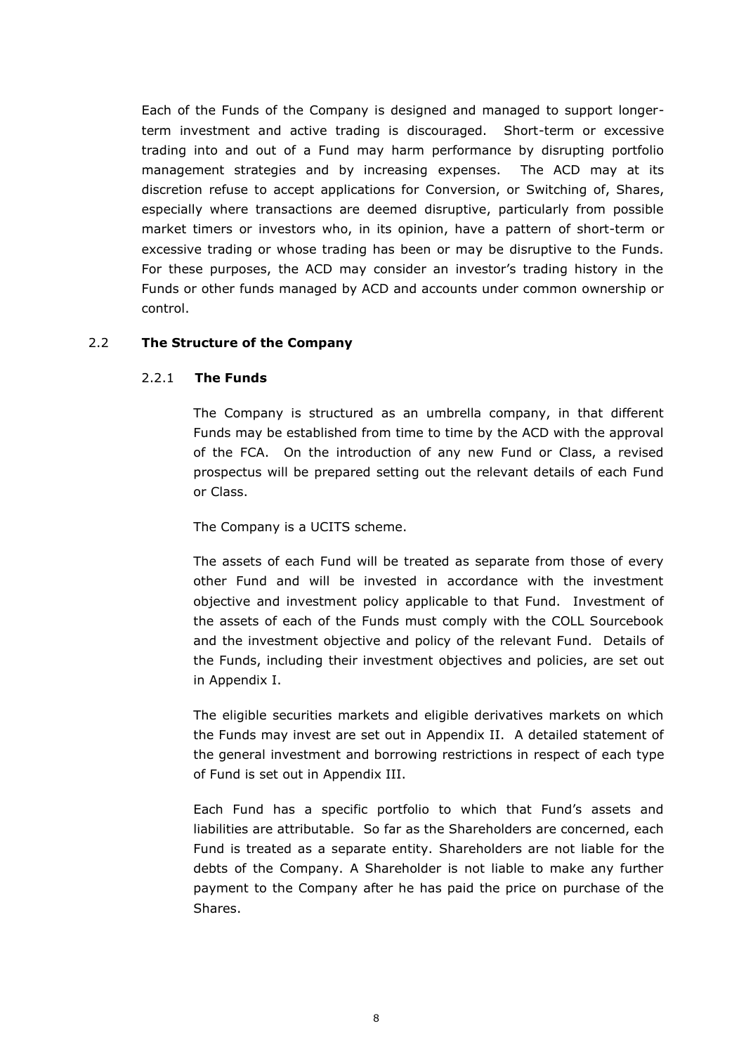Each of the Funds of the Company is designed and managed to support longer-term investment and active trading is discouraged. Short-term or excessive trading into and out of a Fund may harm performance by disrupting portfolio management strategies and by increasing expenses. The ACD may at its discretion refuse to accept applications for Conversion, or Switching of, Shares, especially where transactions are deemed disruptive, particularly from possible market timers or investors who, in its opinion, have a pattern of short-term or excessive trading or whose trading has been or may be disruptive to the Funds. For these purposes, the ACD may consider an investor's trading history in the Funds or other funds managed by ACD and accounts under common ownership or control.

## 2.2 The Structure of the Company

### 2.2.1 The Funds

The Company is structured as an umbrella company, in that different Funds may be established from time to time by the ACD with the approval of the FCA. On the introduction of any new Fund or Class, a revised prospectus will be prepared setting out the relevant details of each Fund or Class.

The Company is a UCITS scheme.

The assets of each Fund will be treated as separate from those of every other Fund and will be invested in accordance with the investment objective and investment policy applicable to that Fund. Investment of the assets of each of the Funds must comply with the COLL Sourcebook and the investment objective and policy of the relevant Fund. Details of the Funds, including their investment objectives and policies, are set out in Appendix I.

The eligible securities markets and eligible derivatives markets on which the Funds may invest are set out in Appendix II. A detailed statement of the general investment and borrowing restrictions in respect of each type of Fund is set out in Appendix III.

Each Fund has a specific portfolio to which that Fund's assets and liabilities are attributable. So far as the Shareholders are concerned, each Fund is treated as a separate entity. Shareholders are not liable for the debts of the Company. A Shareholder is not liable to make any further payment to the Company after he has paid the price on purchase of the Shares.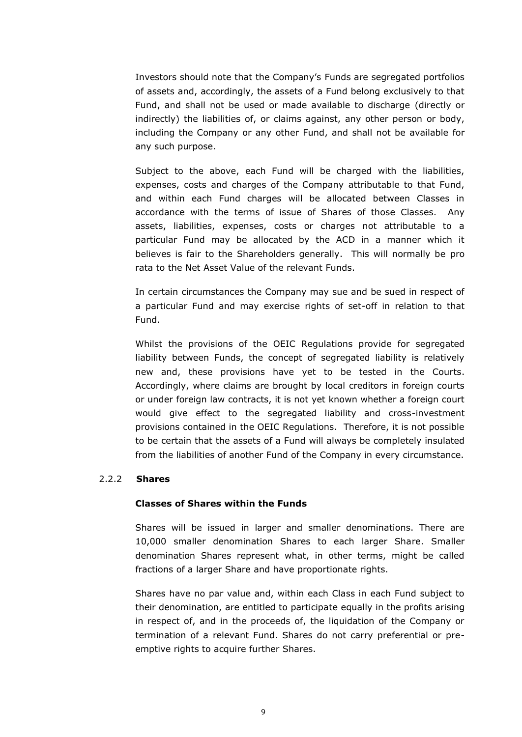Investors should note that the Company's Funds are segregated portfolios of assets and, accordingly, the assets of a Fund belong exclusively to that Fund, and shall not be used or made available to discharge (directly or indirectly) the liabilities of, or claims against, any other person or body, including the Company or any other Fund, and shall not be available for any such purpose.

Subject to the above, each Fund will be charged with the liabilities, expenses, costs and charges of the Company attributable to that Fund, and within each Fund charges will be allocated between Classes in accordance with the terms of issue of Shares of those Classes. Any assets, liabilities, expenses, costs or charges not attributable to a particular Fund may be allocated by the ACD in a manner which it believes is fair to the Shareholders generally. This will normally be pro rata to the Net Asset Value of the relevant Funds.

In certain circumstances the Company may sue and be sued in respect of a particular Fund and may exercise rights of set-off in relation to that Fund.

Whilst the provisions of the OEIC Regulations provide for segregated liability between Funds, the concept of segregated liability is relatively new and, these provisions have yet to be tested in the Courts. Accordingly, where claims are brought by local creditors in foreign courts or under foreign law contracts, it is not yet known whether a foreign court would give effect to the segregated liability and cross-investment provisions contained in the OEIC Regulations. Therefore, it is not possible to be certain that the assets of a Fund will always be completely insulated from the liabilities of another Fund of the Company in every circumstance.

### 2.2.2 **Shares**

**Classes of Shares within the Funds**

Shares will be issued in larger and smaller denominations. There are 10,000 smaller denomination Shares to each larger Share. Smaller denomination Shares represent what, in other terms, might be called fractions of a larger Share and have proportionate rights.

Shares have no par value and, within each Class in each Fund subject to their denomination, are entitled to participate equally in the profits arising in respect of, and in the proceeds of, the liquidation of the Company or termination of a relevant Fund. Shares do not carry preferential or pre-emptive rights to acquire further Shares.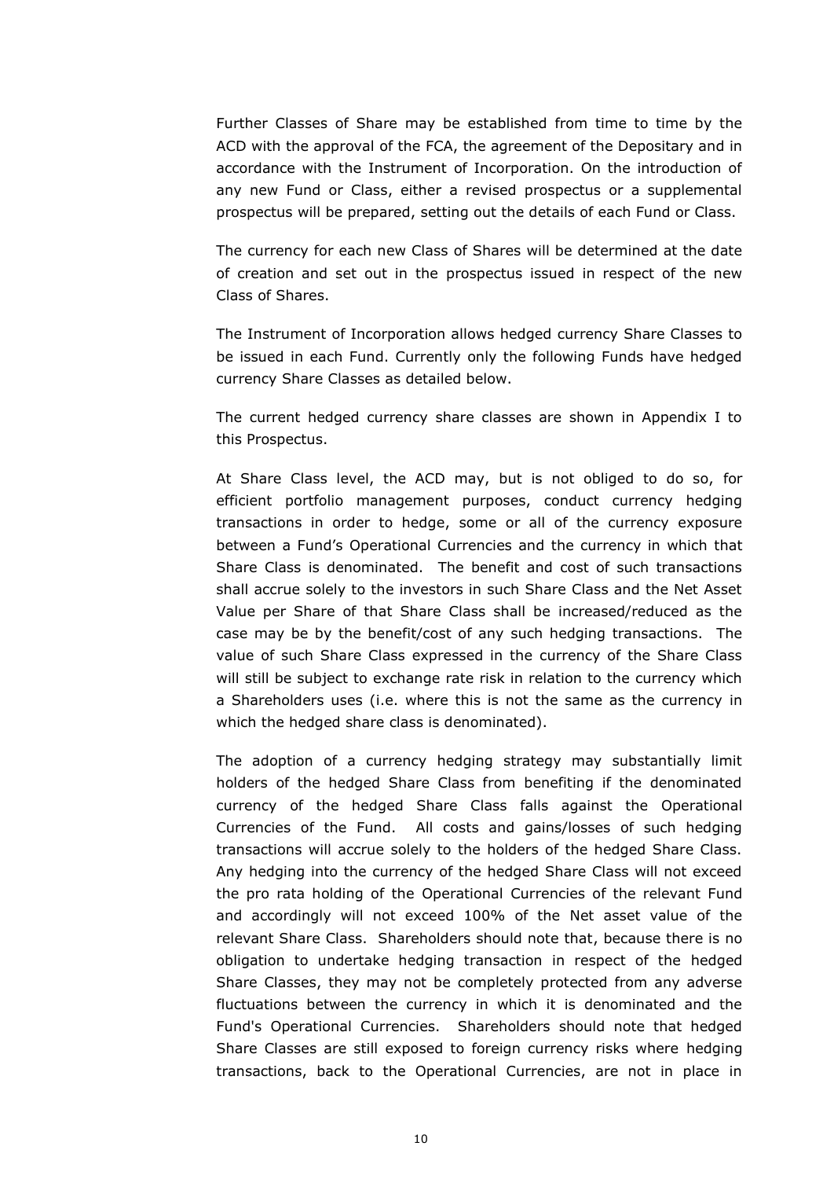Further Classes of Share may be established from time to time by the ACD with the approval of the FCA, the agreement of the Depositary and in accordance with the Instrument of Incorporation. On the introduction of any new Fund or Class, either a revised prospectus or a supplemental prospectus will be prepared, setting out the details of each Fund or Class.

The currency for each new Class of Shares will be determined at the date of creation and set out in the prospectus issued in respect of the new Class of Shares.

The Instrument of Incorporation allows hedged currency Share Classes to be issued in each Fund. Currently only the following Funds have hedged currency Share Classes as detailed below.

The current hedged currency share classes are shown in Appendix I to this Prospectus.

At Share Class level, the ACD may, but is not obliged to do so, for efficient portfolio management purposes, conduct currency hedging transactions in order to hedge, some or all of the currency exposure between a Fund's Operational Currencies and the currency in which that Share Class is denominated. The benefit and cost of such transactions shall accrue solely to the investors in such Share Class and the Net Asset Value per Share of that Share Class shall be increased/reduced as the case may be by the benefit/cost of any such hedging transactions. The value of such Share Class expressed in the currency of the Share Class will still be subject to exchange rate risk in relation to the currency which a Shareholders uses (i.e. where this is not the same as the currency in which the hedged share class is denominated).

The adoption of a currency hedging strategy may substantially limit holders of the hedged Share Class from benefiting if the denominated currency of the hedged Share Class falls against the Operational Currencies of the Fund. All costs and gains/losses of such hedging transactions will accrue solely to the holders of the hedged Share Class. Any hedging into the currency of the hedged Share Class will not exceed the pro rata holding of the Operational Currencies of the relevant Fund and accordingly will not exceed 100% of the Net asset value of the relevant Share Class. Shareholders should note that, because there is no obligation to undertake hedging transaction in respect of the hedged Share Classes, they may not be completely protected from any adverse fluctuations between the currency in which it is denominated and the Fund's Operational Currencies. Shareholders should note that hedged Share Classes are still exposed to foreign currency risks where hedging transactions, back to the Operational Currencies, are not in place in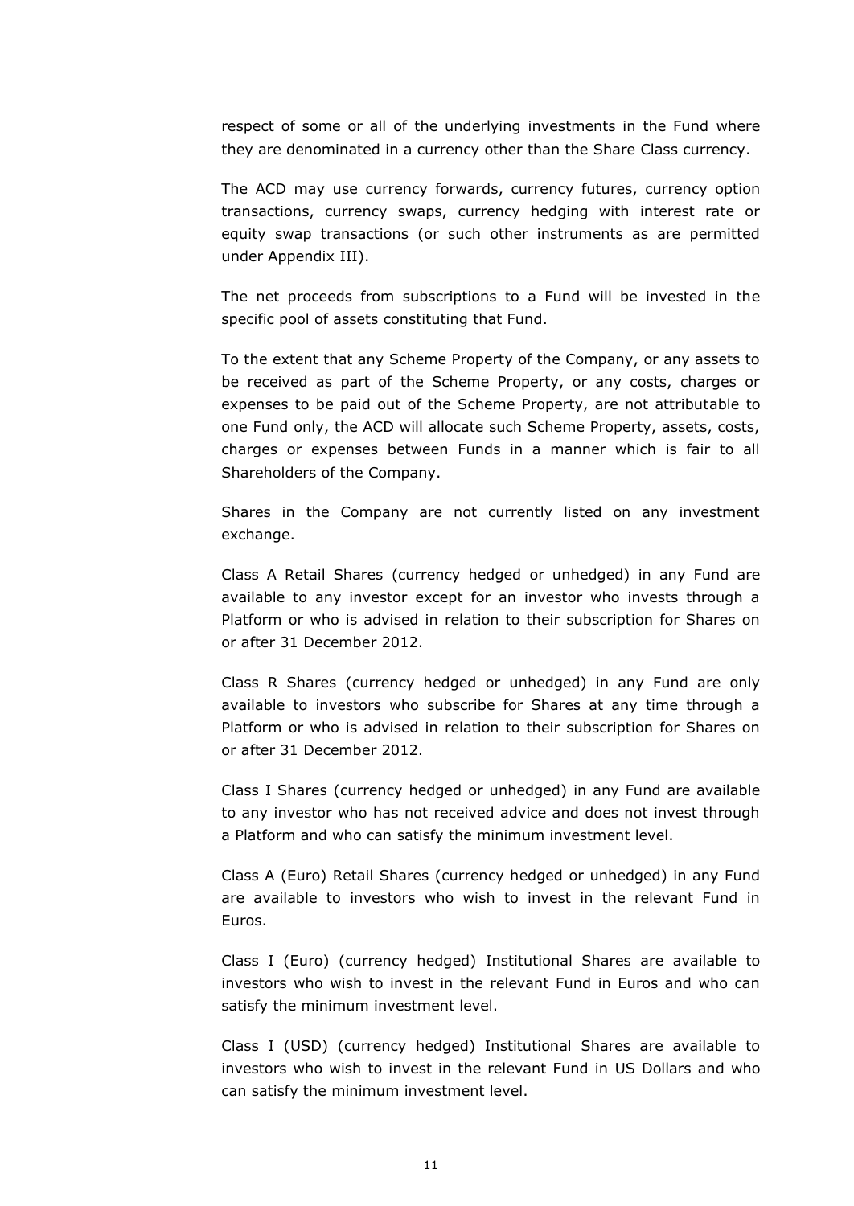respect of some or all of the underlying investments in the Fund where they are denominated in a currency other than the Share Class currency.

The ACD may use currency forwards, currency futures, currency option transactions, currency swaps, currency hedging with interest rate or equity swap transactions (or such other instruments as are permitted under Appendix III).

The net proceeds from subscriptions to a Fund will be invested in the specific pool of assets constituting that Fund.

To the extent that any Scheme Property of the Company, or any assets to be received as part of the Scheme Property, or any costs, charges or expenses to be paid out of the Scheme Property, are not attributable to one Fund only, the ACD will allocate such Scheme Property, assets, costs, charges or expenses between Funds in a manner which is fair to all Shareholders of the Company.

Shares in the Company are not currently listed on any investment exchange.

Class A Retail Shares (currency hedged or unhedged) in any Fund are available to any investor except for an investor who invests through a Platform or who is advised in relation to their subscription for Shares on or after 31 December 2012.

Class R Shares (currency hedged or unhedged) in any Fund are only available to investors who subscribe for Shares at any time through a Platform or who is advised in relation to their subscription for Shares on or after 31 December 2012.

Class I Shares (currency hedged or unhedged) in any Fund are available to any investor who has not received advice and does not invest through a Platform and who can satisfy the minimum investment level.

Class A (Euro) Retail Shares (currency hedged or unhedged) in any Fund are available to investors who wish to invest in the relevant Fund in Euros.

Class I (Euro) (currency hedged) Institutional Shares are available to investors who wish to invest in the relevant Fund in Euros and who can satisfy the minimum investment level.

Class I (USD) (currency hedged) Institutional Shares are available to investors who wish to invest in the relevant Fund in US Dollars and who can satisfy the minimum investment level.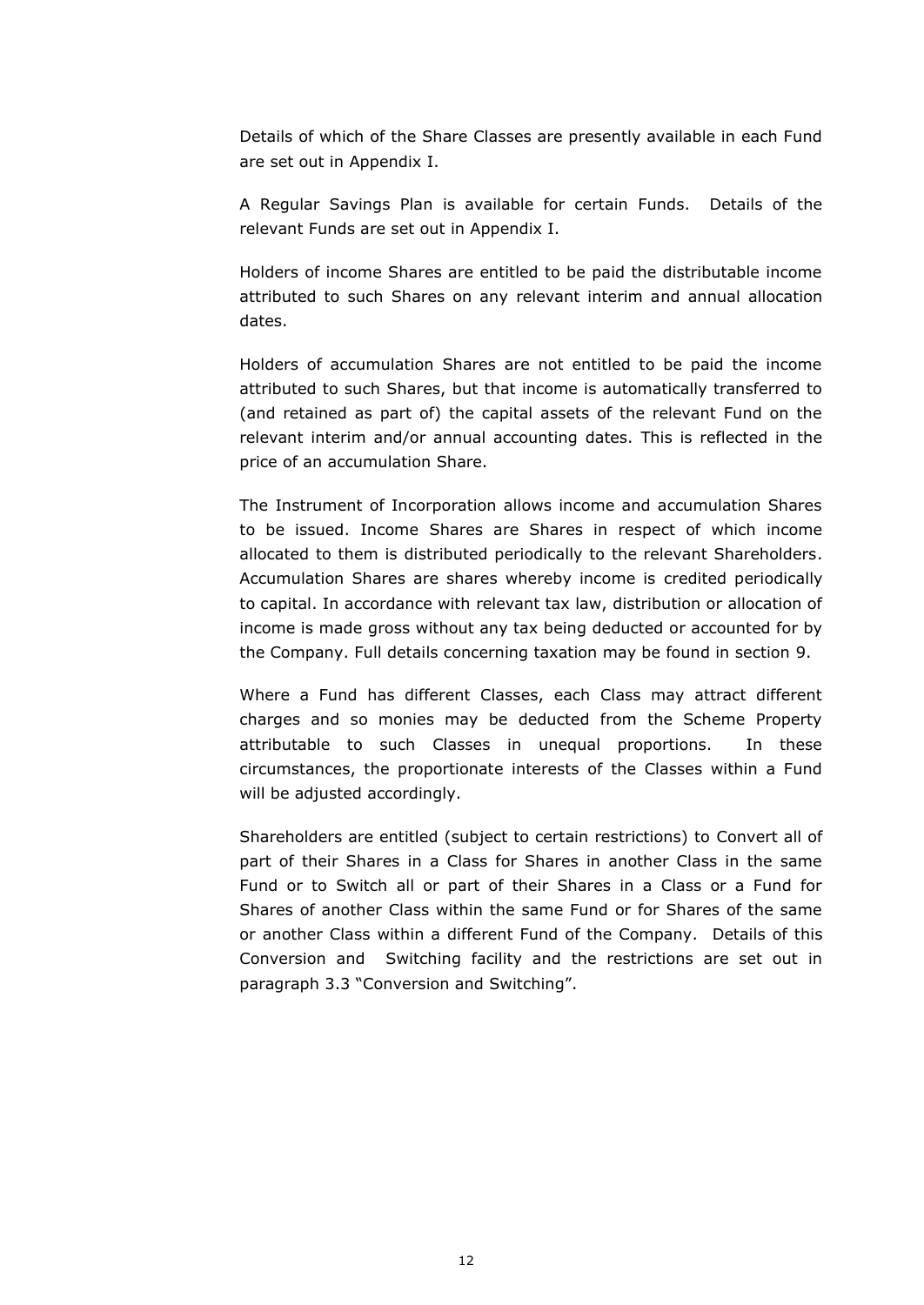Details of which of the Share Classes are presently available in each Fund are set out in Appendix I.

A Regular Savings Plan is available for certain Funds. Details of the relevant Funds are set out in Appendix I.

Holders of income Shares are entitled to be paid the distributable income attributed to such Shares on any relevant interim and annual allocation dates.

Holders of accumulation Shares are not entitled to be paid the income attributed to such Shares, but that income is automatically transferred to (and retained as part of) the capital assets of the relevant Fund on the relevant interim and/or annual accounting dates. This is reflected in the price of an accumulation Share.

The Instrument of Incorporation allows income and accumulation Shares to be issued. Income Shares are Shares in respect of which income allocated to them is distributed periodically to the relevant Shareholders. Accumulation Shares are shares whereby income is credited periodically to capital. In accordance with relevant tax law, distribution or allocation of income is made gross without any tax being deducted or accounted for by the Company. Full details concerning taxation may be found in section 9.

Where a Fund has different Classes, each Class may attract different charges and so monies may be deducted from the Scheme Property attributable to such Classes in unequal proportions. In these circumstances, the proportionate interests of the Classes within a Fund will be adjusted accordingly.

Shareholders are entitled (subject to certain restrictions) to Convert all of part of their Shares in a Class for Shares in another Class in the same Fund or to Switch all or part of their Shares in a Class or a Fund for Shares of another Class within the same Fund or for Shares of the same or another Class within a different Fund of the Company. Details of this Conversion and Switching facility and the restrictions are set out in paragraph 3.3 "Conversion and Switching".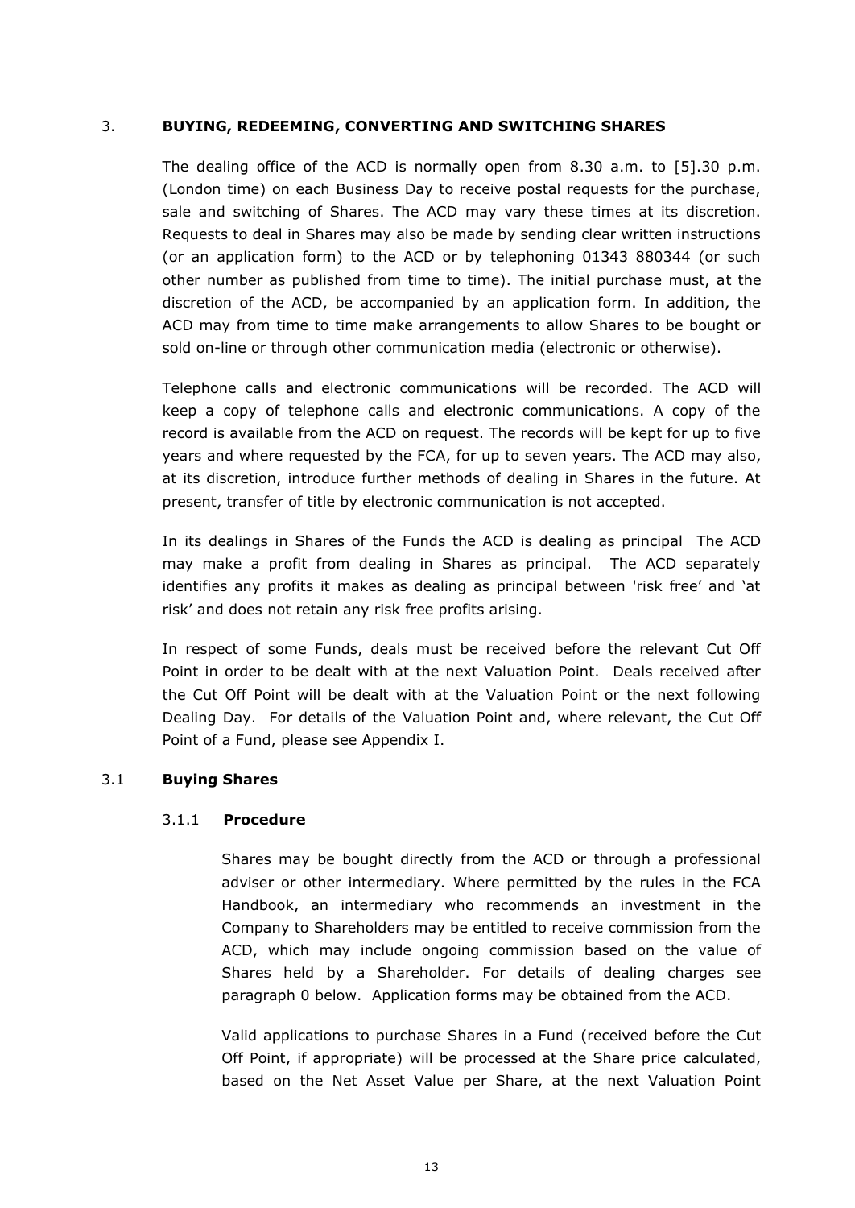## 3. BUYING, REDEEMING, CONVERTING AND SWITCHING SHARES

The dealing office of the ACD is normally open from 8.30 a.m. to [5].30 p.m. (London time) on each Business Day to receive postal requests for the purchase, sale and switching of Shares. The ACD may vary these times at its discretion. Requests to deal in Shares may also be made by sending clear written instructions (or an application form) to the ACD or by telephoning 01343 880344 (or such other number as published from time to time). The initial purchase must, at the discretion of the ACD, be accompanied by an application form. In addition, the ACD may from time to time make arrangements to allow Shares to be bought or sold on-line or through other communication media (electronic or otherwise).

Telephone calls and electronic communications will be recorded. The ACD will keep a copy of telephone calls and electronic communications. A copy of the record is available from the ACD on request. The records will be kept for up to five years and where requested by the FCA, for up to seven years. The ACD may also, at its discretion, introduce further methods of dealing in Shares in the future. At present, transfer of title by electronic communication is not accepted.

In its dealings in Shares of the Funds the ACD is dealing as principal The ACD may make a profit from dealing in Shares as principal. The ACD separately identifies any profits it makes as dealing as principal between 'risk free' and 'at risk' and does not retain any risk free profits arising.

In respect of some Funds, deals must be received before the relevant Cut Off Point in order to be dealt with at the next Valuation Point. Deals received after the Cut Off Point will be dealt with at the Valuation Point or the next following Dealing Day. For details of the Valuation Point and, where relevant, the Cut Off Point of a Fund, please see Appendix I.

### 3.1 Buying Shares

#### 3.1.1 Procedure

Shares may be bought directly from the ACD or through a professional adviser or other intermediary. Where permitted by the rules in the FCA Handbook, an intermediary who recommends an investment in the Company to Shareholders may be entitled to receive commission from the ACD, which may include ongoing commission based on the value of Shares held by a Shareholder. For details of dealing charges see paragraph 0 below. Application forms may be obtained from the ACD.

Valid applications to purchase Shares in a Fund (received before the Cut Off Point, if appropriate) will be processed at the Share price calculated, based on the Net Asset Value per Share, at the next Valuation Point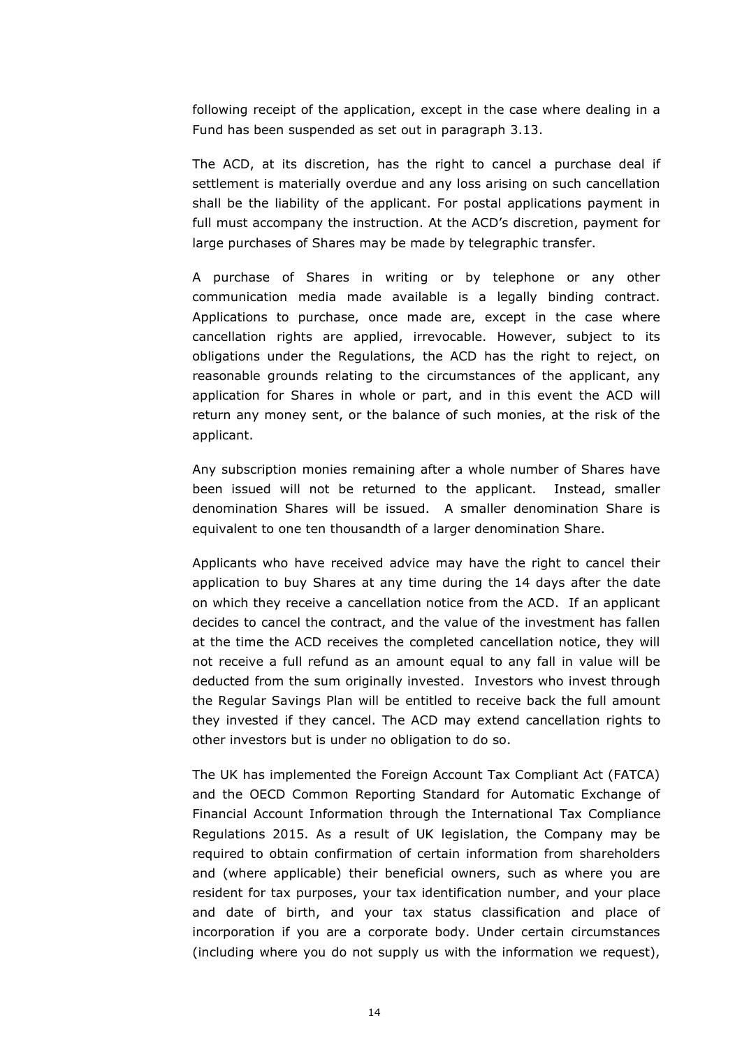following receipt of the application, except in the case where dealing in a Fund has been suspended as set out in paragraph 3.13.

The ACD, at its discretion, has the right to cancel a purchase deal if settlement is materially overdue and any loss arising on such cancellation shall be the liability of the applicant. For postal applications payment in full must accompany the instruction. At the ACD's discretion, payment for large purchases of Shares may be made by telegraphic transfer.

A purchase of Shares in writing or by telephone or any other communication media made available is a legally binding contract. Applications to purchase, once made are, except in the case where cancellation rights are applied, irrevocable. However, subject to its obligations under the Regulations, the ACD has the right to reject, on reasonable grounds relating to the circumstances of the applicant, any application for Shares in whole or part, and in this event the ACD will return any money sent, or the balance of such monies, at the risk of the applicant.

Any subscription monies remaining after a whole number of Shares have been issued will not be returned to the applicant. Instead, smaller denomination Shares will be issued. A smaller denomination Share is equivalent to one ten thousandth of a larger denomination Share.

Applicants who have received advice may have the right to cancel their application to buy Shares at any time during the 14 days after the date on which they receive a cancellation notice from the ACD. If an applicant decides to cancel the contract, and the value of the investment has fallen at the time the ACD receives the completed cancellation notice, they will not receive a full refund as an amount equal to any fall in value will be deducted from the sum originally invested. Investors who invest through the Regular Savings Plan will be entitled to receive back the full amount they invested if they cancel. The ACD may extend cancellation rights to other investors but is under no obligation to do so.

The UK has implemented the Foreign Account Tax Compliant Act (FATCA) and the OECD Common Reporting Standard for Automatic Exchange of Financial Account Information through the International Tax Compliance Regulations 2015. As a result of UK legislation, the Company may be required to obtain confirmation of certain information from shareholders and (where applicable) their beneficial owners, such as where you are resident for tax purposes, your tax identification number, and your place and date of birth, and your tax status classification and place of incorporation if you are a corporate body. Under certain circumstances (including where you do not supply us with the information we request),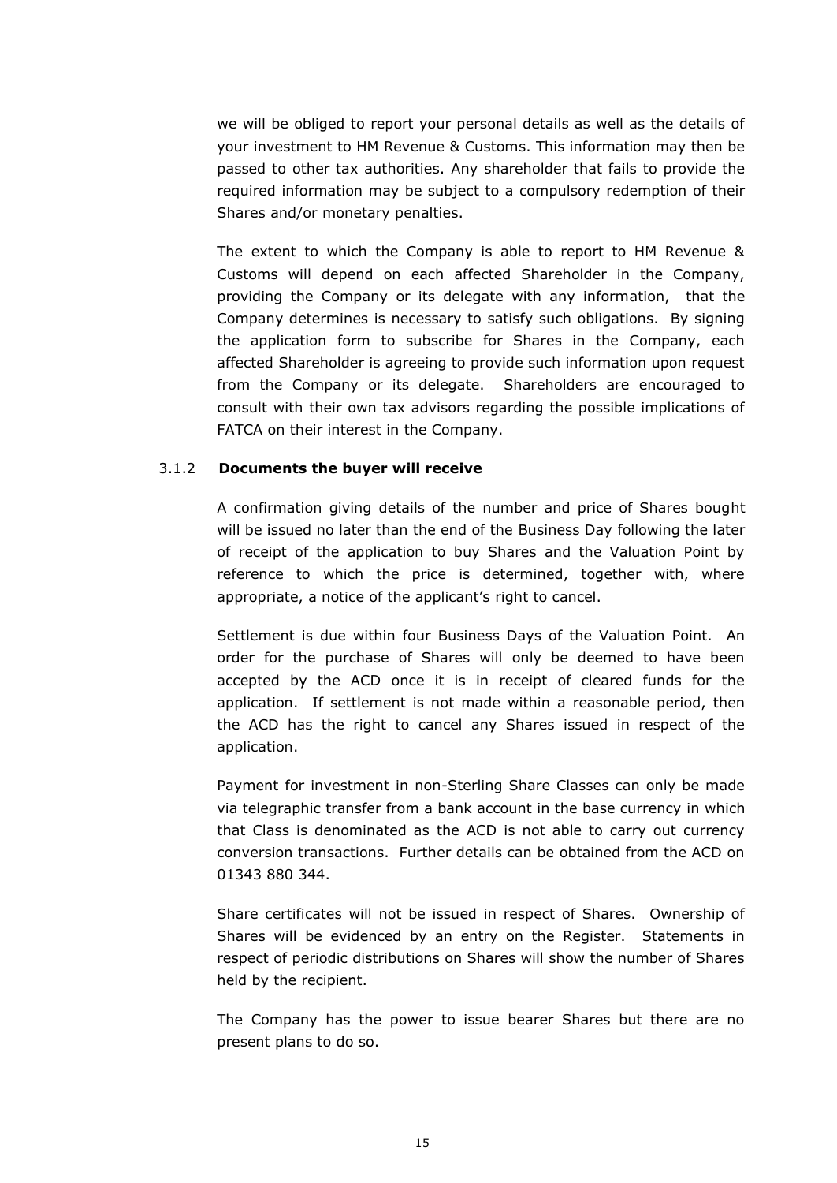we will be obliged to report your personal details as well as the details of your investment to HM Revenue & Customs. This information may then be passed to other tax authorities. Any shareholder that fails to provide the required information may be subject to a compulsory redemption of their Shares and/or monetary penalties.

The extent to which the Company is able to report to HM Revenue & Customs will depend on each affected Shareholder in the Company, providing the Company or its delegate with any information, that the Company determines is necessary to satisfy such obligations. By signing the application form to subscribe for Shares in the Company, each affected Shareholder is agreeing to provide such information upon request from the Company or its delegate. Shareholders are encouraged to consult with their own tax advisors regarding the possible implications of FATCA on their interest in the Company.

### 3.1.2 **Documents the buyer will receive**

A confirmation giving details of the number and price of Shares bought will be issued no later than the end of the Business Day following the later of receipt of the application to buy Shares and the Valuation Point by reference to which the price is determined, together with, where appropriate, a notice of the applicant's right to cancel.

Settlement is due within four Business Days of the Valuation Point. An order for the purchase of Shares will only be deemed to have been accepted by the ACD once it is in receipt of cleared funds for the application. If settlement is not made within a reasonable period, then the ACD has the right to cancel any Shares issued in respect of the application.

Payment for investment in non-Sterling Share Classes can only be made via telegraphic transfer from a bank account in the base currency in which that Class is denominated as the ACD is not able to carry out currency conversion transactions. Further details can be obtained from the ACD on 01343 880 344.

Share certificates will not be issued in respect of Shares. Ownership of Shares will be evidenced by an entry on the Register. Statements in respect of periodic distributions on Shares will show the number of Shares held by the recipient.

The Company has the power to issue bearer Shares but there are no present plans to do so.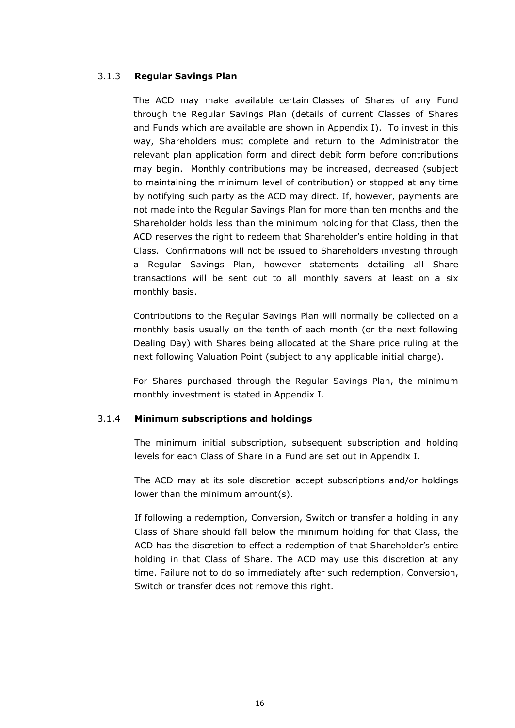### 3.1.3 **Regular Savings Plan**

The ACD may make available certain Classes of Shares of any Fund through the Regular Savings Plan (details of current Classes of Shares and Funds which are available are shown in Appendix I). To invest in this way, Shareholders must complete and return to the Administrator the relevant plan application form and direct debit form before contributions may begin. Monthly contributions may be increased, decreased (subject to maintaining the minimum level of contribution) or stopped at any time by notifying such party as the ACD may direct. If, however, payments are not made into the Regular Savings Plan for more than ten months and the Shareholder holds less than the minimum holding for that Class, then the ACD reserves the right to redeem that Shareholder's entire holding in that Class. Confirmations will not be issued to Shareholders investing through a Regular Savings Plan, however statements detailing all Share transactions will be sent out to all monthly savers at least on a six monthly basis.

Contributions to the Regular Savings Plan will normally be collected on a monthly basis usually on the tenth of each month (or the next following Dealing Day) with Shares being allocated at the Share price ruling at the next following Valuation Point (subject to any applicable initial charge).

For Shares purchased through the Regular Savings Plan, the minimum monthly investment is stated in Appendix I.

### 3.1.4 **Minimum subscriptions and holdings**

The minimum initial subscription, subsequent subscription and holding levels for each Class of Share in a Fund are set out in Appendix I.

The ACD may at its sole discretion accept subscriptions and/or holdings lower than the minimum amount(s).

If following a redemption, Conversion, Switch or transfer a holding in any Class of Share should fall below the minimum holding for that Class, the ACD has the discretion to effect a redemption of that Shareholder's entire holding in that Class of Share. The ACD may use this discretion at any time. Failure not to do so immediately after such redemption, Conversion, Switch or transfer does not remove this right.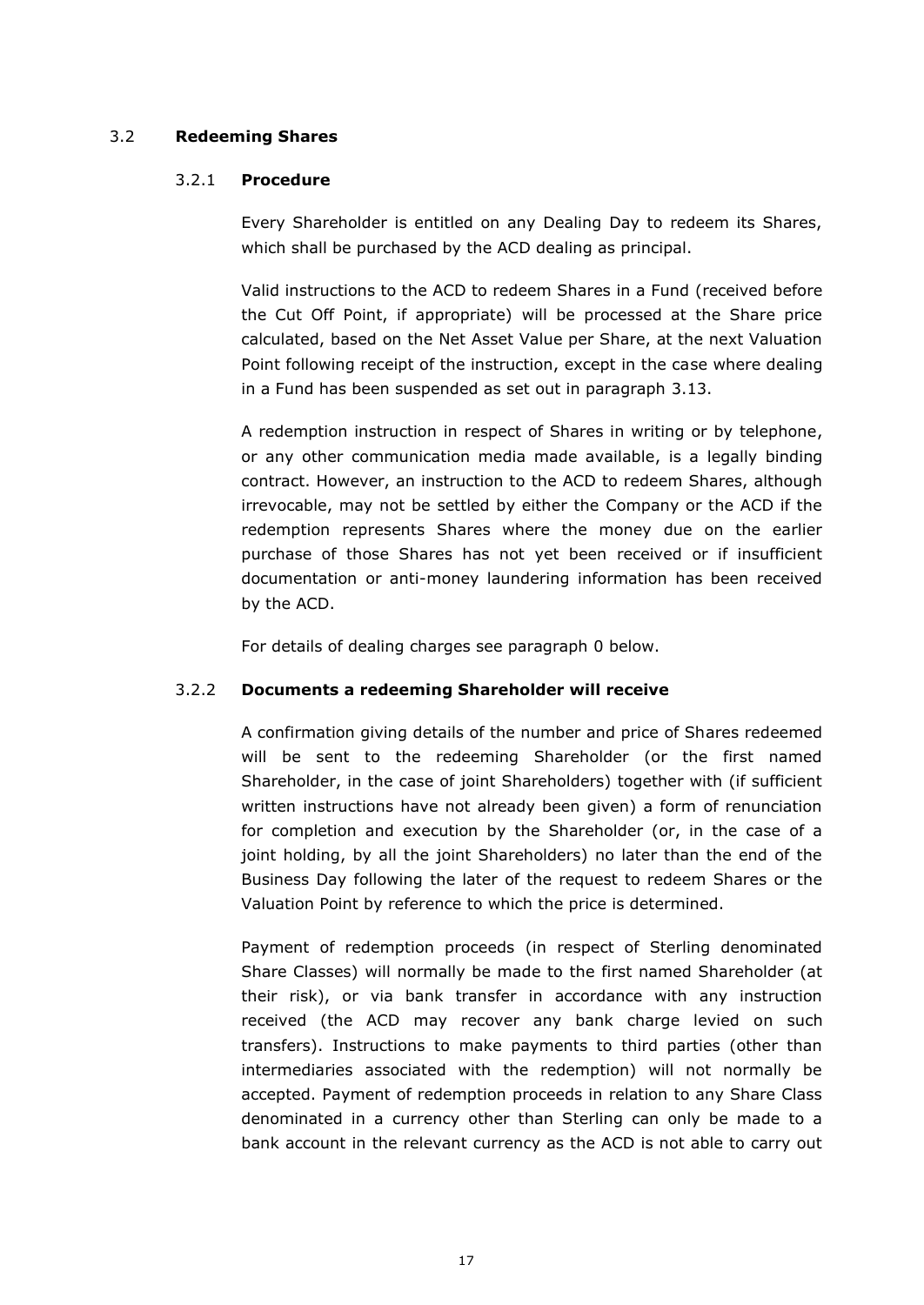## 3.2 **Redeeming Shares**

### 3.2.1 **Procedure**

Every Shareholder is entitled on any Dealing Day to redeem its Shares, which shall be purchased by the ACD dealing as principal.

Valid instructions to the ACD to redeem Shares in a Fund (received before the Cut Off Point, if appropriate) will be processed at the Share price calculated, based on the Net Asset Value per Share, at the next Valuation Point following receipt of the instruction, except in the case where dealing in a Fund has been suspended as set out in paragraph 3.13.

A redemption instruction in respect of Shares in writing or by telephone, or any other communication media made available, is a legally binding contract. However, an instruction to the ACD to redeem Shares, although irrevocable, may not be settled by either the Company or the ACD if the redemption represents Shares where the money due on the earlier purchase of those Shares has not yet been received or if insufficient documentation or anti-money laundering information has been received by the ACD.

For details of dealing charges see paragraph 0 below.

### 3.2.2 **Documents a redeeming Shareholder will receive**

A confirmation giving details of the number and price of Shares redeemed will be sent to the redeeming Shareholder (or the first named Shareholder, in the case of joint Shareholders) together with (if sufficient written instructions have not already been given) a form of renunciation for completion and execution by the Shareholder (or, in the case of a joint holding, by all the joint Shareholders) no later than the end of the Business Day following the later of the request to redeem Shares or the Valuation Point by reference to which the price is determined.

Payment of redemption proceeds (in respect of Sterling denominated Share Classes) will normally be made to the first named Shareholder (at their risk), or via bank transfer in accordance with any instruction received (the ACD may recover any bank charge levied on such transfers). Instructions to make payments to third parties (other than intermediaries associated with the redemption) will not normally be accepted. Payment of redemption proceeds in relation to any Share Class denominated in a currency other than Sterling can only be made to a bank account in the relevant currency as the ACD is not able to carry out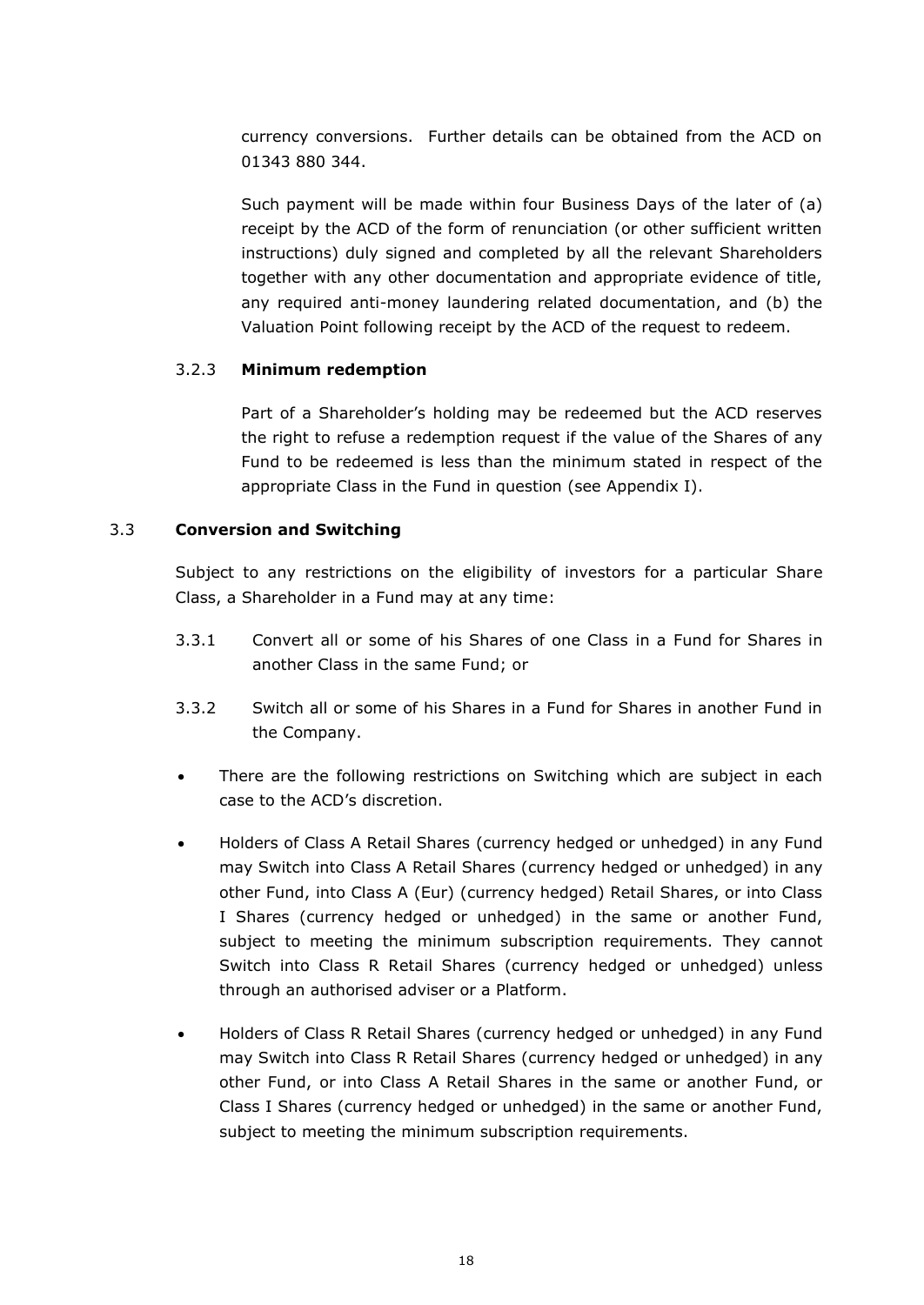currency conversions. Further details can be obtained from the ACD on 01343 880 344.

Such payment will be made within four Business Days of the later of (a) receipt by the ACD of the form of renunciation (or other sufficient written instructions) duly signed and completed by all the relevant Shareholders together with any other documentation and appropriate evidence of title, any required anti-money laundering related documentation, and (b) the Valuation Point following receipt by the ACD of the request to redeem.

3.2.3 **Minimum redemption**

Part of a Shareholder's holding may be redeemed but the ACD reserves the right to refuse a redemption request if the value of the Shares of any Fund to be redeemed is less than the minimum stated in respect of the appropriate Class in the Fund in question (see Appendix I).

3.3 **Conversion and Switching**

Subject to any restrictions on the eligibility of investors for a particular Share Class, a Shareholder in a Fund may at any time:

3.3.1 Convert all or some of his Shares of one Class in a Fund for Shares in another Class in the same Fund; or

3.3.2 Switch all or some of his Shares in a Fund for Shares in another Fund in the Company.

- There are the following restrictions on Switching which are subject in each case to the ACD's discretion.
- Holders of Class A Retail Shares (currency hedged or unhedged) in any Fund may Switch into Class A Retail Shares (currency hedged or unhedged) in any other Fund, into Class A (Eur) (currency hedged) Retail Shares, or into Class I Shares (currency hedged or unhedged) in the same or another Fund, subject to meeting the minimum subscription requirements. They cannot Switch into Class R Retail Shares (currency hedged or unhedged) unless through an authorised adviser or a Platform.
- Holders of Class R Retail Shares (currency hedged or unhedged) in any Fund may Switch into Class R Retail Shares (currency hedged or unhedged) in any other Fund, or into Class A Retail Shares in the same or another Fund, or Class I Shares (currency hedged or unhedged) in the same or another Fund, subject to meeting the minimum subscription requirements.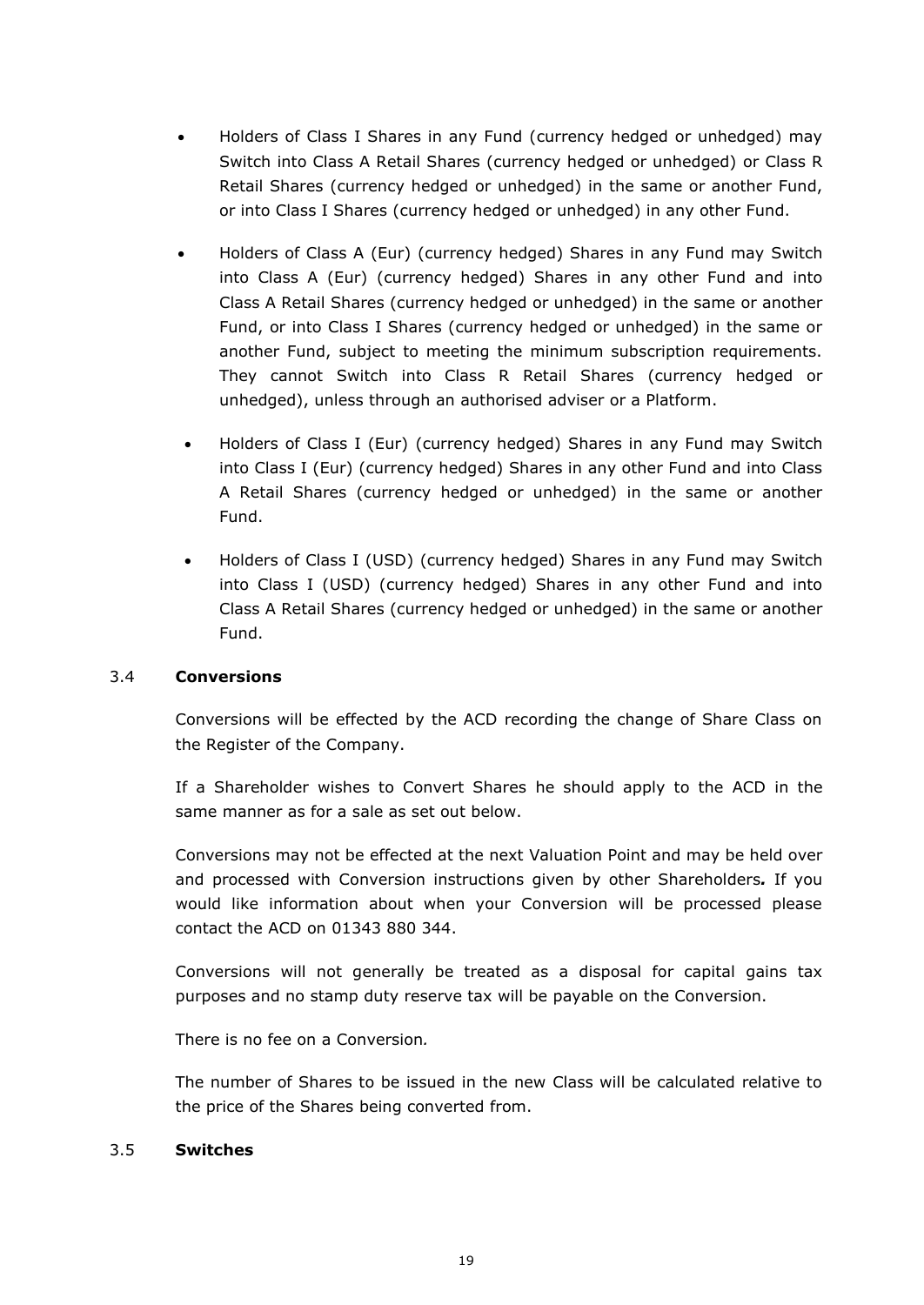- Holders of Class I Shares in any Fund (currency hedged or unhedged) may Switch into Class A Retail Shares (currency hedged or unhedged) or Class R Retail Shares (currency hedged or unhedged) in the same or another Fund, or into Class I Shares (currency hedged or unhedged) in any other Fund.
- Holders of Class A (Eur) (currency hedged) Shares in any Fund may Switch into Class A (Eur) (currency hedged) Shares in any other Fund and into Class A Retail Shares (currency hedged or unhedged) in the same or another Fund, or into Class I Shares (currency hedged or unhedged) in the same or another Fund, subject to meeting the minimum subscription requirements. They cannot Switch into Class R Retail Shares (currency hedged or unhedged), unless through an authorised adviser or a Platform.
- Holders of Class I (Eur) (currency hedged) Shares in any Fund may Switch into Class I (Eur) (currency hedged) Shares in any other Fund and into Class A Retail Shares (currency hedged or unhedged) in the same or another Fund.
- Holders of Class I (USD) (currency hedged) Shares in any Fund may Switch into Class I (USD) (currency hedged) Shares in any other Fund and into Class A Retail Shares (currency hedged or unhedged) in the same or another Fund.

### 3.4 Conversions

Conversions will be effected by the ACD recording the change of Share Class on the Register of the Company.

If a Shareholder wishes to Convert Shares he should apply to the ACD in the same manner as for a sale as set out below.

Conversions may not be effected at the next Valuation Point and may be held over and processed with Conversion instructions given by other Shareholders***.*** If you would like information about when your Conversion will be processed please contact the ACD on 01343 880 344.

Conversions will not generally be treated as a disposal for capital gains tax purposes and no stamp duty reserve tax will be payable on the Conversion.

There is no fee on a Conversion*.*

The number of Shares to be issued in the new Class will be calculated relative to the price of the Shares being converted from.

### 3.5 Switches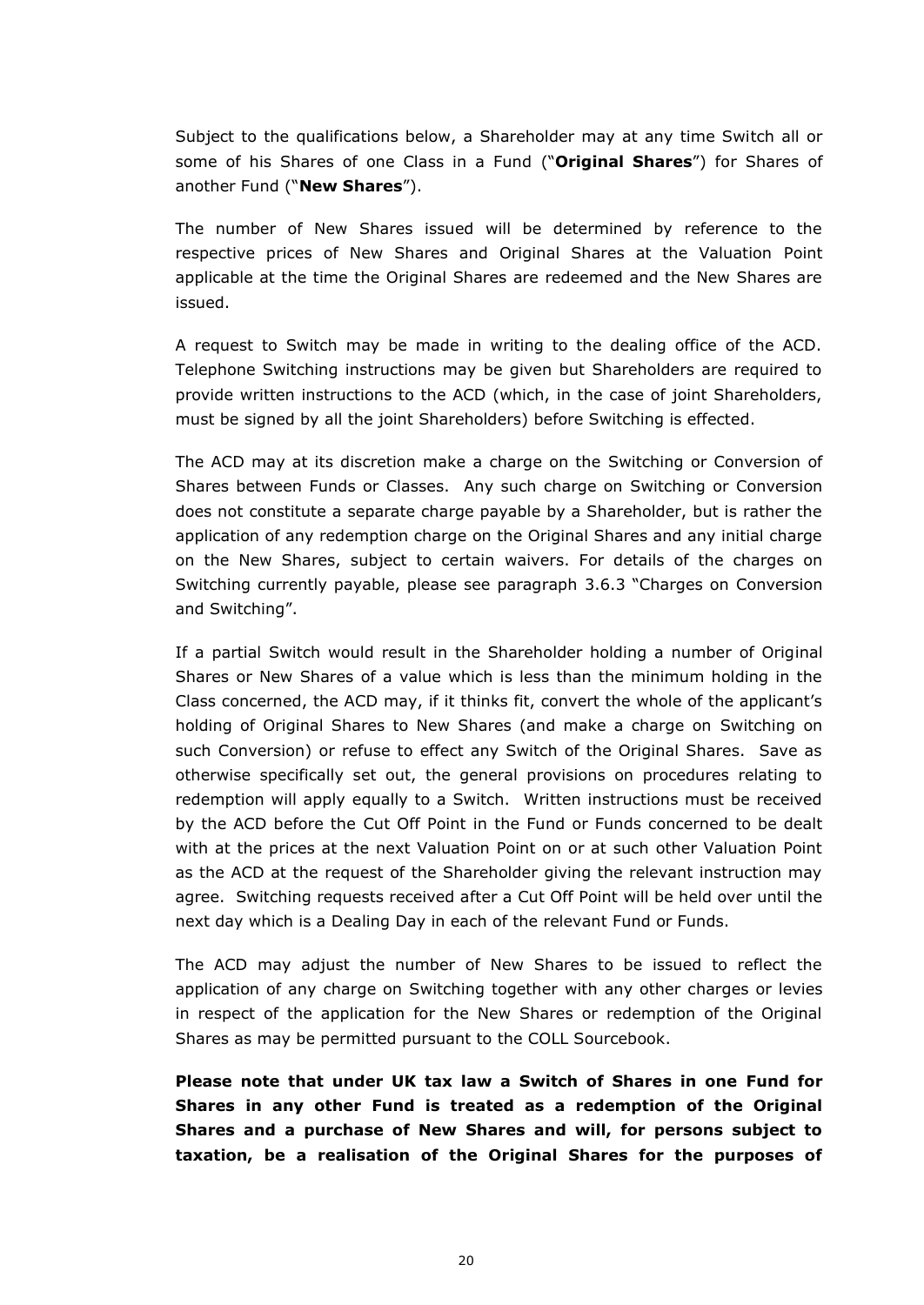Subject to the qualifications below, a Shareholder may at any time Switch all or some of his Shares of one Class in a Fund ("**Original Shares**") for Shares of another Fund ("**New Shares**").

The number of New Shares issued will be determined by reference to the respective prices of New Shares and Original Shares at the Valuation Point applicable at the time the Original Shares are redeemed and the New Shares are issued.

A request to Switch may be made in writing to the dealing office of the ACD. Telephone Switching instructions may be given but Shareholders are required to provide written instructions to the ACD (which, in the case of joint Shareholders, must be signed by all the joint Shareholders) before Switching is effected.

The ACD may at its discretion make a charge on the Switching or Conversion of Shares between Funds or Classes. Any such charge on Switching or Conversion does not constitute a separate charge payable by a Shareholder, but is rather the application of any redemption charge on the Original Shares and any initial charge on the New Shares, subject to certain waivers. For details of the charges on Switching currently payable, please see paragraph 3.6.3 "Charges on Conversion and Switching".

If a partial Switch would result in the Shareholder holding a number of Original Shares or New Shares of a value which is less than the minimum holding in the Class concerned, the ACD may, if it thinks fit, convert the whole of the applicant's holding of Original Shares to New Shares (and make a charge on Switching on such Conversion) or refuse to effect any Switch of the Original Shares. Save as otherwise specifically set out, the general provisions on procedures relating to redemption will apply equally to a Switch. Written instructions must be received by the ACD before the Cut Off Point in the Fund or Funds concerned to be dealt with at the prices at the next Valuation Point on or at such other Valuation Point as the ACD at the request of the Shareholder giving the relevant instruction may agree. Switching requests received after a Cut Off Point will be held over until the next day which is a Dealing Day in each of the relevant Fund or Funds.

The ACD may adjust the number of New Shares to be issued to reflect the application of any charge on Switching together with any other charges or levies in respect of the application for the New Shares or redemption of the Original Shares as may be permitted pursuant to the COLL Sourcebook.

**Please note that under UK tax law a Switch of Shares in one Fund for Shares in any other Fund is treated as a redemption of the Original Shares and a purchase of New Shares and will, for persons subject to taxation, be a realisation of the Original Shares for the purposes of**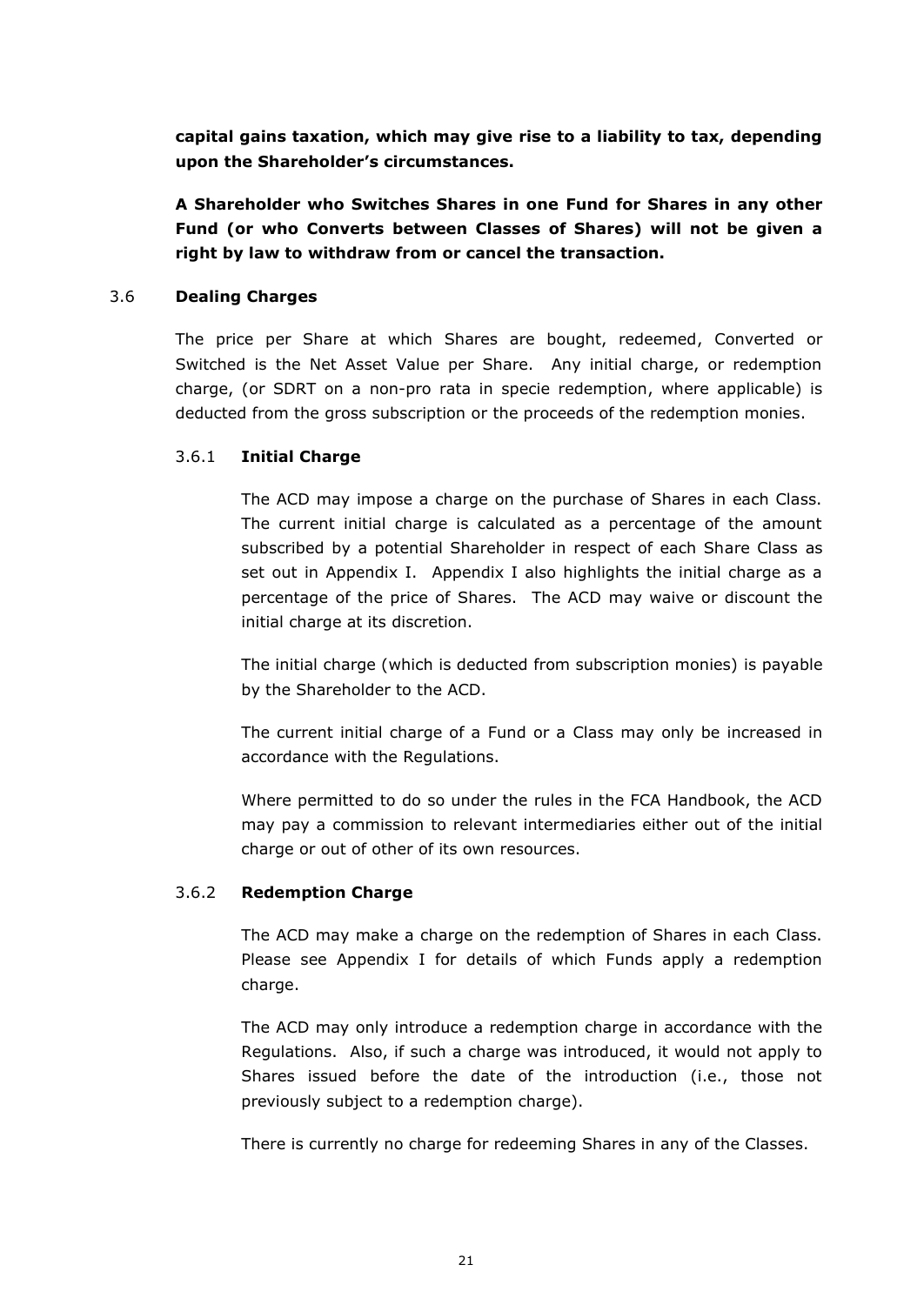**capital gains taxation, which may give rise to a liability to tax, depending upon the Shareholder's circumstances.**

**A Shareholder who Switches Shares in one Fund for Shares in any other Fund (or who Converts between Classes of Shares) will not be given a right by law to withdraw from or cancel the transaction.**

### 3.6 Dealing Charges

The price per Share at which Shares are bought, redeemed, Converted or Switched is the Net Asset Value per Share. Any initial charge, or redemption charge, (or SDRT on a non-pro rata in specie redemption, where applicable) is deducted from the gross subscription or the proceeds of the redemption monies.

#### 3.6.1 Initial Charge

The ACD may impose a charge on the purchase of Shares in each Class. The current initial charge is calculated as a percentage of the amount subscribed by a potential Shareholder in respect of each Share Class as set out in Appendix I. Appendix I also highlights the initial charge as a percentage of the price of Shares. The ACD may waive or discount the initial charge at its discretion.

The initial charge (which is deducted from subscription monies) is payable by the Shareholder to the ACD.

The current initial charge of a Fund or a Class may only be increased in accordance with the Regulations.

Where permitted to do so under the rules in the FCA Handbook, the ACD may pay a commission to relevant intermediaries either out of the initial charge or out of other of its own resources.

#### 3.6.2 Redemption Charge

The ACD may make a charge on the redemption of Shares in each Class. Please see Appendix I for details of which Funds apply a redemption charge.

The ACD may only introduce a redemption charge in accordance with the Regulations. Also, if such a charge was introduced, it would not apply to Shares issued before the date of the introduction (i.e., those not previously subject to a redemption charge).

There is currently no charge for redeeming Shares in any of the Classes.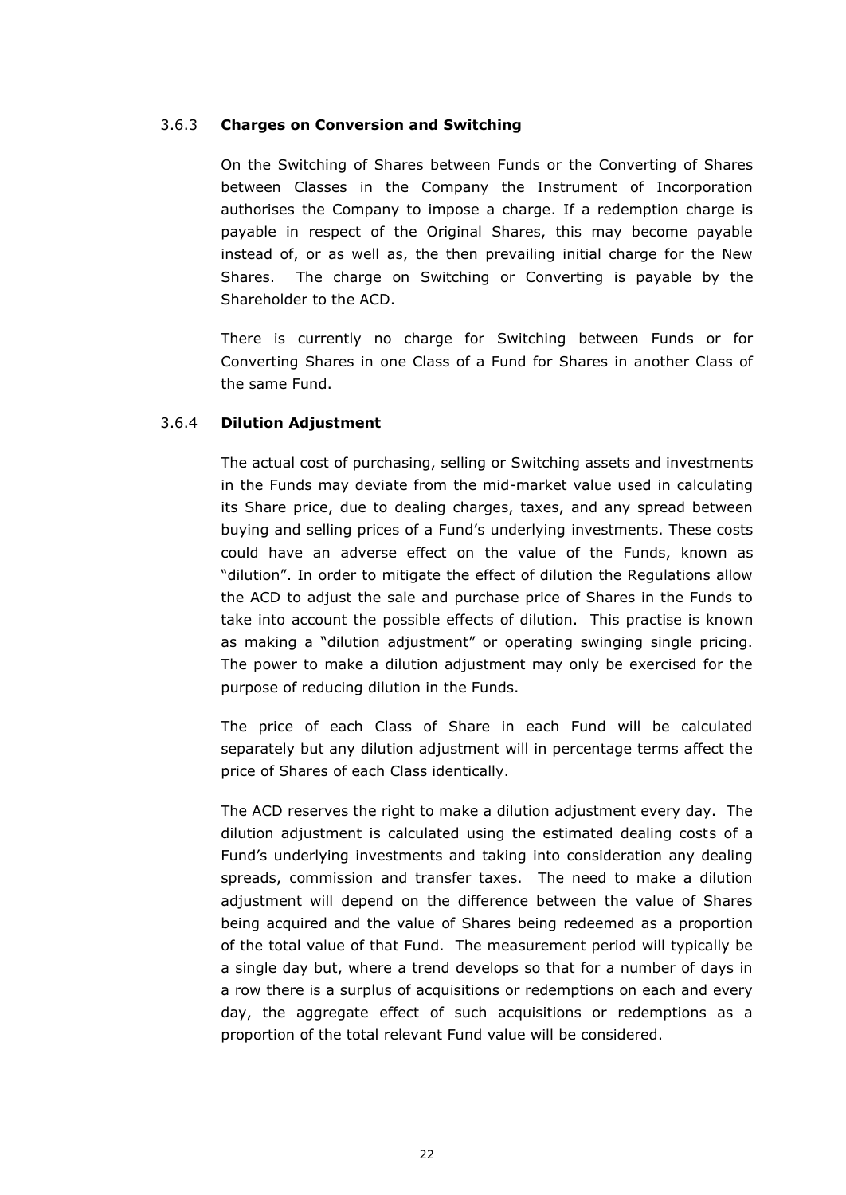### 3.6.3 **Charges on Conversion and Switching**

On the Switching of Shares between Funds or the Converting of Shares between Classes in the Company the Instrument of Incorporation authorises the Company to impose a charge. If a redemption charge is payable in respect of the Original Shares, this may become payable instead of, or as well as, the then prevailing initial charge for the New Shares. The charge on Switching or Converting is payable by the Shareholder to the ACD.

There is currently no charge for Switching between Funds or for Converting Shares in one Class of a Fund for Shares in another Class of the same Fund.

### 3.6.4 **Dilution Adjustment**

The actual cost of purchasing, selling or Switching assets and investments in the Funds may deviate from the mid-market value used in calculating its Share price, due to dealing charges, taxes, and any spread between buying and selling prices of a Fund's underlying investments. These costs could have an adverse effect on the value of the Funds, known as "dilution". In order to mitigate the effect of dilution the Regulations allow the ACD to adjust the sale and purchase price of Shares in the Funds to take into account the possible effects of dilution. This practise is known as making a "dilution adjustment" or operating swinging single pricing. The power to make a dilution adjustment may only be exercised for the purpose of reducing dilution in the Funds.

The price of each Class of Share in each Fund will be calculated separately but any dilution adjustment will in percentage terms affect the price of Shares of each Class identically.

The ACD reserves the right to make a dilution adjustment every day. The dilution adjustment is calculated using the estimated dealing costs of a Fund's underlying investments and taking into consideration any dealing spreads, commission and transfer taxes. The need to make a dilution adjustment will depend on the difference between the value of Shares being acquired and the value of Shares being redeemed as a proportion of the total value of that Fund. The measurement period will typically be a single day but, where a trend develops so that for a number of days in a row there is a surplus of acquisitions or redemptions on each and every day, the aggregate effect of such acquisitions or redemptions as a proportion of the total relevant Fund value will be considered.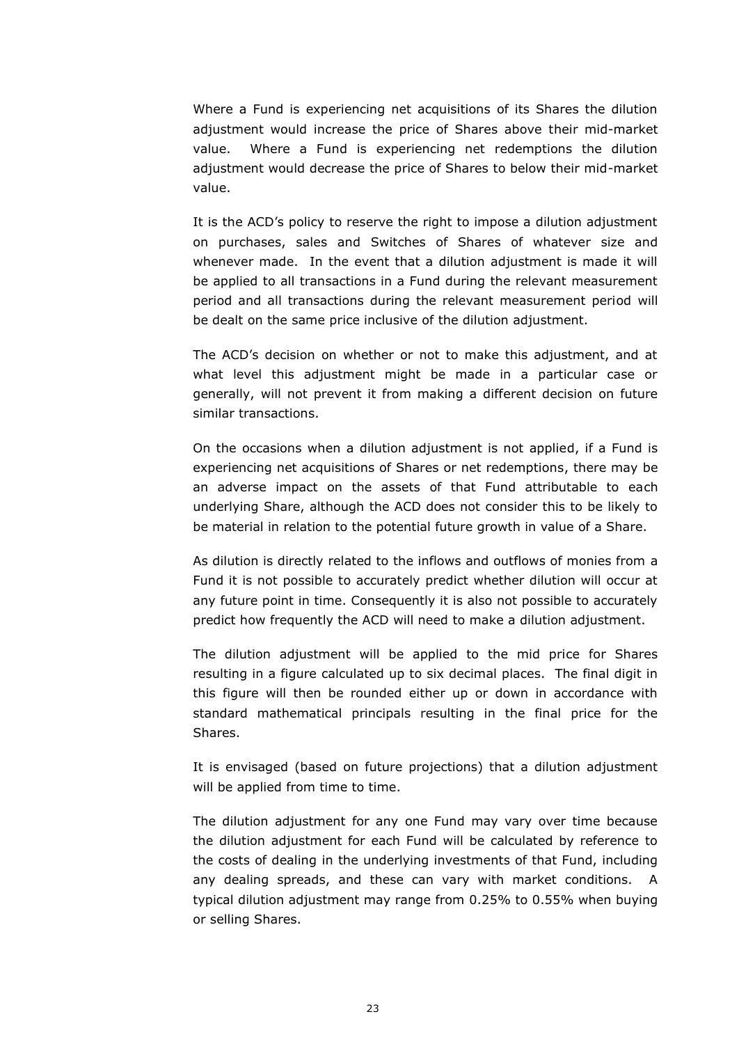Where a Fund is experiencing net acquisitions of its Shares the dilution adjustment would increase the price of Shares above their mid-market value. Where a Fund is experiencing net redemptions the dilution adjustment would decrease the price of Shares to below their mid-market value.

It is the ACD's policy to reserve the right to impose a dilution adjustment on purchases, sales and Switches of Shares of whatever size and whenever made. In the event that a dilution adjustment is made it will be applied to all transactions in a Fund during the relevant measurement period and all transactions during the relevant measurement period will be dealt on the same price inclusive of the dilution adjustment.

The ACD's decision on whether or not to make this adjustment, and at what level this adjustment might be made in a particular case or generally, will not prevent it from making a different decision on future similar transactions.

On the occasions when a dilution adjustment is not applied, if a Fund is experiencing net acquisitions of Shares or net redemptions, there may be an adverse impact on the assets of that Fund attributable to each underlying Share, although the ACD does not consider this to be likely to be material in relation to the potential future growth in value of a Share.

As dilution is directly related to the inflows and outflows of monies from a Fund it is not possible to accurately predict whether dilution will occur at any future point in time. Consequently it is also not possible to accurately predict how frequently the ACD will need to make a dilution adjustment.

The dilution adjustment will be applied to the mid price for Shares resulting in a figure calculated up to six decimal places. The final digit in this figure will then be rounded either up or down in accordance with standard mathematical principals resulting in the final price for the Shares.

It is envisaged (based on future projections) that a dilution adjustment will be applied from time to time.

The dilution adjustment for any one Fund may vary over time because the dilution adjustment for each Fund will be calculated by reference to the costs of dealing in the underlying investments of that Fund, including any dealing spreads, and these can vary with market conditions. A typical dilution adjustment may range from 0.25% to 0.55% when buying or selling Shares.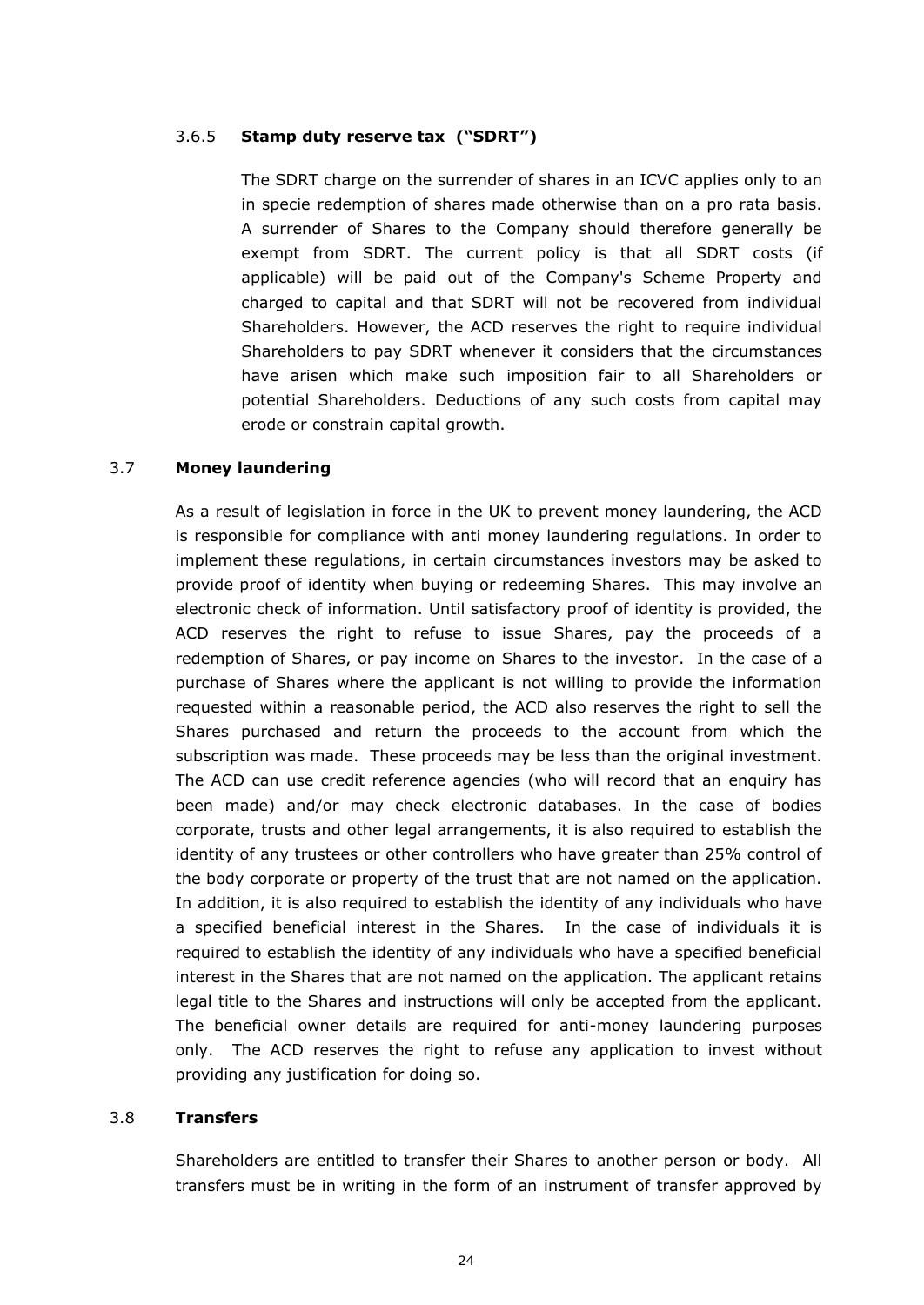#### 3.6.5 **Stamp duty reserve tax ("SDRT")**

The SDRT charge on the surrender of shares in an ICVC applies only to an in specie redemption of shares made otherwise than on a pro rata basis. A surrender of Shares to the Company should therefore generally be exempt from SDRT. The current policy is that all SDRT costs (if applicable) will be paid out of the Company's Scheme Property and charged to capital and that SDRT will not be recovered from individual Shareholders. However, the ACD reserves the right to require individual Shareholders to pay SDRT whenever it considers that the circumstances have arisen which make such imposition fair to all Shareholders or potential Shareholders. Deductions of any such costs from capital may erode or constrain capital growth.

### 3.7 **Money laundering**

As a result of legislation in force in the UK to prevent money laundering, the ACD is responsible for compliance with anti money laundering regulations. In order to implement these regulations, in certain circumstances investors may be asked to provide proof of identity when buying or redeeming Shares. This may involve an electronic check of information. Until satisfactory proof of identity is provided, the ACD reserves the right to refuse to issue Shares, pay the proceeds of a redemption of Shares, or pay income on Shares to the investor. In the case of a purchase of Shares where the applicant is not willing to provide the information requested within a reasonable period, the ACD also reserves the right to sell the Shares purchased and return the proceeds to the account from which the subscription was made. These proceeds may be less than the original investment. The ACD can use credit reference agencies (who will record that an enquiry has been made) and/or may check electronic databases. In the case of bodies corporate, trusts and other legal arrangements, it is also required to establish the identity of any trustees or other controllers who have greater than 25% control of the body corporate or property of the trust that are not named on the application. In addition, it is also required to establish the identity of any individuals who have a specified beneficial interest in the Shares. In the case of individuals it is required to establish the identity of any individuals who have a specified beneficial interest in the Shares that are not named on the application. The applicant retains legal title to the Shares and instructions will only be accepted from the applicant. The beneficial owner details are required for anti-money laundering purposes only. The ACD reserves the right to refuse any application to invest without providing any justification for doing so.

### 3.8 **Transfers**

Shareholders are entitled to transfer their Shares to another person or body. All transfers must be in writing in the form of an instrument of transfer approved by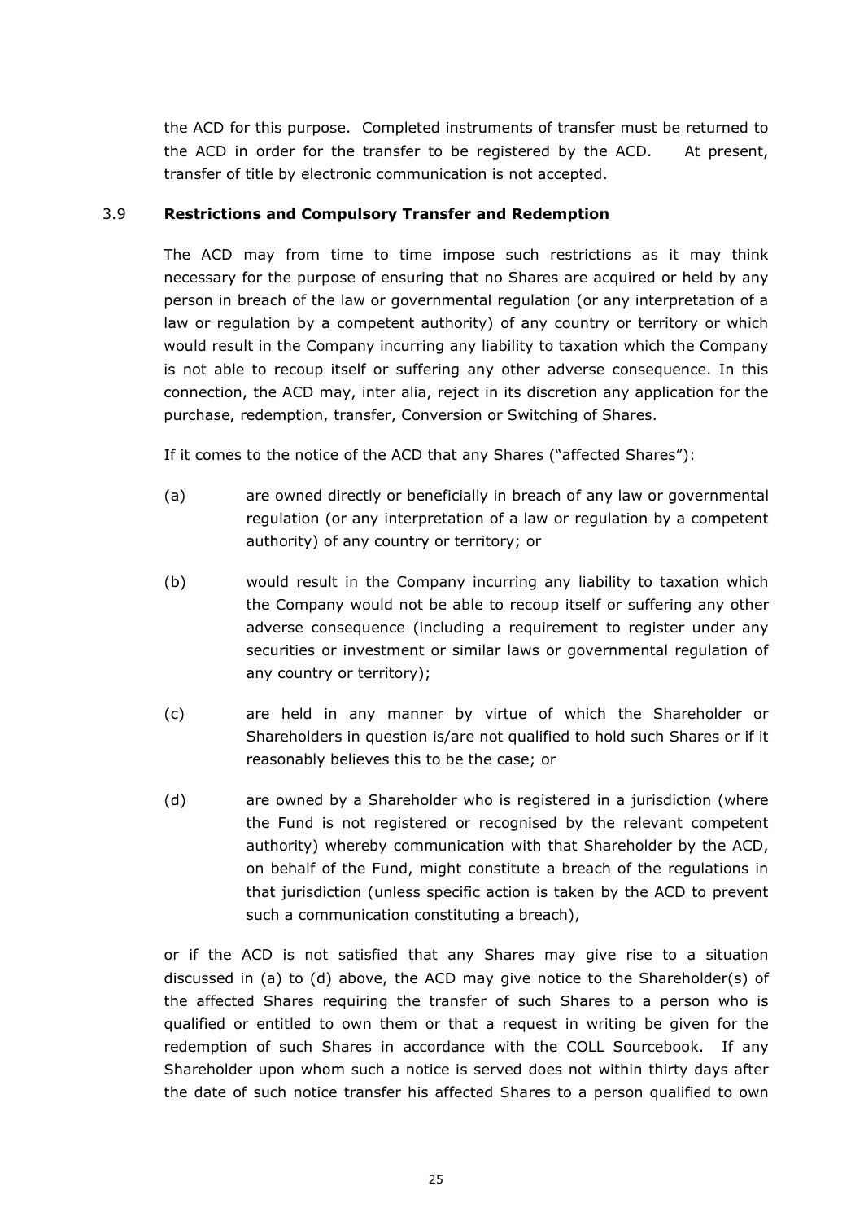the ACD for this purpose. Completed instruments of transfer must be returned to the ACD in order for the transfer to be registered by the ACD. At present, transfer of title by electronic communication is not accepted.

### 3.9 **Restrictions and Compulsory Transfer and Redemption**

The ACD may from time to time impose such restrictions as it may think necessary for the purpose of ensuring that no Shares are acquired or held by any person in breach of the law or governmental regulation (or any interpretation of a law or regulation by a competent authority) of any country or territory or which would result in the Company incurring any liability to taxation which the Company is not able to recoup itself or suffering any other adverse consequence. In this connection, the ACD may, inter alia, reject in its discretion any application for the purchase, redemption, transfer, Conversion or Switching of Shares.

If it comes to the notice of the ACD that any Shares ("affected Shares"):

(a) are owned directly or beneficially in breach of any law or governmental regulation (or any interpretation of a law or regulation by a competent authority) of any country or territory; or

(b) would result in the Company incurring any liability to taxation which the Company would not be able to recoup itself or suffering any other adverse consequence (including a requirement to register under any securities or investment or similar laws or governmental regulation of any country or territory);

(c) are held in any manner by virtue of which the Shareholder or Shareholders in question is/are not qualified to hold such Shares or if it reasonably believes this to be the case; or

(d) are owned by a Shareholder who is registered in a jurisdiction (where the Fund is not registered or recognised by the relevant competent authority) whereby communication with that Shareholder by the ACD, on behalf of the Fund, might constitute a breach of the regulations in that jurisdiction (unless specific action is taken by the ACD to prevent such a communication constituting a breach),

or if the ACD is not satisfied that any Shares may give rise to a situation discussed in (a) to (d) above, the ACD may give notice to the Shareholder(s) of the affected Shares requiring the transfer of such Shares to a person who is qualified or entitled to own them or that a request in writing be given for the redemption of such Shares in accordance with the COLL Sourcebook. If any Shareholder upon whom such a notice is served does not within thirty days after the date of such notice transfer his affected Shares to a person qualified to own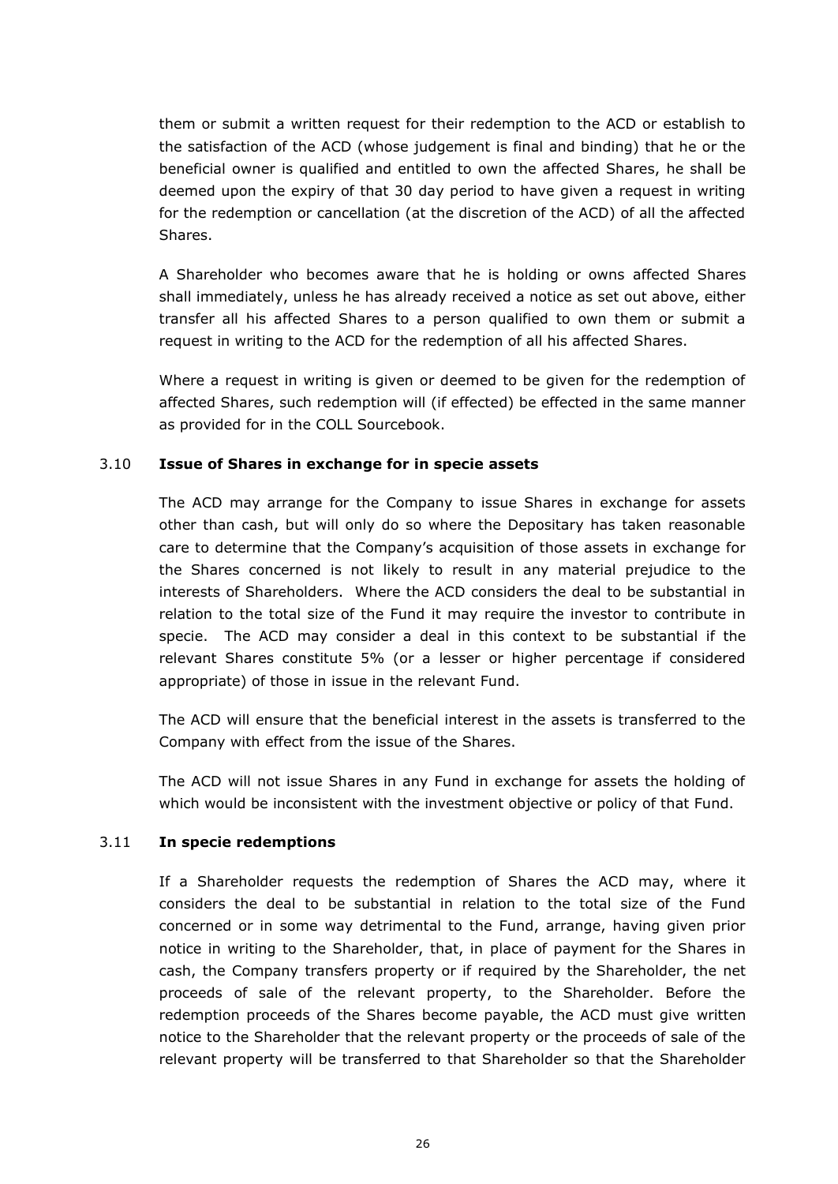them or submit a written request for their redemption to the ACD or establish to the satisfaction of the ACD (whose judgement is final and binding) that he or the beneficial owner is qualified and entitled to own the affected Shares, he shall be deemed upon the expiry of that 30 day period to have given a request in writing for the redemption or cancellation (at the discretion of the ACD) of all the affected Shares.

A Shareholder who becomes aware that he is holding or owns affected Shares shall immediately, unless he has already received a notice as set out above, either transfer all his affected Shares to a person qualified to own them or submit a request in writing to the ACD for the redemption of all his affected Shares.

Where a request in writing is given or deemed to be given for the redemption of affected Shares, such redemption will (if effected) be effected in the same manner as provided for in the COLL Sourcebook.

### 3.10 Issue of Shares in exchange for in specie assets

The ACD may arrange for the Company to issue Shares in exchange for assets other than cash, but will only do so where the Depositary has taken reasonable care to determine that the Company's acquisition of those assets in exchange for the Shares concerned is not likely to result in any material prejudice to the interests of Shareholders. Where the ACD considers the deal to be substantial in relation to the total size of the Fund it may require the investor to contribute in specie. The ACD may consider a deal in this context to be substantial if the relevant Shares constitute 5% (or a lesser or higher percentage if considered appropriate) of those in issue in the relevant Fund.

The ACD will ensure that the beneficial interest in the assets is transferred to the Company with effect from the issue of the Shares.

The ACD will not issue Shares in any Fund in exchange for assets the holding of which would be inconsistent with the investment objective or policy of that Fund.

### 3.11 In specie redemptions

If a Shareholder requests the redemption of Shares the ACD may, where it considers the deal to be substantial in relation to the total size of the Fund concerned or in some way detrimental to the Fund, arrange, having given prior notice in writing to the Shareholder, that, in place of payment for the Shares in cash, the Company transfers property or if required by the Shareholder, the net proceeds of sale of the relevant property, to the Shareholder. Before the redemption proceeds of the Shares become payable, the ACD must give written notice to the Shareholder that the relevant property or the proceeds of sale of the relevant property will be transferred to that Shareholder so that the Shareholder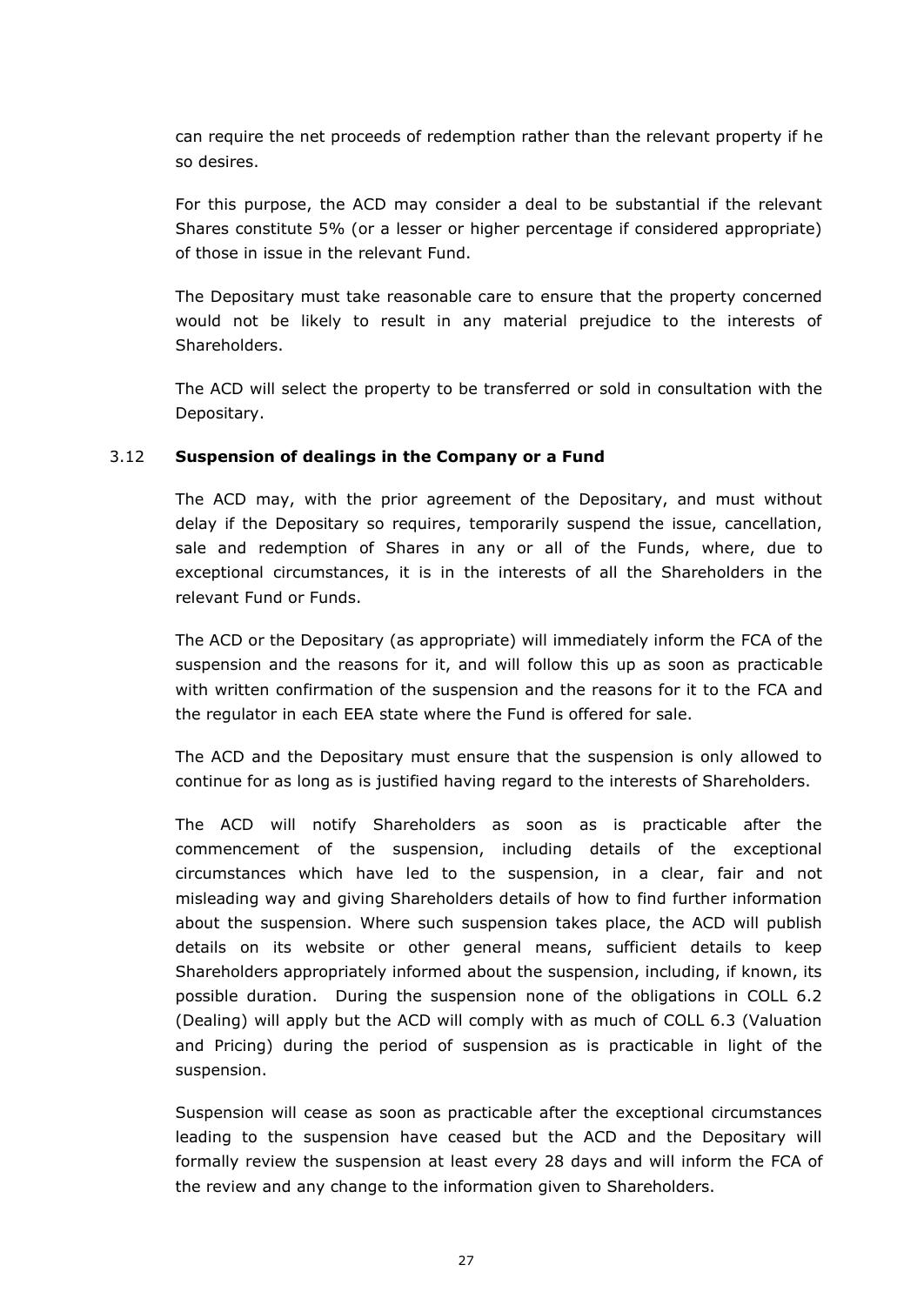can require the net proceeds of redemption rather than the relevant property if he so desires.

For this purpose, the ACD may consider a deal to be substantial if the relevant Shares constitute 5% (or a lesser or higher percentage if considered appropriate) of those in issue in the relevant Fund.

The Depositary must take reasonable care to ensure that the property concerned would not be likely to result in any material prejudice to the interests of Shareholders.

The ACD will select the property to be transferred or sold in consultation with the Depositary.

### 3.12 Suspension of dealings in the Company or a Fund

The ACD may, with the prior agreement of the Depositary, and must without delay if the Depositary so requires, temporarily suspend the issue, cancellation, sale and redemption of Shares in any or all of the Funds, where, due to exceptional circumstances, it is in the interests of all the Shareholders in the relevant Fund or Funds.

The ACD or the Depositary (as appropriate) will immediately inform the FCA of the suspension and the reasons for it, and will follow this up as soon as practicable with written confirmation of the suspension and the reasons for it to the FCA and the regulator in each EEA state where the Fund is offered for sale.

The ACD and the Depositary must ensure that the suspension is only allowed to continue for as long as is justified having regard to the interests of Shareholders.

The ACD will notify Shareholders as soon as is practicable after the commencement of the suspension, including details of the exceptional circumstances which have led to the suspension, in a clear, fair and not misleading way and giving Shareholders details of how to find further information about the suspension. Where such suspension takes place, the ACD will publish details on its website or other general means, sufficient details to keep Shareholders appropriately informed about the suspension, including, if known, its possible duration. During the suspension none of the obligations in COLL 6.2 (Dealing) will apply but the ACD will comply with as much of COLL 6.3 (Valuation and Pricing) during the period of suspension as is practicable in light of the suspension.

Suspension will cease as soon as practicable after the exceptional circumstances leading to the suspension have ceased but the ACD and the Depositary will formally review the suspension at least every 28 days and will inform the FCA of the review and any change to the information given to Shareholders.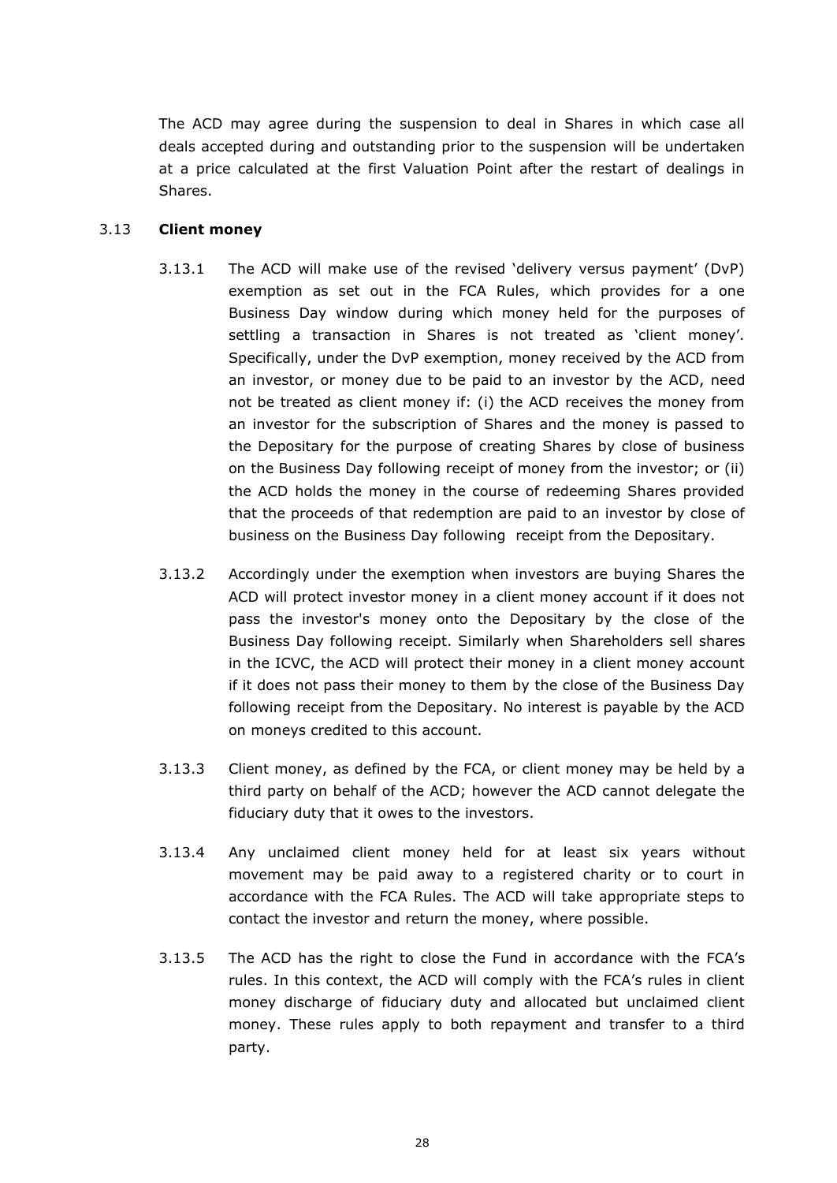The ACD may agree during the suspension to deal in Shares in which case all deals accepted during and outstanding prior to the suspension will be undertaken at a price calculated at the first Valuation Point after the restart of dealings in Shares.

### 3.13 **Client money**

3.13.1 The ACD will make use of the revised 'delivery versus payment' (DvP) exemption as set out in the FCA Rules, which provides for a one Business Day window during which money held for the purposes of settling a transaction in Shares is not treated as 'client money'. Specifically, under the DvP exemption, money received by the ACD from an investor, or money due to be paid to an investor by the ACD, need not be treated as client money if: (i) the ACD receives the money from an investor for the subscription of Shares and the money is passed to the Depositary for the purpose of creating Shares by close of business on the Business Day following receipt of money from the investor; or (ii) the ACD holds the money in the course of redeeming Shares provided that the proceeds of that redemption are paid to an investor by close of business on the Business Day following receipt from the Depositary.

3.13.2 Accordingly under the exemption when investors are buying Shares the ACD will protect investor money in a client money account if it does not pass the investor's money onto the Depositary by the close of the Business Day following receipt. Similarly when Shareholders sell shares in the ICVC, the ACD will protect their money in a client money account if it does not pass their money to them by the close of the Business Day following receipt from the Depositary. No interest is payable by the ACD on moneys credited to this account.

3.13.3 Client money, as defined by the FCA, or client money may be held by a third party on behalf of the ACD; however the ACD cannot delegate the fiduciary duty that it owes to the investors.

3.13.4 Any unclaimed client money held for at least six years without movement may be paid away to a registered charity or to court in accordance with the FCA Rules. The ACD will take appropriate steps to contact the investor and return the money, where possible.

3.13.5 The ACD has the right to close the Fund in accordance with the FCA's rules. In this context, the ACD will comply with the FCA's rules in client money discharge of fiduciary duty and allocated but unclaimed client money. These rules apply to both repayment and transfer to a third party.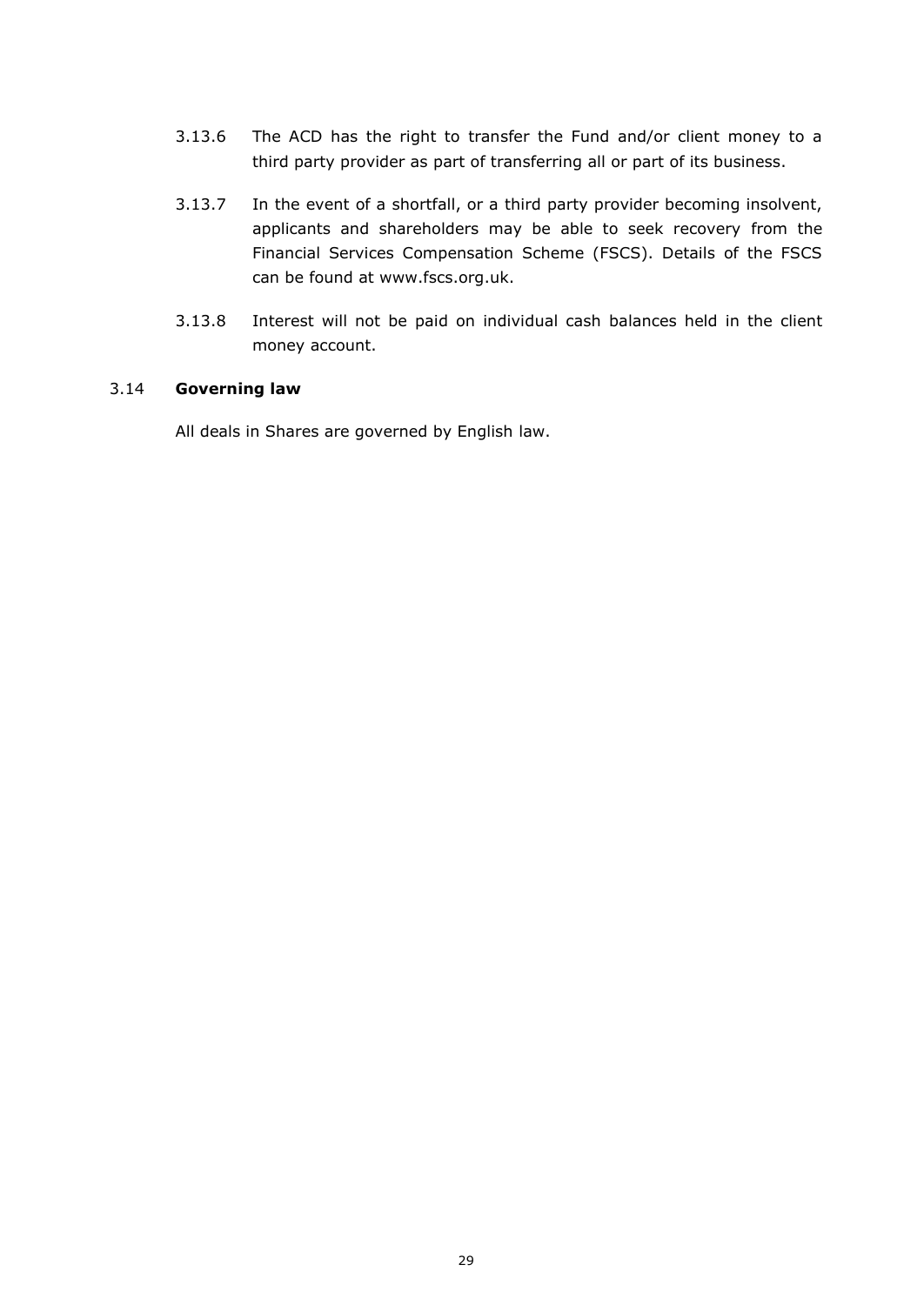3.13.6 The ACD has the right to transfer the Fund and/or client money to a third party provider as part of transferring all or part of its business.

3.13.7 In the event of a shortfall, or a third party provider becoming insolvent, applicants and shareholders may be able to seek recovery from the Financial Services Compensation Scheme (FSCS). Details of the FSCS can be found at www.fscs.org.uk.

3.13.8 Interest will not be paid on individual cash balances held in the client money account.

### 3.14 Governing law

All deals in Shares are governed by English law.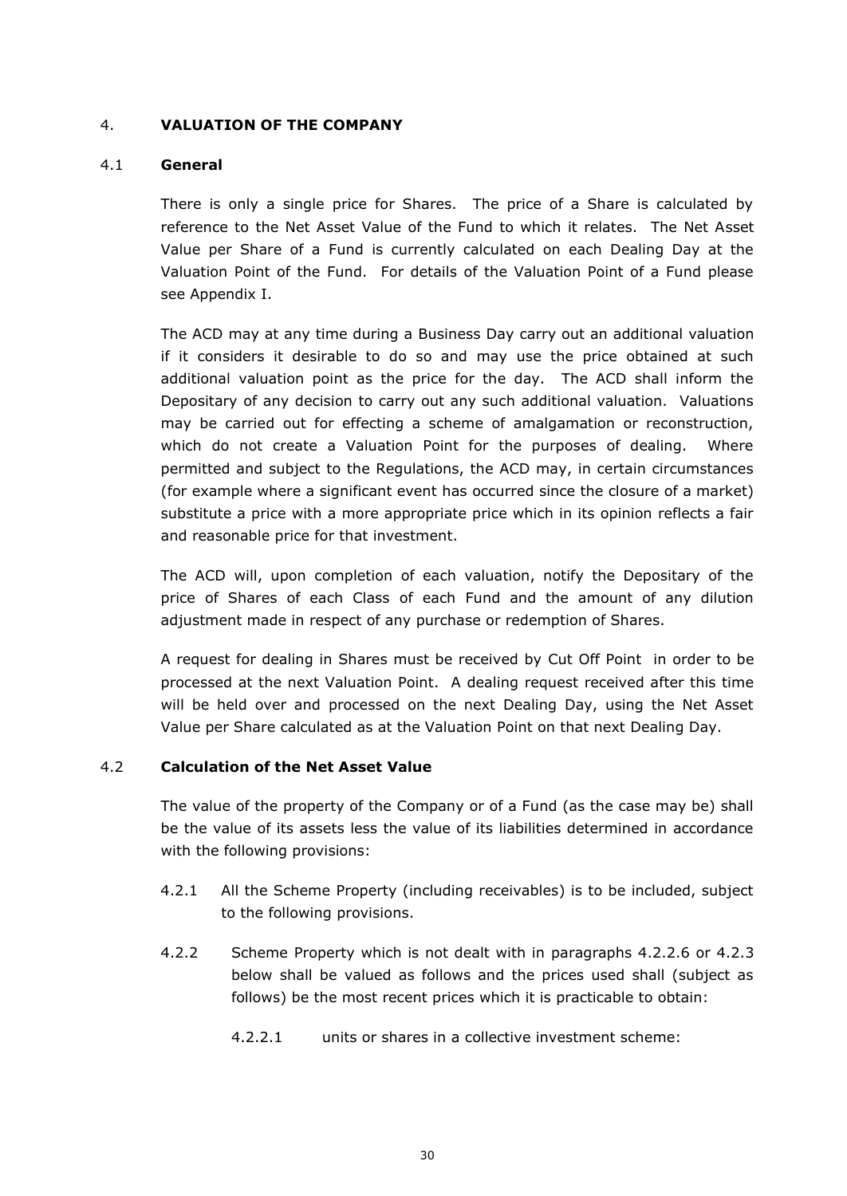## 4. VALUATION OF THE COMPANY

### 4.1 General

There is only a single price for Shares. The price of a Share is calculated by reference to the Net Asset Value of the Fund to which it relates. The Net Asset Value per Share of a Fund is currently calculated on each Dealing Day at the Valuation Point of the Fund. For details of the Valuation Point of a Fund please see Appendix I.

The ACD may at any time during a Business Day carry out an additional valuation if it considers it desirable to do so and may use the price obtained at such additional valuation point as the price for the day. The ACD shall inform the Depositary of any decision to carry out any such additional valuation. Valuations may be carried out for effecting a scheme of amalgamation or reconstruction, which do not create a Valuation Point for the purposes of dealing. Where permitted and subject to the Regulations, the ACD may, in certain circumstances (for example where a significant event has occurred since the closure of a market) substitute a price with a more appropriate price which in its opinion reflects a fair and reasonable price for that investment.

The ACD will, upon completion of each valuation, notify the Depositary of the price of Shares of each Class of each Fund and the amount of any dilution adjustment made in respect of any purchase or redemption of Shares.

A request for dealing in Shares must be received by Cut Off Point in order to be processed at the next Valuation Point. A dealing request received after this time will be held over and processed on the next Dealing Day, using the Net Asset Value per Share calculated as at the Valuation Point on that next Dealing Day.

### 4.2 Calculation of the Net Asset Value

The value of the property of the Company or of a Fund (as the case may be) shall be the value of its assets less the value of its liabilities determined in accordance with the following provisions:

4.2.1 All the Scheme Property (including receivables) is to be included, subject to the following provisions.

4.2.2 Scheme Property which is not dealt with in paragraphs 4.2.2.6 or 4.2.3 below shall be valued as follows and the prices used shall (subject as follows) be the most recent prices which it is practicable to obtain:

4.2.2.1 units or shares in a collective investment scheme: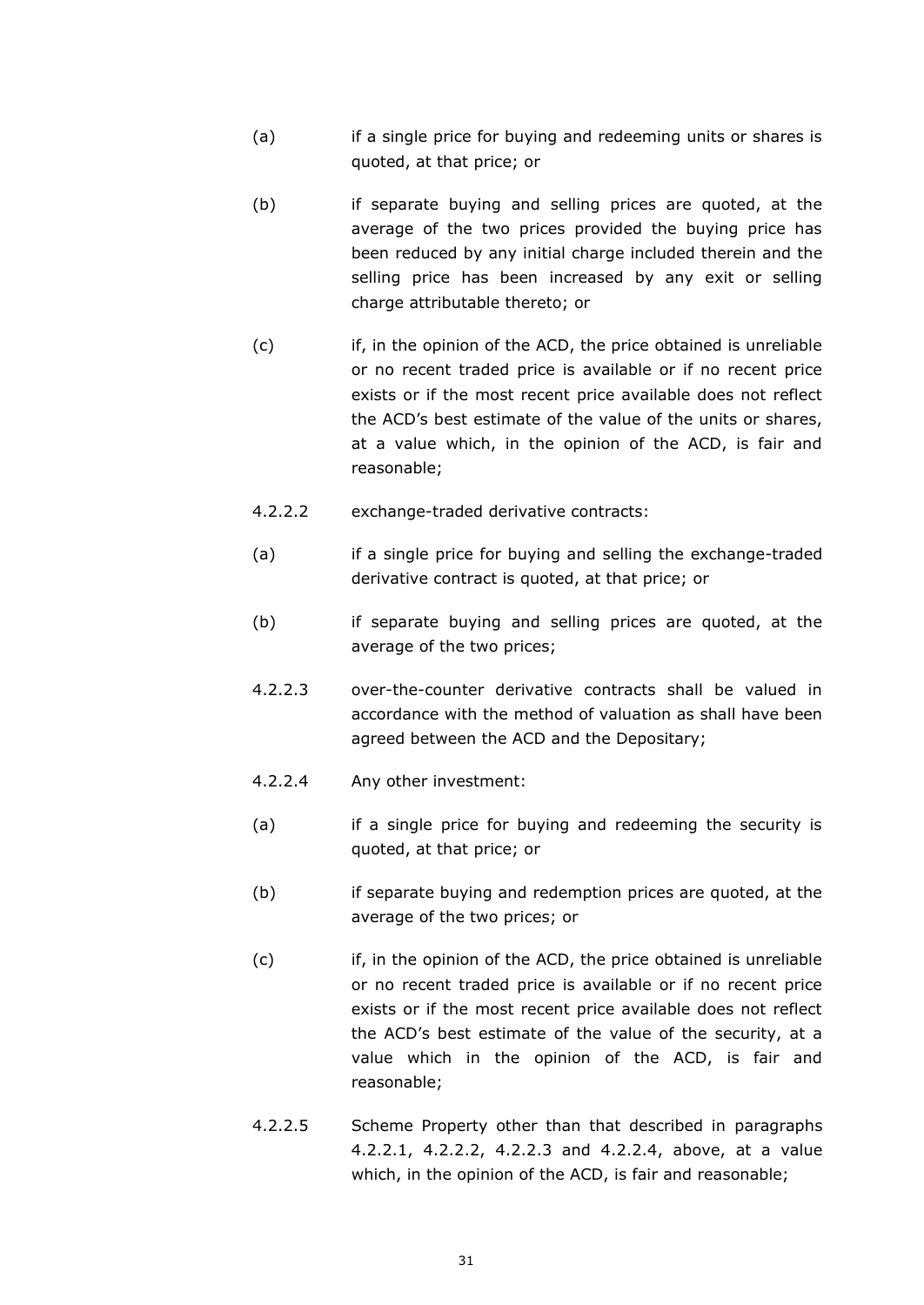(a) if a single price for buying and redeeming units or shares is quoted, at that price; or

(b) if separate buying and selling prices are quoted, at the average of the two prices provided the buying price has been reduced by any initial charge included therein and the selling price has been increased by any exit or selling charge attributable thereto; or

(c) if, in the opinion of the ACD, the price obtained is unreliable or no recent traded price is available or if no recent price exists or if the most recent price available does not reflect the ACD's best estimate of the value of the units or shares, at a value which, in the opinion of the ACD, is fair and reasonable;

4.2.2.2 exchange-traded derivative contracts:

(a) if a single price for buying and selling the exchange-traded derivative contract is quoted, at that price; or

(b) if separate buying and selling prices are quoted, at the average of the two prices;

4.2.2.3 over-the-counter derivative contracts shall be valued in accordance with the method of valuation as shall have been agreed between the ACD and the Depositary;

4.2.2.4 Any other investment:

(a) if a single price for buying and redeeming the security is quoted, at that price; or

(b) if separate buying and redemption prices are quoted, at the average of the two prices; or

(c) if, in the opinion of the ACD, the price obtained is unreliable or no recent traded price is available or if no recent price exists or if the most recent price available does not reflect the ACD's best estimate of the value of the security, at a value which in the opinion of the ACD, is fair and reasonable;

4.2.2.5 Scheme Property other than that described in paragraphs 4.2.2.1, 4.2.2.2, 4.2.2.3 and 4.2.2.4, above, at a value which, in the opinion of the ACD, is fair and reasonable;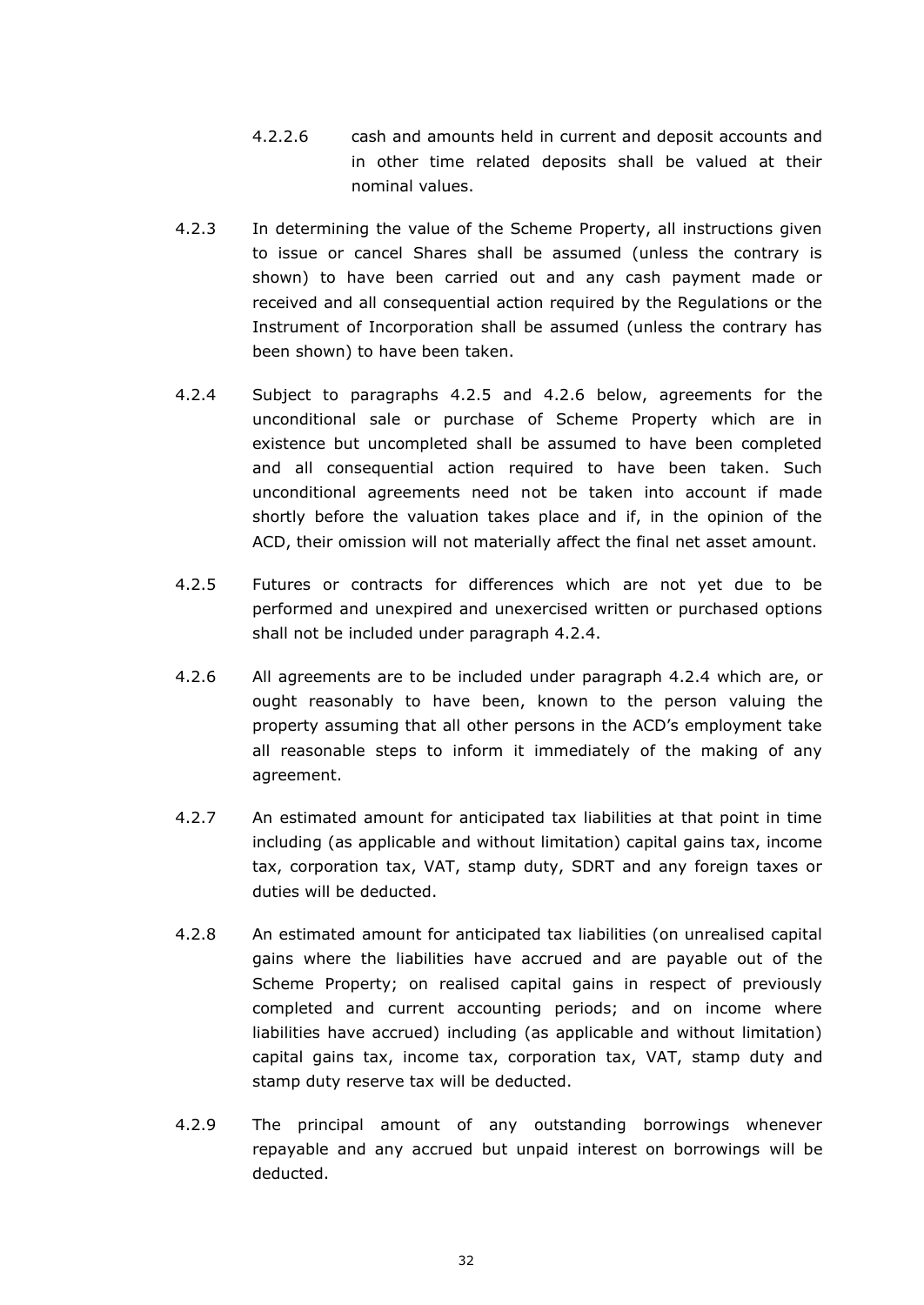4.2.2.6 cash and amounts held in current and deposit accounts and in other time related deposits shall be valued at their nominal values.

4.2.3 In determining the value of the Scheme Property, all instructions given to issue or cancel Shares shall be assumed (unless the contrary is shown) to have been carried out and any cash payment made or received and all consequential action required by the Regulations or the Instrument of Incorporation shall be assumed (unless the contrary has been shown) to have been taken.

4.2.4 Subject to paragraphs 4.2.5 and 4.2.6 below, agreements for the unconditional sale or purchase of Scheme Property which are in existence but uncompleted shall be assumed to have been completed and all consequential action required to have been taken. Such unconditional agreements need not be taken into account if made shortly before the valuation takes place and if, in the opinion of the ACD, their omission will not materially affect the final net asset amount.

4.2.5 Futures or contracts for differences which are not yet due to be performed and unexpired and unexercised written or purchased options shall not be included under paragraph 4.2.4.

4.2.6 All agreements are to be included under paragraph 4.2.4 which are, or ought reasonably to have been, known to the person valuing the property assuming that all other persons in the ACD's employment take all reasonable steps to inform it immediately of the making of any agreement.

4.2.7 An estimated amount for anticipated tax liabilities at that point in time including (as applicable and without limitation) capital gains tax, income tax, corporation tax, VAT, stamp duty, SDRT and any foreign taxes or duties will be deducted.

4.2.8 An estimated amount for anticipated tax liabilities (on unrealised capital gains where the liabilities have accrued and are payable out of the Scheme Property; on realised capital gains in respect of previously completed and current accounting periods; and on income where liabilities have accrued) including (as applicable and without limitation) capital gains tax, income tax, corporation tax, VAT, stamp duty and stamp duty reserve tax will be deducted.

4.2.9 The principal amount of any outstanding borrowings whenever repayable and any accrued but unpaid interest on borrowings will be deducted.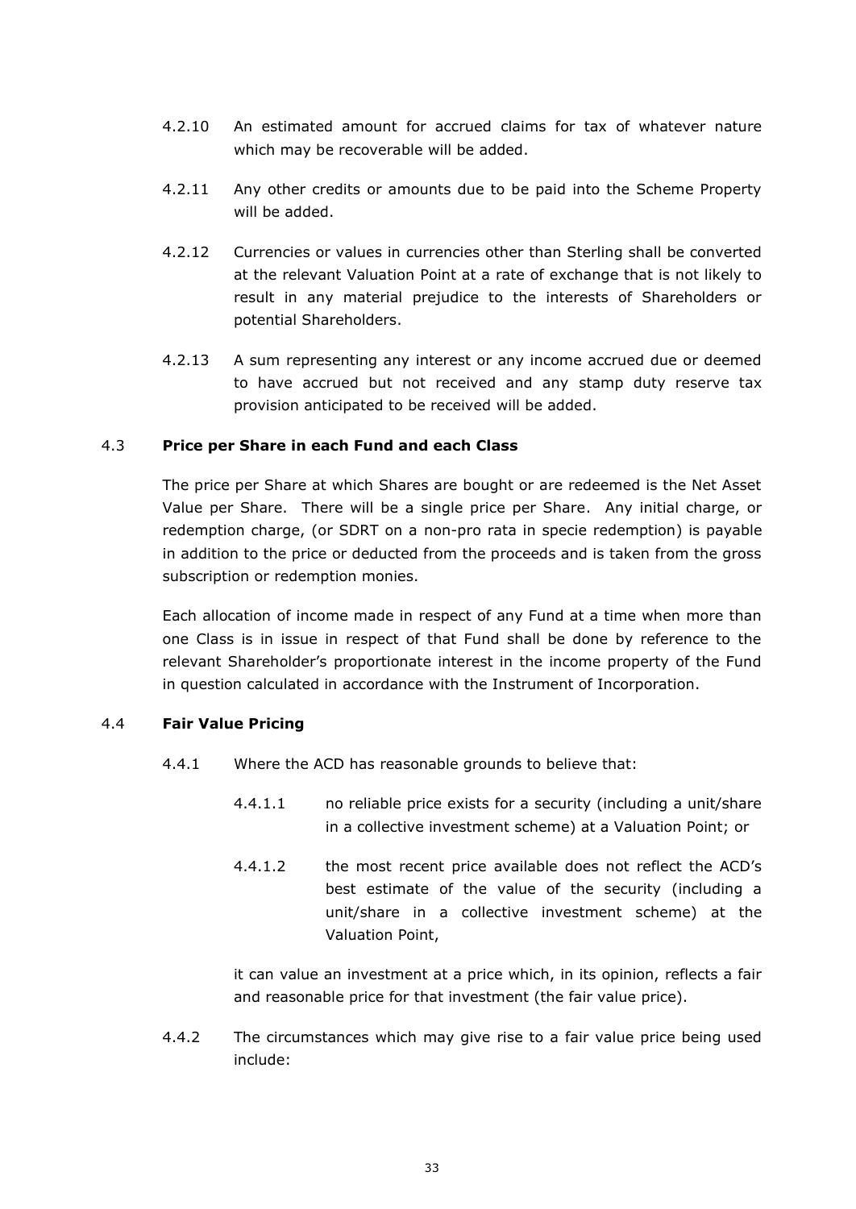4.2.10 An estimated amount for accrued claims for tax of whatever nature which may be recoverable will be added.

4.2.11 Any other credits or amounts due to be paid into the Scheme Property will be added.

4.2.12 Currencies or values in currencies other than Sterling shall be converted at the relevant Valuation Point at a rate of exchange that is not likely to result in any material prejudice to the interests of Shareholders or potential Shareholders.

4.2.13 A sum representing any interest or any income accrued due or deemed to have accrued but not received and any stamp duty reserve tax provision anticipated to be received will be added.

### 4.3 **Price per Share in each Fund and each Class**

The price per Share at which Shares are bought or are redeemed is the Net Asset Value per Share. There will be a single price per Share. Any initial charge, or redemption charge, (or SDRT on a non-pro rata in specie redemption) is payable in addition to the price or deducted from the proceeds and is taken from the gross subscription or redemption monies.

Each allocation of income made in respect of any Fund at a time when more than one Class is in issue in respect of that Fund shall be done by reference to the relevant Shareholder's proportionate interest in the income property of the Fund in question calculated in accordance with the Instrument of Incorporation.

### 4.4 **Fair Value Pricing**

4.4.1 Where the ACD has reasonable grounds to believe that:

4.4.1.1 no reliable price exists for a security (including a unit/share in a collective investment scheme) at a Valuation Point; or

4.4.1.2 the most recent price available does not reflect the ACD's best estimate of the value of the security (including a unit/share in a collective investment scheme) at the Valuation Point,

it can value an investment at a price which, in its opinion, reflects a fair and reasonable price for that investment (the fair value price).

4.4.2 The circumstances which may give rise to a fair value price being used include: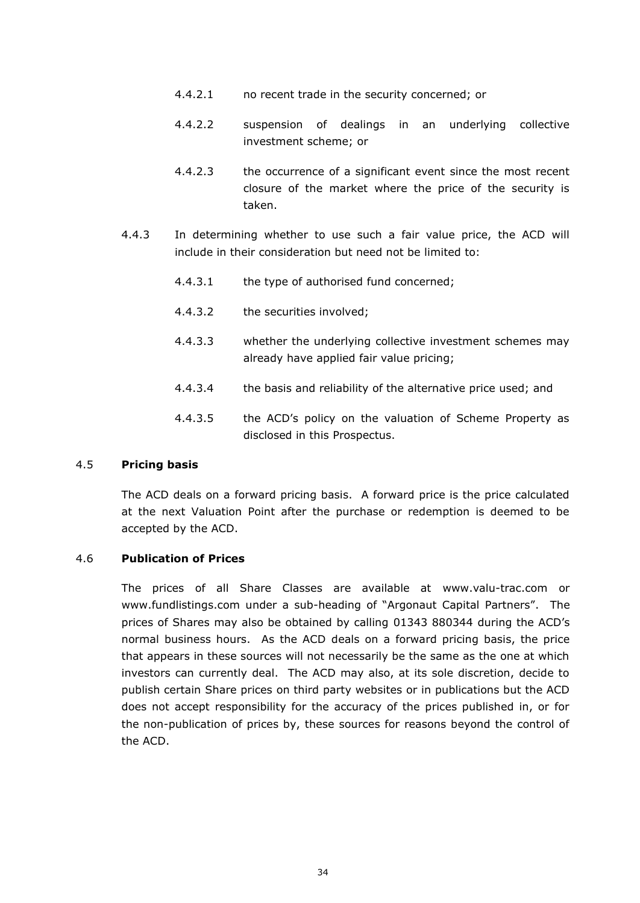4.4.2.1 no recent trade in the security concerned; or

4.4.2.2 suspension of dealings in an underlying collective investment scheme; or

4.4.2.3 the occurrence of a significant event since the most recent closure of the market where the price of the security is taken.

4.4.3 In determining whether to use such a fair value price, the ACD will include in their consideration but need not be limited to:

4.4.3.1 the type of authorised fund concerned;

4.4.3.2 the securities involved;

4.4.3.3 whether the underlying collective investment schemes may already have applied fair value pricing;

4.4.3.4 the basis and reliability of the alternative price used; and

4.4.3.5 the ACD's policy on the valuation of Scheme Property as disclosed in this Prospectus.

### 4.5 **Pricing basis**

The ACD deals on a forward pricing basis. A forward price is the price calculated at the next Valuation Point after the purchase or redemption is deemed to be accepted by the ACD.

### 4.6 **Publication of Prices**

The prices of all Share Classes are available at www.valu-trac.com or www.fundlistings.com under a sub-heading of "Argonaut Capital Partners". The prices of Shares may also be obtained by calling 01343 880344 during the ACD's normal business hours. As the ACD deals on a forward pricing basis, the price that appears in these sources will not necessarily be the same as the one at which investors can currently deal. The ACD may also, at its sole discretion, decide to publish certain Share prices on third party websites or in publications but the ACD does not accept responsibility for the accuracy of the prices published in, or for the non-publication of prices by, these sources for reasons beyond the control of the ACD.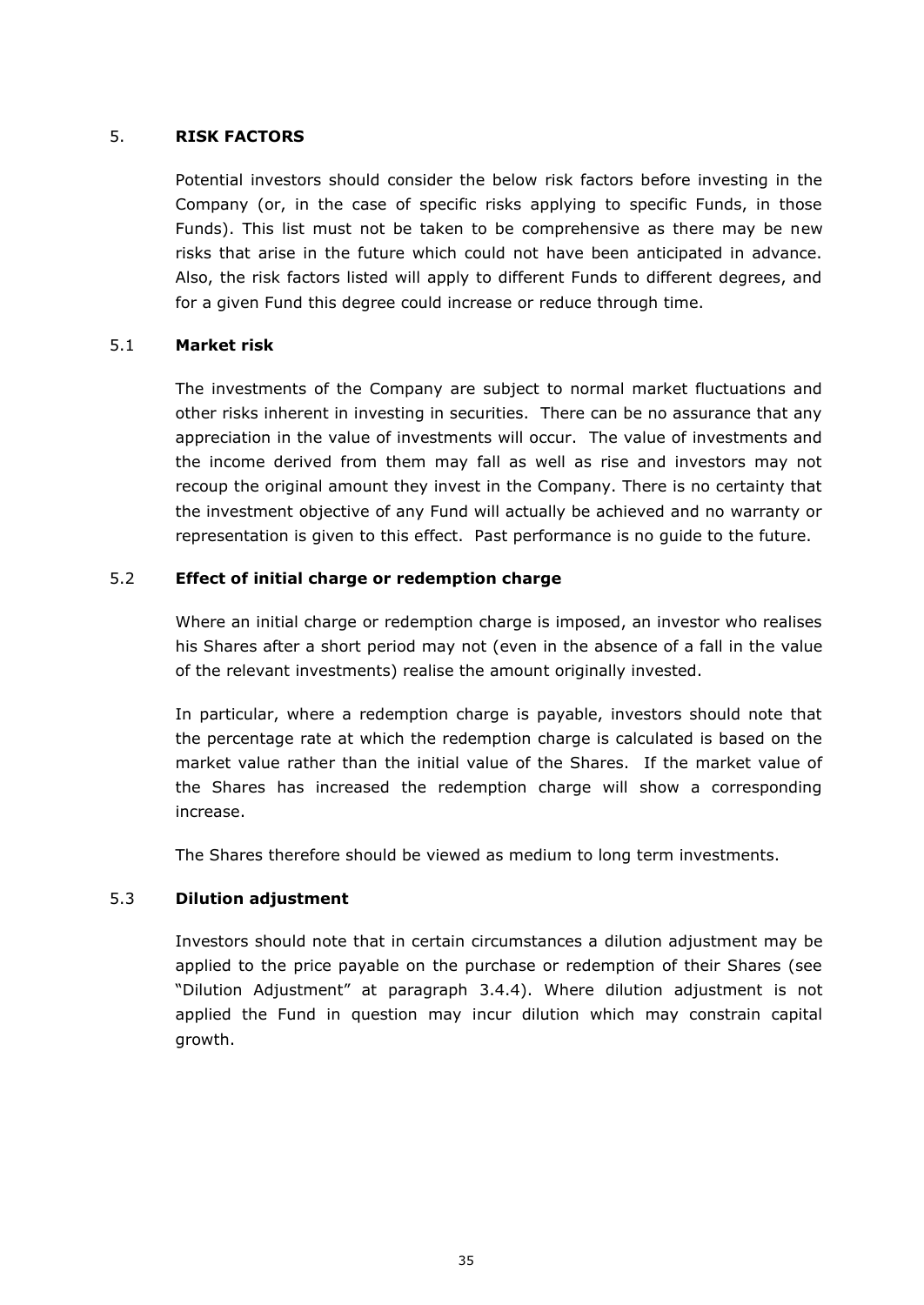## 5. RISK FACTORS

Potential investors should consider the below risk factors before investing in the Company (or, in the case of specific risks applying to specific Funds, in those Funds). This list must not be taken to be comprehensive as there may be new risks that arise in the future which could not have been anticipated in advance. Also, the risk factors listed will apply to different Funds to different degrees, and for a given Fund this degree could increase or reduce through time.

### 5.1 Market risk

The investments of the Company are subject to normal market fluctuations and other risks inherent in investing in securities. There can be no assurance that any appreciation in the value of investments will occur. The value of investments and the income derived from them may fall as well as rise and investors may not recoup the original amount they invest in the Company. There is no certainty that the investment objective of any Fund will actually be achieved and no warranty or representation is given to this effect. Past performance is no guide to the future.

### 5.2 Effect of initial charge or redemption charge

Where an initial charge or redemption charge is imposed, an investor who realises his Shares after a short period may not (even in the absence of a fall in the value of the relevant investments) realise the amount originally invested.

In particular, where a redemption charge is payable, investors should note that the percentage rate at which the redemption charge is calculated is based on the market value rather than the initial value of the Shares. If the market value of the Shares has increased the redemption charge will show a corresponding increase.

The Shares therefore should be viewed as medium to long term investments.

### 5.3 Dilution adjustment

Investors should note that in certain circumstances a dilution adjustment may be applied to the price payable on the purchase or redemption of their Shares (see "Dilution Adjustment" at paragraph 3.4.4). Where dilution adjustment is not applied the Fund in question may incur dilution which may constrain capital growth.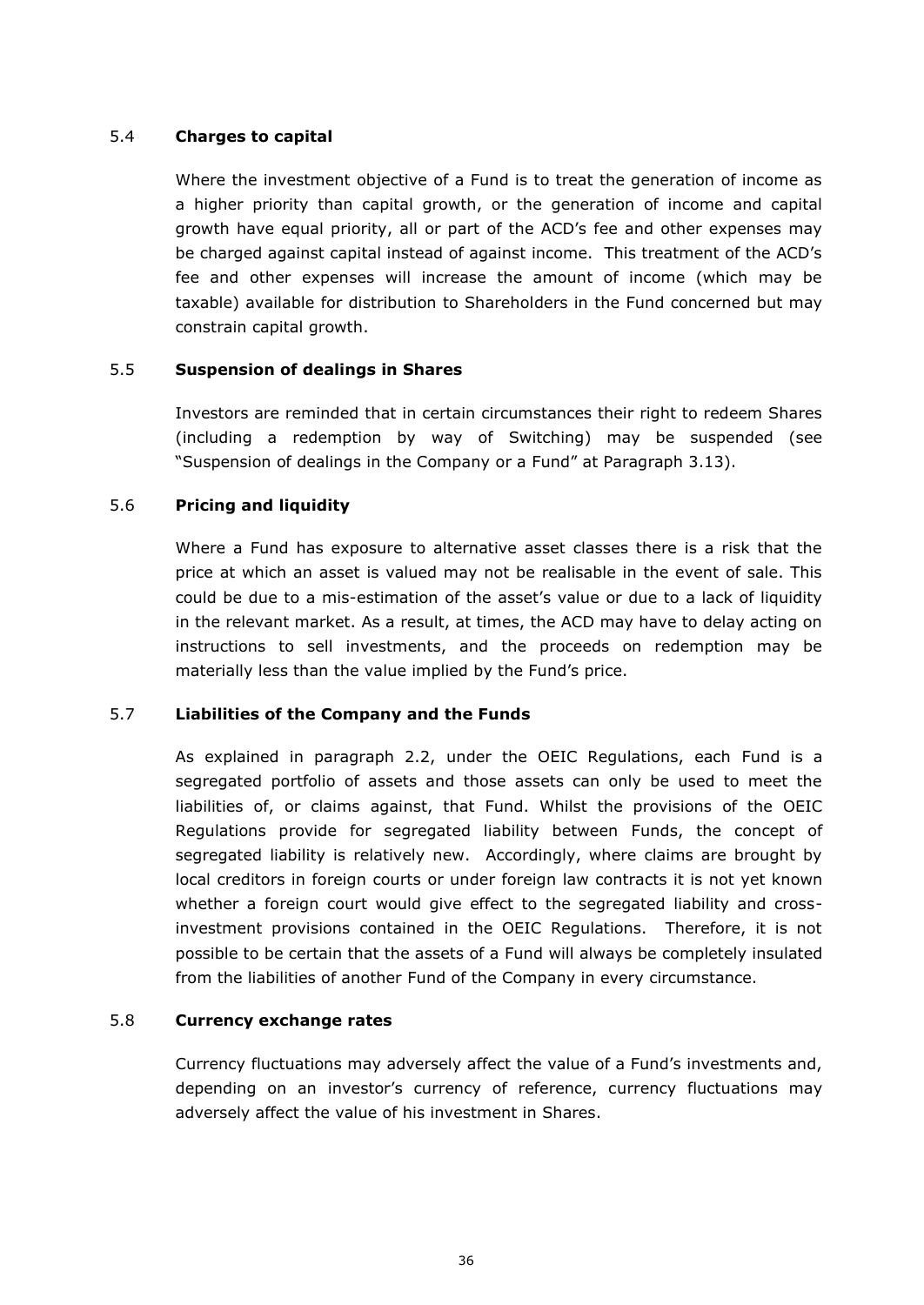### 5.4 **Charges to capital**

Where the investment objective of a Fund is to treat the generation of income as a higher priority than capital growth, or the generation of income and capital growth have equal priority, all or part of the ACD's fee and other expenses may be charged against capital instead of against income. This treatment of the ACD's fee and other expenses will increase the amount of income (which may be taxable) available for distribution to Shareholders in the Fund concerned but may constrain capital growth.

### 5.5 **Suspension of dealings in Shares**

Investors are reminded that in certain circumstances their right to redeem Shares (including a redemption by way of Switching) may be suspended (see "Suspension of dealings in the Company or a Fund" at Paragraph 3.13).

### 5.6 **Pricing and liquidity**

Where a Fund has exposure to alternative asset classes there is a risk that the price at which an asset is valued may not be realisable in the event of sale. This could be due to a mis-estimation of the asset's value or due to a lack of liquidity in the relevant market. As a result, at times, the ACD may have to delay acting on instructions to sell investments, and the proceeds on redemption may be materially less than the value implied by the Fund's price.

### 5.7 **Liabilities of the Company and the Funds**

As explained in paragraph 2.2, under the OEIC Regulations, each Fund is a segregated portfolio of assets and those assets can only be used to meet the liabilities of, or claims against, that Fund. Whilst the provisions of the OEIC Regulations provide for segregated liability between Funds, the concept of segregated liability is relatively new. Accordingly, where claims are brought by local creditors in foreign courts or under foreign law contracts it is not yet known whether a foreign court would give effect to the segregated liability and cross-investment provisions contained in the OEIC Regulations. Therefore, it is not possible to be certain that the assets of a Fund will always be completely insulated from the liabilities of another Fund of the Company in every circumstance.

### 5.8 **Currency exchange rates**

Currency fluctuations may adversely affect the value of a Fund's investments and, depending on an investor's currency of reference, currency fluctuations may adversely affect the value of his investment in Shares.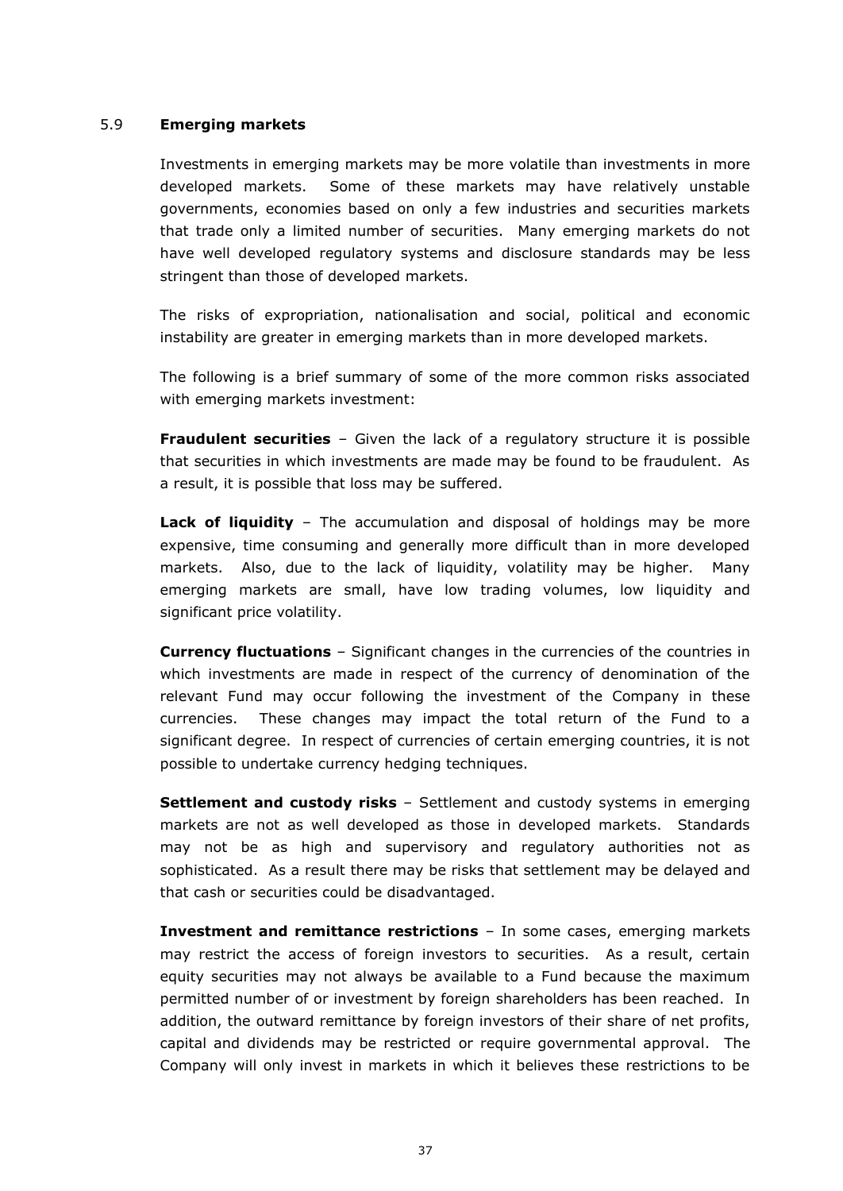### 5.9 **Emerging markets**

Investments in emerging markets may be more volatile than investments in more developed markets. Some of these markets may have relatively unstable governments, economies based on only a few industries and securities markets that trade only a limited number of securities. Many emerging markets do not have well developed regulatory systems and disclosure standards may be less stringent than those of developed markets.

The risks of expropriation, nationalisation and social, political and economic instability are greater in emerging markets than in more developed markets.

The following is a brief summary of some of the more common risks associated with emerging markets investment:

**Fraudulent securities** – Given the lack of a regulatory structure it is possible that securities in which investments are made may be found to be fraudulent. As a result, it is possible that loss may be suffered.

**Lack of liquidity** – The accumulation and disposal of holdings may be more expensive, time consuming and generally more difficult than in more developed markets. Also, due to the lack of liquidity, volatility may be higher. Many emerging markets are small, have low trading volumes, low liquidity and significant price volatility.

**Currency fluctuations** – Significant changes in the currencies of the countries in which investments are made in respect of the currency of denomination of the relevant Fund may occur following the investment of the Company in these currencies. These changes may impact the total return of the Fund to a significant degree. In respect of currencies of certain emerging countries, it is not possible to undertake currency hedging techniques.

**Settlement and custody risks** – Settlement and custody systems in emerging markets are not as well developed as those in developed markets. Standards may not be as high and supervisory and regulatory authorities not as sophisticated. As a result there may be risks that settlement may be delayed and that cash or securities could be disadvantaged.

**Investment and remittance restrictions** – In some cases, emerging markets may restrict the access of foreign investors to securities. As a result, certain equity securities may not always be available to a Fund because the maximum permitted number of or investment by foreign shareholders has been reached. In addition, the outward remittance by foreign investors of their share of net profits, capital and dividends may be restricted or require governmental approval. The Company will only invest in markets in which it believes these restrictions to be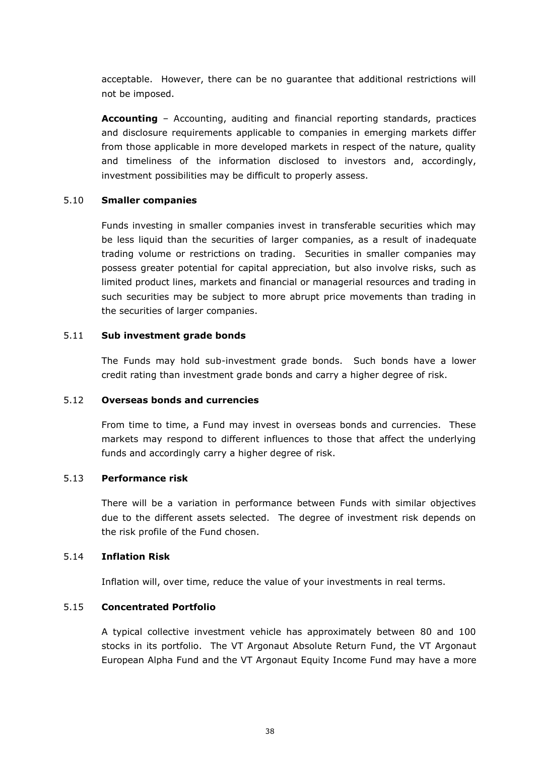acceptable. However, there can be no guarantee that additional restrictions will not be imposed.

**Accounting** – Accounting, auditing and financial reporting standards, practices and disclosure requirements applicable to companies in emerging markets differ from those applicable in more developed markets in respect of the nature, quality and timeliness of the information disclosed to investors and, accordingly, investment possibilities may be difficult to properly assess.

### 5.10 Smaller companies

Funds investing in smaller companies invest in transferable securities which may be less liquid than the securities of larger companies, as a result of inadequate trading volume or restrictions on trading. Securities in smaller companies may possess greater potential for capital appreciation, but also involve risks, such as limited product lines, markets and financial or managerial resources and trading in such securities may be subject to more abrupt price movements than trading in the securities of larger companies.

### 5.11 Sub investment grade bonds

The Funds may hold sub-investment grade bonds. Such bonds have a lower credit rating than investment grade bonds and carry a higher degree of risk.

### 5.12 Overseas bonds and currencies

From time to time, a Fund may invest in overseas bonds and currencies. These markets may respond to different influences to those that affect the underlying funds and accordingly carry a higher degree of risk.

### 5.13 Performance risk

There will be a variation in performance between Funds with similar objectives due to the different assets selected. The degree of investment risk depends on the risk profile of the Fund chosen.

### 5.14 Inflation Risk

Inflation will, over time, reduce the value of your investments in real terms.

### 5.15 Concentrated Portfolio

A typical collective investment vehicle has approximately between 80 and 100 stocks in its portfolio. The VT Argonaut Absolute Return Fund, the VT Argonaut European Alpha Fund and the VT Argonaut Equity Income Fund may have a more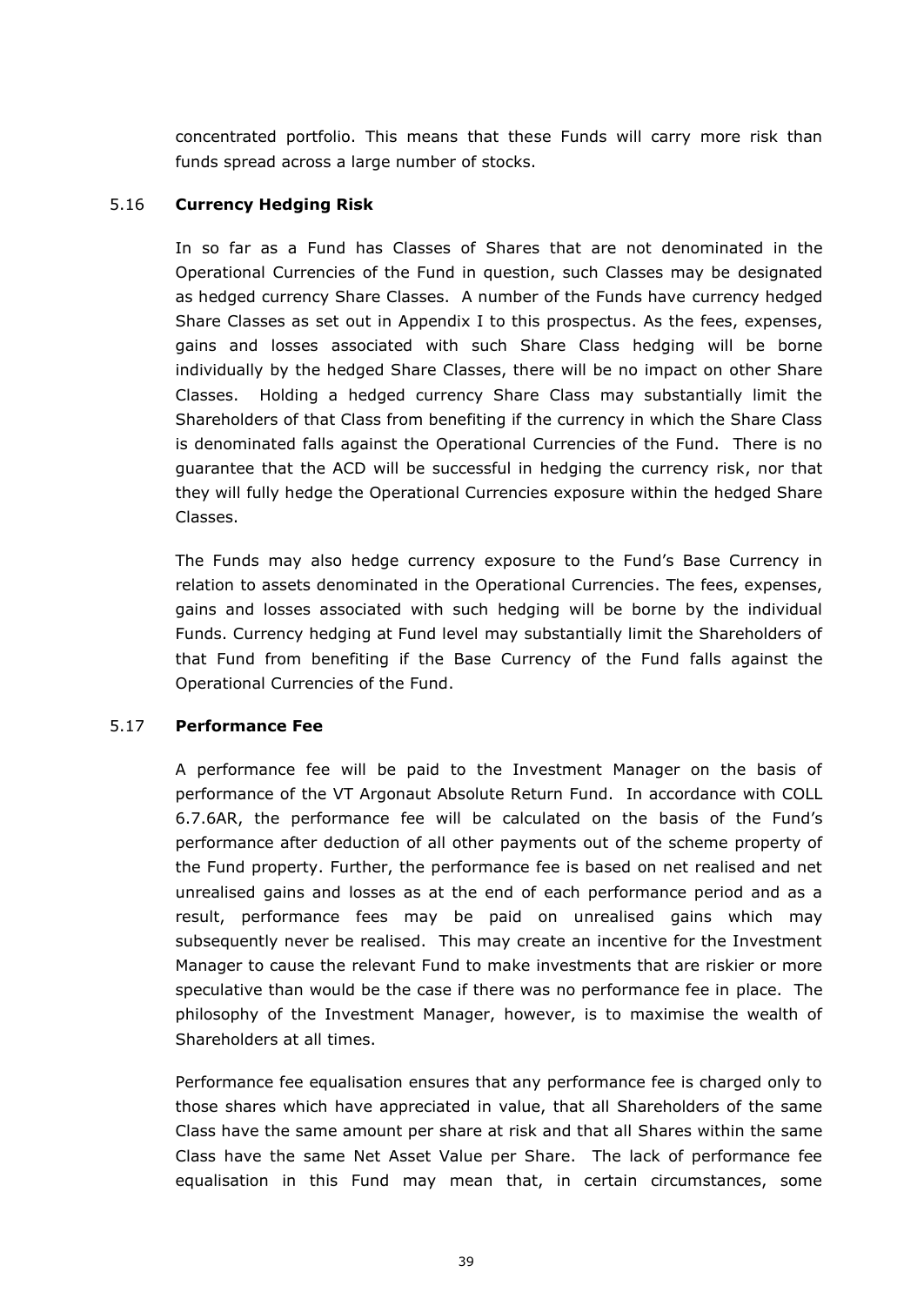concentrated portfolio. This means that these Funds will carry more risk than funds spread across a large number of stocks.

### 5.16 **Currency Hedging Risk**

In so far as a Fund has Classes of Shares that are not denominated in the Operational Currencies of the Fund in question, such Classes may be designated as hedged currency Share Classes. A number of the Funds have currency hedged Share Classes as set out in Appendix I to this prospectus. As the fees, expenses, gains and losses associated with such Share Class hedging will be borne individually by the hedged Share Classes, there will be no impact on other Share Classes. Holding a hedged currency Share Class may substantially limit the Shareholders of that Class from benefiting if the currency in which the Share Class is denominated falls against the Operational Currencies of the Fund. There is no guarantee that the ACD will be successful in hedging the currency risk, nor that they will fully hedge the Operational Currencies exposure within the hedged Share Classes.

The Funds may also hedge currency exposure to the Fund's Base Currency in relation to assets denominated in the Operational Currencies. The fees, expenses, gains and losses associated with such hedging will be borne by the individual Funds. Currency hedging at Fund level may substantially limit the Shareholders of that Fund from benefiting if the Base Currency of the Fund falls against the Operational Currencies of the Fund.

### 5.17 **Performance Fee**

A performance fee will be paid to the Investment Manager on the basis of performance of the VT Argonaut Absolute Return Fund. In accordance with COLL 6.7.6AR, the performance fee will be calculated on the basis of the Fund's performance after deduction of all other payments out of the scheme property of the Fund property. Further, the performance fee is based on net realised and net unrealised gains and losses as at the end of each performance period and as a result, performance fees may be paid on unrealised gains which may subsequently never be realised. This may create an incentive for the Investment Manager to cause the relevant Fund to make investments that are riskier or more speculative than would be the case if there was no performance fee in place. The philosophy of the Investment Manager, however, is to maximise the wealth of Shareholders at all times.

Performance fee equalisation ensures that any performance fee is charged only to those shares which have appreciated in value, that all Shareholders of the same Class have the same amount per share at risk and that all Shares within the same Class have the same Net Asset Value per Share. The lack of performance fee equalisation in this Fund may mean that, in certain circumstances, some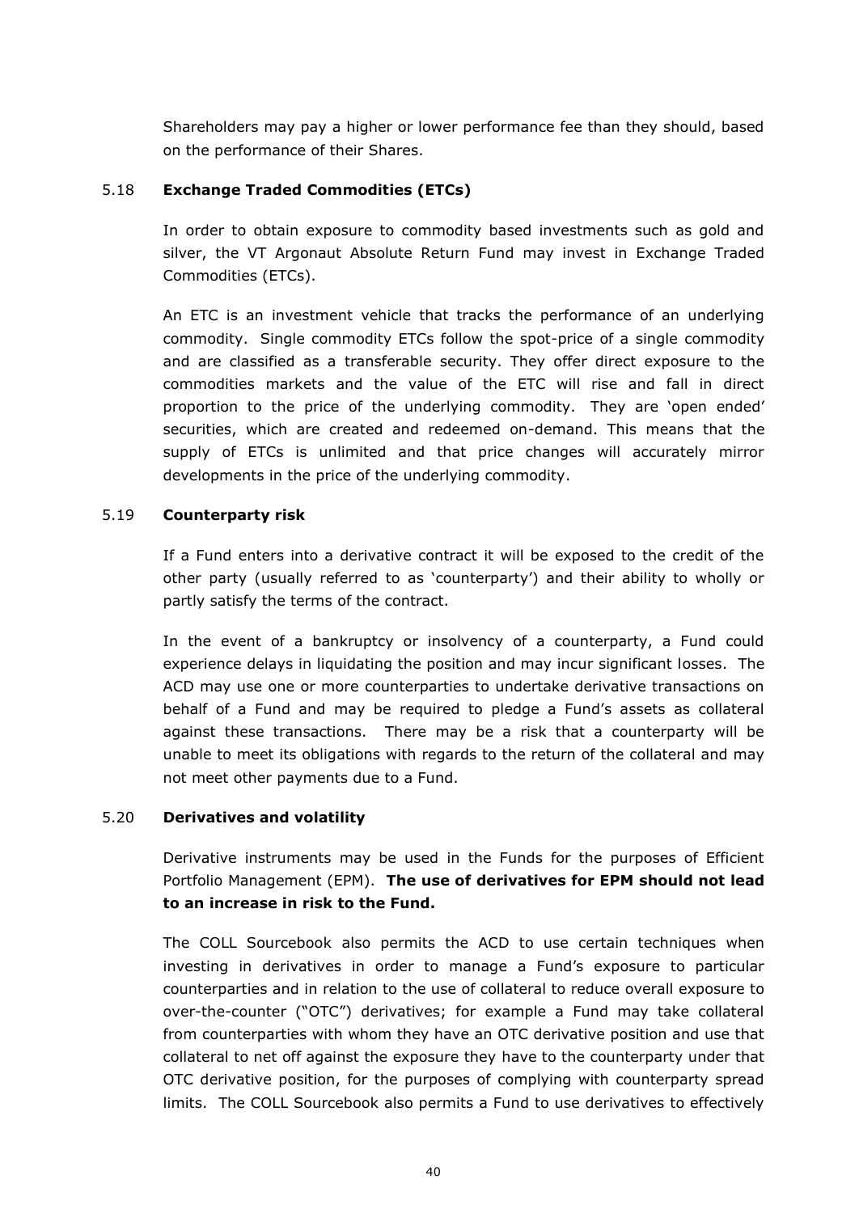Shareholders may pay a higher or lower performance fee than they should, based on the performance of their Shares.

### 5.18 Exchange Traded Commodities (ETCs)

In order to obtain exposure to commodity based investments such as gold and silver, the VT Argonaut Absolute Return Fund may invest in Exchange Traded Commodities (ETCs).

An ETC is an investment vehicle that tracks the performance of an underlying commodity. Single commodity ETCs follow the spot-price of a single commodity and are classified as a transferable security. They offer direct exposure to the commodities markets and the value of the ETC will rise and fall in direct proportion to the price of the underlying commodity. They are 'open ended' securities, which are created and redeemed on-demand. This means that the supply of ETCs is unlimited and that price changes will accurately mirror developments in the price of the underlying commodity.

### 5.19 Counterparty risk

If a Fund enters into a derivative contract it will be exposed to the credit of the other party (usually referred to as 'counterparty') and their ability to wholly or partly satisfy the terms of the contract.

In the event of a bankruptcy or insolvency of a counterparty, a Fund could experience delays in liquidating the position and may incur significant losses. The ACD may use one or more counterparties to undertake derivative transactions on behalf of a Fund and may be required to pledge a Fund's assets as collateral against these transactions. There may be a risk that a counterparty will be unable to meet its obligations with regards to the return of the collateral and may not meet other payments due to a Fund.

### 5.20 Derivatives and volatility

Derivative instruments may be used in the Funds for the purposes of Efficient Portfolio Management (EPM). **The use of derivatives for EPM should not lead to an increase in risk to the Fund.**

The COLL Sourcebook also permits the ACD to use certain techniques when investing in derivatives in order to manage a Fund's exposure to particular counterparties and in relation to the use of collateral to reduce overall exposure to over-the-counter ("OTC") derivatives; for example a Fund may take collateral from counterparties with whom they have an OTC derivative position and use that collateral to net off against the exposure they have to the counterparty under that OTC derivative position, for the purposes of complying with counterparty spread limits. The COLL Sourcebook also permits a Fund to use derivatives to effectively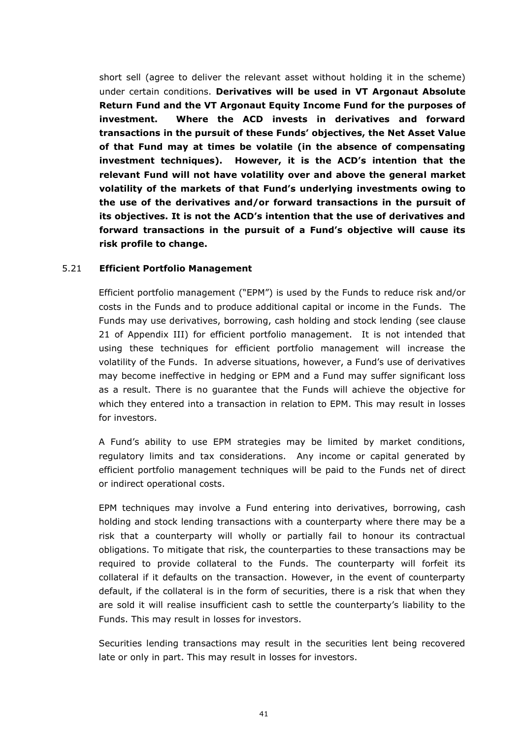short sell (agree to deliver the relevant asset without holding it in the scheme) under certain conditions. **Derivatives will be used in VT Argonaut Absolute Return Fund and the VT Argonaut Equity Income Fund for the purposes of investment. Where the ACD invests in derivatives and forward transactions in the pursuit of these Funds' objectives, the Net Asset Value of that Fund may at times be volatile (in the absence of compensating investment techniques). However, it is the ACD's intention that the relevant Fund will not have volatility over and above the general market volatility of the markets of that Fund's underlying investments owing to the use of the derivatives and/or forward transactions in the pursuit of its objectives. It is not the ACD's intention that the use of derivatives and forward transactions in the pursuit of a Fund's objective will cause its risk profile to change.**

### 5.21 Efficient Portfolio Management

Efficient portfolio management ("EPM") is used by the Funds to reduce risk and/or costs in the Funds and to produce additional capital or income in the Funds. The Funds may use derivatives, borrowing, cash holding and stock lending (see clause 21 of Appendix III) for efficient portfolio management. It is not intended that using these techniques for efficient portfolio management will increase the volatility of the Funds. In adverse situations, however, a Fund's use of derivatives may become ineffective in hedging or EPM and a Fund may suffer significant loss as a result. There is no guarantee that the Funds will achieve the objective for which they entered into a transaction in relation to EPM. This may result in losses for investors.

A Fund's ability to use EPM strategies may be limited by market conditions, regulatory limits and tax considerations. Any income or capital generated by efficient portfolio management techniques will be paid to the Funds net of direct or indirect operational costs.

EPM techniques may involve a Fund entering into derivatives, borrowing, cash holding and stock lending transactions with a counterparty where there may be a risk that a counterparty will wholly or partially fail to honour its contractual obligations. To mitigate that risk, the counterparties to these transactions may be required to provide collateral to the Funds. The counterparty will forfeit its collateral if it defaults on the transaction. However, in the event of counterparty default, if the collateral is in the form of securities, there is a risk that when they are sold it will realise insufficient cash to settle the counterparty's liability to the Funds. This may result in losses for investors.

Securities lending transactions may result in the securities lent being recovered late or only in part. This may result in losses for investors.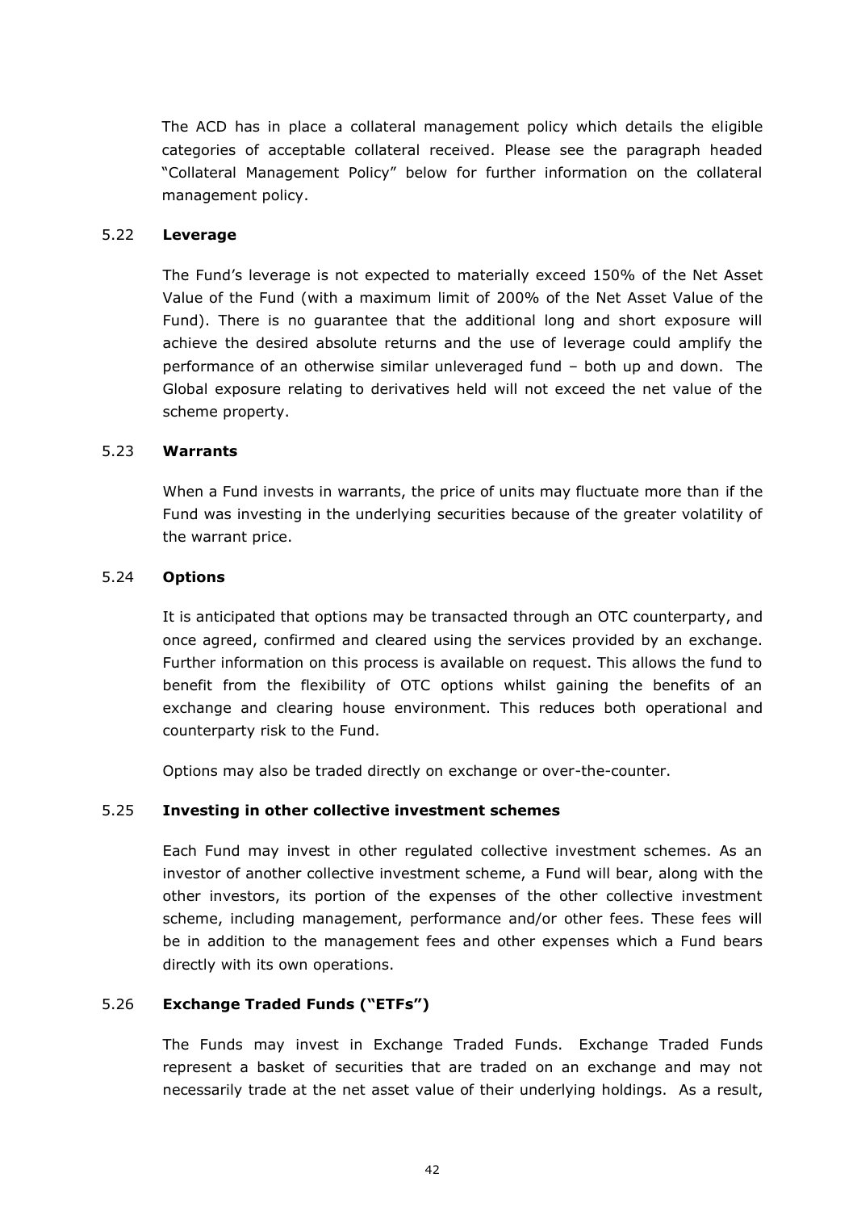The ACD has in place a collateral management policy which details the eligible categories of acceptable collateral received. Please see the paragraph headed "Collateral Management Policy" below for further information on the collateral management policy.

### 5.22 **Leverage**

The Fund's leverage is not expected to materially exceed 150% of the Net Asset Value of the Fund (with a maximum limit of 200% of the Net Asset Value of the Fund). There is no guarantee that the additional long and short exposure will achieve the desired absolute returns and the use of leverage could amplify the performance of an otherwise similar unleveraged fund – both up and down. The Global exposure relating to derivatives held will not exceed the net value of the scheme property.

### 5.23 **Warrants**

When a Fund invests in warrants, the price of units may fluctuate more than if the Fund was investing in the underlying securities because of the greater volatility of the warrant price.

### 5.24 **Options**

It is anticipated that options may be transacted through an OTC counterparty, and once agreed, confirmed and cleared using the services provided by an exchange. Further information on this process is available on request. This allows the fund to benefit from the flexibility of OTC options whilst gaining the benefits of an exchange and clearing house environment. This reduces both operational and counterparty risk to the Fund.

Options may also be traded directly on exchange or over-the-counter.

### 5.25 **Investing in other collective investment schemes**

Each Fund may invest in other regulated collective investment schemes. As an investor of another collective investment scheme, a Fund will bear, along with the other investors, its portion of the expenses of the other collective investment scheme, including management, performance and/or other fees. These fees will be in addition to the management fees and other expenses which a Fund bears directly with its own operations.

### 5.26 **Exchange Traded Funds ("ETFs")**

The Funds may invest in Exchange Traded Funds. Exchange Traded Funds represent a basket of securities that are traded on an exchange and may not necessarily trade at the net asset value of their underlying holdings. As a result,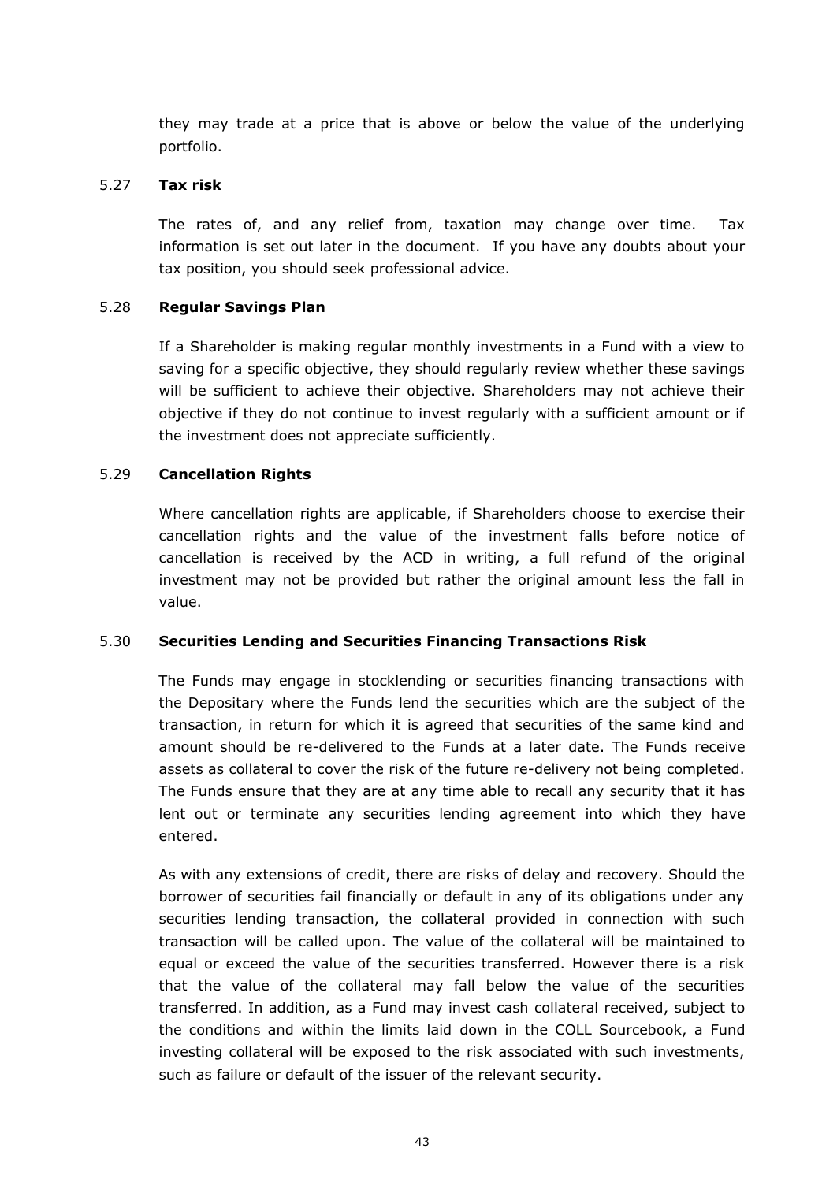they may trade at a price that is above or below the value of the underlying portfolio.

### 5.27 Tax risk

The rates of, and any relief from, taxation may change over time. Tax information is set out later in the document. If you have any doubts about your tax position, you should seek professional advice.

### 5.28 Regular Savings Plan

If a Shareholder is making regular monthly investments in a Fund with a view to saving for a specific objective, they should regularly review whether these savings will be sufficient to achieve their objective. Shareholders may not achieve their objective if they do not continue to invest regularly with a sufficient amount or if the investment does not appreciate sufficiently.

### 5.29 Cancellation Rights

Where cancellation rights are applicable, if Shareholders choose to exercise their cancellation rights and the value of the investment falls before notice of cancellation is received by the ACD in writing, a full refund of the original investment may not be provided but rather the original amount less the fall in value.

### 5.30 Securities Lending and Securities Financing Transactions Risk

The Funds may engage in stocklending or securities financing transactions with the Depositary where the Funds lend the securities which are the subject of the transaction, in return for which it is agreed that securities of the same kind and amount should be re-delivered to the Funds at a later date. The Funds receive assets as collateral to cover the risk of the future re-delivery not being completed. The Funds ensure that they are at any time able to recall any security that it has lent out or terminate any securities lending agreement into which they have entered.

As with any extensions of credit, there are risks of delay and recovery. Should the borrower of securities fail financially or default in any of its obligations under any securities lending transaction, the collateral provided in connection with such transaction will be called upon. The value of the collateral will be maintained to equal or exceed the value of the securities transferred. However there is a risk that the value of the collateral may fall below the value of the securities transferred. In addition, as a Fund may invest cash collateral received, subject to the conditions and within the limits laid down in the COLL Sourcebook, a Fund investing collateral will be exposed to the risk associated with such investments, such as failure or default of the issuer of the relevant security.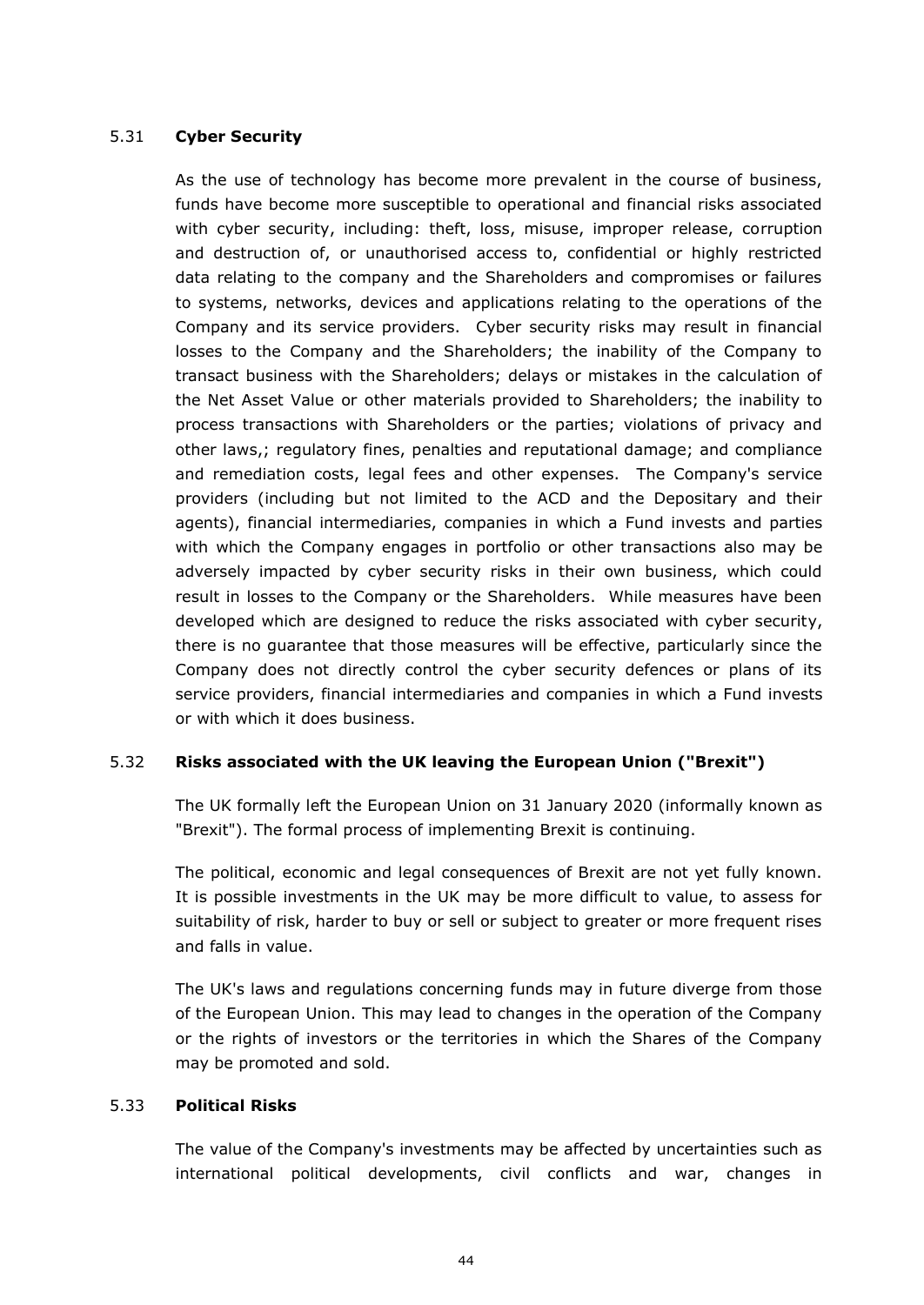### 5.31 **Cyber Security**

As the use of technology has become more prevalent in the course of business, funds have become more susceptible to operational and financial risks associated with cyber security, including: theft, loss, misuse, improper release, corruption and destruction of, or unauthorised access to, confidential or highly restricted data relating to the company and the Shareholders and compromises or failures to systems, networks, devices and applications relating to the operations of the Company and its service providers. Cyber security risks may result in financial losses to the Company and the Shareholders; the inability of the Company to transact business with the Shareholders; delays or mistakes in the calculation of the Net Asset Value or other materials provided to Shareholders; the inability to process transactions with Shareholders or the parties; violations of privacy and other laws,; regulatory fines, penalties and reputational damage; and compliance and remediation costs, legal fees and other expenses. The Company's service providers (including but not limited to the ACD and the Depositary and their agents), financial intermediaries, companies in which a Fund invests and parties with which the Company engages in portfolio or other transactions also may be adversely impacted by cyber security risks in their own business, which could result in losses to the Company or the Shareholders. While measures have been developed which are designed to reduce the risks associated with cyber security, there is no guarantee that those measures will be effective, particularly since the Company does not directly control the cyber security defences or plans of its service providers, financial intermediaries and companies in which a Fund invests or with which it does business.

### 5.32 **Risks associated with the UK leaving the European Union ("Brexit")**

The UK formally left the European Union on 31 January 2020 (informally known as "Brexit"). The formal process of implementing Brexit is continuing.

The political, economic and legal consequences of Brexit are not yet fully known. It is possible investments in the UK may be more difficult to value, to assess for suitability of risk, harder to buy or sell or subject to greater or more frequent rises and falls in value.

The UK's laws and regulations concerning funds may in future diverge from those of the European Union. This may lead to changes in the operation of the Company or the rights of investors or the territories in which the Shares of the Company may be promoted and sold.

### 5.33 **Political Risks**

The value of the Company's investments may be affected by uncertainties such as international political developments, civil conflicts and war, changes in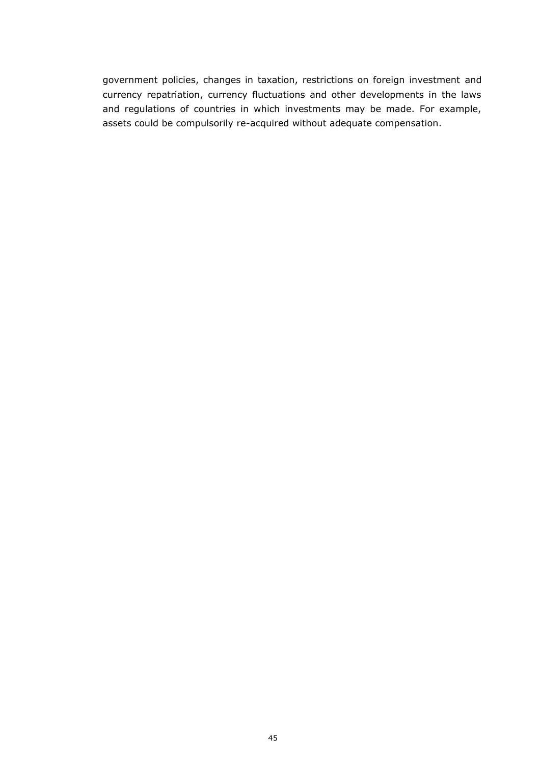government policies, changes in taxation, restrictions on foreign investment and currency repatriation, currency fluctuations and other developments in the laws and regulations of countries in which investments may be made. For example, assets could be compulsorily re-acquired without adequate compensation.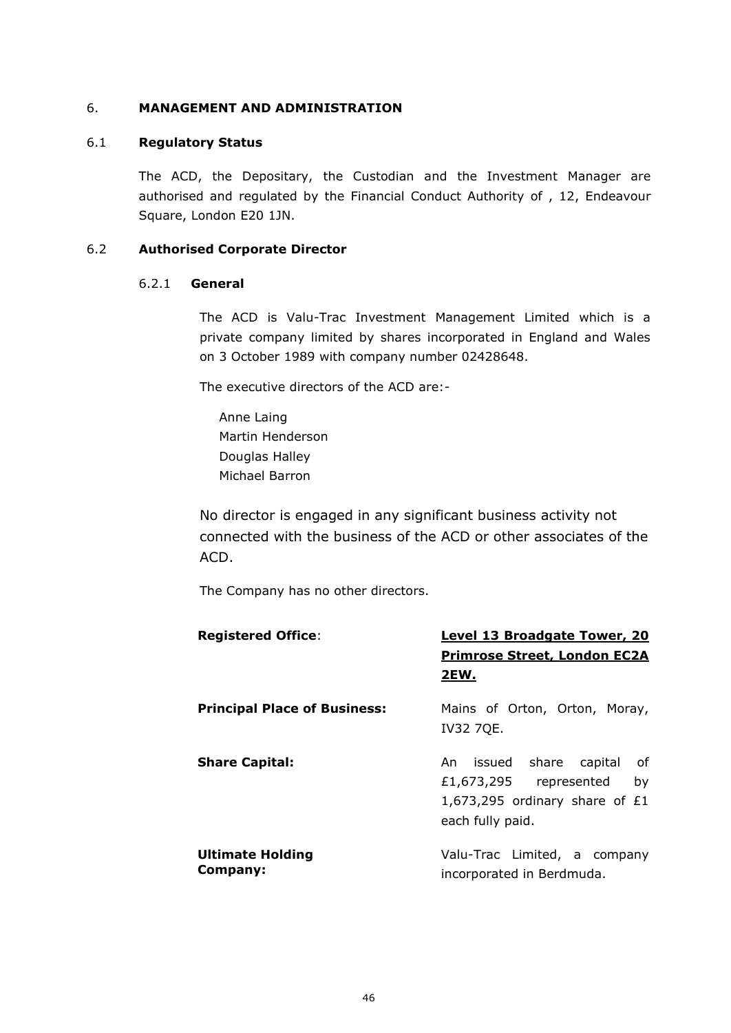## 6. MANAGEMENT AND ADMINISTRATION

### 6.1 Regulatory Status

The ACD, the Depositary, the Custodian and the Investment Manager are authorised and regulated by the Financial Conduct Authority of , 12, Endeavour Square, London E20 1JN.

### 6.2 Authorised Corporate Director

#### 6.2.1 General

The ACD is Valu-Trac Investment Management Limited which is a private company limited by shares incorporated in England and Wales on 3 October 1989 with company number 02428648.

The executive directors of the ACD are:-

Anne Laing
Martin Henderson
Douglas Halley
Michael Barron

No director is engaged in any significant business activity not connected with the business of the ACD or other associates of the ACD.

The Company has no other directors.

| | |
|---|---|
| **Registered Office**: | **<u>Level 13 Broadgate Tower, 20 Primrose Street, London EC2A 2EW.</u>** |
| **Principal Place of Business:** | Mains of Orton, Orton, Moray, IV32 7QE. |
| **Share Capital:** | An issued share capital of £1,673,295 represented by 1,673,295 ordinary share of £1 each fully paid. |
| **Ultimate Holding Company:** | Valu-Trac Limited, a company incorporated in Berdmuda. |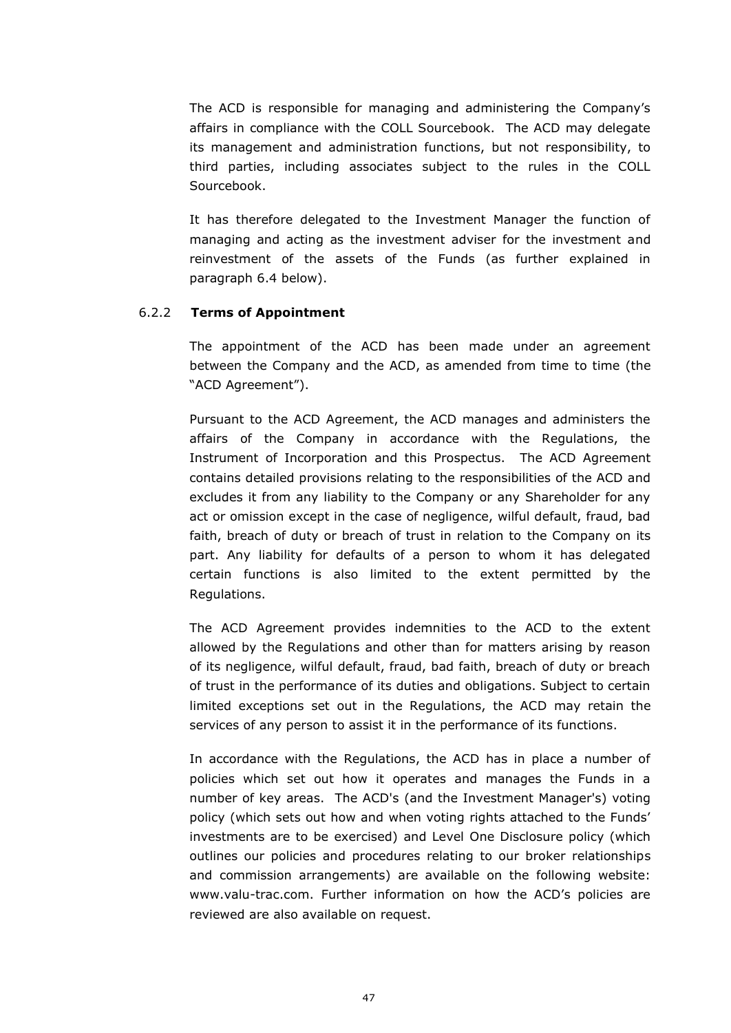The ACD is responsible for managing and administering the Company's affairs in compliance with the COLL Sourcebook. The ACD may delegate its management and administration functions, but not responsibility, to third parties, including associates subject to the rules in the COLL Sourcebook.

It has therefore delegated to the Investment Manager the function of managing and acting as the investment adviser for the investment and reinvestment of the assets of the Funds (as further explained in paragraph 6.4 below).

#### 6.2.2 **Terms of Appointment**

The appointment of the ACD has been made under an agreement between the Company and the ACD, as amended from time to time (the "ACD Agreement").

Pursuant to the ACD Agreement, the ACD manages and administers the affairs of the Company in accordance with the Regulations, the Instrument of Incorporation and this Prospectus. The ACD Agreement contains detailed provisions relating to the responsibilities of the ACD and excludes it from any liability to the Company or any Shareholder for any act or omission except in the case of negligence, wilful default, fraud, bad faith, breach of duty or breach of trust in relation to the Company on its part. Any liability for defaults of a person to whom it has delegated certain functions is also limited to the extent permitted by the Regulations.

The ACD Agreement provides indemnities to the ACD to the extent allowed by the Regulations and other than for matters arising by reason of its negligence, wilful default, fraud, bad faith, breach of duty or breach of trust in the performance of its duties and obligations. Subject to certain limited exceptions set out in the Regulations, the ACD may retain the services of any person to assist it in the performance of its functions.

In accordance with the Regulations, the ACD has in place a number of policies which set out how it operates and manages the Funds in a number of key areas. The ACD's (and the Investment Manager's) voting policy (which sets out how and when voting rights attached to the Funds' investments are to be exercised) and Level One Disclosure policy (which outlines our policies and procedures relating to our broker relationships and commission arrangements) are available on the following website: www.valu-trac.com. Further information on how the ACD's policies are reviewed are also available on request.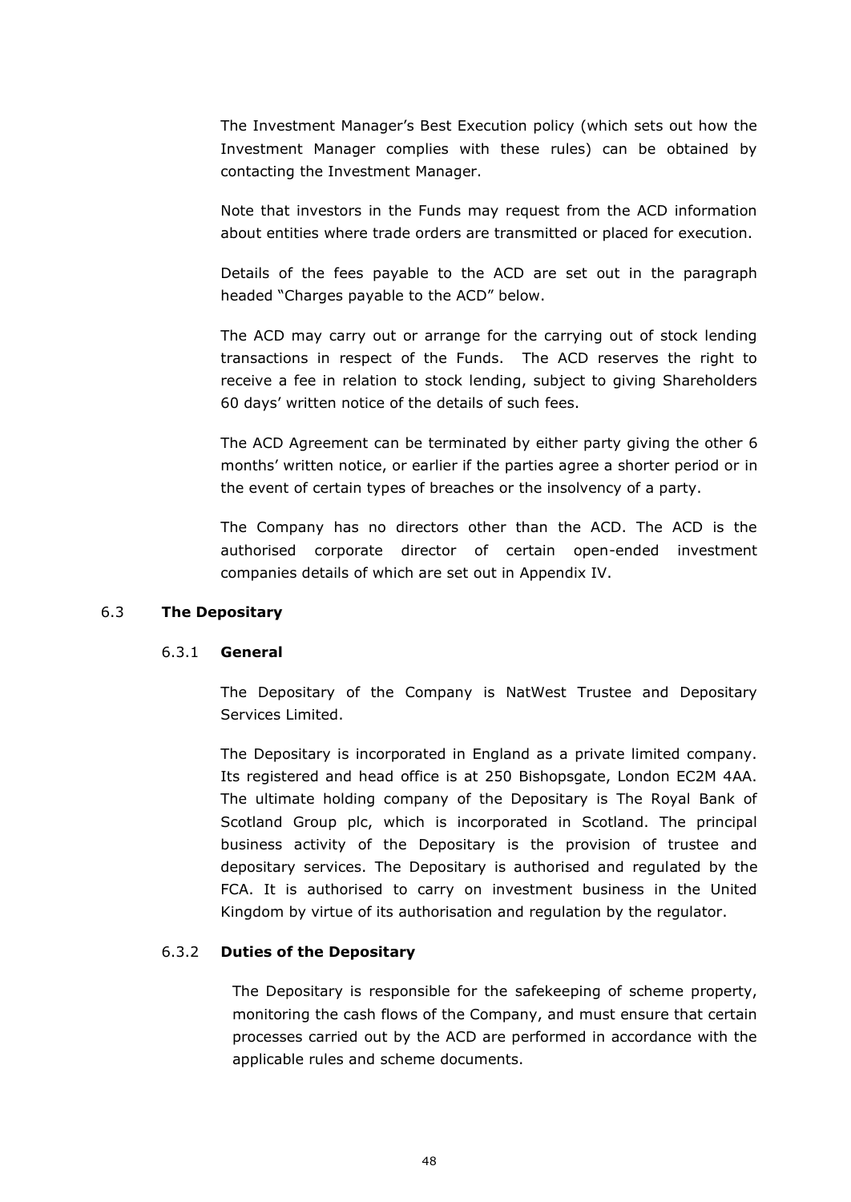The Investment Manager's Best Execution policy (which sets out how the Investment Manager complies with these rules) can be obtained by contacting the Investment Manager.

Note that investors in the Funds may request from the ACD information about entities where trade orders are transmitted or placed for execution.

Details of the fees payable to the ACD are set out in the paragraph headed "Charges payable to the ACD" below.

The ACD may carry out or arrange for the carrying out of stock lending transactions in respect of the Funds. The ACD reserves the right to receive a fee in relation to stock lending, subject to giving Shareholders 60 days' written notice of the details of such fees.

The ACD Agreement can be terminated by either party giving the other 6 months' written notice, or earlier if the parties agree a shorter period or in the event of certain types of breaches or the insolvency of a party.

The Company has no directors other than the ACD. The ACD is the authorised corporate director of certain open-ended investment companies details of which are set out in Appendix IV.

## 6.3 The Depositary

### 6.3.1 General

The Depositary of the Company is NatWest Trustee and Depositary Services Limited.

The Depositary is incorporated in England as a private limited company. Its registered and head office is at 250 Bishopsgate, London EC2M 4AA. The ultimate holding company of the Depositary is The Royal Bank of Scotland Group plc, which is incorporated in Scotland. The principal business activity of the Depositary is the provision of trustee and depositary services. The Depositary is authorised and regulated by the FCA. It is authorised to carry on investment business in the United Kingdom by virtue of its authorisation and regulation by the regulator.

### 6.3.2 Duties of the Depositary

The Depositary is responsible for the safekeeping of scheme property, monitoring the cash flows of the Company, and must ensure that certain processes carried out by the ACD are performed in accordance with the applicable rules and scheme documents.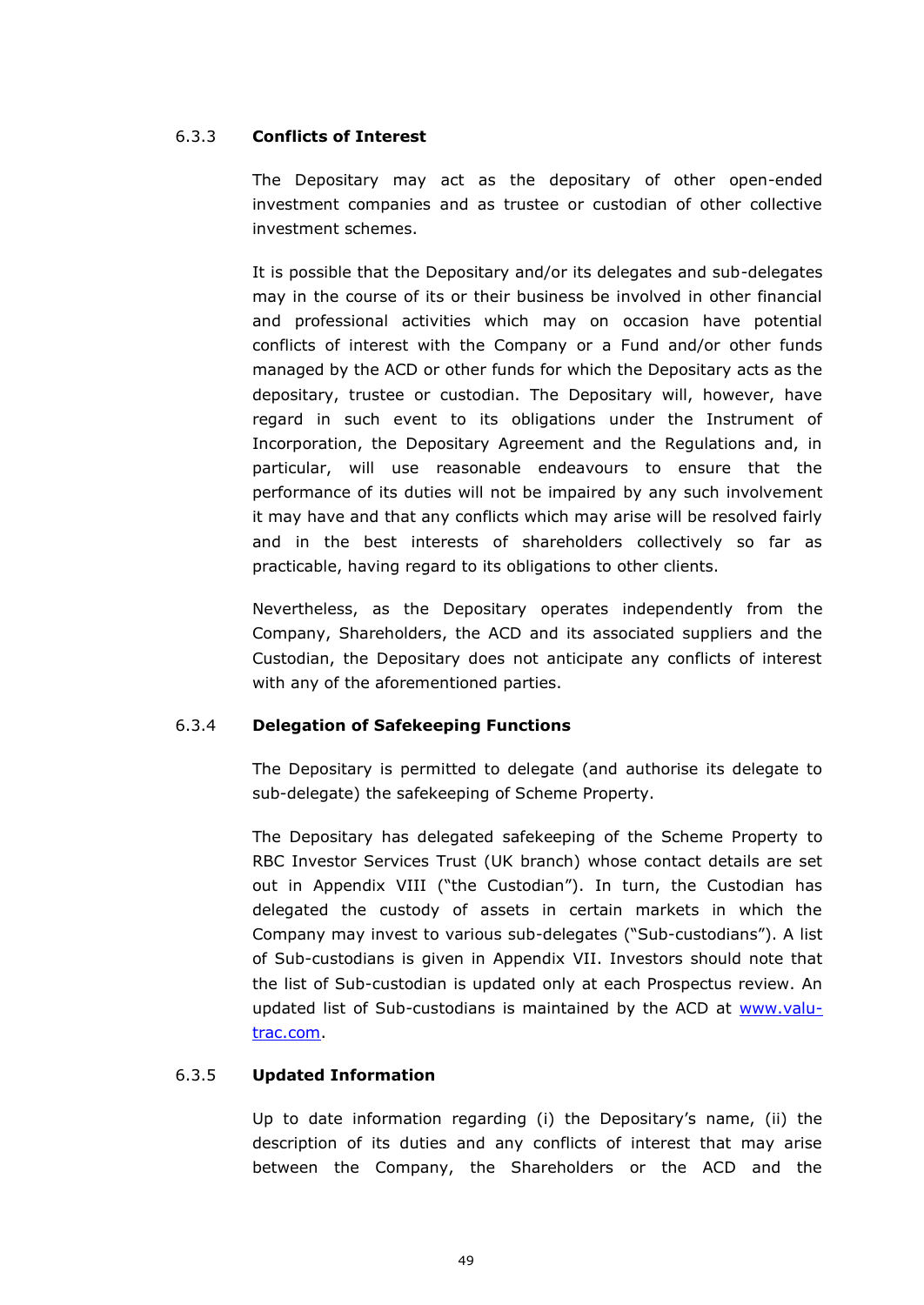#### 6.3.3 Conflicts of Interest

The Depositary may act as the depositary of other open-ended investment companies and as trustee or custodian of other collective investment schemes.

It is possible that the Depositary and/or its delegates and sub-delegates may in the course of its or their business be involved in other financial and professional activities which may on occasion have potential conflicts of interest with the Company or a Fund and/or other funds managed by the ACD or other funds for which the Depositary acts as the depositary, trustee or custodian. The Depositary will, however, have regard in such event to its obligations under the Instrument of Incorporation, the Depositary Agreement and the Regulations and, in particular, will use reasonable endeavours to ensure that the performance of its duties will not be impaired by any such involvement it may have and that any conflicts which may arise will be resolved fairly and in the best interests of shareholders collectively so far as practicable, having regard to its obligations to other clients.

Nevertheless, as the Depositary operates independently from the Company, Shareholders, the ACD and its associated suppliers and the Custodian, the Depositary does not anticipate any conflicts of interest with any of the aforementioned parties.

#### 6.3.4 Delegation of Safekeeping Functions

The Depositary is permitted to delegate (and authorise its delegate to sub-delegate) the safekeeping of Scheme Property.

The Depositary has delegated safekeeping of the Scheme Property to RBC Investor Services Trust (UK branch) whose contact details are set out in Appendix VIII ("the Custodian"). In turn, the Custodian has delegated the custody of assets in certain markets in which the Company may invest to various sub-delegates ("Sub-custodians"). A list of Sub-custodians is given in Appendix VII. Investors should note that the list of Sub-custodian is updated only at each Prospectus review. An updated list of Sub-custodians is maintained by the ACD at www.valu-trac.com.

#### 6.3.5 Updated Information

Up to date information regarding (i) the Depositary's name, (ii) the description of its duties and any conflicts of interest that may arise between the Company, the Shareholders or the ACD and the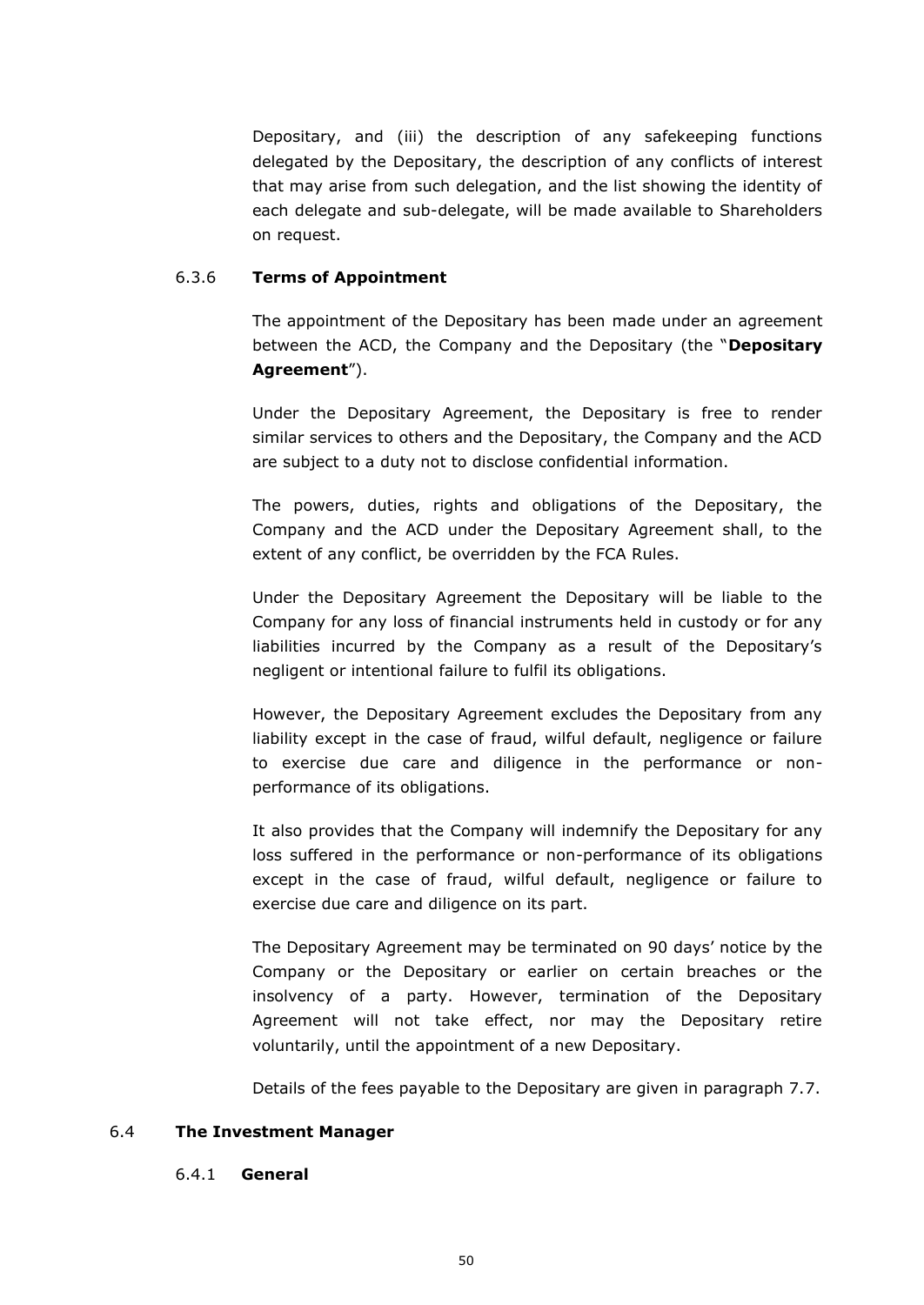Depositary, and (iii) the description of any safekeeping functions delegated by the Depositary, the description of any conflicts of interest that may arise from such delegation, and the list showing the identity of each delegate and sub-delegate, will be made available to Shareholders on request.

#### 6.3.6 **Terms of Appointment**

The appointment of the Depositary has been made under an agreement between the ACD, the Company and the Depositary (the "**Depositary Agreement**").

Under the Depositary Agreement, the Depositary is free to render similar services to others and the Depositary, the Company and the ACD are subject to a duty not to disclose confidential information.

The powers, duties, rights and obligations of the Depositary, the Company and the ACD under the Depositary Agreement shall, to the extent of any conflict, be overridden by the FCA Rules.

Under the Depositary Agreement the Depositary will be liable to the Company for any loss of financial instruments held in custody or for any liabilities incurred by the Company as a result of the Depositary's negligent or intentional failure to fulfil its obligations.

However, the Depositary Agreement excludes the Depositary from any liability except in the case of fraud, wilful default, negligence or failure to exercise due care and diligence in the performance or non-performance of its obligations.

It also provides that the Company will indemnify the Depositary for any loss suffered in the performance or non-performance of its obligations except in the case of fraud, wilful default, negligence or failure to exercise due care and diligence on its part.

The Depositary Agreement may be terminated on 90 days' notice by the Company or the Depositary or earlier on certain breaches or the insolvency of a party. However, termination of the Depositary Agreement will not take effect, nor may the Depositary retire voluntarily, until the appointment of a new Depositary.

Details of the fees payable to the Depositary are given in paragraph 7.7.

### 6.4 **The Investment Manager**

#### 6.4.1 **General**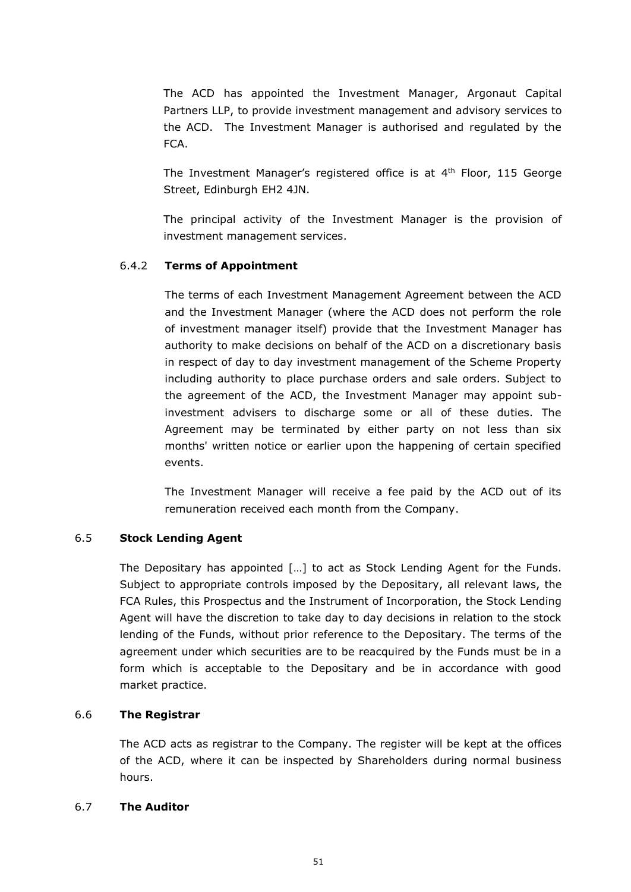The ACD has appointed the Investment Manager, Argonaut Capital Partners LLP, to provide investment management and advisory services to the ACD. The Investment Manager is authorised and regulated by the FCA.

The Investment Manager's registered office is at 4th Floor, 115 George Street, Edinburgh EH2 4JN.

The principal activity of the Investment Manager is the provision of investment management services.

#### 6.4.2 Terms of Appointment

The terms of each Investment Management Agreement between the ACD and the Investment Manager (where the ACD does not perform the role of investment manager itself) provide that the Investment Manager has authority to make decisions on behalf of the ACD on a discretionary basis in respect of day to day investment management of the Scheme Property including authority to place purchase orders and sale orders. Subject to the agreement of the ACD, the Investment Manager may appoint sub-investment advisers to discharge some or all of these duties. The Agreement may be terminated by either party on not less than six months' written notice or earlier upon the happening of certain specified events.

The Investment Manager will receive a fee paid by the ACD out of its remuneration received each month from the Company.

### 6.5 Stock Lending Agent

The Depositary has appointed […] to act as Stock Lending Agent for the Funds. Subject to appropriate controls imposed by the Depositary, all relevant laws, the FCA Rules, this Prospectus and the Instrument of Incorporation, the Stock Lending Agent will have the discretion to take day to day decisions in relation to the stock lending of the Funds, without prior reference to the Depositary. The terms of the agreement under which securities are to be reacquired by the Funds must be in a form which is acceptable to the Depositary and be in accordance with good market practice.

### 6.6 The Registrar

The ACD acts as registrar to the Company. The register will be kept at the offices of the ACD, where it can be inspected by Shareholders during normal business hours.

### 6.7 The Auditor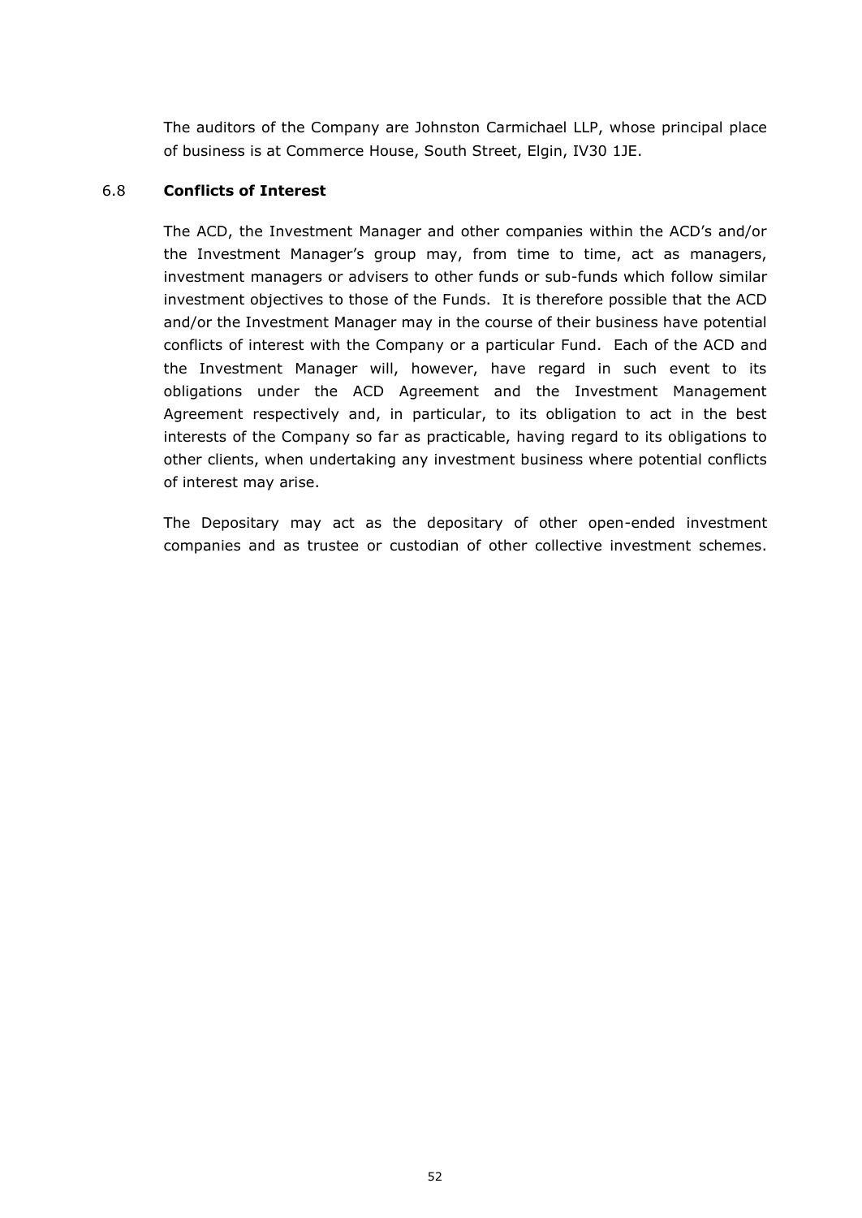The auditors of the Company are Johnston Carmichael LLP, whose principal place of business is at Commerce House, South Street, Elgin, IV30 1JE.

### 6.8 **Conflicts of Interest**

The ACD, the Investment Manager and other companies within the ACD's and/or the Investment Manager's group may, from time to time, act as managers, investment managers or advisers to other funds or sub-funds which follow similar investment objectives to those of the Funds. It is therefore possible that the ACD and/or the Investment Manager may in the course of their business have potential conflicts of interest with the Company or a particular Fund. Each of the ACD and the Investment Manager will, however, have regard in such event to its obligations under the ACD Agreement and the Investment Management Agreement respectively and, in particular, to its obligation to act in the best interests of the Company so far as practicable, having regard to its obligations to other clients, when undertaking any investment business where potential conflicts of interest may arise.

The Depositary may act as the depositary of other open-ended investment companies and as trustee or custodian of other collective investment schemes.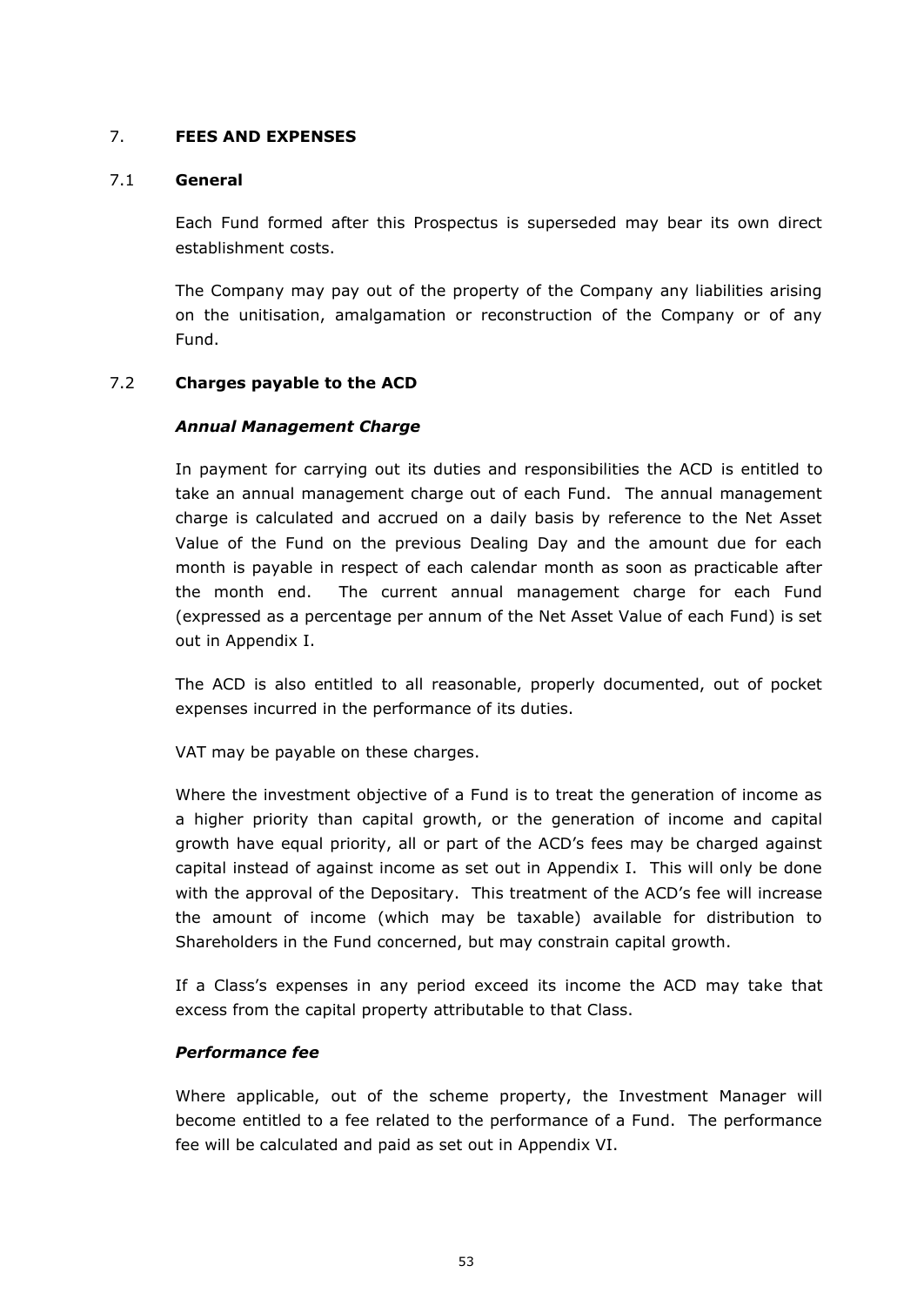## 7. FEES AND EXPENSES

### 7.1 General

Each Fund formed after this Prospectus is superseded may bear its own direct establishment costs.

The Company may pay out of the property of the Company any liabilities arising on the unitisation, amalgamation or reconstruction of the Company or of any Fund.

### 7.2 Charges payable to the ACD

***Annual Management Charge***

In payment for carrying out its duties and responsibilities the ACD is entitled to take an annual management charge out of each Fund. The annual management charge is calculated and accrued on a daily basis by reference to the Net Asset Value of the Fund on the previous Dealing Day and the amount due for each month is payable in respect of each calendar month as soon as practicable after the month end. The current annual management charge for each Fund (expressed as a percentage per annum of the Net Asset Value of each Fund) is set out in Appendix I.

The ACD is also entitled to all reasonable, properly documented, out of pocket expenses incurred in the performance of its duties.

VAT may be payable on these charges.

Where the investment objective of a Fund is to treat the generation of income as a higher priority than capital growth, or the generation of income and capital growth have equal priority, all or part of the ACD's fees may be charged against capital instead of against income as set out in Appendix I. This will only be done with the approval of the Depositary. This treatment of the ACD's fee will increase the amount of income (which may be taxable) available for distribution to Shareholders in the Fund concerned, but may constrain capital growth.

If a Class's expenses in any period exceed its income the ACD may take that excess from the capital property attributable to that Class.

***Performance fee***

Where applicable, out of the scheme property, the Investment Manager will become entitled to a fee related to the performance of a Fund. The performance fee will be calculated and paid as set out in Appendix VI.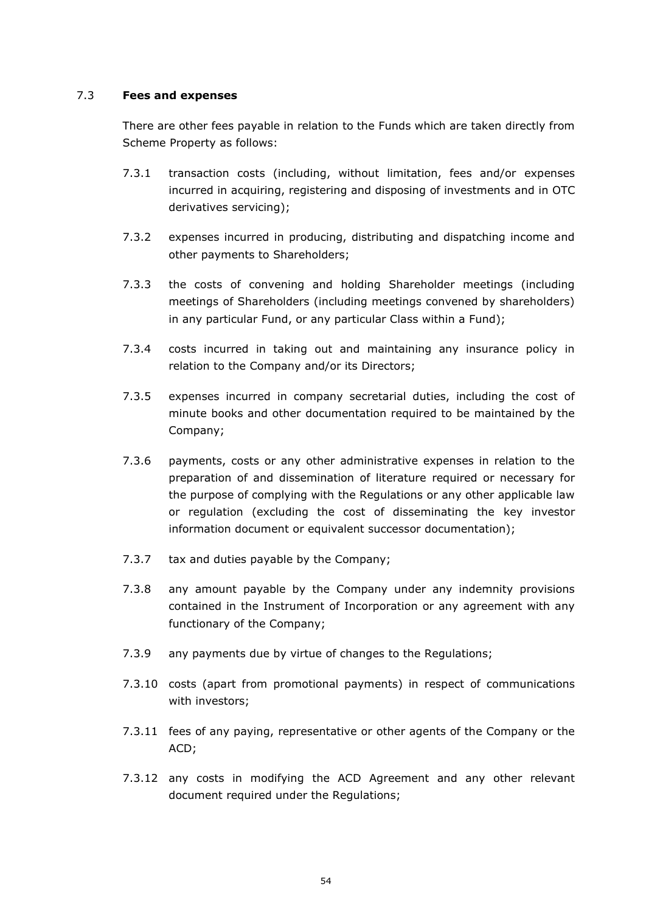### 7.3 Fees and expenses

There are other fees payable in relation to the Funds which are taken directly from Scheme Property as follows:

7.3.1 transaction costs (including, without limitation, fees and/or expenses incurred in acquiring, registering and disposing of investments and in OTC derivatives servicing);

7.3.2 expenses incurred in producing, distributing and dispatching income and other payments to Shareholders;

7.3.3 the costs of convening and holding Shareholder meetings (including meetings of Shareholders (including meetings convened by shareholders) in any particular Fund, or any particular Class within a Fund);

7.3.4 costs incurred in taking out and maintaining any insurance policy in relation to the Company and/or its Directors;

7.3.5 expenses incurred in company secretarial duties, including the cost of minute books and other documentation required to be maintained by the Company;

7.3.6 payments, costs or any other administrative expenses in relation to the preparation of and dissemination of literature required or necessary for the purpose of complying with the Regulations or any other applicable law or regulation (excluding the cost of disseminating the key investor information document or equivalent successor documentation);

7.3.7 tax and duties payable by the Company;

7.3.8 any amount payable by the Company under any indemnity provisions contained in the Instrument of Incorporation or any agreement with any functionary of the Company;

7.3.9 any payments due by virtue of changes to the Regulations;

7.3.10 costs (apart from promotional payments) in respect of communications with investors;

7.3.11 fees of any paying, representative or other agents of the Company or the ACD;

7.3.12 any costs in modifying the ACD Agreement and any other relevant document required under the Regulations;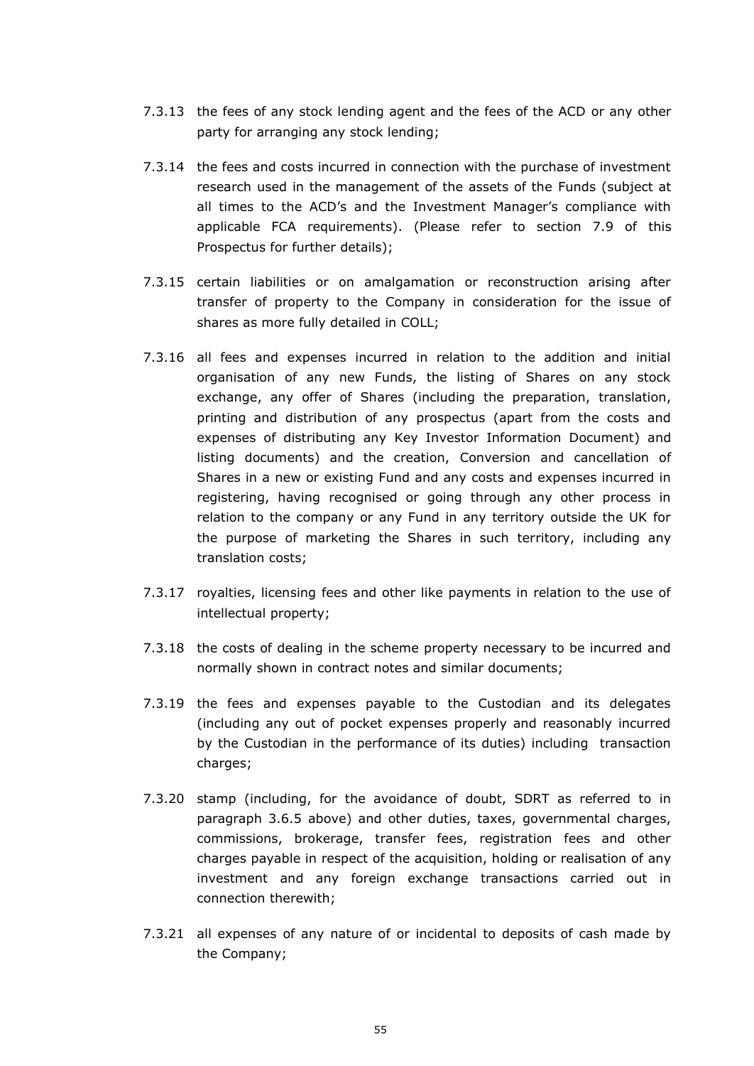7.3.13 the fees of any stock lending agent and the fees of the ACD or any other party for arranging any stock lending;

7.3.14 the fees and costs incurred in connection with the purchase of investment research used in the management of the assets of the Funds (subject at all times to the ACD's and the Investment Manager's compliance with applicable FCA requirements). (Please refer to section 7.9 of this Prospectus for further details);

7.3.15 certain liabilities or on amalgamation or reconstruction arising after transfer of property to the Company in consideration for the issue of shares as more fully detailed in COLL;

7.3.16 all fees and expenses incurred in relation to the addition and initial organisation of any new Funds, the listing of Shares on any stock exchange, any offer of Shares (including the preparation, translation, printing and distribution of any prospectus (apart from the costs and expenses of distributing any Key Investor Information Document) and listing documents) and the creation, Conversion and cancellation of Shares in a new or existing Fund and any costs and expenses incurred in registering, having recognised or going through any other process in relation to the company or any Fund in any territory outside the UK for the purpose of marketing the Shares in such territory, including any translation costs;

7.3.17 royalties, licensing fees and other like payments in relation to the use of intellectual property;

7.3.18 the costs of dealing in the scheme property necessary to be incurred and normally shown in contract notes and similar documents;

7.3.19 the fees and expenses payable to the Custodian and its delegates (including any out of pocket expenses properly and reasonably incurred by the Custodian in the performance of its duties) including transaction charges;

7.3.20 stamp (including, for the avoidance of doubt, SDRT as referred to in paragraph 3.6.5 above) and other duties, taxes, governmental charges, commissions, brokerage, transfer fees, registration fees and other charges payable in respect of the acquisition, holding or realisation of any investment and any foreign exchange transactions carried out in connection therewith;

7.3.21 all expenses of any nature of or incidental to deposits of cash made by the Company;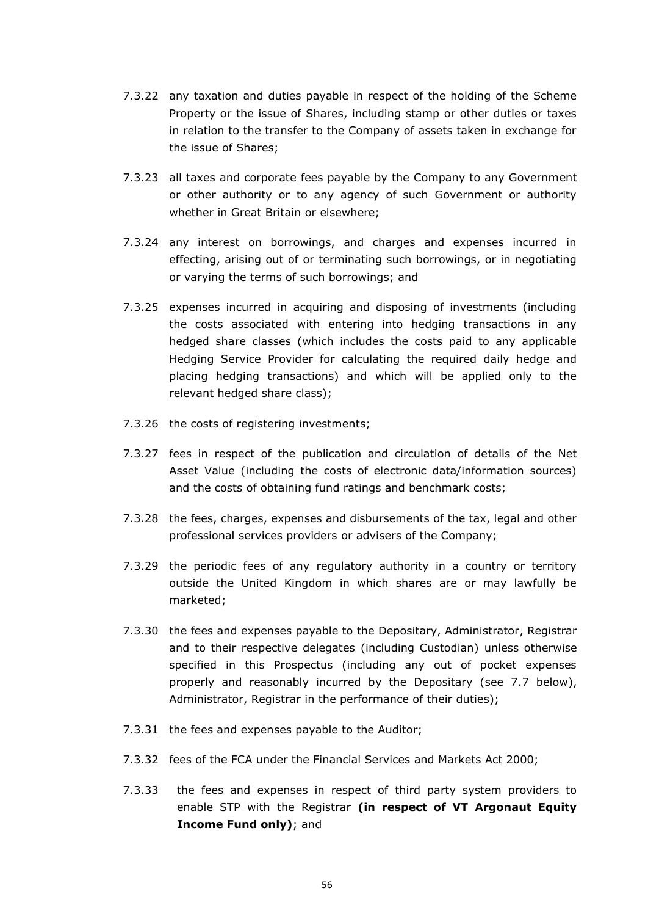7.3.22 any taxation and duties payable in respect of the holding of the Scheme Property or the issue of Shares, including stamp or other duties or taxes in relation to the transfer to the Company of assets taken in exchange for the issue of Shares;

7.3.23 all taxes and corporate fees payable by the Company to any Government or other authority or to any agency of such Government or authority whether in Great Britain or elsewhere;

7.3.24 any interest on borrowings, and charges and expenses incurred in effecting, arising out of or terminating such borrowings, or in negotiating or varying the terms of such borrowings; and

7.3.25 expenses incurred in acquiring and disposing of investments (including the costs associated with entering into hedging transactions in any hedged share classes (which includes the costs paid to any applicable Hedging Service Provider for calculating the required daily hedge and placing hedging transactions) and which will be applied only to the relevant hedged share class);

7.3.26 the costs of registering investments;

7.3.27 fees in respect of the publication and circulation of details of the Net Asset Value (including the costs of electronic data/information sources) and the costs of obtaining fund ratings and benchmark costs;

7.3.28 the fees, charges, expenses and disbursements of the tax, legal and other professional services providers or advisers of the Company;

7.3.29 the periodic fees of any regulatory authority in a country or territory outside the United Kingdom in which shares are or may lawfully be marketed;

7.3.30 the fees and expenses payable to the Depositary, Administrator, Registrar and to their respective delegates (including Custodian) unless otherwise specified in this Prospectus (including any out of pocket expenses properly and reasonably incurred by the Depositary (see 7.7 below), Administrator, Registrar in the performance of their duties);

7.3.31 the fees and expenses payable to the Auditor;

7.3.32 fees of the FCA under the Financial Services and Markets Act 2000;

7.3.33 the fees and expenses in respect of third party system providers to enable STP with the Registrar **(in respect of VT Argonaut Equity Income Fund only)**; and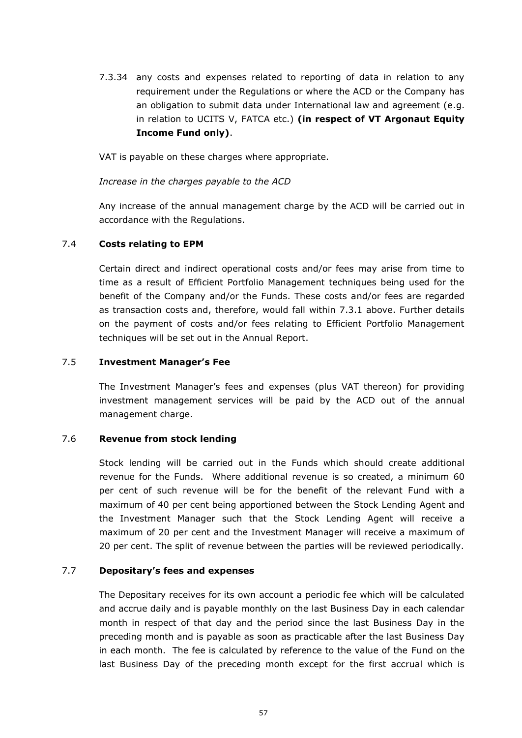7.3.34 any costs and expenses related to reporting of data in relation to any requirement under the Regulations or where the ACD or the Company has an obligation to submit data under International law and agreement (e.g. in relation to UCITS V, FATCA etc.) **(in respect of VT Argonaut Equity Income Fund only)**.

VAT is payable on these charges where appropriate.

*Increase in the charges payable to the ACD*

Any increase of the annual management charge by the ACD will be carried out in accordance with the Regulations.

## 7.4 Costs relating to EPM

Certain direct and indirect operational costs and/or fees may arise from time to time as a result of Efficient Portfolio Management techniques being used for the benefit of the Company and/or the Funds. These costs and/or fees are regarded as transaction costs and, therefore, would fall within 7.3.1 above. Further details on the payment of costs and/or fees relating to Efficient Portfolio Management techniques will be set out in the Annual Report.

## 7.5 Investment Manager's Fee

The Investment Manager's fees and expenses (plus VAT thereon) for providing investment management services will be paid by the ACD out of the annual management charge.

## 7.6 Revenue from stock lending

Stock lending will be carried out in the Funds which should create additional revenue for the Funds. Where additional revenue is so created, a minimum 60 per cent of such revenue will be for the benefit of the relevant Fund with a maximum of 40 per cent being apportioned between the Stock Lending Agent and the Investment Manager such that the Stock Lending Agent will receive a maximum of 20 per cent and the Investment Manager will receive a maximum of 20 per cent. The split of revenue between the parties will be reviewed periodically.

## 7.7 Depositary's fees and expenses

The Depositary receives for its own account a periodic fee which will be calculated and accrue daily and is payable monthly on the last Business Day in each calendar month in respect of that day and the period since the last Business Day in the preceding month and is payable as soon as practicable after the last Business Day in each month. The fee is calculated by reference to the value of the Fund on the last Business Day of the preceding month except for the first accrual which is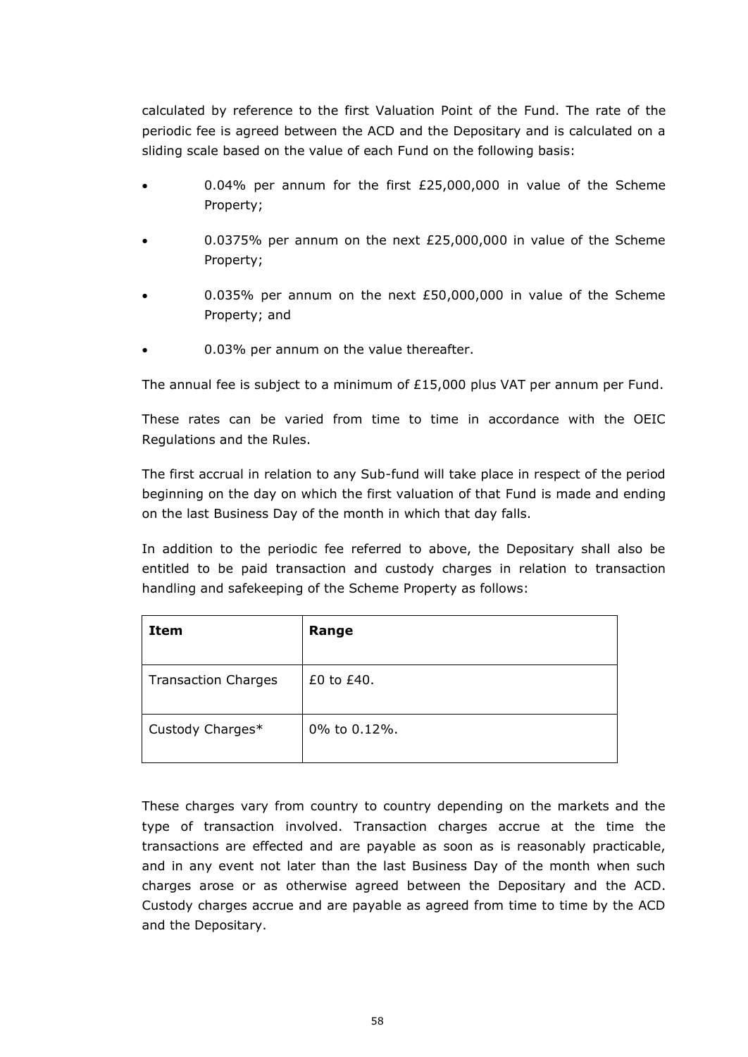calculated by reference to the first Valuation Point of the Fund. The rate of the periodic fee is agreed between the ACD and the Depositary and is calculated on a sliding scale based on the value of each Fund on the following basis:

- 0.04% per annum for the first £25,000,000 in value of the Scheme Property;
- 0.0375% per annum on the next £25,000,000 in value of the Scheme Property;
- 0.035% per annum on the next £50,000,000 in value of the Scheme Property; and
- 0.03% per annum on the value thereafter.

The annual fee is subject to a minimum of £15,000 plus VAT per annum per Fund.

These rates can be varied from time to time in accordance with the OEIC Regulations and the Rules.

The first accrual in relation to any Sub-fund will take place in respect of the period beginning on the day on which the first valuation of that Fund is made and ending on the last Business Day of the month in which that day falls.

In addition to the periodic fee referred to above, the Depositary shall also be entitled to be paid transaction and custody charges in relation to transaction handling and safekeeping of the Scheme Property as follows:

| **Item** | **Range** |
|---|---|
| Transaction Charges | £0 to £40. |
| Custody Charges* | 0% to 0.12%. |

These charges vary from country to country depending on the markets and the type of transaction involved. Transaction charges accrue at the time the transactions are effected and are payable as soon as is reasonably practicable, and in any event not later than the last Business Day of the month when such charges arose or as otherwise agreed between the Depositary and the ACD. Custody charges accrue and are payable as agreed from time to time by the ACD and the Depositary.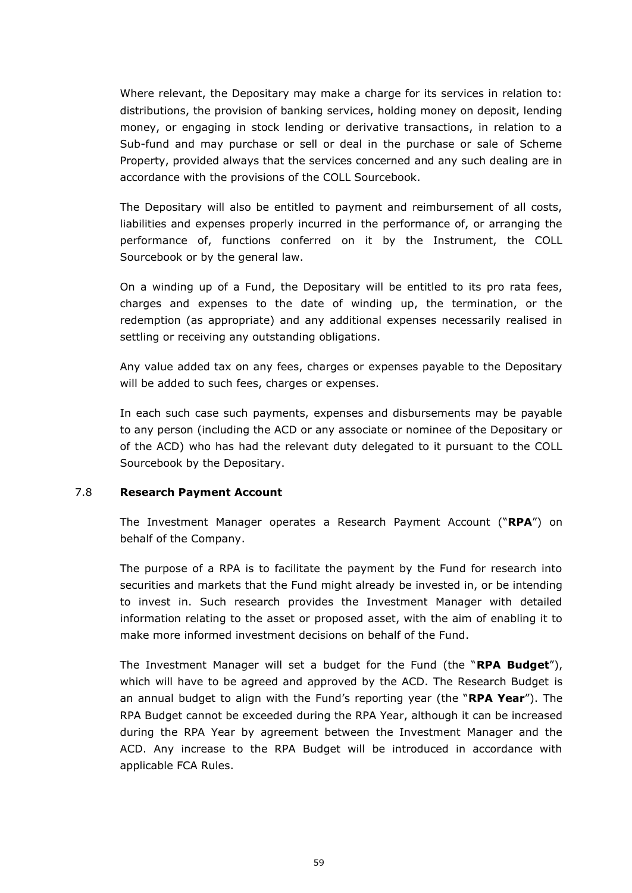Where relevant, the Depositary may make a charge for its services in relation to: distributions, the provision of banking services, holding money on deposit, lending money, or engaging in stock lending or derivative transactions, in relation to a Sub-fund and may purchase or sell or deal in the purchase or sale of Scheme Property, provided always that the services concerned and any such dealing are in accordance with the provisions of the COLL Sourcebook.

The Depositary will also be entitled to payment and reimbursement of all costs, liabilities and expenses properly incurred in the performance of, or arranging the performance of, functions conferred on it by the Instrument, the COLL Sourcebook or by the general law.

On a winding up of a Fund, the Depositary will be entitled to its pro rata fees, charges and expenses to the date of winding up, the termination, or the redemption (as appropriate) and any additional expenses necessarily realised in settling or receiving any outstanding obligations.

Any value added tax on any fees, charges or expenses payable to the Depositary will be added to such fees, charges or expenses.

In each such case such payments, expenses and disbursements may be payable to any person (including the ACD or any associate or nominee of the Depositary or of the ACD) who has had the relevant duty delegated to it pursuant to the COLL Sourcebook by the Depositary.

## 7.8 Research Payment Account

The Investment Manager operates a Research Payment Account ("**RPA**") on behalf of the Company.

The purpose of a RPA is to facilitate the payment by the Fund for research into securities and markets that the Fund might already be invested in, or be intending to invest in. Such research provides the Investment Manager with detailed information relating to the asset or proposed asset, with the aim of enabling it to make more informed investment decisions on behalf of the Fund.

The Investment Manager will set a budget for the Fund (the "**RPA Budget**"), which will have to be agreed and approved by the ACD. The Research Budget is an annual budget to align with the Fund's reporting year (the "**RPA Year**"). The RPA Budget cannot be exceeded during the RPA Year, although it can be increased during the RPA Year by agreement between the Investment Manager and the ACD. Any increase to the RPA Budget will be introduced in accordance with applicable FCA Rules.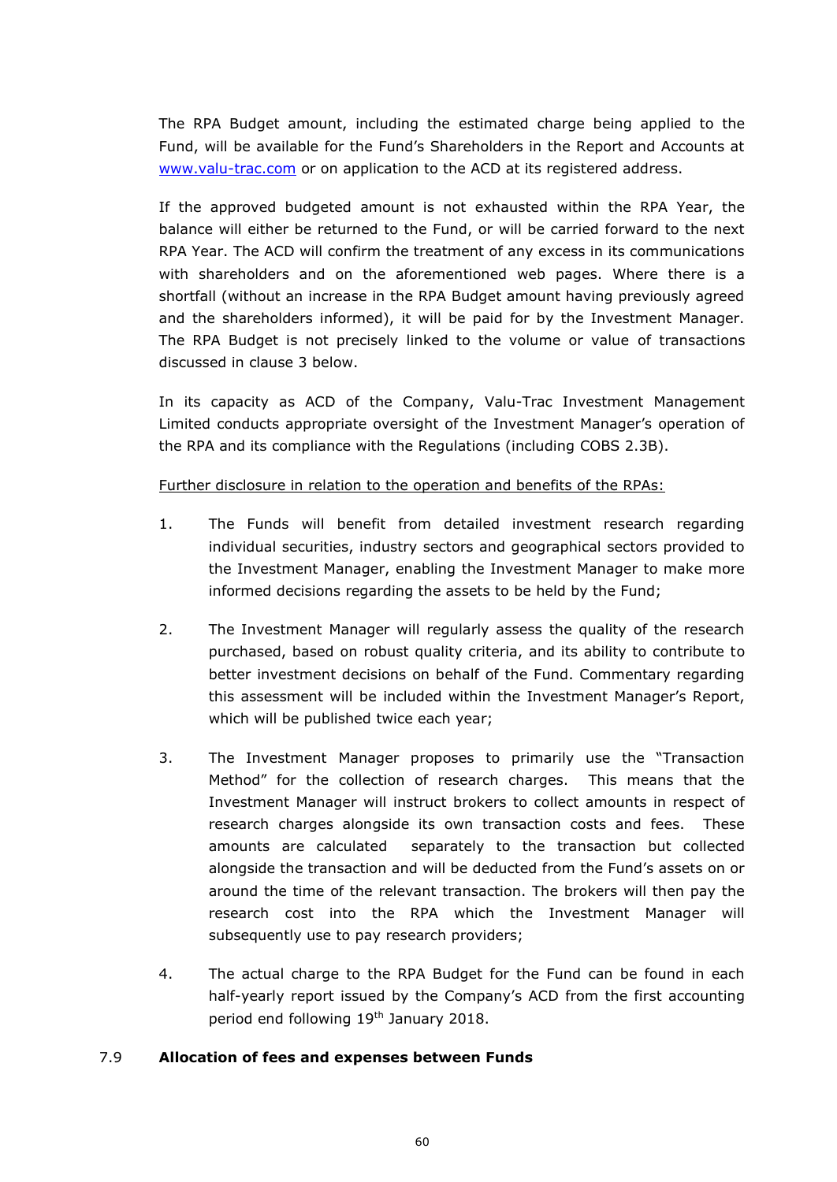The RPA Budget amount, including the estimated charge being applied to the Fund, will be available for the Fund's Shareholders in the Report and Accounts at www.valu-trac.com or on application to the ACD at its registered address.

If the approved budgeted amount is not exhausted within the RPA Year, the balance will either be returned to the Fund, or will be carried forward to the next RPA Year. The ACD will confirm the treatment of any excess in its communications with shareholders and on the aforementioned web pages. Where there is a shortfall (without an increase in the RPA Budget amount having previously agreed and the shareholders informed), it will be paid for by the Investment Manager. The RPA Budget is not precisely linked to the volume or value of transactions discussed in clause 3 below.

In its capacity as ACD of the Company, Valu-Trac Investment Management Limited conducts appropriate oversight of the Investment Manager's operation of the RPA and its compliance with the Regulations (including COBS 2.3B).

Further disclosure in relation to the operation and benefits of the RPAs:

1. The Funds will benefit from detailed investment research regarding individual securities, industry sectors and geographical sectors provided to the Investment Manager, enabling the Investment Manager to make more informed decisions regarding the assets to be held by the Fund;

2. The Investment Manager will regularly assess the quality of the research purchased, based on robust quality criteria, and its ability to contribute to better investment decisions on behalf of the Fund. Commentary regarding this assessment will be included within the Investment Manager's Report, which will be published twice each year;

3. The Investment Manager proposes to primarily use the "Transaction Method" for the collection of research charges. This means that the Investment Manager will instruct brokers to collect amounts in respect of research charges alongside its own transaction costs and fees. These amounts are calculated separately to the transaction but collected alongside the transaction and will be deducted from the Fund's assets on or around the time of the relevant transaction. The brokers will then pay the research cost into the RPA which the Investment Manager will subsequently use to pay research providers;

4. The actual charge to the RPA Budget for the Fund can be found in each half-yearly report issued by the Company's ACD from the first accounting period end following 19th January 2018.

### 7.9 Allocation of fees and expenses between Funds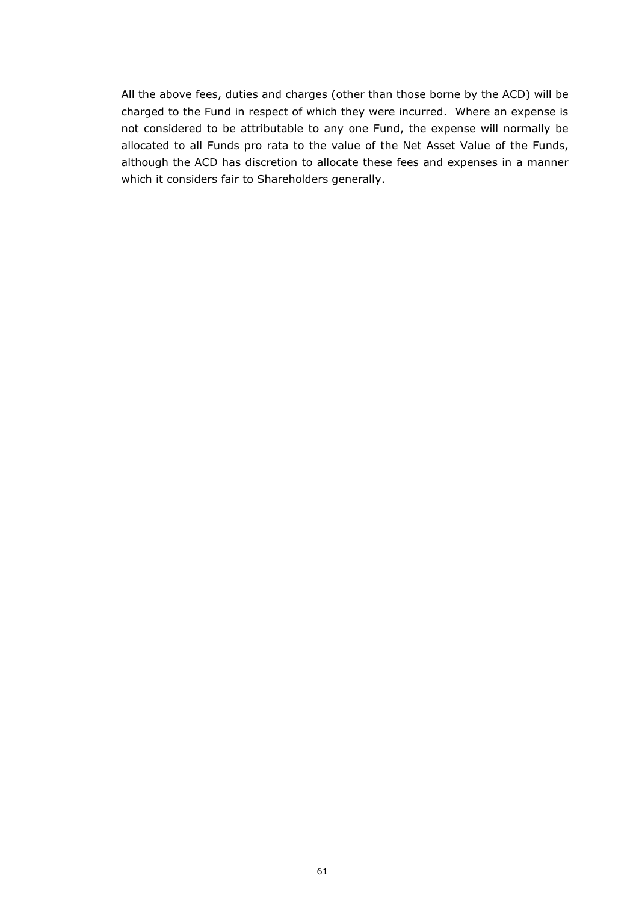All the above fees, duties and charges (other than those borne by the ACD) will be charged to the Fund in respect of which they were incurred. Where an expense is not considered to be attributable to any one Fund, the expense will normally be allocated to all Funds pro rata to the value of the Net Asset Value of the Funds, although the ACD has discretion to allocate these fees and expenses in a manner which it considers fair to Shareholders generally.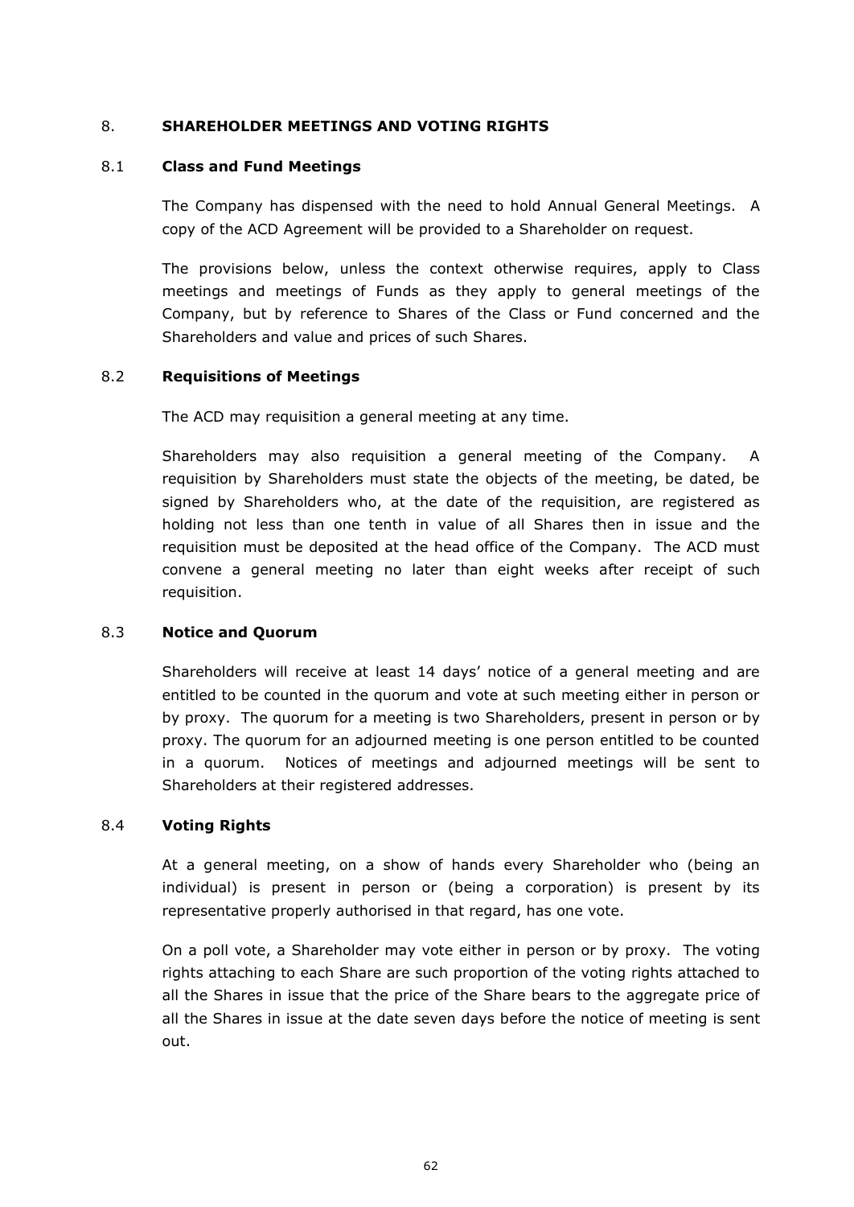## 8. SHAREHOLDER MEETINGS AND VOTING RIGHTS

### 8.1 Class and Fund Meetings

The Company has dispensed with the need to hold Annual General Meetings. A copy of the ACD Agreement will be provided to a Shareholder on request.

The provisions below, unless the context otherwise requires, apply to Class meetings and meetings of Funds as they apply to general meetings of the Company, but by reference to Shares of the Class or Fund concerned and the Shareholders and value and prices of such Shares.

### 8.2 Requisitions of Meetings

The ACD may requisition a general meeting at any time.

Shareholders may also requisition a general meeting of the Company. A requisition by Shareholders must state the objects of the meeting, be dated, be signed by Shareholders who, at the date of the requisition, are registered as holding not less than one tenth in value of all Shares then in issue and the requisition must be deposited at the head office of the Company. The ACD must convene a general meeting no later than eight weeks after receipt of such requisition.

### 8.3 Notice and Quorum

Shareholders will receive at least 14 days' notice of a general meeting and are entitled to be counted in the quorum and vote at such meeting either in person or by proxy. The quorum for a meeting is two Shareholders, present in person or by proxy. The quorum for an adjourned meeting is one person entitled to be counted in a quorum. Notices of meetings and adjourned meetings will be sent to Shareholders at their registered addresses.

### 8.4 Voting Rights

At a general meeting, on a show of hands every Shareholder who (being an individual) is present in person or (being a corporation) is present by its representative properly authorised in that regard, has one vote.

On a poll vote, a Shareholder may vote either in person or by proxy. The voting rights attaching to each Share are such proportion of the voting rights attached to all the Shares in issue that the price of the Share bears to the aggregate price of all the Shares in issue at the date seven days before the notice of meeting is sent out.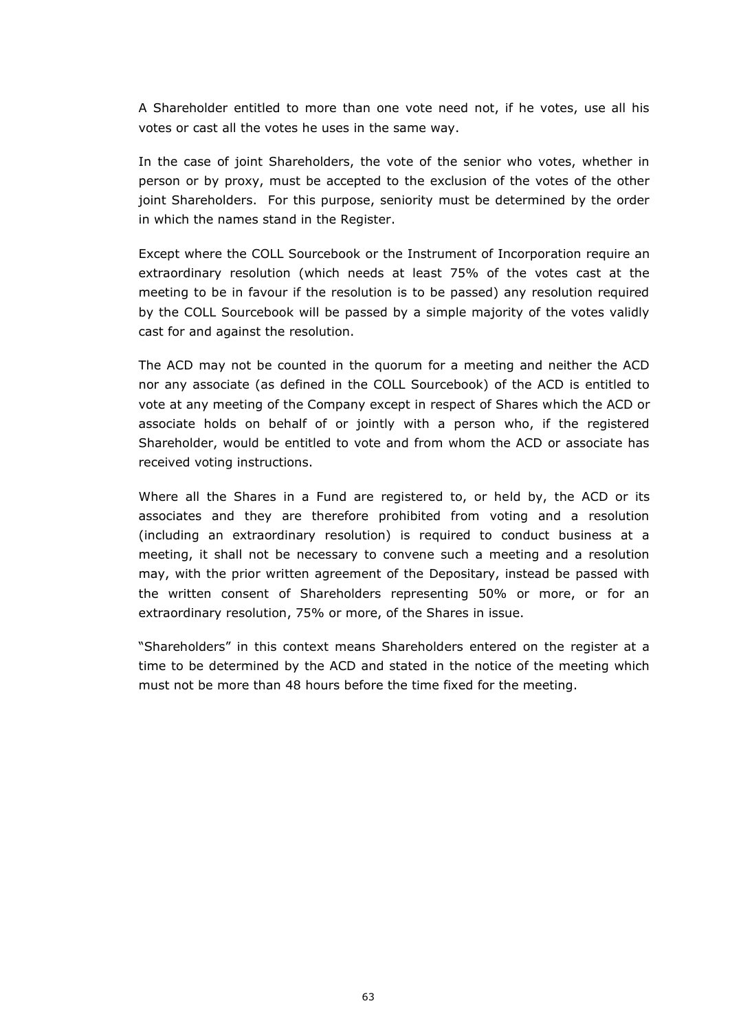A Shareholder entitled to more than one vote need not, if he votes, use all his votes or cast all the votes he uses in the same way.

In the case of joint Shareholders, the vote of the senior who votes, whether in person or by proxy, must be accepted to the exclusion of the votes of the other joint Shareholders. For this purpose, seniority must be determined by the order in which the names stand in the Register.

Except where the COLL Sourcebook or the Instrument of Incorporation require an extraordinary resolution (which needs at least 75% of the votes cast at the meeting to be in favour if the resolution is to be passed) any resolution required by the COLL Sourcebook will be passed by a simple majority of the votes validly cast for and against the resolution.

The ACD may not be counted in the quorum for a meeting and neither the ACD nor any associate (as defined in the COLL Sourcebook) of the ACD is entitled to vote at any meeting of the Company except in respect of Shares which the ACD or associate holds on behalf of or jointly with a person who, if the registered Shareholder, would be entitled to vote and from whom the ACD or associate has received voting instructions.

Where all the Shares in a Fund are registered to, or held by, the ACD or its associates and they are therefore prohibited from voting and a resolution (including an extraordinary resolution) is required to conduct business at a meeting, it shall not be necessary to convene such a meeting and a resolution may, with the prior written agreement of the Depositary, instead be passed with the written consent of Shareholders representing 50% or more, or for an extraordinary resolution, 75% or more, of the Shares in issue.

"Shareholders" in this context means Shareholders entered on the register at a time to be determined by the ACD and stated in the notice of the meeting which must not be more than 48 hours before the time fixed for the meeting.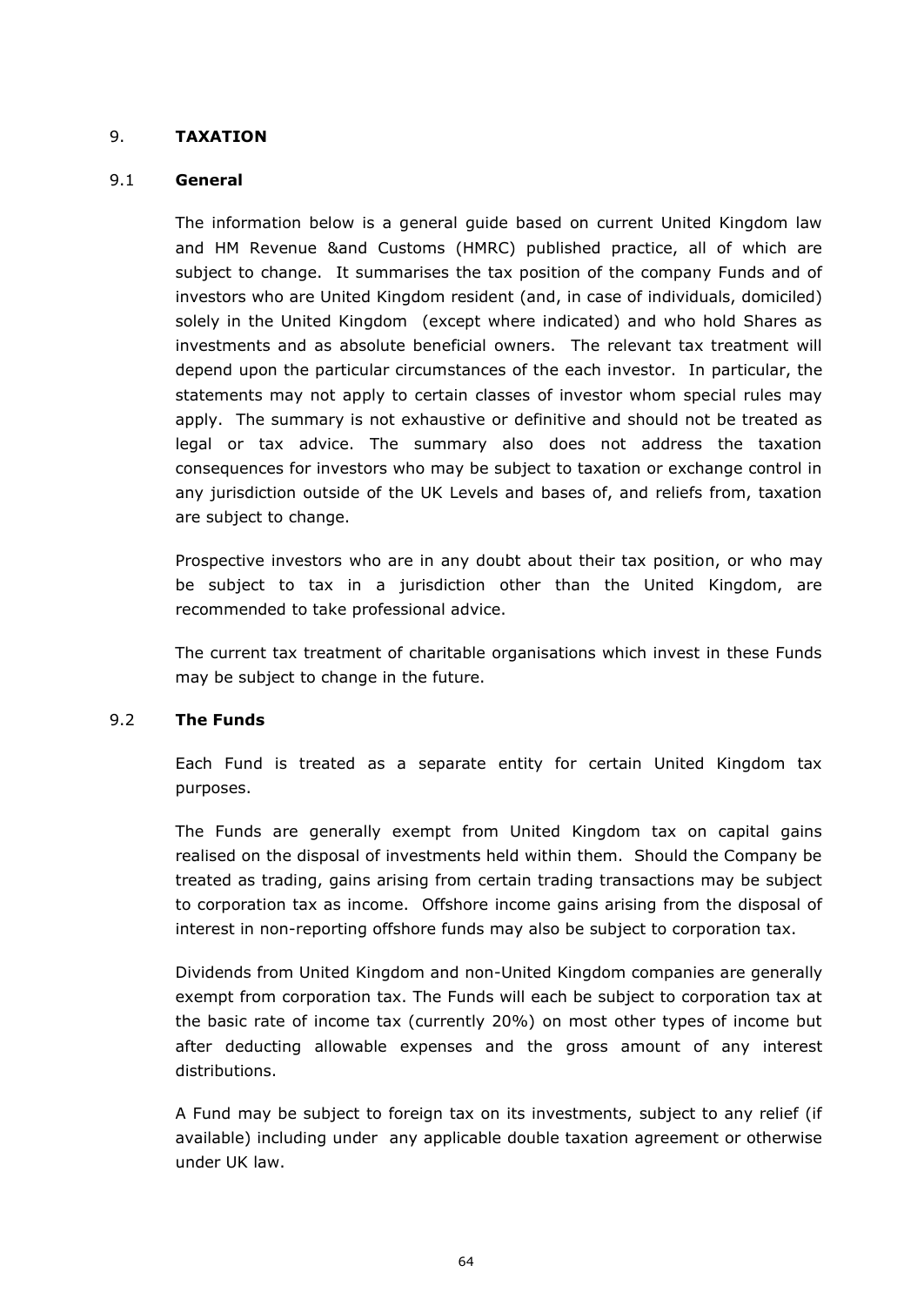## 9. TAXATION

### 9.1 General

The information below is a general guide based on current United Kingdom law and HM Revenue &and Customs (HMRC) published practice, all of which are subject to change. It summarises the tax position of the company Funds and of investors who are United Kingdom resident (and, in case of individuals, domiciled) solely in the United Kingdom (except where indicated) and who hold Shares as investments and as absolute beneficial owners. The relevant tax treatment will depend upon the particular circumstances of the each investor. In particular, the statements may not apply to certain classes of investor whom special rules may apply. The summary is not exhaustive or definitive and should not be treated as legal or tax advice. The summary also does not address the taxation consequences for investors who may be subject to taxation or exchange control in any jurisdiction outside of the UK Levels and bases of, and reliefs from, taxation are subject to change.

Prospective investors who are in any doubt about their tax position, or who may be subject to tax in a jurisdiction other than the United Kingdom, are recommended to take professional advice.

The current tax treatment of charitable organisations which invest in these Funds may be subject to change in the future.

### 9.2 The Funds

Each Fund is treated as a separate entity for certain United Kingdom tax purposes.

The Funds are generally exempt from United Kingdom tax on capital gains realised on the disposal of investments held within them. Should the Company be treated as trading, gains arising from certain trading transactions may be subject to corporation tax as income. Offshore income gains arising from the disposal of interest in non-reporting offshore funds may also be subject to corporation tax.

Dividends from United Kingdom and non-United Kingdom companies are generally exempt from corporation tax. The Funds will each be subject to corporation tax at the basic rate of income tax (currently 20%) on most other types of income but after deducting allowable expenses and the gross amount of any interest distributions.

A Fund may be subject to foreign tax on its investments, subject to any relief (if available) including under any applicable double taxation agreement or otherwise under UK law.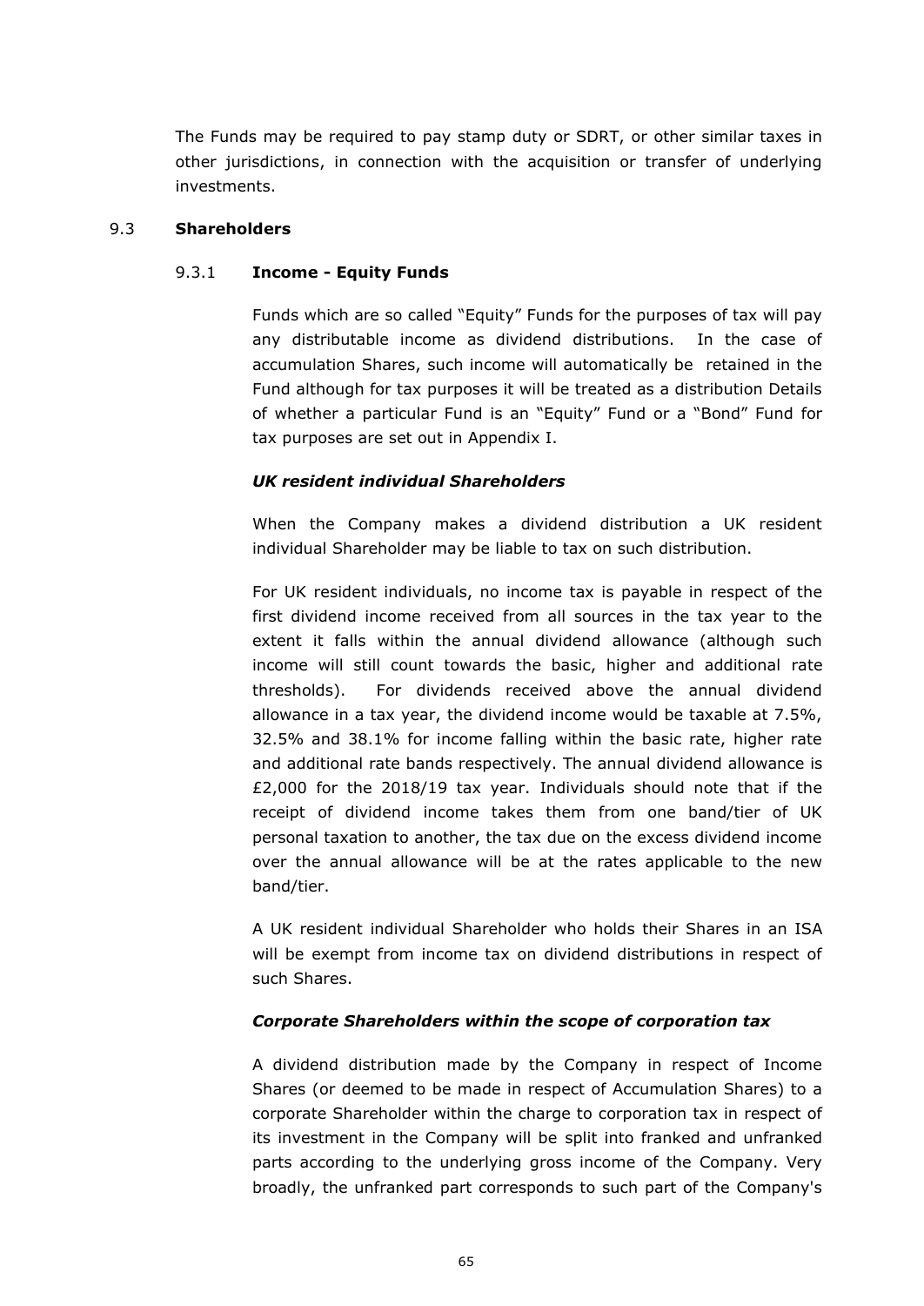The Funds may be required to pay stamp duty or SDRT, or other similar taxes in other jurisdictions, in connection with the acquisition or transfer of underlying investments.

### 9.3 **Shareholders**

#### 9.3.1 **Income - Equity Funds**

Funds which are so called "Equity" Funds for the purposes of tax will pay any distributable income as dividend distributions. In the case of accumulation Shares, such income will automatically be retained in the Fund although for tax purposes it will be treated as a distribution Details of whether a particular Fund is an "Equity" Fund or a "Bond" Fund for tax purposes are set out in Appendix I.

***UK resident individual Shareholders***

When the Company makes a dividend distribution a UK resident individual Shareholder may be liable to tax on such distribution.

For UK resident individuals, no income tax is payable in respect of the first dividend income received from all sources in the tax year to the extent it falls within the annual dividend allowance (although such income will still count towards the basic, higher and additional rate thresholds). For dividends received above the annual dividend allowance in a tax year, the dividend income would be taxable at 7.5%, 32.5% and 38.1% for income falling within the basic rate, higher rate and additional rate bands respectively. The annual dividend allowance is £2,000 for the 2018/19 tax year. Individuals should note that if the receipt of dividend income takes them from one band/tier of UK personal taxation to another, the tax due on the excess dividend income over the annual allowance will be at the rates applicable to the new band/tier.

A UK resident individual Shareholder who holds their Shares in an ISA will be exempt from income tax on dividend distributions in respect of such Shares.

***Corporate Shareholders within the scope of corporation tax***

A dividend distribution made by the Company in respect of Income Shares (or deemed to be made in respect of Accumulation Shares) to a corporate Shareholder within the charge to corporation tax in respect of its investment in the Company will be split into franked and unfranked parts according to the underlying gross income of the Company. Very broadly, the unfranked part corresponds to such part of the Company's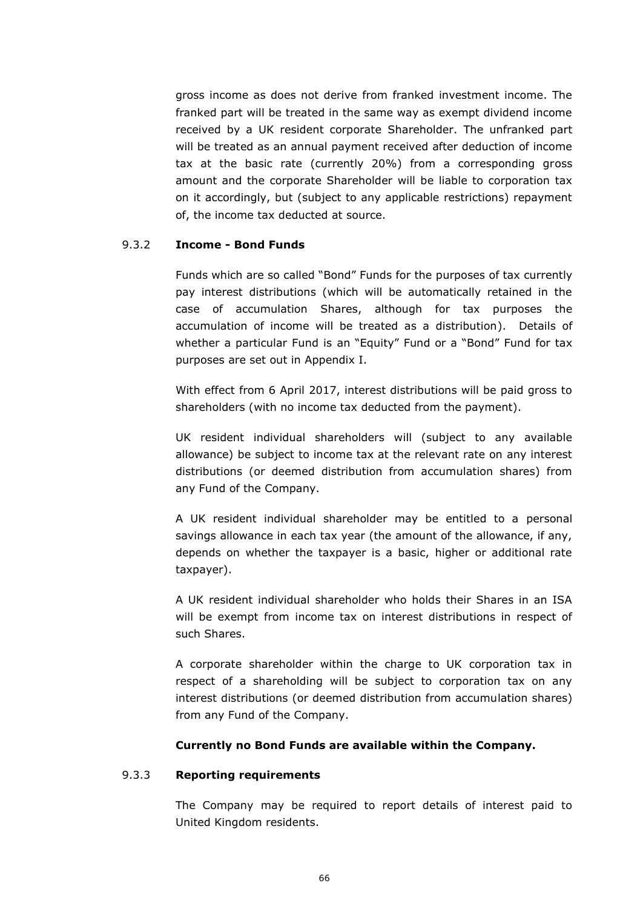gross income as does not derive from franked investment income. The franked part will be treated in the same way as exempt dividend income received by a UK resident corporate Shareholder. The unfranked part will be treated as an annual payment received after deduction of income tax at the basic rate (currently 20%) from a corresponding gross amount and the corporate Shareholder will be liable to corporation tax on it accordingly, but (subject to any applicable restrictions) repayment of, the income tax deducted at source.

### 9.3.2 **Income - Bond Funds**

Funds which are so called "Bond" Funds for the purposes of tax currently pay interest distributions (which will be automatically retained in the case of accumulation Shares, although for tax purposes the accumulation of income will be treated as a distribution). Details of whether a particular Fund is an "Equity" Fund or a "Bond" Fund for tax purposes are set out in Appendix I.

With effect from 6 April 2017, interest distributions will be paid gross to shareholders (with no income tax deducted from the payment).

UK resident individual shareholders will (subject to any available allowance) be subject to income tax at the relevant rate on any interest distributions (or deemed distribution from accumulation shares) from any Fund of the Company.

A UK resident individual shareholder may be entitled to a personal savings allowance in each tax year (the amount of the allowance, if any, depends on whether the taxpayer is a basic, higher or additional rate taxpayer).

A UK resident individual shareholder who holds their Shares in an ISA will be exempt from income tax on interest distributions in respect of such Shares.

A corporate shareholder within the charge to UK corporation tax in respect of a shareholding will be subject to corporation tax on any interest distributions (or deemed distribution from accumulation shares) from any Fund of the Company.

**Currently no Bond Funds are available within the Company.**

### 9.3.3 **Reporting requirements**

The Company may be required to report details of interest paid to United Kingdom residents.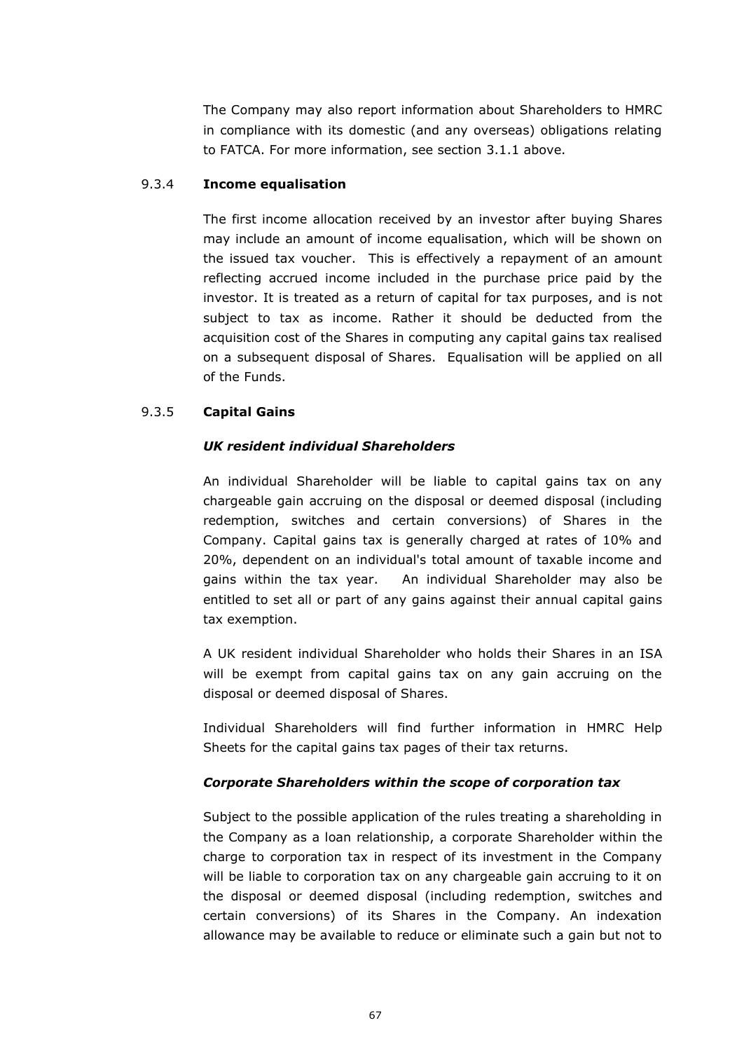The Company may also report information about Shareholders to HMRC in compliance with its domestic (and any overseas) obligations relating to FATCA. For more information, see section 3.1.1 above.

### 9.3.4 Income equalisation

The first income allocation received by an investor after buying Shares may include an amount of income equalisation, which will be shown on the issued tax voucher. This is effectively a repayment of an amount reflecting accrued income included in the purchase price paid by the investor. It is treated as a return of capital for tax purposes, and is not subject to tax as income. Rather it should be deducted from the acquisition cost of the Shares in computing any capital gains tax realised on a subsequent disposal of Shares. Equalisation will be applied on all of the Funds.

### 9.3.5 Capital Gains

***UK resident individual Shareholders***

An individual Shareholder will be liable to capital gains tax on any chargeable gain accruing on the disposal or deemed disposal (including redemption, switches and certain conversions) of Shares in the Company. Capital gains tax is generally charged at rates of 10% and 20%, dependent on an individual's total amount of taxable income and gains within the tax year. An individual Shareholder may also be entitled to set all or part of any gains against their annual capital gains tax exemption.

A UK resident individual Shareholder who holds their Shares in an ISA will be exempt from capital gains tax on any gain accruing on the disposal or deemed disposal of Shares.

Individual Shareholders will find further information in HMRC Help Sheets for the capital gains tax pages of their tax returns.

***Corporate Shareholders within the scope of corporation tax***

Subject to the possible application of the rules treating a shareholding in the Company as a loan relationship, a corporate Shareholder within the charge to corporation tax in respect of its investment in the Company will be liable to corporation tax on any chargeable gain accruing to it on the disposal or deemed disposal (including redemption, switches and certain conversions) of its Shares in the Company. An indexation allowance may be available to reduce or eliminate such a gain but not to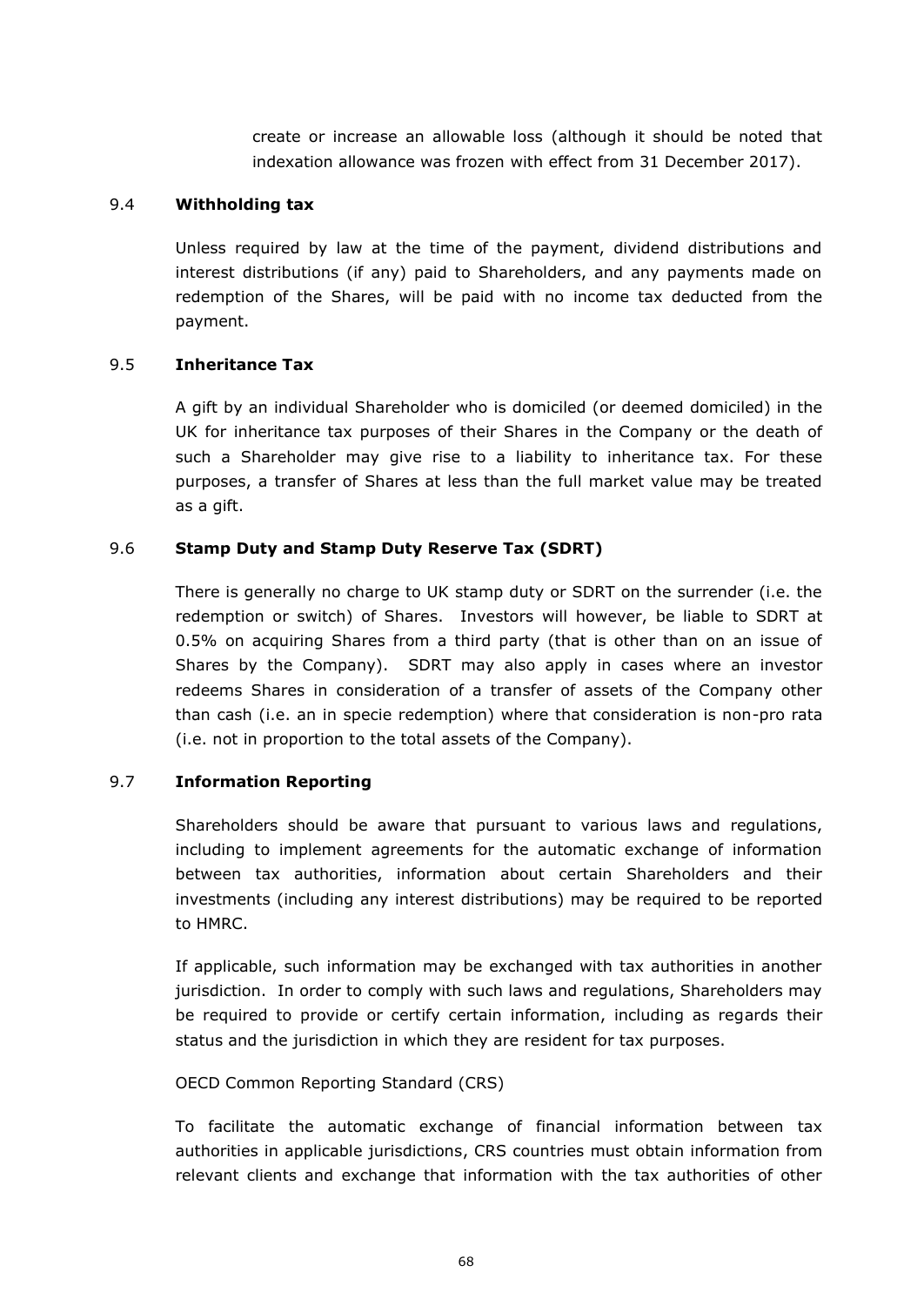create or increase an allowable loss (although it should be noted that indexation allowance was frozen with effect from 31 December 2017).

### 9.4 **Withholding tax**

Unless required by law at the time of the payment, dividend distributions and interest distributions (if any) paid to Shareholders, and any payments made on redemption of the Shares, will be paid with no income tax deducted from the payment.

### 9.5 **Inheritance Tax**

A gift by an individual Shareholder who is domiciled (or deemed domiciled) in the UK for inheritance tax purposes of their Shares in the Company or the death of such a Shareholder may give rise to a liability to inheritance tax. For these purposes, a transfer of Shares at less than the full market value may be treated as a gift.

### 9.6 **Stamp Duty and Stamp Duty Reserve Tax (SDRT)**

There is generally no charge to UK stamp duty or SDRT on the surrender (i.e. the redemption or switch) of Shares. Investors will however, be liable to SDRT at 0.5% on acquiring Shares from a third party (that is other than on an issue of Shares by the Company). SDRT may also apply in cases where an investor redeems Shares in consideration of a transfer of assets of the Company other than cash (i.e. an in specie redemption) where that consideration is non-pro rata (i.e. not in proportion to the total assets of the Company).

### 9.7 **Information Reporting**

Shareholders should be aware that pursuant to various laws and regulations, including to implement agreements for the automatic exchange of information between tax authorities, information about certain Shareholders and their investments (including any interest distributions) may be required to be reported to HMRC.

If applicable, such information may be exchanged with tax authorities in another jurisdiction. In order to comply with such laws and regulations, Shareholders may be required to provide or certify certain information, including as regards their status and the jurisdiction in which they are resident for tax purposes.

OECD Common Reporting Standard (CRS)

To facilitate the automatic exchange of financial information between tax authorities in applicable jurisdictions, CRS countries must obtain information from relevant clients and exchange that information with the tax authorities of other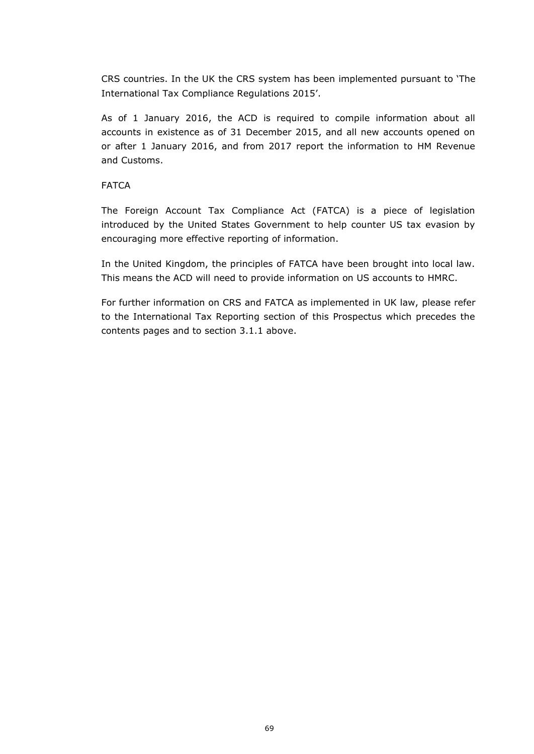CRS countries. In the UK the CRS system has been implemented pursuant to 'The International Tax Compliance Regulations 2015'.

As of 1 January 2016, the ACD is required to compile information about all accounts in existence as of 31 December 2015, and all new accounts opened on or after 1 January 2016, and from 2017 report the information to HM Revenue and Customs.

FATCA

The Foreign Account Tax Compliance Act (FATCA) is a piece of legislation introduced by the United States Government to help counter US tax evasion by encouraging more effective reporting of information.

In the United Kingdom, the principles of FATCA have been brought into local law. This means the ACD will need to provide information on US accounts to HMRC.

For further information on CRS and FATCA as implemented in UK law, please refer to the International Tax Reporting section of this Prospectus which precedes the contents pages and to section 3.1.1 above.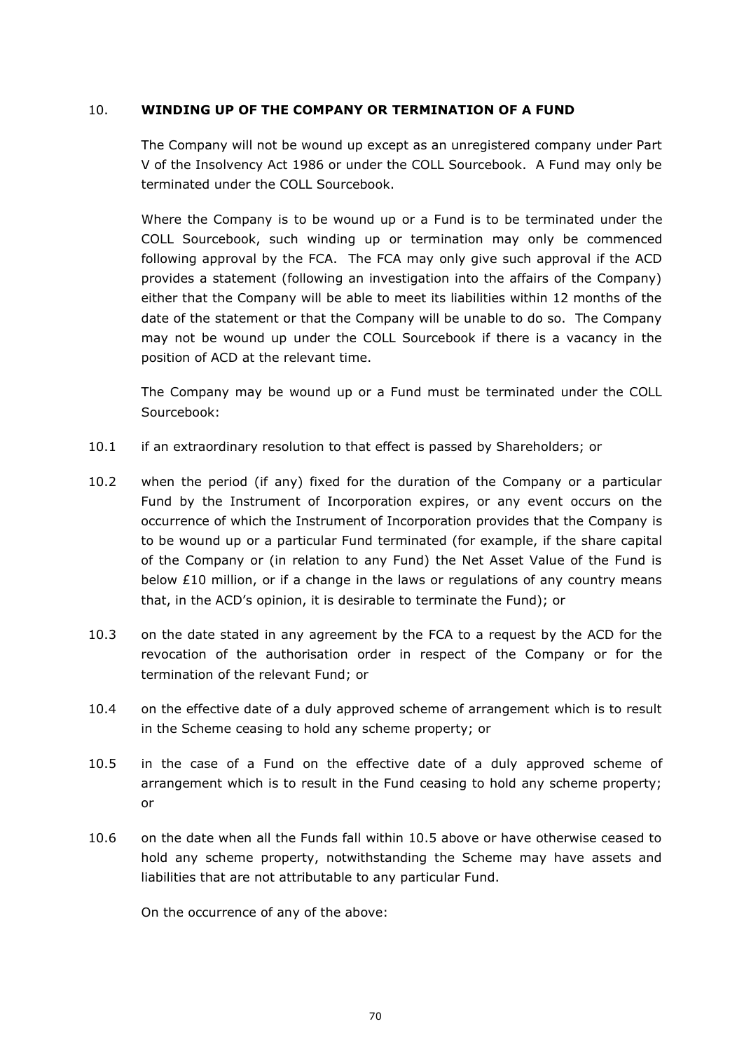## 10. WINDING UP OF THE COMPANY OR TERMINATION OF A FUND

The Company will not be wound up except as an unregistered company under Part V of the Insolvency Act 1986 or under the COLL Sourcebook. A Fund may only be terminated under the COLL Sourcebook.

Where the Company is to be wound up or a Fund is to be terminated under the COLL Sourcebook, such winding up or termination may only be commenced following approval by the FCA. The FCA may only give such approval if the ACD provides a statement (following an investigation into the affairs of the Company) either that the Company will be able to meet its liabilities within 12 months of the date of the statement or that the Company will be unable to do so. The Company may not be wound up under the COLL Sourcebook if there is a vacancy in the position of ACD at the relevant time.

The Company may be wound up or a Fund must be terminated under the COLL Sourcebook:

10.1 if an extraordinary resolution to that effect is passed by Shareholders; or

10.2 when the period (if any) fixed for the duration of the Company or a particular Fund by the Instrument of Incorporation expires, or any event occurs on the occurrence of which the Instrument of Incorporation provides that the Company is to be wound up or a particular Fund terminated (for example, if the share capital of the Company or (in relation to any Fund) the Net Asset Value of the Fund is below £10 million, or if a change in the laws or regulations of any country means that, in the ACD's opinion, it is desirable to terminate the Fund); or

10.3 on the date stated in any agreement by the FCA to a request by the ACD for the revocation of the authorisation order in respect of the Company or for the termination of the relevant Fund; or

10.4 on the effective date of a duly approved scheme of arrangement which is to result in the Scheme ceasing to hold any scheme property; or

10.5 in the case of a Fund on the effective date of a duly approved scheme of arrangement which is to result in the Fund ceasing to hold any scheme property; or

10.6 on the date when all the Funds fall within 10.5 above or have otherwise ceased to hold any scheme property, notwithstanding the Scheme may have assets and liabilities that are not attributable to any particular Fund.

On the occurrence of any of the above: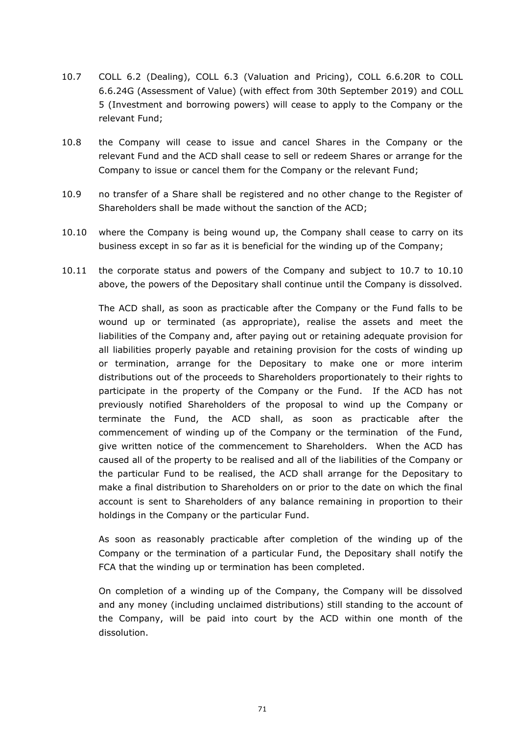10.7 COLL 6.2 (Dealing), COLL 6.3 (Valuation and Pricing), COLL 6.6.20R to COLL 6.6.24G (Assessment of Value) (with effect from 30th September 2019) and COLL 5 (Investment and borrowing powers) will cease to apply to the Company or the relevant Fund;

10.8 the Company will cease to issue and cancel Shares in the Company or the relevant Fund and the ACD shall cease to sell or redeem Shares or arrange for the Company to issue or cancel them for the Company or the relevant Fund;

10.9 no transfer of a Share shall be registered and no other change to the Register of Shareholders shall be made without the sanction of the ACD;

10.10 where the Company is being wound up, the Company shall cease to carry on its business except in so far as it is beneficial for the winding up of the Company;

10.11 the corporate status and powers of the Company and subject to 10.7 to 10.10 above, the powers of the Depositary shall continue until the Company is dissolved.

The ACD shall, as soon as practicable after the Company or the Fund falls to be wound up or terminated (as appropriate), realise the assets and meet the liabilities of the Company and, after paying out or retaining adequate provision for all liabilities properly payable and retaining provision for the costs of winding up or termination, arrange for the Depositary to make one or more interim distributions out of the proceeds to Shareholders proportionately to their rights to participate in the property of the Company or the Fund. If the ACD has not previously notified Shareholders of the proposal to wind up the Company or terminate the Fund, the ACD shall, as soon as practicable after the commencement of winding up of the Company or the termination of the Fund, give written notice of the commencement to Shareholders. When the ACD has caused all of the property to be realised and all of the liabilities of the Company or the particular Fund to be realised, the ACD shall arrange for the Depositary to make a final distribution to Shareholders on or prior to the date on which the final account is sent to Shareholders of any balance remaining in proportion to their holdings in the Company or the particular Fund.

As soon as reasonably practicable after completion of the winding up of the Company or the termination of a particular Fund, the Depositary shall notify the FCA that the winding up or termination has been completed.

On completion of a winding up of the Company, the Company will be dissolved and any money (including unclaimed distributions) still standing to the account of the Company, will be paid into court by the ACD within one month of the dissolution.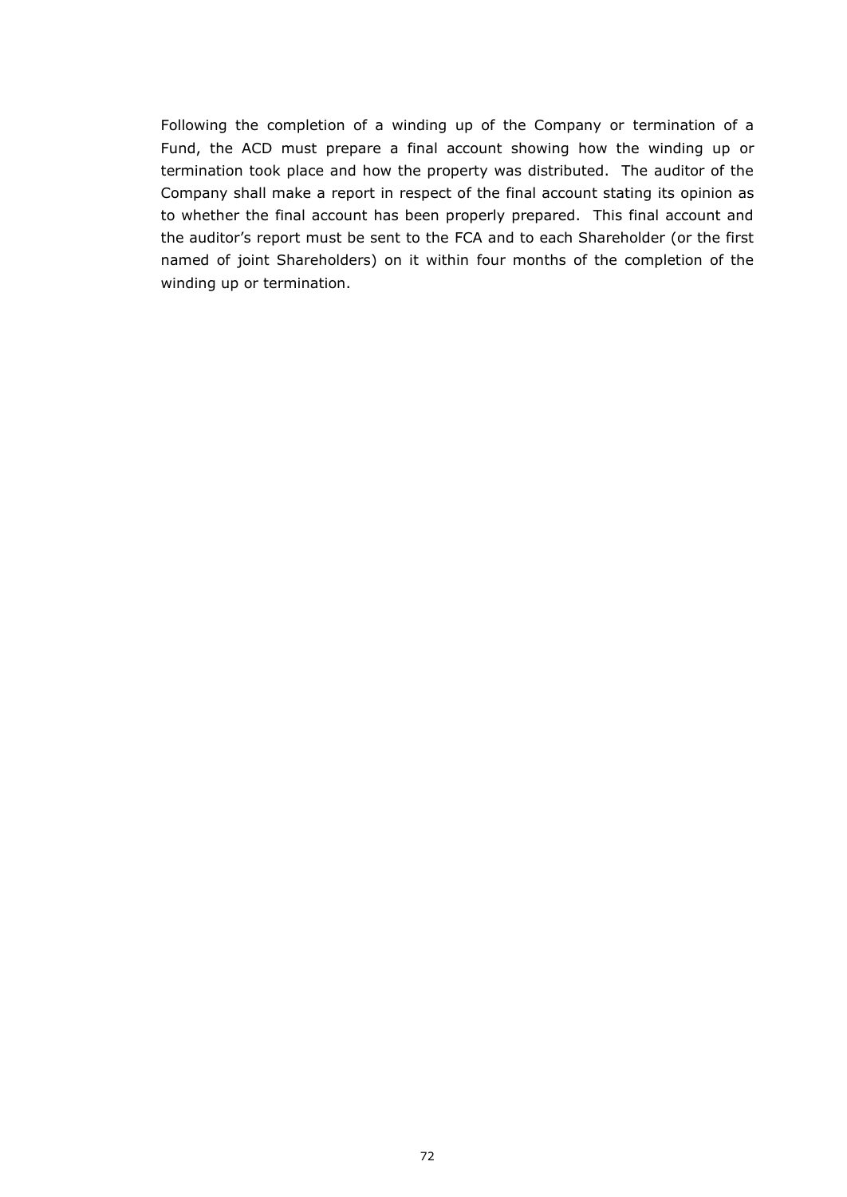Following the completion of a winding up of the Company or termination of a Fund, the ACD must prepare a final account showing how the winding up or termination took place and how the property was distributed. The auditor of the Company shall make a report in respect of the final account stating its opinion as to whether the final account has been properly prepared. This final account and the auditor's report must be sent to the FCA and to each Shareholder (or the first named of joint Shareholders) on it within four months of the completion of the winding up or termination.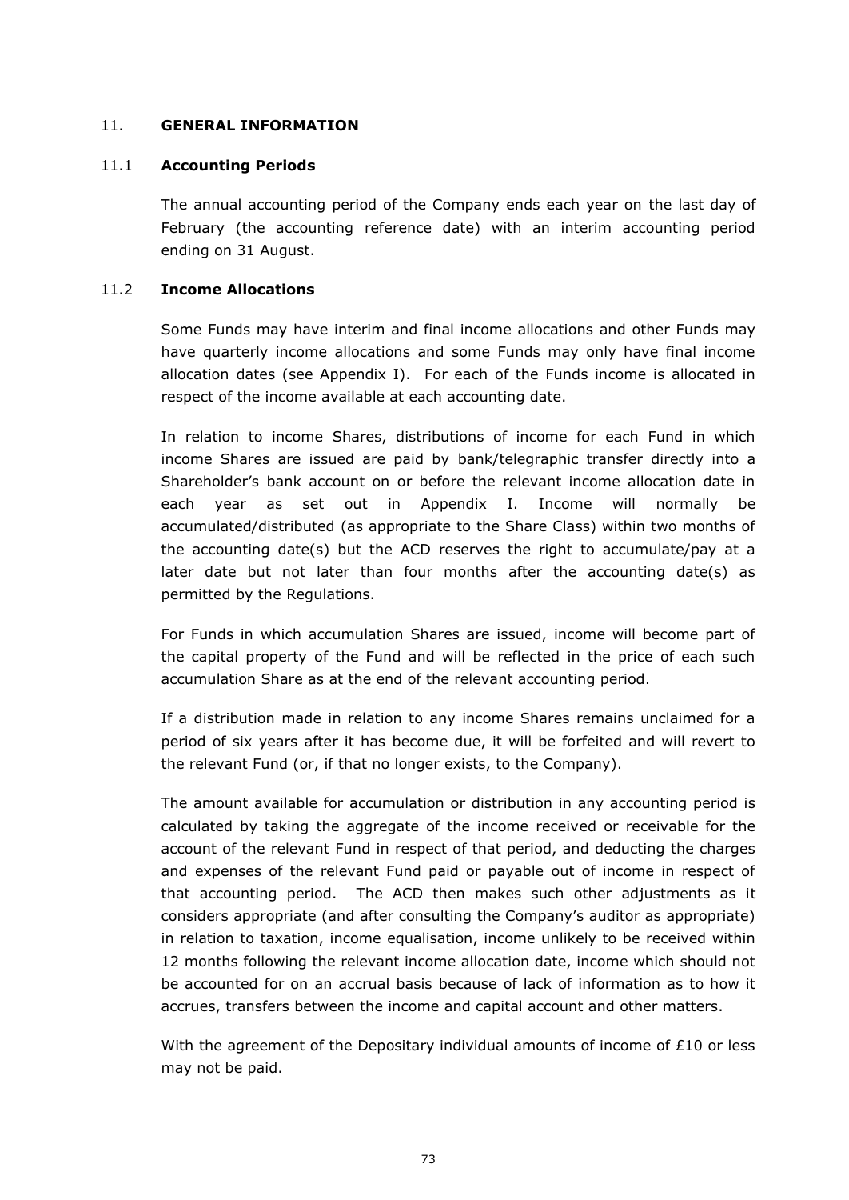## 11. GENERAL INFORMATION

### 11.1 Accounting Periods

The annual accounting period of the Company ends each year on the last day of February (the accounting reference date) with an interim accounting period ending on 31 August.

### 11.2 Income Allocations

Some Funds may have interim and final income allocations and other Funds may have quarterly income allocations and some Funds may only have final income allocation dates (see Appendix I). For each of the Funds income is allocated in respect of the income available at each accounting date.

In relation to income Shares, distributions of income for each Fund in which income Shares are issued are paid by bank/telegraphic transfer directly into a Shareholder's bank account on or before the relevant income allocation date in each year as set out in Appendix I. Income will normally be accumulated/distributed (as appropriate to the Share Class) within two months of the accounting date(s) but the ACD reserves the right to accumulate/pay at a later date but not later than four months after the accounting date(s) as permitted by the Regulations.

For Funds in which accumulation Shares are issued, income will become part of the capital property of the Fund and will be reflected in the price of each such accumulation Share as at the end of the relevant accounting period.

If a distribution made in relation to any income Shares remains unclaimed for a period of six years after it has become due, it will be forfeited and will revert to the relevant Fund (or, if that no longer exists, to the Company).

The amount available for accumulation or distribution in any accounting period is calculated by taking the aggregate of the income received or receivable for the account of the relevant Fund in respect of that period, and deducting the charges and expenses of the relevant Fund paid or payable out of income in respect of that accounting period. The ACD then makes such other adjustments as it considers appropriate (and after consulting the Company's auditor as appropriate) in relation to taxation, income equalisation, income unlikely to be received within 12 months following the relevant income allocation date, income which should not be accounted for on an accrual basis because of lack of information as to how it accrues, transfers between the income and capital account and other matters.

With the agreement of the Depositary individual amounts of income of £10 or less may not be paid.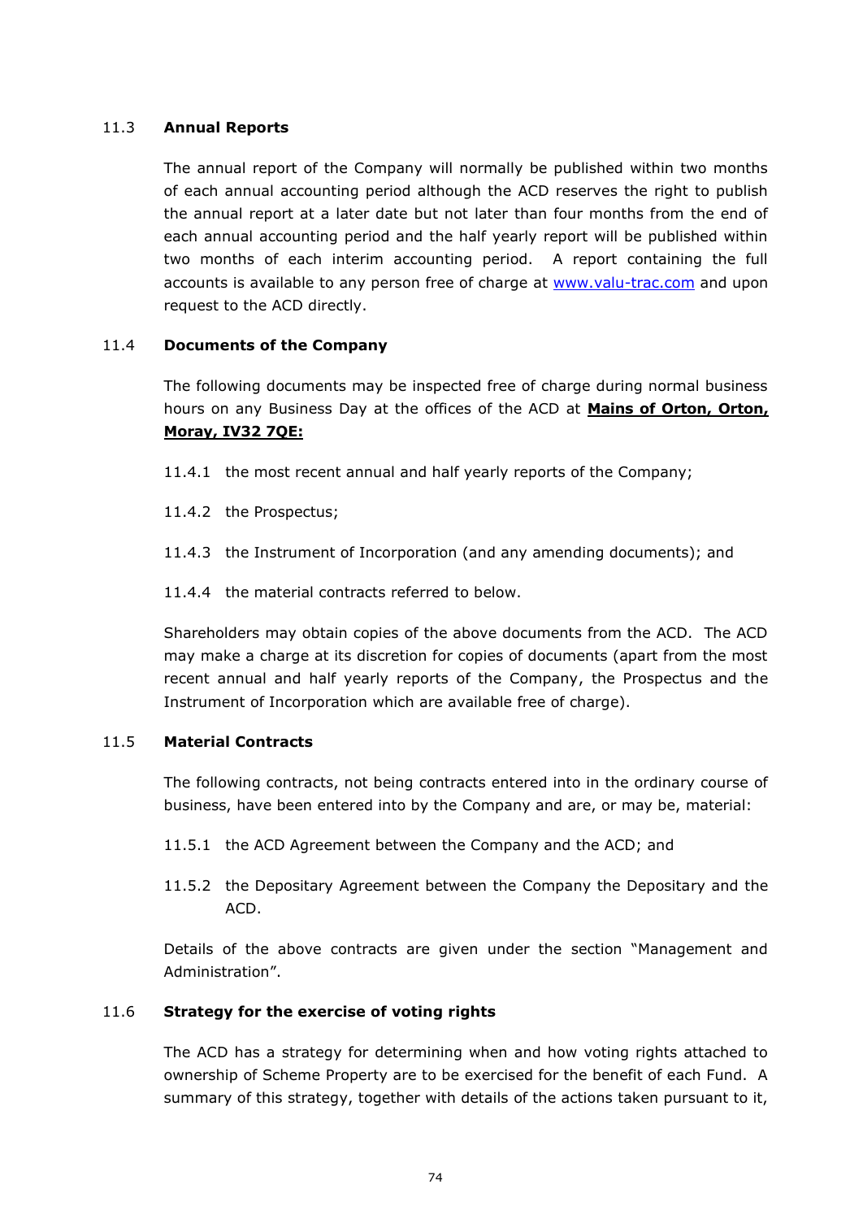### 11.3 Annual Reports

The annual report of the Company will normally be published within two months of each annual accounting period although the ACD reserves the right to publish the annual report at a later date but not later than four months from the end of each annual accounting period and the half yearly report will be published within two months of each interim accounting period. A report containing the full accounts is available to any person free of charge at www.valu-trac.com and upon request to the ACD directly.

### 11.4 Documents of the Company

The following documents may be inspected free of charge during normal business hours on any Business Day at the offices of the ACD at **Mains of Orton, Orton, Moray, IV32 7QE:**

11.4.1 the most recent annual and half yearly reports of the Company;

11.4.2 the Prospectus;

11.4.3 the Instrument of Incorporation (and any amending documents); and

11.4.4 the material contracts referred to below.

Shareholders may obtain copies of the above documents from the ACD. The ACD may make a charge at its discretion for copies of documents (apart from the most recent annual and half yearly reports of the Company, the Prospectus and the Instrument of Incorporation which are available free of charge).

### 11.5 Material Contracts

The following contracts, not being contracts entered into in the ordinary course of business, have been entered into by the Company and are, or may be, material:

11.5.1 the ACD Agreement between the Company and the ACD; and

11.5.2 the Depositary Agreement between the Company the Depositary and the ACD.

Details of the above contracts are given under the section "Management and Administration".

### 11.6 Strategy for the exercise of voting rights

The ACD has a strategy for determining when and how voting rights attached to ownership of Scheme Property are to be exercised for the benefit of each Fund. A summary of this strategy, together with details of the actions taken pursuant to it,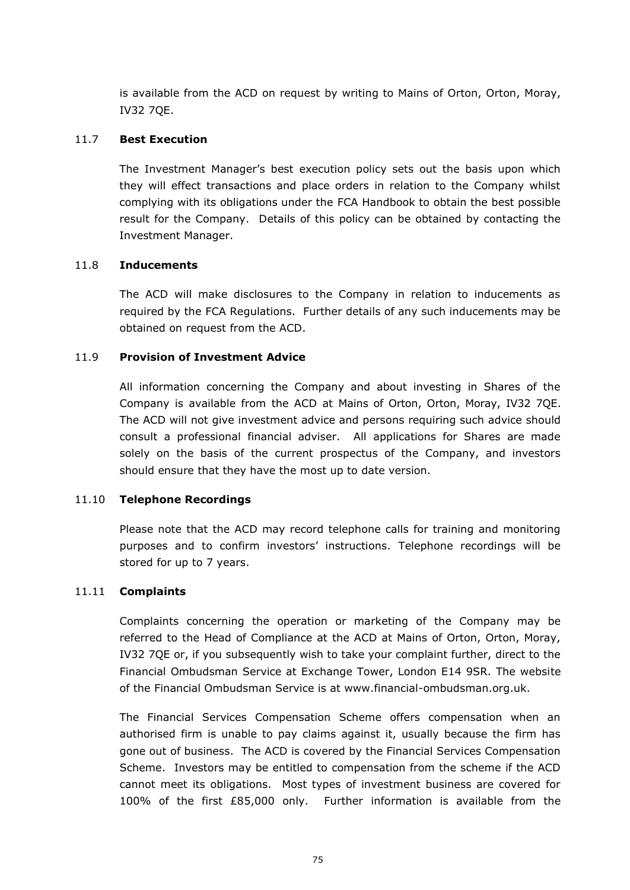is available from the ACD on request by writing to Mains of Orton, Orton, Moray, IV32 7QE.

### 11.7 Best Execution

The Investment Manager's best execution policy sets out the basis upon which they will effect transactions and place orders in relation to the Company whilst complying with its obligations under the FCA Handbook to obtain the best possible result for the Company. Details of this policy can be obtained by contacting the Investment Manager.

### 11.8 Inducements

The ACD will make disclosures to the Company in relation to inducements as required by the FCA Regulations. Further details of any such inducements may be obtained on request from the ACD.

### 11.9 Provision of Investment Advice

All information concerning the Company and about investing in Shares of the Company is available from the ACD at Mains of Orton, Orton, Moray, IV32 7QE. The ACD will not give investment advice and persons requiring such advice should consult a professional financial adviser. All applications for Shares are made solely on the basis of the current prospectus of the Company, and investors should ensure that they have the most up to date version.

### 11.10 Telephone Recordings

Please note that the ACD may record telephone calls for training and monitoring purposes and to confirm investors' instructions. Telephone recordings will be stored for up to 7 years.

### 11.11 Complaints

Complaints concerning the operation or marketing of the Company may be referred to the Head of Compliance at the ACD at Mains of Orton, Orton, Moray, IV32 7QE or, if you subsequently wish to take your complaint further, direct to the Financial Ombudsman Service at Exchange Tower, London E14 9SR. The website of the Financial Ombudsman Service is at www.financial-ombudsman.org.uk.

The Financial Services Compensation Scheme offers compensation when an authorised firm is unable to pay claims against it, usually because the firm has gone out of business. The ACD is covered by the Financial Services Compensation Scheme. Investors may be entitled to compensation from the scheme if the ACD cannot meet its obligations. Most types of investment business are covered for 100% of the first £85,000 only. Further information is available from the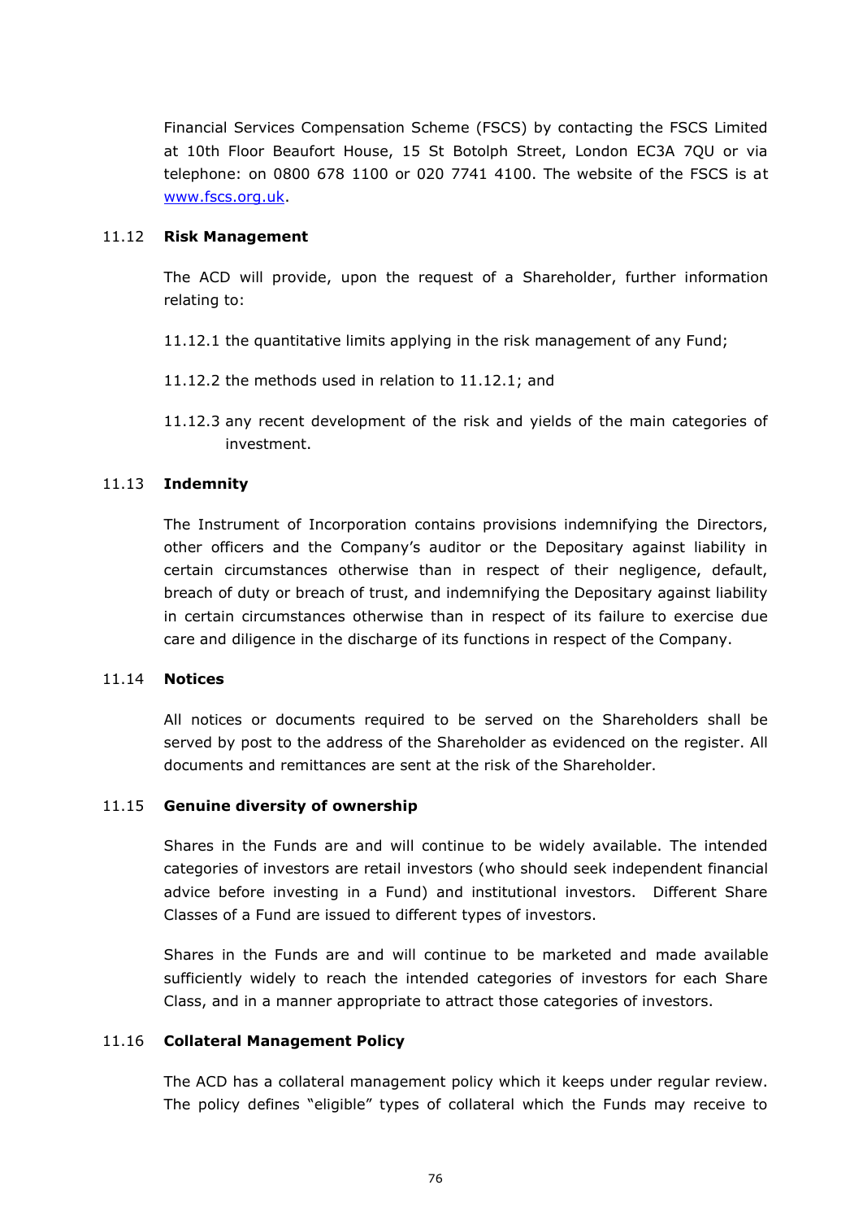Financial Services Compensation Scheme (FSCS) by contacting the FSCS Limited at 10th Floor Beaufort House, 15 St Botolph Street, London EC3A 7QU or via telephone: on 0800 678 1100 or 020 7741 4100. The website of the FSCS is at www.fscs.org.uk.

### 11.12 Risk Management

The ACD will provide, upon the request of a Shareholder, further information relating to:

11.12.1 the quantitative limits applying in the risk management of any Fund;

11.12.2 the methods used in relation to 11.12.1; and

11.12.3 any recent development of the risk and yields of the main categories of investment.

### 11.13 Indemnity

The Instrument of Incorporation contains provisions indemnifying the Directors, other officers and the Company's auditor or the Depositary against liability in certain circumstances otherwise than in respect of their negligence, default, breach of duty or breach of trust, and indemnifying the Depositary against liability in certain circumstances otherwise than in respect of its failure to exercise due care and diligence in the discharge of its functions in respect of the Company.

### 11.14 Notices

All notices or documents required to be served on the Shareholders shall be served by post to the address of the Shareholder as evidenced on the register. All documents and remittances are sent at the risk of the Shareholder.

### 11.15 Genuine diversity of ownership

Shares in the Funds are and will continue to be widely available. The intended categories of investors are retail investors (who should seek independent financial advice before investing in a Fund) and institutional investors. Different Share Classes of a Fund are issued to different types of investors.

Shares in the Funds are and will continue to be marketed and made available sufficiently widely to reach the intended categories of investors for each Share Class, and in a manner appropriate to attract those categories of investors.

### 11.16 Collateral Management Policy

The ACD has a collateral management policy which it keeps under regular review. The policy defines "eligible" types of collateral which the Funds may receive to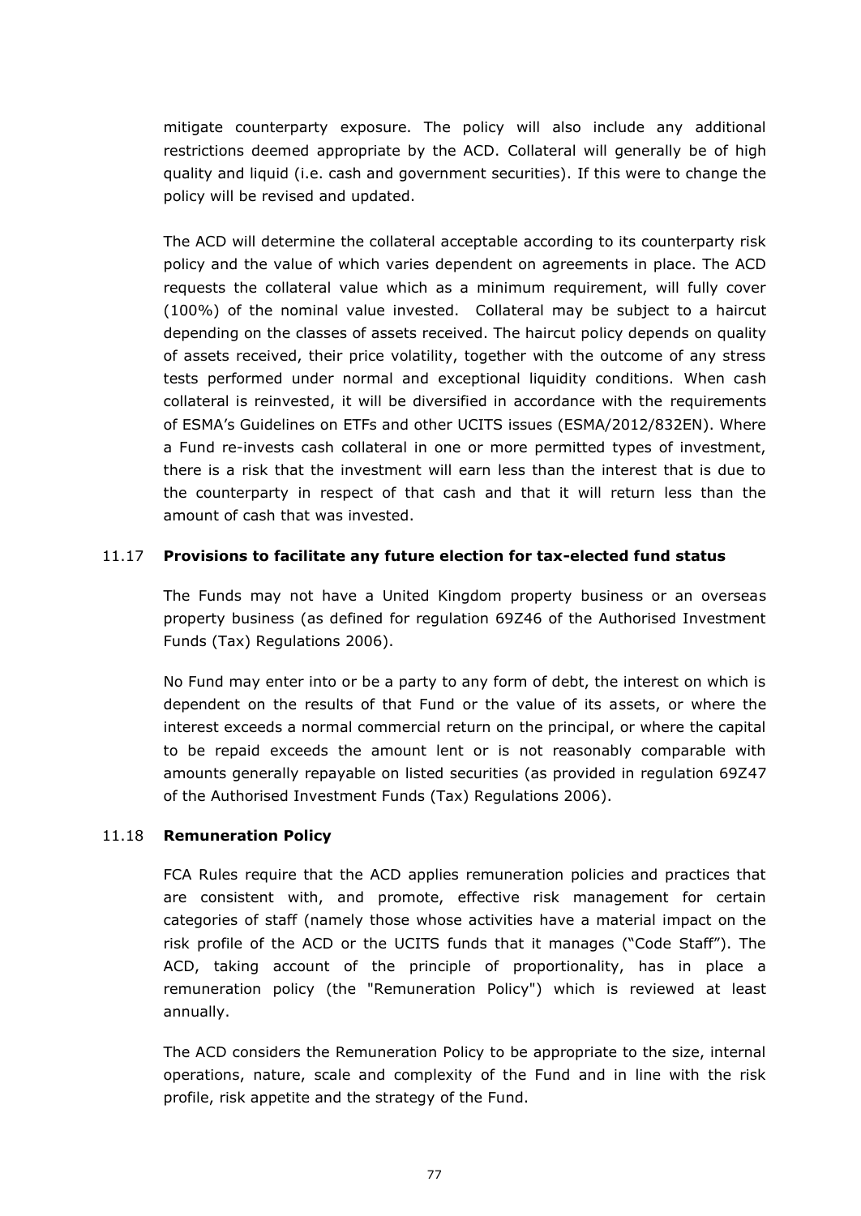mitigate counterparty exposure. The policy will also include any additional restrictions deemed appropriate by the ACD. Collateral will generally be of high quality and liquid (i.e. cash and government securities). If this were to change the policy will be revised and updated.

The ACD will determine the collateral acceptable according to its counterparty risk policy and the value of which varies dependent on agreements in place. The ACD requests the collateral value which as a minimum requirement, will fully cover (100%) of the nominal value invested. Collateral may be subject to a haircut depending on the classes of assets received. The haircut policy depends on quality of assets received, their price volatility, together with the outcome of any stress tests performed under normal and exceptional liquidity conditions. When cash collateral is reinvested, it will be diversified in accordance with the requirements of ESMA's Guidelines on ETFs and other UCITS issues (ESMA/2012/832EN). Where a Fund re-invests cash collateral in one or more permitted types of investment, there is a risk that the investment will earn less than the interest that is due to the counterparty in respect of that cash and that it will return less than the amount of cash that was invested.

### 11.17 Provisions to facilitate any future election for tax-elected fund status

The Funds may not have a United Kingdom property business or an overseas property business (as defined for regulation 69Z46 of the Authorised Investment Funds (Tax) Regulations 2006).

No Fund may enter into or be a party to any form of debt, the interest on which is dependent on the results of that Fund or the value of its assets, or where the interest exceeds a normal commercial return on the principal, or where the capital to be repaid exceeds the amount lent or is not reasonably comparable with amounts generally repayable on listed securities (as provided in regulation 69Z47 of the Authorised Investment Funds (Tax) Regulations 2006).

### 11.18 Remuneration Policy

FCA Rules require that the ACD applies remuneration policies and practices that are consistent with, and promote, effective risk management for certain categories of staff (namely those whose activities have a material impact on the risk profile of the ACD or the UCITS funds that it manages ("Code Staff"). The ACD, taking account of the principle of proportionality, has in place a remuneration policy (the "Remuneration Policy") which is reviewed at least annually.

The ACD considers the Remuneration Policy to be appropriate to the size, internal operations, nature, scale and complexity of the Fund and in line with the risk profile, risk appetite and the strategy of the Fund.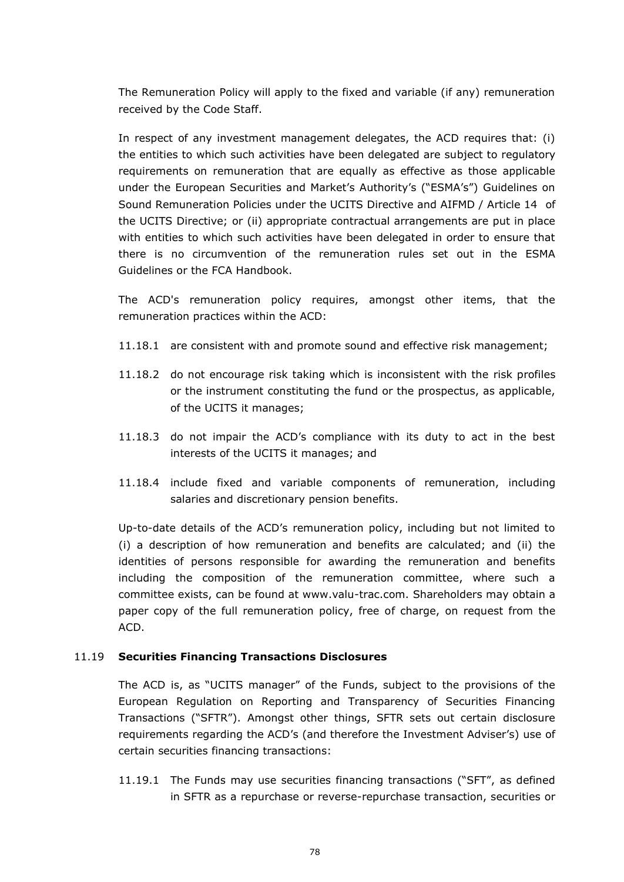The Remuneration Policy will apply to the fixed and variable (if any) remuneration received by the Code Staff.

In respect of any investment management delegates, the ACD requires that: (i) the entities to which such activities have been delegated are subject to regulatory requirements on remuneration that are equally as effective as those applicable under the European Securities and Market's Authority's ("ESMA's") Guidelines on Sound Remuneration Policies under the UCITS Directive and AIFMD / Article 14 of the UCITS Directive; or (ii) appropriate contractual arrangements are put in place with entities to which such activities have been delegated in order to ensure that there is no circumvention of the remuneration rules set out in the ESMA Guidelines or the FCA Handbook.

The ACD's remuneration policy requires, amongst other items, that the remuneration practices within the ACD:

11.18.1 are consistent with and promote sound and effective risk management;

11.18.2 do not encourage risk taking which is inconsistent with the risk profiles or the instrument constituting the fund or the prospectus, as applicable, of the UCITS it manages;

11.18.3 do not impair the ACD's compliance with its duty to act in the best interests of the UCITS it manages; and

11.18.4 include fixed and variable components of remuneration, including salaries and discretionary pension benefits.

Up-to-date details of the ACD's remuneration policy, including but not limited to (i) a description of how remuneration and benefits are calculated; and (ii) the identities of persons responsible for awarding the remuneration and benefits including the composition of the remuneration committee, where such a committee exists, can be found at www.valu-trac.com. Shareholders may obtain a paper copy of the full remuneration policy, free of charge, on request from the ACD.

### 11.19 **Securities Financing Transactions Disclosures**

The ACD is, as "UCITS manager" of the Funds, subject to the provisions of the European Regulation on Reporting and Transparency of Securities Financing Transactions ("SFTR"). Amongst other things, SFTR sets out certain disclosure requirements regarding the ACD's (and therefore the Investment Adviser's) use of certain securities financing transactions:

11.19.1 The Funds may use securities financing transactions ("SFT", as defined in SFTR as a repurchase or reverse-repurchase transaction, securities or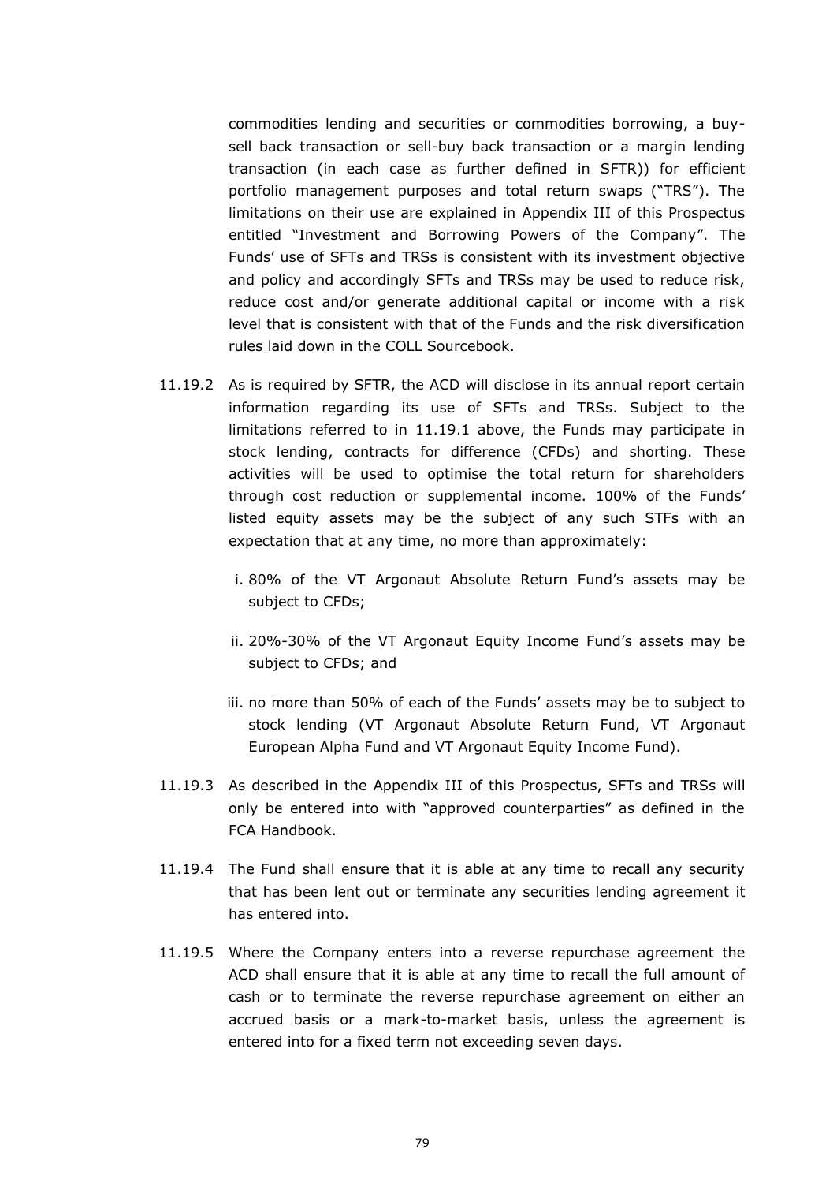commodities lending and securities or commodities borrowing, a buy-sell back transaction or sell-buy back transaction or a margin lending transaction (in each case as further defined in SFTR)) for efficient portfolio management purposes and total return swaps ("TRS"). The limitations on their use are explained in Appendix III of this Prospectus entitled "Investment and Borrowing Powers of the Company". The Funds' use of SFTs and TRSs is consistent with its investment objective and policy and accordingly SFTs and TRSs may be used to reduce risk, reduce cost and/or generate additional capital or income with a risk level that is consistent with that of the Funds and the risk diversification rules laid down in the COLL Sourcebook.

11.19.2 As is required by SFTR, the ACD will disclose in its annual report certain information regarding its use of SFTs and TRSs. Subject to the limitations referred to in 11.19.1 above, the Funds may participate in stock lending, contracts for difference (CFDs) and shorting. These activities will be used to optimise the total return for shareholders through cost reduction or supplemental income. 100% of the Funds' listed equity assets may be the subject of any such STFs with an expectation that at any time, no more than approximately:

i. 80% of the VT Argonaut Absolute Return Fund's assets may be subject to CFDs;

ii. 20%-30% of the VT Argonaut Equity Income Fund's assets may be subject to CFDs; and

iii. no more than 50% of each of the Funds' assets may be to subject to stock lending (VT Argonaut Absolute Return Fund, VT Argonaut European Alpha Fund and VT Argonaut Equity Income Fund).

11.19.3 As described in the Appendix III of this Prospectus, SFTs and TRSs will only be entered into with "approved counterparties" as defined in the FCA Handbook.

11.19.4 The Fund shall ensure that it is able at any time to recall any security that has been lent out or terminate any securities lending agreement it has entered into.

11.19.5 Where the Company enters into a reverse repurchase agreement the ACD shall ensure that it is able at any time to recall the full amount of cash or to terminate the reverse repurchase agreement on either an accrued basis or a mark-to-market basis, unless the agreement is entered into for a fixed term not exceeding seven days.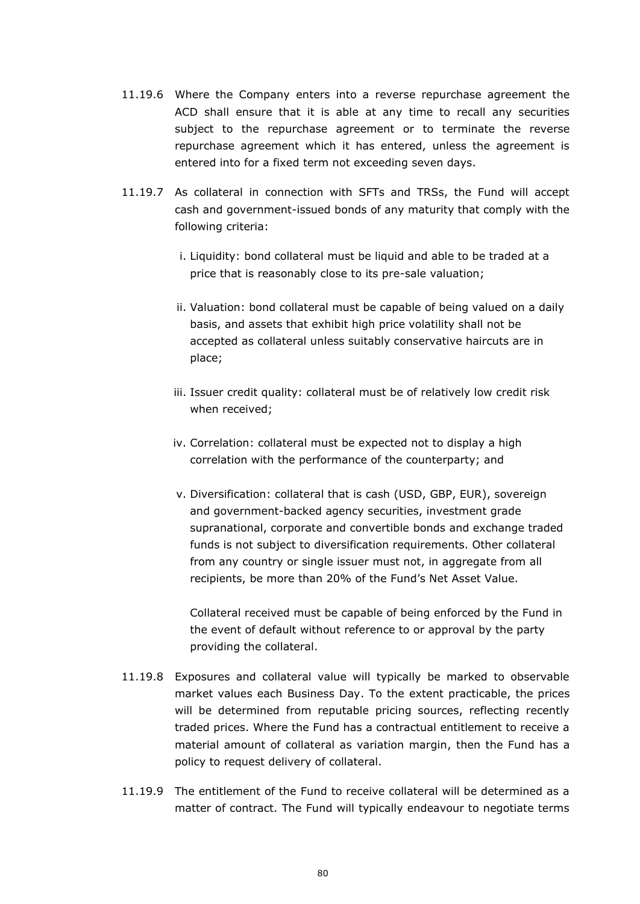11.19.6 Where the Company enters into a reverse repurchase agreement the ACD shall ensure that it is able at any time to recall any securities subject to the repurchase agreement or to terminate the reverse repurchase agreement which it has entered, unless the agreement is entered into for a fixed term not exceeding seven days.

11.19.7 As collateral in connection with SFTs and TRSs, the Fund will accept cash and government-issued bonds of any maturity that comply with the following criteria:

i. Liquidity: bond collateral must be liquid and able to be traded at a price that is reasonably close to its pre-sale valuation;

ii. Valuation: bond collateral must be capable of being valued on a daily basis, and assets that exhibit high price volatility shall not be accepted as collateral unless suitably conservative haircuts are in place;

iii. Issuer credit quality: collateral must be of relatively low credit risk when received;

iv. Correlation: collateral must be expected not to display a high correlation with the performance of the counterparty; and

v. Diversification: collateral that is cash (USD, GBP, EUR), sovereign and government-backed agency securities, investment grade supranational, corporate and convertible bonds and exchange traded funds is not subject to diversification requirements. Other collateral from any country or single issuer must not, in aggregate from all recipients, be more than 20% of the Fund's Net Asset Value.

Collateral received must be capable of being enforced by the Fund in the event of default without reference to or approval by the party providing the collateral.

11.19.8 Exposures and collateral value will typically be marked to observable market values each Business Day. To the extent practicable, the prices will be determined from reputable pricing sources, reflecting recently traded prices. Where the Fund has a contractual entitlement to receive a material amount of collateral as variation margin, then the Fund has a policy to request delivery of collateral.

11.19.9 The entitlement of the Fund to receive collateral will be determined as a matter of contract. The Fund will typically endeavour to negotiate terms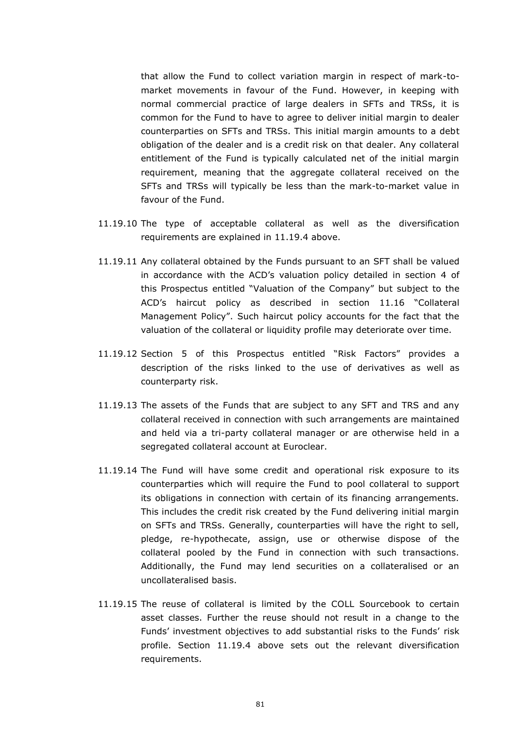that allow the Fund to collect variation margin in respect of mark-to-market movements in favour of the Fund. However, in keeping with normal commercial practice of large dealers in SFTs and TRSs, it is common for the Fund to have to agree to deliver initial margin to dealer counterparties on SFTs and TRSs. This initial margin amounts to a debt obligation of the dealer and is a credit risk on that dealer. Any collateral entitlement of the Fund is typically calculated net of the initial margin requirement, meaning that the aggregate collateral received on the SFTs and TRSs will typically be less than the mark-to-market value in favour of the Fund.

11.19.10 The type of acceptable collateral as well as the diversification requirements are explained in 11.19.4 above.

11.19.11 Any collateral obtained by the Funds pursuant to an SFT shall be valued in accordance with the ACD's valuation policy detailed in section 4 of this Prospectus entitled "Valuation of the Company" but subject to the ACD's haircut policy as described in section 11.16 "Collateral Management Policy". Such haircut policy accounts for the fact that the valuation of the collateral or liquidity profile may deteriorate over time.

11.19.12 Section 5 of this Prospectus entitled "Risk Factors" provides a description of the risks linked to the use of derivatives as well as counterparty risk.

11.19.13 The assets of the Funds that are subject to any SFT and TRS and any collateral received in connection with such arrangements are maintained and held via a tri-party collateral manager or are otherwise held in a segregated collateral account at Euroclear.

11.19.14 The Fund will have some credit and operational risk exposure to its counterparties which will require the Fund to pool collateral to support its obligations in connection with certain of its financing arrangements. This includes the credit risk created by the Fund delivering initial margin on SFTs and TRSs. Generally, counterparties will have the right to sell, pledge, re-hypothecate, assign, use or otherwise dispose of the collateral pooled by the Fund in connection with such transactions. Additionally, the Fund may lend securities on a collateralised or an uncollateralised basis.

11.19.15 The reuse of collateral is limited by the COLL Sourcebook to certain asset classes. Further the reuse should not result in a change to the Funds' investment objectives to add substantial risks to the Funds' risk profile. Section 11.19.4 above sets out the relevant diversification requirements.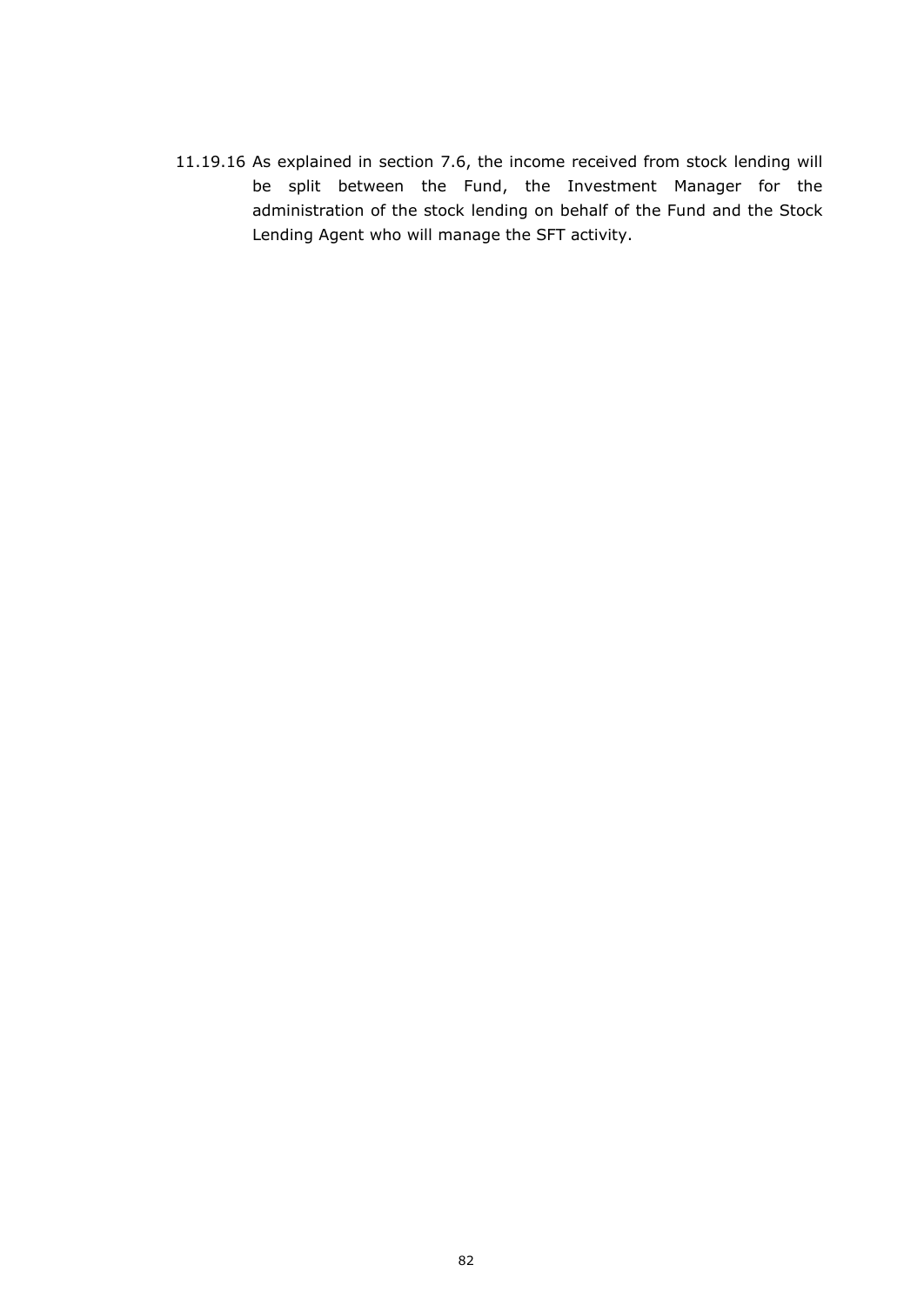11.19.16 As explained in section 7.6, the income received from stock lending will be split between the Fund, the Investment Manager for the administration of the stock lending on behalf of the Fund and the Stock Lending Agent who will manage the SFT activity.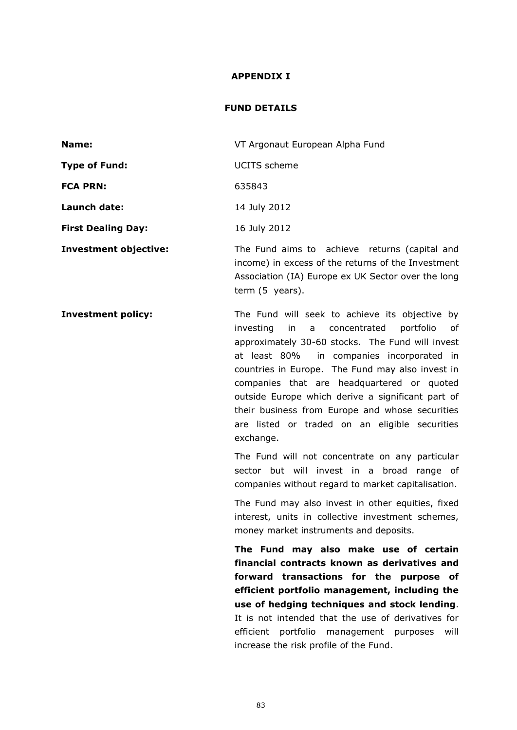# APPENDIX I

## FUND DETAILS

**Name:** VT Argonaut European Alpha Fund

**Type of Fund:** UCITS scheme

**FCA PRN:** 635843

**Launch date:** 14 July 2012

**First Dealing Day:** 16 July 2012

**Investment objective:** The Fund aims to achieve returns (capital and income) in excess of the returns of the Investment Association (IA) Europe ex UK Sector over the long term (5 years).

**Investment policy:** The Fund will seek to achieve its objective by investing in a concentrated portfolio of approximately 30-60 stocks. The Fund will invest at least 80% in companies incorporated in countries in Europe. The Fund may also invest in companies that are headquartered or quoted outside Europe which derive a significant part of their business from Europe and whose securities are listed or traded on an eligible securities exchange.

The Fund will not concentrate on any particular sector but will invest in a broad range of companies without regard to market capitalisation.

The Fund may also invest in other equities, fixed interest, units in collective investment schemes, money market instruments and deposits.

**The Fund may also make use of certain financial contracts known as derivatives and forward transactions for the purpose of efficient portfolio management, including the use of hedging techniques and stock lending**. It is not intended that the use of derivatives for efficient portfolio management purposes will increase the risk profile of the Fund.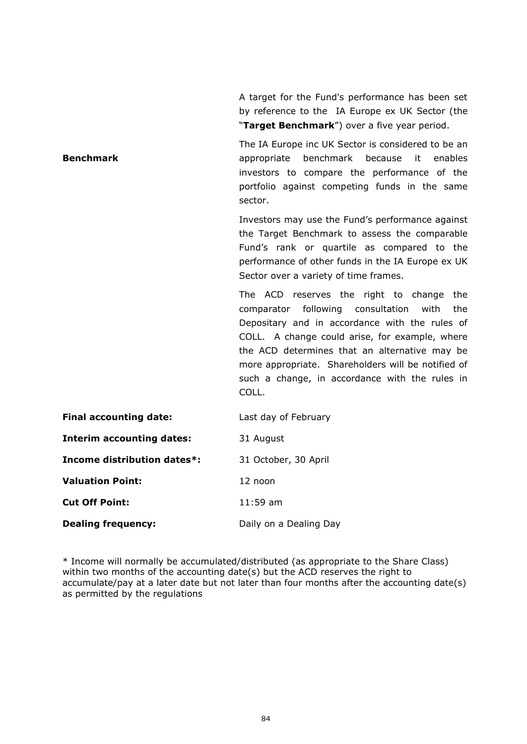| | |
|---|---|
| **Benchmark** | A target for the Fund's performance has been set by reference to the IA Europe ex UK Sector (the "**Target Benchmark**") over a five year period.<br><br>The IA Europe inc UK Sector is considered to be an appropriate benchmark because it enables investors to compare the performance of the portfolio against competing funds in the same sector.<br><br>Investors may use the Fund's performance against the Target Benchmark to assess the comparable Fund's rank or quartile as compared to the performance of other funds in the IA Europe ex UK Sector over a variety of time frames.<br><br>The ACD reserves the right to change the comparator following consultation with the Depositary and in accordance with the rules of COLL. A change could arise, for example, where the ACD determines that an alternative may be more appropriate. Shareholders will be notified of such a change, in accordance with the rules in COLL. |
| **Final accounting date:** | Last day of February |
| **Interim accounting dates:** | 31 August |
| **Income distribution dates*:** | 31 October, 30 April |
| **Valuation Point:** | 12 noon |
| **Cut Off Point:** | 11:59 am |
| **Dealing frequency:** | Daily on a Dealing Day |

* Income will normally be accumulated/distributed (as appropriate to the Share Class) within two months of the accounting date(s) but the ACD reserves the right to accumulate/pay at a later date but not later than four months after the accounting date(s) as permitted by the regulations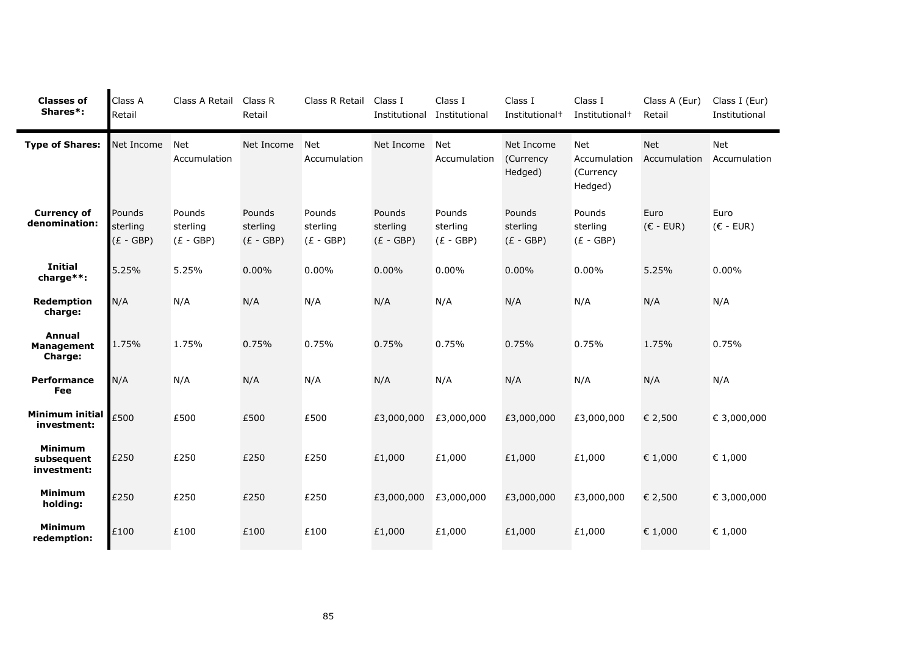| Classes of Shares*: | Class A Retail | Class A Retail | Class R Retail | Class R Retail | Class I Institutional | Class I Institutional | Class I Institutional† | Class I Institutional† | Class A (Eur) Retail | Class I (Eur) Institutional |
|---|---|---|---|---|---|---|---|---|---|---|
| **Type of Shares:** | Net Income | Net Accumulation | Net Income | Net Accumulation | Net Income | Net Accumulation | Net Income (Currency Hedged) | Net Accumulation (Currency Hedged) | Net Accumulation | Net Accumulation |
| **Currency of denomination:** | Pounds sterling (£ - GBP) | Pounds sterling (£ - GBP) | Pounds sterling (£ - GBP) | Pounds sterling (£ - GBP) | Pounds sterling (£ - GBP) | Pounds sterling (£ - GBP) | Pounds sterling (£ - GBP) | Pounds sterling (£ - GBP) | Euro (€ - EUR) | Euro (€ - EUR) |
| **Initial charge**:** | 5.25% | 5.25% | 0.00% | 0.00% | 0.00% | 0.00% | 0.00% | 0.00% | 5.25% | 0.00% |
| **Redemption charge:** | N/A | N/A | N/A | N/A | N/A | N/A | N/A | N/A | N/A | N/A |
| **Annual Management Charge:** | 1.75% | 1.75% | 0.75% | 0.75% | 0.75% | 0.75% | 0.75% | 0.75% | 1.75% | 0.75% |
| **Performance Fee** | N/A | N/A | N/A | N/A | N/A | N/A | N/A | N/A | N/A | N/A |
| **Minimum initial investment:** | £500 | £500 | £500 | £500 | £3,000,000 | £3,000,000 | £3,000,000 | £3,000,000 | € 2,500 | € 3,000,000 |
| **Minimum subsequent investment:** | £250 | £250 | £250 | £250 | £1,000 | £1,000 | £1,000 | £1,000 | € 1,000 | € 1,000 |
| **Minimum holding:** | £250 | £250 | £250 | £250 | £3,000,000 | £3,000,000 | £3,000,000 | £3,000,000 | € 2,500 | € 3,000,000 |
| **Minimum redemption:** | £100 | £100 | £100 | £100 | £1,000 | £1,000 | £1,000 | £1,000 | € 1,000 | € 1,000 |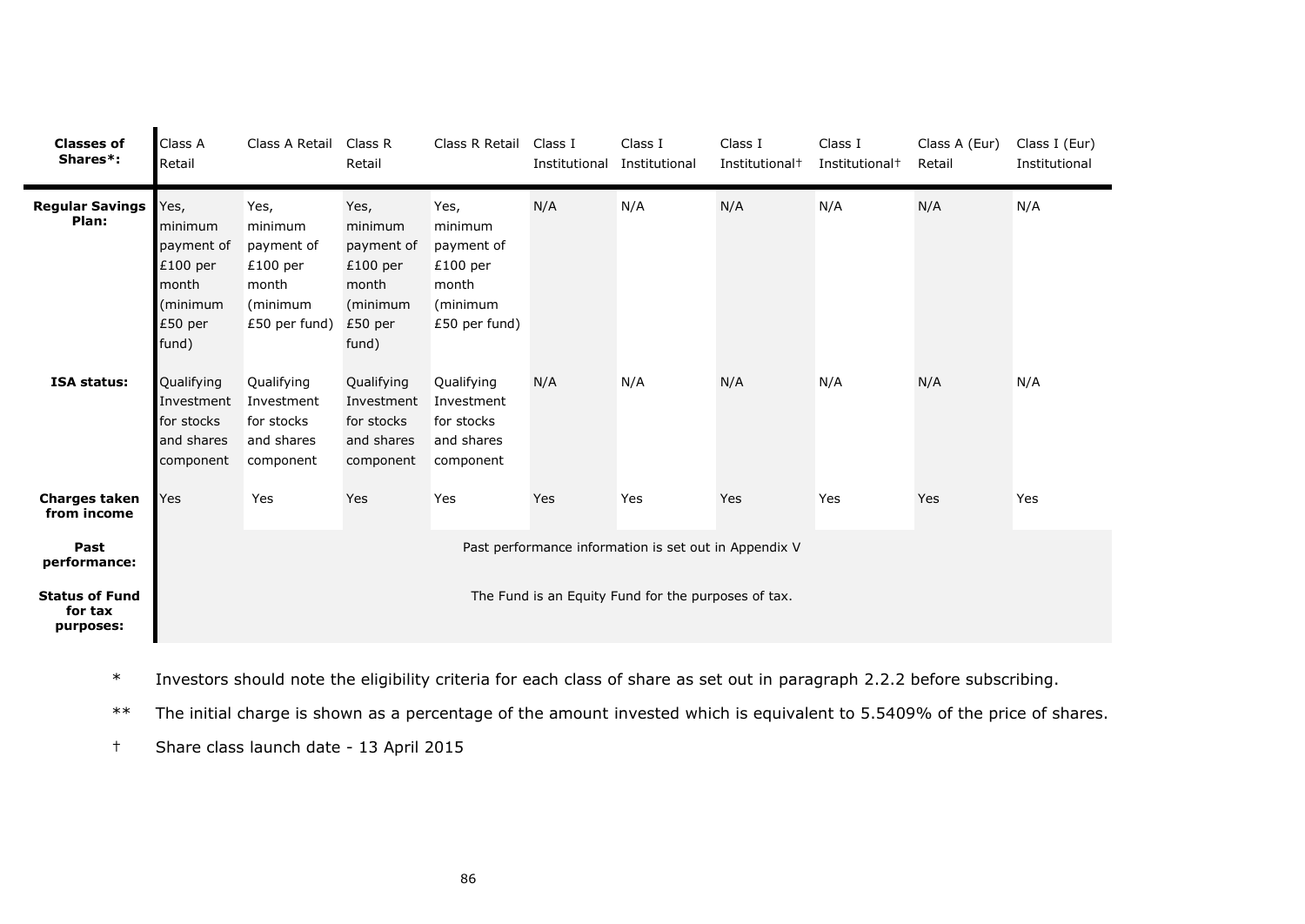| Classes of Shares*: | Class A Retail | Class A Retail | Class R Retail | Class R Retail | Class I Institutional | Class I Institutional | Class I Institutional† | Class I Institutional† | Class A (Eur) Retail | Class I (Eur) Institutional |
|---|---|---|---|---|---|---|---|---|---|---|
| **Regular Savings Plan:** | Yes, minimum payment of £100 per month (minimum £50 per fund) | Yes, minimum payment of £100 per month (minimum £50 per fund) | Yes, minimum payment of £100 per month (minimum £50 per fund) | Yes, minimum payment of £100 per month (minimum £50 per fund) | N/A | N/A | N/A | N/A | N/A | N/A |
| **ISA status:** | Qualifying Investment for stocks and shares component | Qualifying Investment for stocks and shares component | Qualifying Investment for stocks and shares component | Qualifying Investment for stocks and shares component | N/A | N/A | N/A | N/A | N/A | N/A |
| **Charges taken from income** | Yes | Yes | Yes | Yes | Yes | Yes | Yes | Yes | Yes | Yes |
| **Past performance:** | Past performance information is set out in Appendix V | | | | | | | | | |
| **Status of Fund for tax purposes:** | The Fund is an Equity Fund for the purposes of tax. | | | | | | | | | |

\* Investors should note the eligibility criteria for each class of share as set out in paragraph 2.2.2 before subscribing.

\*\* The initial charge is shown as a percentage of the amount invested which is equivalent to 5.5409% of the price of shares.

† Share class launch date - 13 April 2015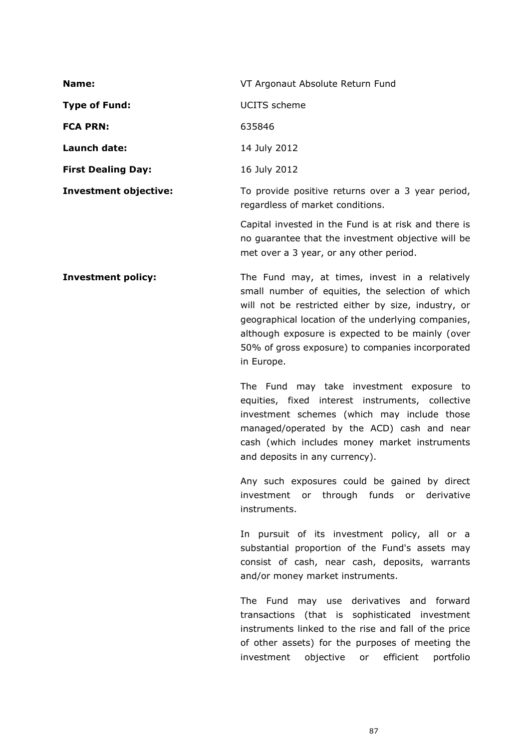| | |
|---|---|
| **Name:** | VT Argonaut Absolute Return Fund |
| **Type of Fund:** | UCITS scheme |
| **FCA PRN:** | 635846 |
| **Launch date:** | 14 July 2012 |
| **First Dealing Day:** | 16 July 2012 |
| **Investment objective:** | To provide positive returns over a 3 year period, regardless of market conditions.<br><br>Capital invested in the Fund is at risk and there is no guarantee that the investment objective will be met over a 3 year, or any other period. |
| **Investment policy:** | The Fund may, at times, invest in a relatively small number of equities, the selection of which will not be restricted either by size, industry, or geographical location of the underlying companies, although exposure is expected to be mainly (over 50% of gross exposure) to companies incorporated in Europe.<br><br>The Fund may take investment exposure to equities, fixed interest instruments, collective investment schemes (which may include those managed/operated by the ACD) cash and near cash (which includes money market instruments and deposits in any currency).<br><br>Any such exposures could be gained by direct investment or through funds or derivative instruments.<br><br>In pursuit of its investment policy, all or a substantial proportion of the Fund's assets may consist of cash, near cash, deposits, warrants and/or money market instruments.<br><br>The Fund may use derivatives and forward transactions (that is sophisticated investment instruments linked to the rise and fall of the price of other assets) for the purposes of meeting the investment objective or efficient portfolio |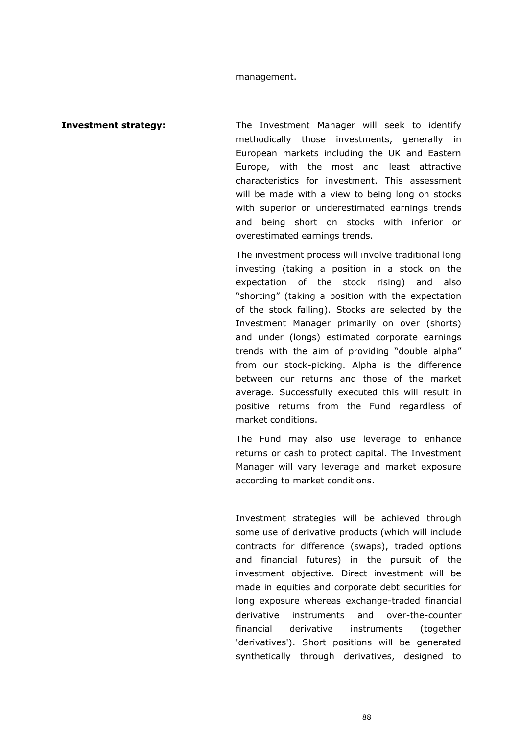management.

**Investment strategy:**

The Investment Manager will seek to identify methodically those investments, generally in European markets including the UK and Eastern Europe, with the most and least attractive characteristics for investment. This assessment will be made with a view to being long on stocks with superior or underestimated earnings trends and being short on stocks with inferior or overestimated earnings trends.

The investment process will involve traditional long investing (taking a position in a stock on the expectation of the stock rising) and also "shorting" (taking a position with the expectation of the stock falling). Stocks are selected by the Investment Manager primarily on over (shorts) and under (longs) estimated corporate earnings trends with the aim of providing "double alpha" from our stock-picking. Alpha is the difference between our returns and those of the market average. Successfully executed this will result in positive returns from the Fund regardless of market conditions.

The Fund may also use leverage to enhance returns or cash to protect capital. The Investment Manager will vary leverage and market exposure according to market conditions.

Investment strategies will be achieved through some use of derivative products (which will include contracts for difference (swaps), traded options and financial futures) in the pursuit of the investment objective. Direct investment will be made in equities and corporate debt securities for long exposure whereas exchange-traded financial derivative instruments and over-the-counter financial derivative instruments (together 'derivatives'). Short positions will be generated synthetically through derivatives, designed to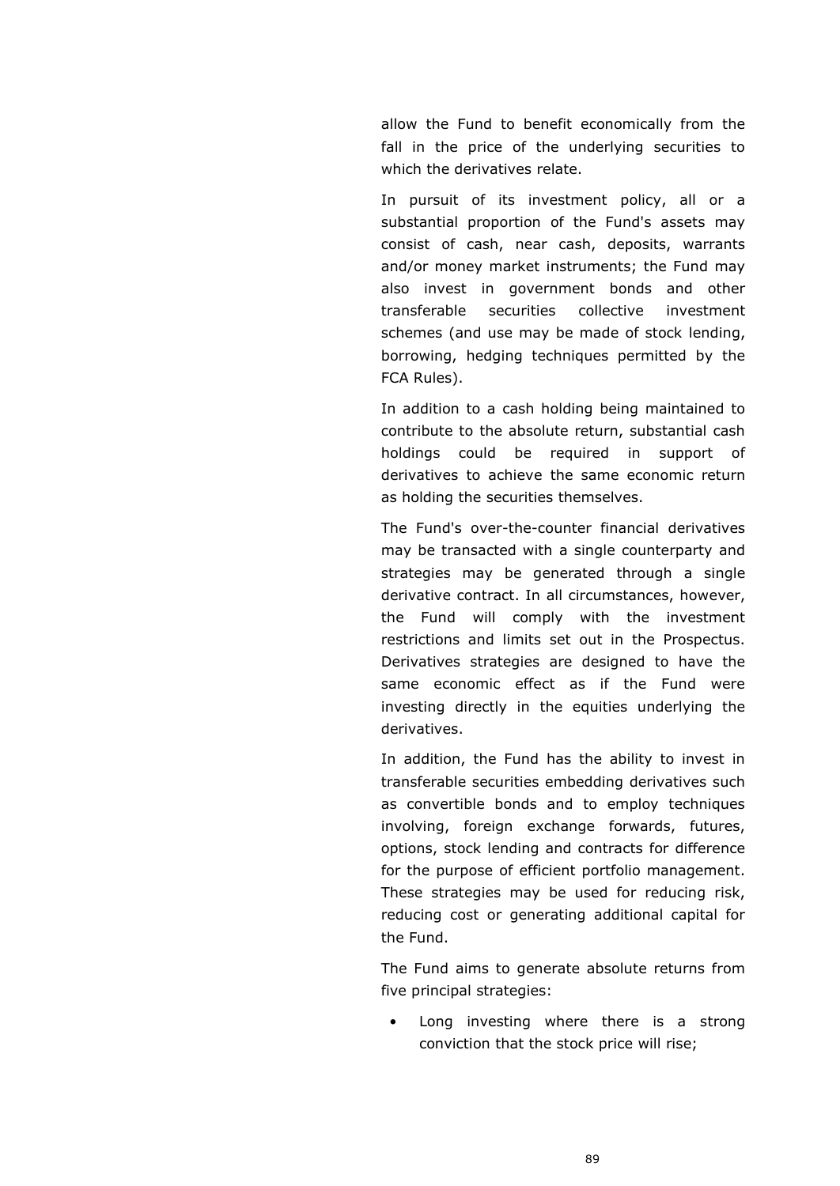allow the Fund to benefit economically from the fall in the price of the underlying securities to which the derivatives relate.

In pursuit of its investment policy, all or a substantial proportion of the Fund's assets may consist of cash, near cash, deposits, warrants and/or money market instruments; the Fund may also invest in government bonds and other transferable securities collective investment schemes (and use may be made of stock lending, borrowing, hedging techniques permitted by the FCA Rules).

In addition to a cash holding being maintained to contribute to the absolute return, substantial cash holdings could be required in support of derivatives to achieve the same economic return as holding the securities themselves.

The Fund's over-the-counter financial derivatives may be transacted with a single counterparty and strategies may be generated through a single derivative contract. In all circumstances, however, the Fund will comply with the investment restrictions and limits set out in the Prospectus. Derivatives strategies are designed to have the same economic effect as if the Fund were investing directly in the equities underlying the derivatives.

In addition, the Fund has the ability to invest in transferable securities embedding derivatives such as convertible bonds and to employ techniques involving, foreign exchange forwards, futures, options, stock lending and contracts for difference for the purpose of efficient portfolio management. These strategies may be used for reducing risk, reducing cost or generating additional capital for the Fund.

The Fund aims to generate absolute returns from five principal strategies:

- Long investing where there is a strong conviction that the stock price will rise;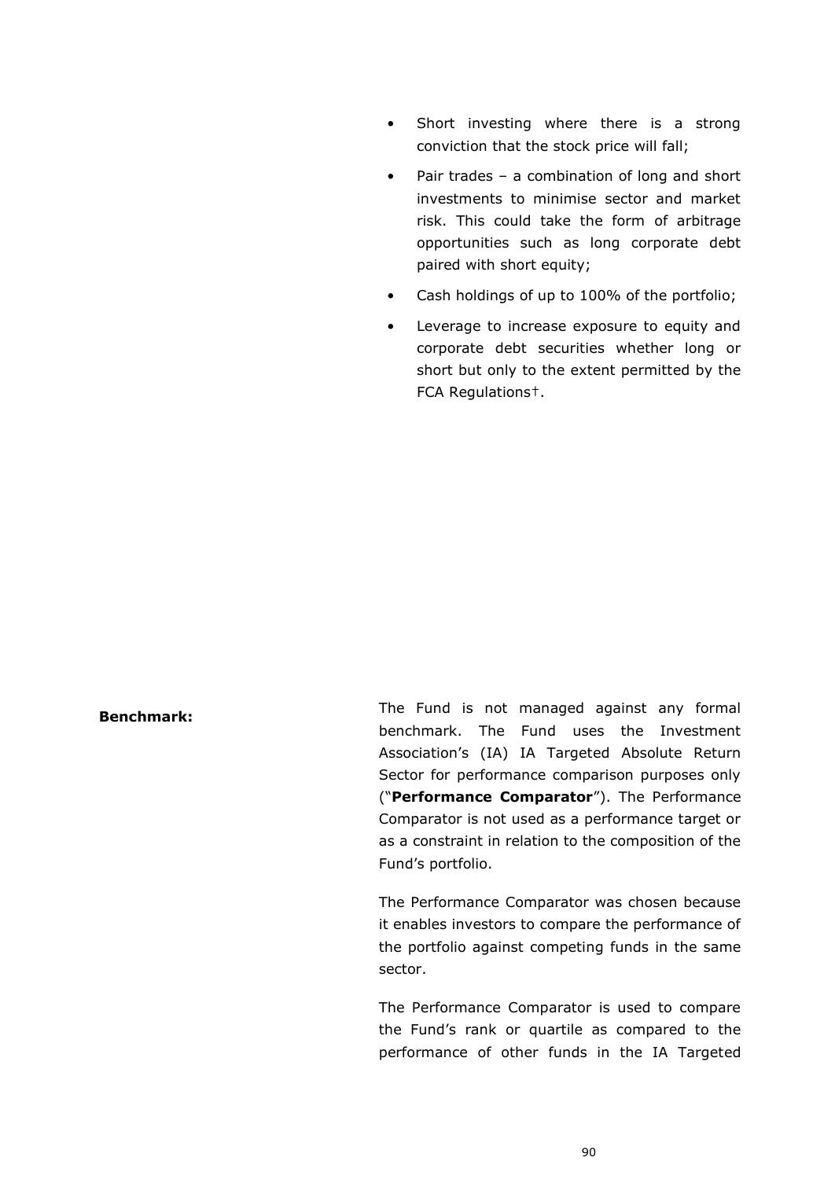- Short investing where there is a strong conviction that the stock price will fall;
- Pair trades – a combination of long and short investments to minimise sector and market risk. This could take the form of arbitrage opportunities such as long corporate debt paired with short equity;
- Cash holdings of up to 100% of the portfolio;
- Leverage to increase exposure to equity and corporate debt securities whether long or short but only to the extent permitted by the FCA Regulations†.

**Benchmark:**

The Fund is not managed against any formal benchmark. The Fund uses the Investment Association's (IA) IA Targeted Absolute Return Sector for performance comparison purposes only ("**Performance Comparator**"). The Performance Comparator is not used as a performance target or as a constraint in relation to the composition of the Fund's portfolio.

The Performance Comparator was chosen because it enables investors to compare the performance of the portfolio against competing funds in the same sector.

The Performance Comparator is used to compare the Fund's rank or quartile as compared to the performance of other funds in the IA Targeted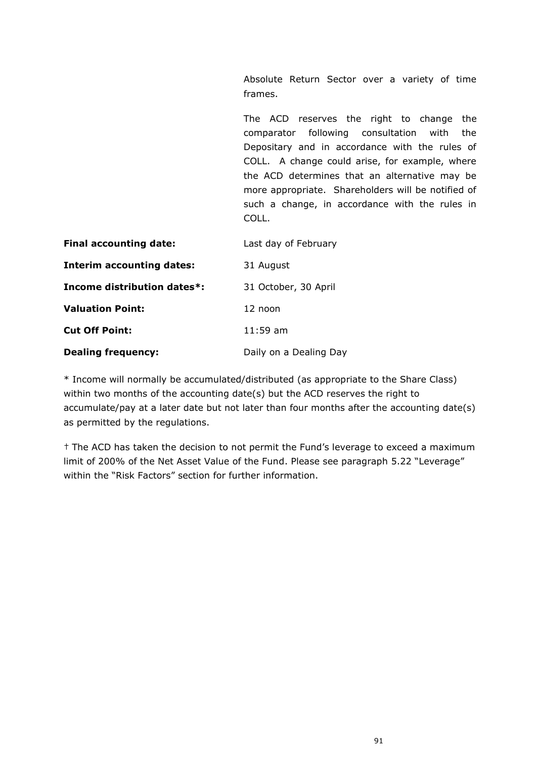| | |
|---|---|
| | Absolute Return Sector over a variety of time frames.<br><br>The ACD reserves the right to change the comparator following consultation with the Depositary and in accordance with the rules of COLL. A change could arise, for example, where the ACD determines that an alternative may be more appropriate. Shareholders will be notified of such a change, in accordance with the rules in COLL. |
| **Final accounting date:** | Last day of February |
| **Interim accounting dates:** | 31 August |
| **Income distribution dates*:** | 31 October, 30 April |
| **Valuation Point:** | 12 noon |
| **Cut Off Point:** | 11:59 am |
| **Dealing frequency:** | Daily on a Dealing Day |

* Income will normally be accumulated/distributed (as appropriate to the Share Class) within two months of the accounting date(s) but the ACD reserves the right to accumulate/pay at a later date but not later than four months after the accounting date(s) as permitted by the regulations.

† The ACD has taken the decision to not permit the Fund's leverage to exceed a maximum limit of 200% of the Net Asset Value of the Fund. Please see paragraph 5.22 "Leverage" within the "Risk Factors" section for further information.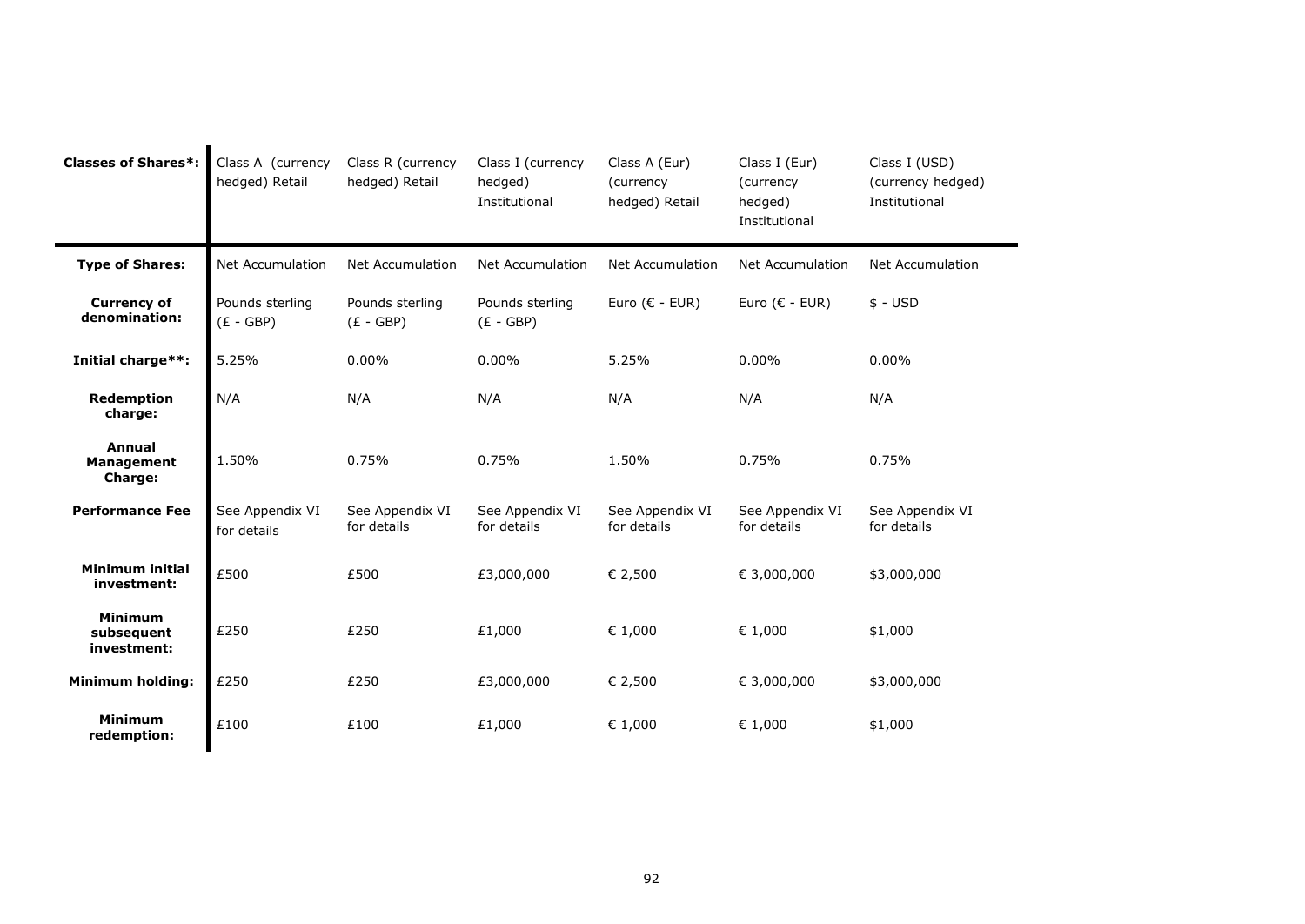| Classes of Shares*: | Class A (currency hedged) Retail | Class R (currency hedged) Retail | Class I (currency hedged) Institutional | Class A (Eur) (currency hedged) Retail | Class I (Eur) (currency hedged) Institutional | Class I (USD) (currency hedged) Institutional |
|---|---|---|---|---|---|---|
| **Type of Shares:** | Net Accumulation | Net Accumulation | Net Accumulation | Net Accumulation | Net Accumulation | Net Accumulation |
| **Currency of denomination:** | Pounds sterling (£ - GBP) | Pounds sterling (£ - GBP) | Pounds sterling (£ - GBP) | Euro (€ - EUR) | Euro (€ - EUR) | $ - USD |
| **Initial charge**:** | 5.25% | 0.00% | 0.00% | 5.25% | 0.00% | 0.00% |
| **Redemption charge:** | N/A | N/A | N/A | N/A | N/A | N/A |
| **Annual Management Charge:** | 1.50% | 0.75% | 0.75% | 1.50% | 0.75% | 0.75% |
| **Performance Fee** | See Appendix VI for details | See Appendix VI for details | See Appendix VI for details | See Appendix VI for details | See Appendix VI for details | See Appendix VI for details |
| **Minimum initial investment:** | £500 | £500 | £3,000,000 | € 2,500 | € 3,000,000 | $3,000,000 |
| **Minimum subsequent investment:** | £250 | £250 | £1,000 | € 1,000 | € 1,000 | $1,000 |
| **Minimum holding:** | £250 | £250 | £3,000,000 | € 2,500 | € 3,000,000 | $3,000,000 |
| **Minimum redemption:** | £100 | £100 | £1,000 | € 1,000 | € 1,000 | $1,000 |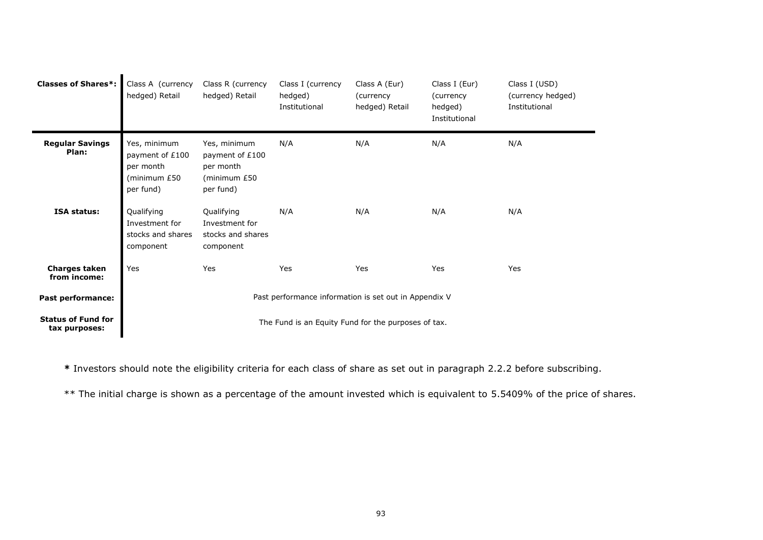| Classes of Shares*: | Class A (currency hedged) Retail | Class R (currency hedged) Retail | Class I (currency hedged) Institutional | Class A (Eur) (currency hedged) Retail | Class I (Eur) (currency hedged) Institutional | Class I (USD) (currency hedged) Institutional |
|---|---|---|---|---|---|---|
| **Regular Savings Plan:** | Yes, minimum payment of £100 per month (minimum £50 per fund) | Yes, minimum payment of £100 per month (minimum £50 per fund) | N/A | N/A | N/A | N/A |
| **ISA status:** | Qualifying Investment for stocks and shares component | Qualifying Investment for stocks and shares component | N/A | N/A | N/A | N/A |
| **Charges taken from income:** | Yes | Yes | Yes | Yes | Yes | Yes |
| **Past performance:** | Past performance information is set out in Appendix V | | | | | |
| **Status of Fund for tax purposes:** | The Fund is an Equity Fund for the purposes of tax. | | | | | |

**\*** Investors should note the eligibility criteria for each class of share as set out in paragraph 2.2.2 before subscribing.

** The initial charge is shown as a percentage of the amount invested which is equivalent to 5.5409% of the price of shares.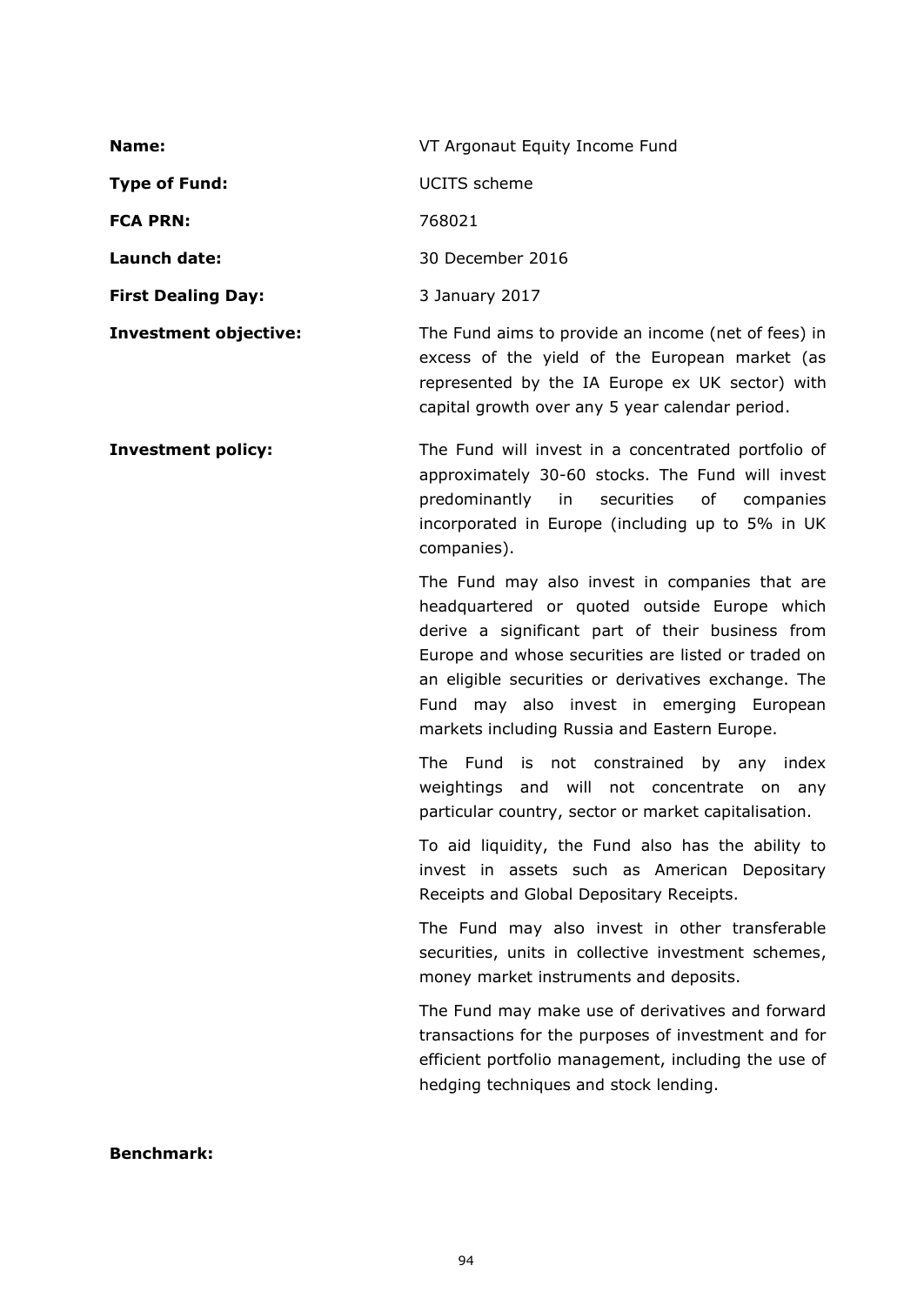**Name:** VT Argonaut Equity Income Fund

**Type of Fund:** UCITS scheme

**FCA PRN:** 768021

**Launch date:** 30 December 2016

**First Dealing Day:** 3 January 2017

**Investment objective:** The Fund aims to provide an income (net of fees) in excess of the yield of the European market (as represented by the IA Europe ex UK sector) with capital growth over any 5 year calendar period.

**Investment policy:** The Fund will invest in a concentrated portfolio of approximately 30-60 stocks. The Fund will invest predominantly in securities of companies incorporated in Europe (including up to 5% in UK companies).

The Fund may also invest in companies that are headquartered or quoted outside Europe which derive a significant part of their business from Europe and whose securities are listed or traded on an eligible securities or derivatives exchange. The Fund may also invest in emerging European markets including Russia and Eastern Europe.

The Fund is not constrained by any index weightings and will not concentrate on any particular country, sector or market capitalisation.

To aid liquidity, the Fund also has the ability to invest in assets such as American Depositary Receipts and Global Depositary Receipts.

The Fund may also invest in other transferable securities, units in collective investment schemes, money market instruments and deposits.

The Fund may make use of derivatives and forward transactions for the purposes of investment and for efficient portfolio management, including the use of hedging techniques and stock lending.

**Benchmark:**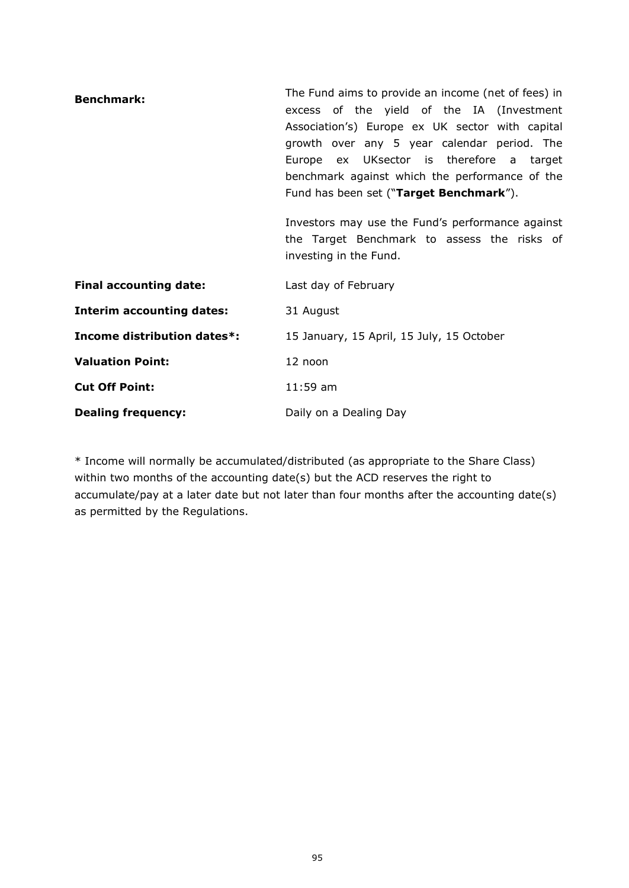| | |
|---|---|
| **Benchmark:** | The Fund aims to provide an income (net of fees) in excess of the yield of the IA (Investment Association's) Europe ex UK sector with capital growth over any 5 year calendar period. The Europe ex UKsector is therefore a target benchmark against which the performance of the Fund has been set ("**Target Benchmark**").<br><br>Investors may use the Fund's performance against the Target Benchmark to assess the risks of investing in the Fund. |
| **Final accounting date:** | Last day of February |
| **Interim accounting dates:** | 31 August |
| **Income distribution dates*:** | 15 January, 15 April, 15 July, 15 October |
| **Valuation Point:** | 12 noon |
| **Cut Off Point:** | 11:59 am |
| **Dealing frequency:** | Daily on a Dealing Day |

* Income will normally be accumulated/distributed (as appropriate to the Share Class) within two months of the accounting date(s) but the ACD reserves the right to accumulate/pay at a later date but not later than four months after the accounting date(s) as permitted by the Regulations.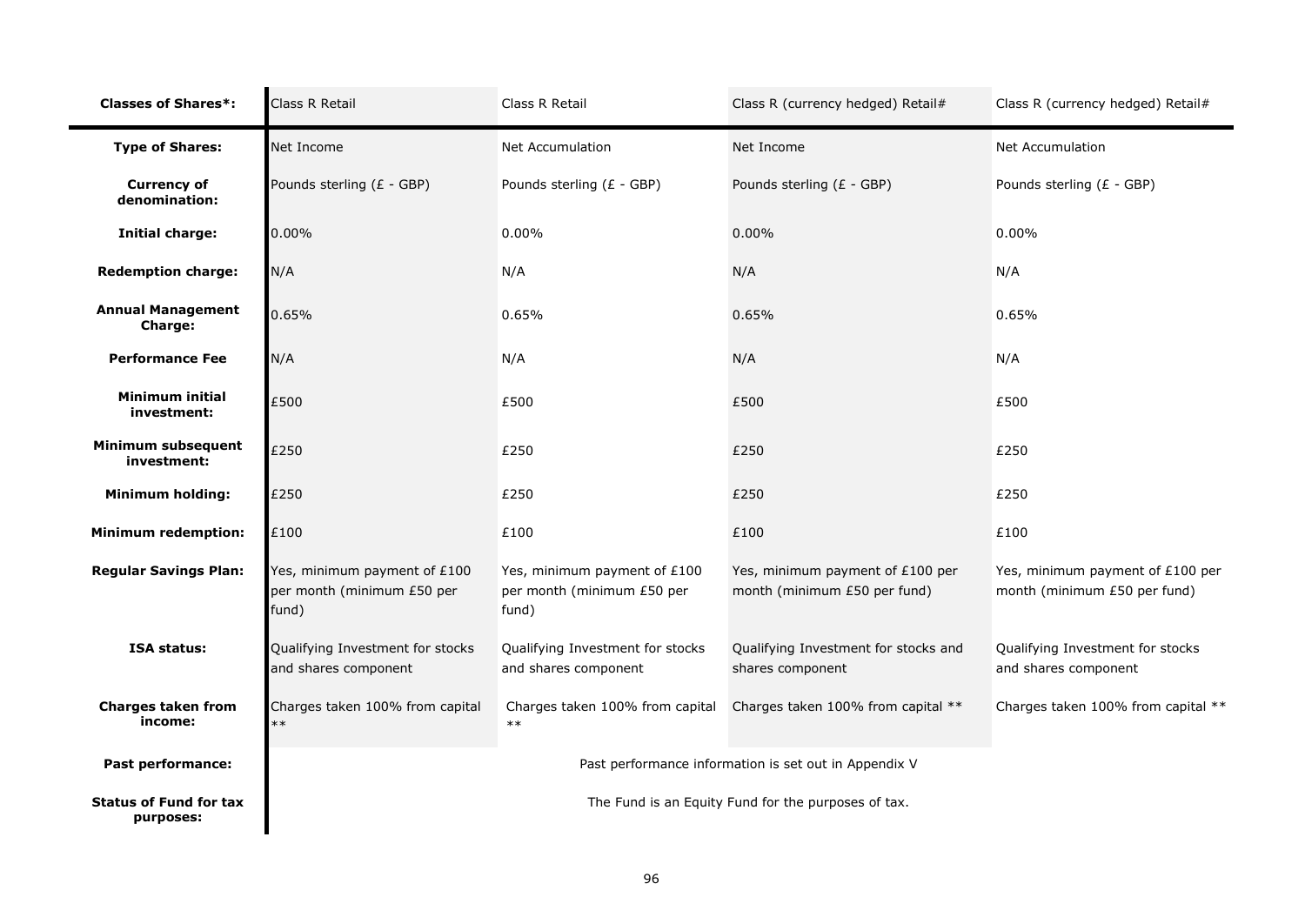| **Classes of Shares*:** | Class R Retail | Class R Retail | Class R (currency hedged) Retail# | Class R (currency hedged) Retail# |
|---|---|---|---|---|
| **Type of Shares:** | Net Income | Net Accumulation | Net Income | Net Accumulation |
| **Currency of denomination:** | Pounds sterling (£ - GBP) | Pounds sterling (£ - GBP) | Pounds sterling (£ - GBP) | Pounds sterling (£ - GBP) |
| **Initial charge:** | 0.00% | 0.00% | 0.00% | 0.00% |
| **Redemption charge:** | N/A | N/A | N/A | N/A |
| **Annual Management Charge:** | 0.65% | 0.65% | 0.65% | 0.65% |
| **Performance Fee** | N/A | N/A | N/A | N/A |
| **Minimum initial investment:** | £500 | £500 | £500 | £500 |
| **Minimum subsequent investment:** | £250 | £250 | £250 | £250 |
| **Minimum holding:** | £250 | £250 | £250 | £250 |
| **Minimum redemption:** | £100 | £100 | £100 | £100 |
| **Regular Savings Plan:** | Yes, minimum payment of £100 per month (minimum £50 per fund) | Yes, minimum payment of £100 per month (minimum £50 per fund) | Yes, minimum payment of £100 per month (minimum £50 per fund) | Yes, minimum payment of £100 per month (minimum £50 per fund) |
| **ISA status:** | Qualifying Investment for stocks and shares component | Qualifying Investment for stocks and shares component | Qualifying Investment for stocks and shares component | Qualifying Investment for stocks and shares component |
| **Charges taken from income:** | Charges taken 100% from capital ** | Charges taken 100% from capital ** | Charges taken 100% from capital ** | Charges taken 100% from capital ** |
| **Past performance:** | Past performance information is set out in Appendix V | | | |
| **Status of Fund for tax purposes:** | The Fund is an Equity Fund for the purposes of tax. | | | |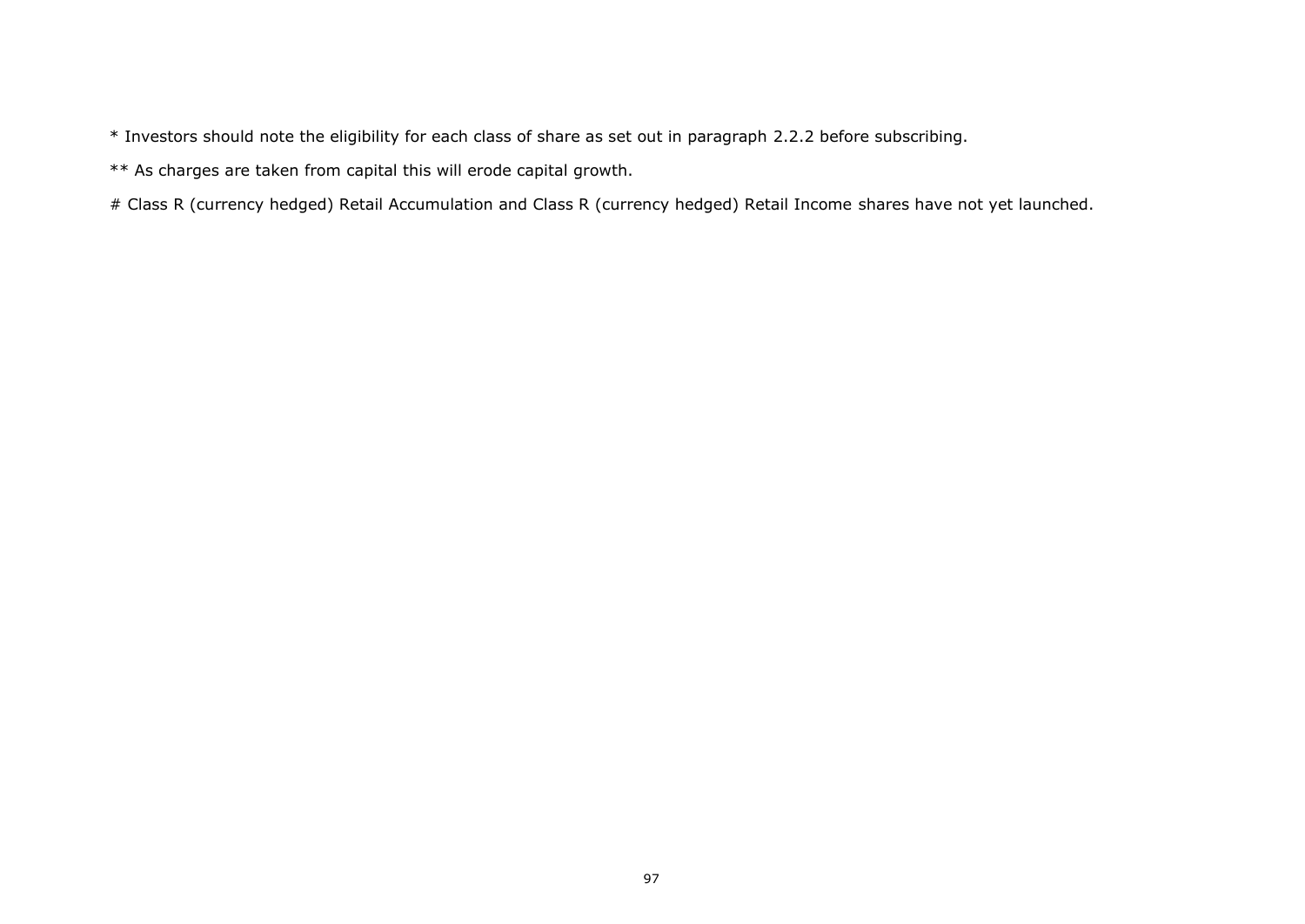* Investors should note the eligibility for each class of share as set out in paragraph 2.2.2 before subscribing.

** As charges are taken from capital this will erode capital growth.

# Class R (currency hedged) Retail Accumulation and Class R (currency hedged) Retail Income shares have not yet launched.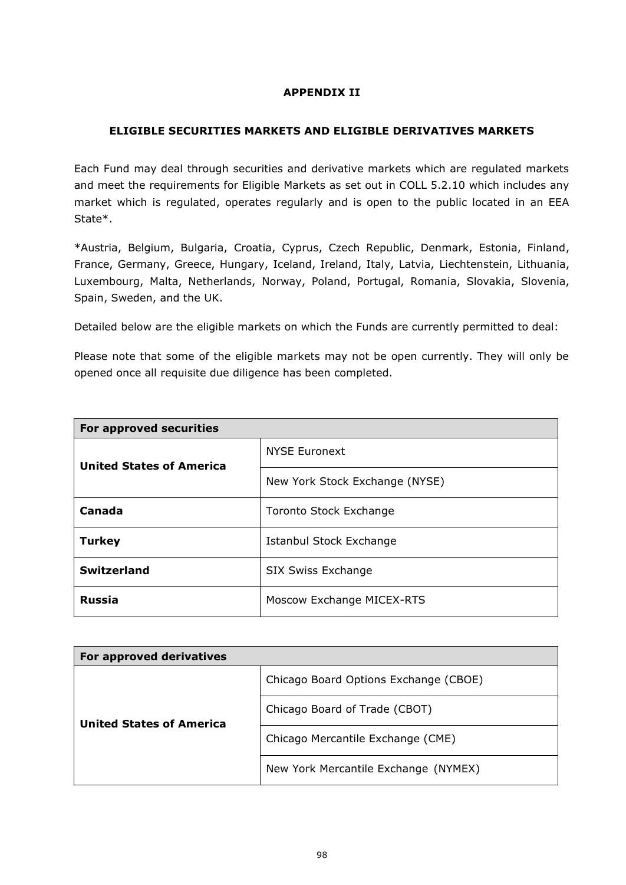## APPENDIX II

### ELIGIBLE SECURITIES MARKETS AND ELIGIBLE DERIVATIVES MARKETS

Each Fund may deal through securities and derivative markets which are regulated markets and meet the requirements for Eligible Markets as set out in COLL 5.2.10 which includes any market which is regulated, operates regularly and is open to the public located in an EEA State*.

*Austria, Belgium, Bulgaria, Croatia, Cyprus, Czech Republic, Denmark, Estonia, Finland, France, Germany, Greece, Hungary, Iceland, Ireland, Italy, Latvia, Liechtenstein, Lithuania, Luxembourg, Malta, Netherlands, Norway, Poland, Portugal, Romania, Slovakia, Slovenia, Spain, Sweden, and the UK.

Detailed below are the eligible markets on which the Funds are currently permitted to deal:

Please note that some of the eligible markets may not be open currently. They will only be opened once all requisite due diligence has been completed.

| **For approved securities** | |
|---|---|
| **United States of America** | NYSE Euronext |
| | New York Stock Exchange (NYSE) |
| **Canada** | Toronto Stock Exchange |
| **Turkey** | Istanbul Stock Exchange |
| **Switzerland** | SIX Swiss Exchange |
| **Russia** | Moscow Exchange MICEX-RTS |

| **For approved derivatives** | |
|---|---|
| **United States of America** | Chicago Board Options Exchange (CBOE) |
| | Chicago Board of Trade (CBOT) |
| | Chicago Mercantile Exchange (CME) |
| | New York Mercantile Exchange (NYMEX) |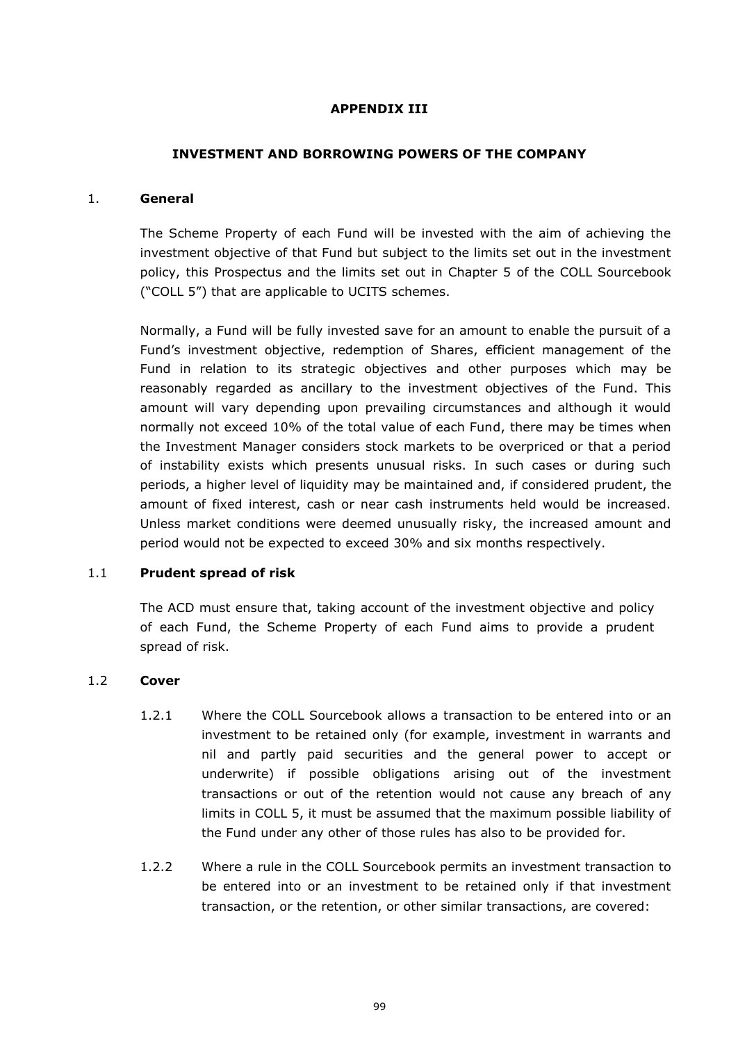# APPENDIX III

## INVESTMENT AND BORROWING POWERS OF THE COMPANY

### 1. General

The Scheme Property of each Fund will be invested with the aim of achieving the investment objective of that Fund but subject to the limits set out in the investment policy, this Prospectus and the limits set out in Chapter 5 of the COLL Sourcebook ("COLL 5") that are applicable to UCITS schemes.

Normally, a Fund will be fully invested save for an amount to enable the pursuit of a Fund's investment objective, redemption of Shares, efficient management of the Fund in relation to its strategic objectives and other purposes which may be reasonably regarded as ancillary to the investment objectives of the Fund. This amount will vary depending upon prevailing circumstances and although it would normally not exceed 10% of the total value of each Fund, there may be times when the Investment Manager considers stock markets to be overpriced or that a period of instability exists which presents unusual risks. In such cases or during such periods, a higher level of liquidity may be maintained and, if considered prudent, the amount of fixed interest, cash or near cash instruments held would be increased. Unless market conditions were deemed unusually risky, the increased amount and period would not be expected to exceed 30% and six months respectively.

### 1.1 Prudent spread of risk

The ACD must ensure that, taking account of the investment objective and policy of each Fund, the Scheme Property of each Fund aims to provide a prudent spread of risk.

### 1.2 Cover

1.2.1 Where the COLL Sourcebook allows a transaction to be entered into or an investment to be retained only (for example, investment in warrants and nil and partly paid securities and the general power to accept or underwrite) if possible obligations arising out of the investment transactions or out of the retention would not cause any breach of any limits in COLL 5, it must be assumed that the maximum possible liability of the Fund under any other of those rules has also to be provided for.

1.2.2 Where a rule in the COLL Sourcebook permits an investment transaction to be entered into or an investment to be retained only if that investment transaction, or the retention, or other similar transactions, are covered: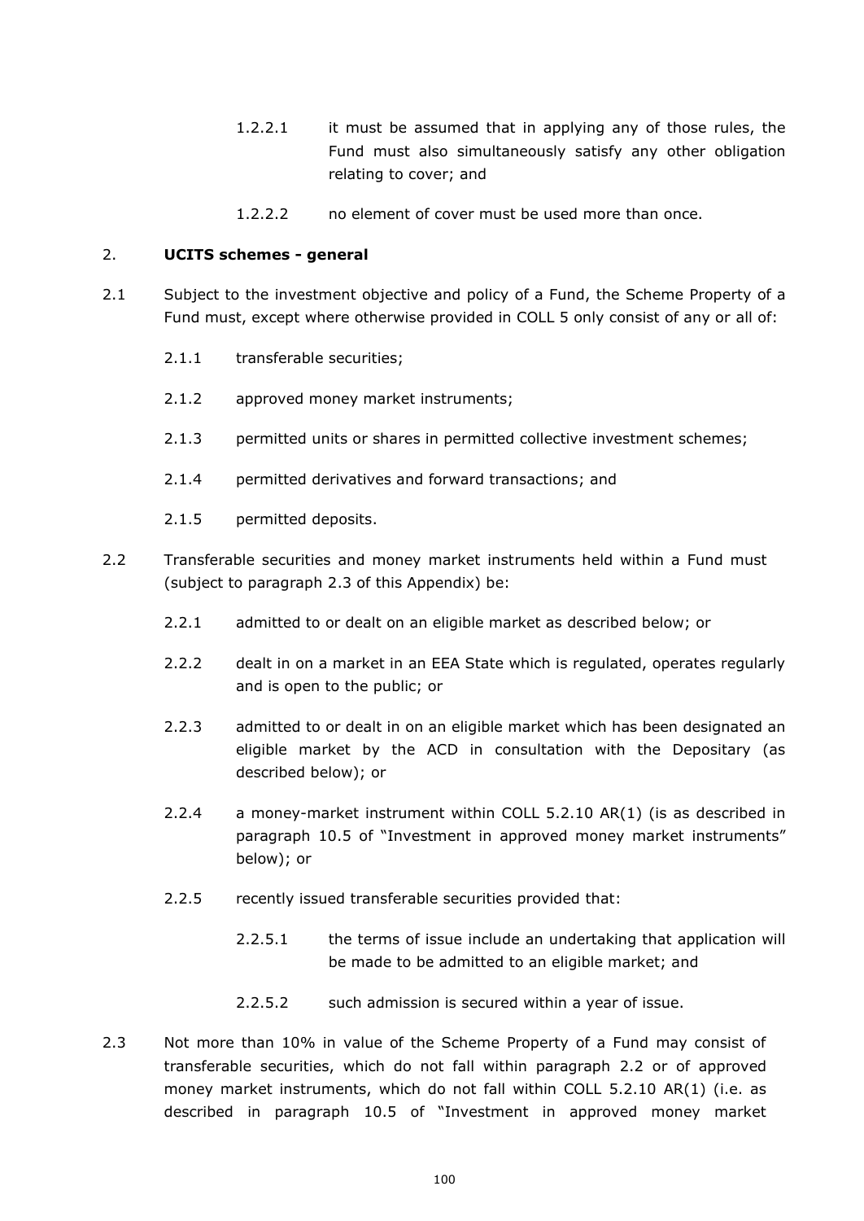1.2.2.1 it must be assumed that in applying any of those rules, the Fund must also simultaneously satisfy any other obligation relating to cover; and

1.2.2.2 no element of cover must be used more than once.

## 2. UCITS schemes - general

2.1 Subject to the investment objective and policy of a Fund, the Scheme Property of a Fund must, except where otherwise provided in COLL 5 only consist of any or all of:

2.1.1 transferable securities;

2.1.2 approved money market instruments;

2.1.3 permitted units or shares in permitted collective investment schemes;

2.1.4 permitted derivatives and forward transactions; and

2.1.5 permitted deposits.

2.2 Transferable securities and money market instruments held within a Fund must (subject to paragraph 2.3 of this Appendix) be:

2.2.1 admitted to or dealt on an eligible market as described below; or

2.2.2 dealt in on a market in an EEA State which is regulated, operates regularly and is open to the public; or

2.2.3 admitted to or dealt in on an eligible market which has been designated an eligible market by the ACD in consultation with the Depositary (as described below); or

2.2.4 a money-market instrument within COLL 5.2.10 AR(1) (is as described in paragraph 10.5 of "Investment in approved money market instruments" below); or

2.2.5 recently issued transferable securities provided that:

2.2.5.1 the terms of issue include an undertaking that application will be made to be admitted to an eligible market; and

2.2.5.2 such admission is secured within a year of issue.

2.3 Not more than 10% in value of the Scheme Property of a Fund may consist of transferable securities, which do not fall within paragraph 2.2 or of approved money market instruments, which do not fall within COLL 5.2.10 AR(1) (i.e. as described in paragraph 10.5 of "Investment in approved money market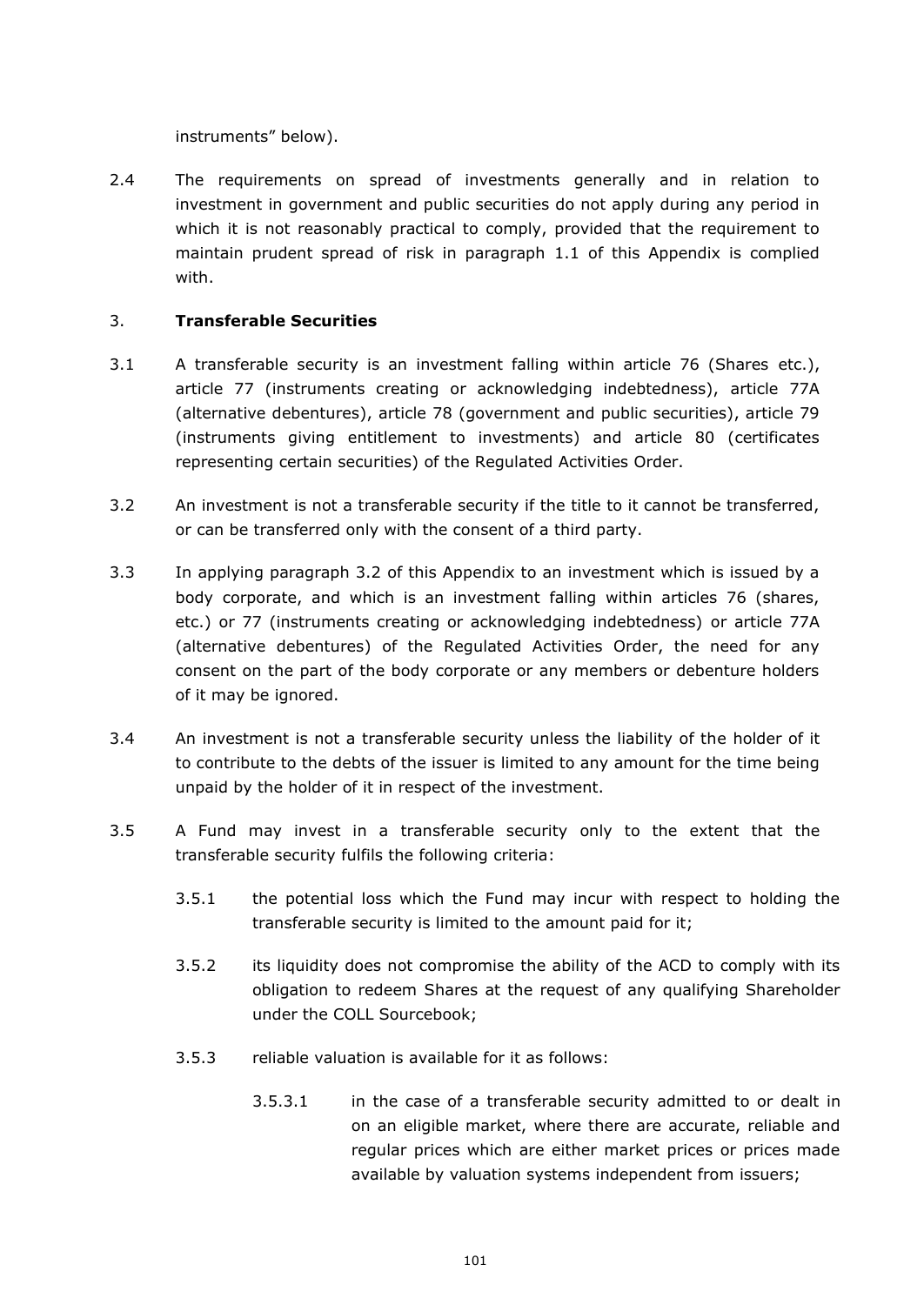instruments" below).

2.4 The requirements on spread of investments generally and in relation to investment in government and public securities do not apply during any period in which it is not reasonably practical to comply, provided that the requirement to maintain prudent spread of risk in paragraph 1.1 of this Appendix is complied with.

3. **Transferable Securities**

3.1 A transferable security is an investment falling within article 76 (Shares etc.), article 77 (instruments creating or acknowledging indebtedness), article 77A (alternative debentures), article 78 (government and public securities), article 79 (instruments giving entitlement to investments) and article 80 (certificates representing certain securities) of the Regulated Activities Order.

3.2 An investment is not a transferable security if the title to it cannot be transferred, or can be transferred only with the consent of a third party.

3.3 In applying paragraph 3.2 of this Appendix to an investment which is issued by a body corporate, and which is an investment falling within articles 76 (shares, etc.) or 77 (instruments creating or acknowledging indebtedness) or article 77A (alternative debentures) of the Regulated Activities Order, the need for any consent on the part of the body corporate or any members or debenture holders of it may be ignored.

3.4 An investment is not a transferable security unless the liability of the holder of it to contribute to the debts of the issuer is limited to any amount for the time being unpaid by the holder of it in respect of the investment.

3.5 A Fund may invest in a transferable security only to the extent that the transferable security fulfils the following criteria:

3.5.1 the potential loss which the Fund may incur with respect to holding the transferable security is limited to the amount paid for it;

3.5.2 its liquidity does not compromise the ability of the ACD to comply with its obligation to redeem Shares at the request of any qualifying Shareholder under the COLL Sourcebook;

3.5.3 reliable valuation is available for it as follows:

3.5.3.1 in the case of a transferable security admitted to or dealt in on an eligible market, where there are accurate, reliable and regular prices which are either market prices or prices made available by valuation systems independent from issuers;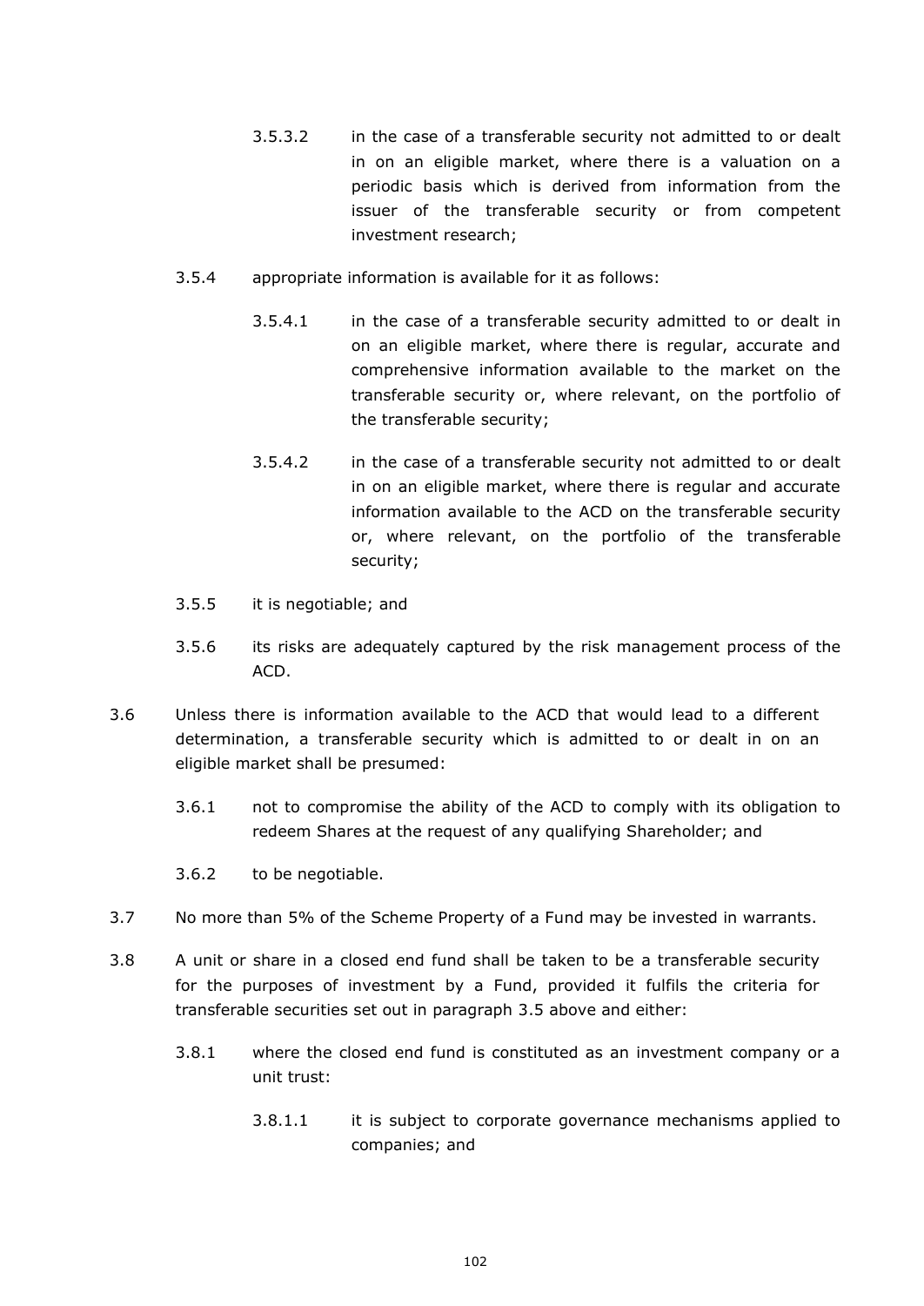3.5.3.2 in the case of a transferable security not admitted to or dealt in on an eligible market, where there is a valuation on a periodic basis which is derived from information from the issuer of the transferable security or from competent investment research;

3.5.4 appropriate information is available for it as follows:

3.5.4.1 in the case of a transferable security admitted to or dealt in on an eligible market, where there is regular, accurate and comprehensive information available to the market on the transferable security or, where relevant, on the portfolio of the transferable security;

3.5.4.2 in the case of a transferable security not admitted to or dealt in on an eligible market, where there is regular and accurate information available to the ACD on the transferable security or, where relevant, on the portfolio of the transferable security;

3.5.5 it is negotiable; and

3.5.6 its risks are adequately captured by the risk management process of the ACD.

3.6 Unless there is information available to the ACD that would lead to a different determination, a transferable security which is admitted to or dealt in on an eligible market shall be presumed:

3.6.1 not to compromise the ability of the ACD to comply with its obligation to redeem Shares at the request of any qualifying Shareholder; and

3.6.2 to be negotiable.

3.7 No more than 5% of the Scheme Property of a Fund may be invested in warrants.

3.8 A unit or share in a closed end fund shall be taken to be a transferable security for the purposes of investment by a Fund, provided it fulfils the criteria for transferable securities set out in paragraph 3.5 above and either:

3.8.1 where the closed end fund is constituted as an investment company or a unit trust:

3.8.1.1 it is subject to corporate governance mechanisms applied to companies; and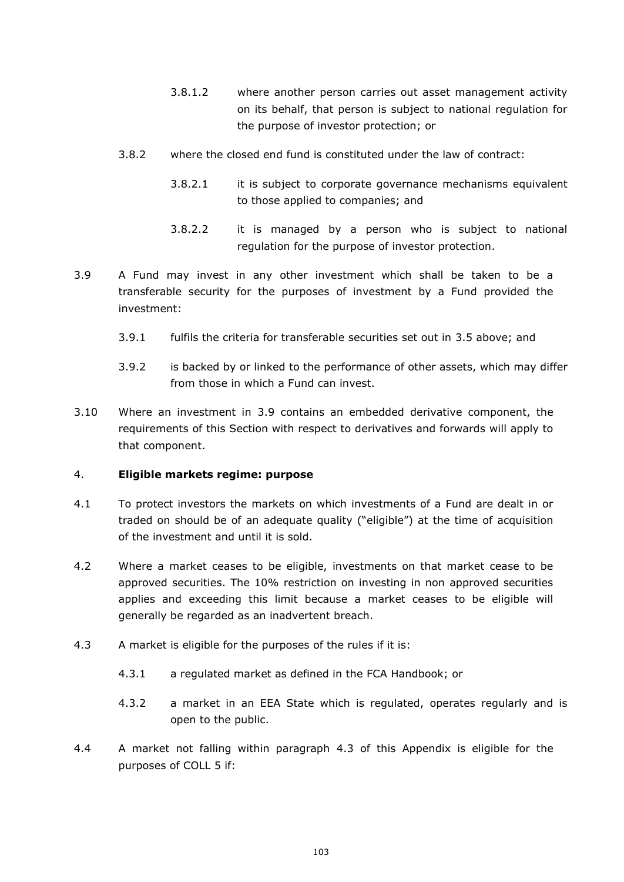3.8.1.2 where another person carries out asset management activity on its behalf, that person is subject to national regulation for the purpose of investor protection; or

3.8.2 where the closed end fund is constituted under the law of contract:

3.8.2.1 it is subject to corporate governance mechanisms equivalent to those applied to companies; and

3.8.2.2 it is managed by a person who is subject to national regulation for the purpose of investor protection.

3.9 A Fund may invest in any other investment which shall be taken to be a transferable security for the purposes of investment by a Fund provided the investment:

3.9.1 fulfils the criteria for transferable securities set out in 3.5 above; and

3.9.2 is backed by or linked to the performance of other assets, which may differ from those in which a Fund can invest.

3.10 Where an investment in 3.9 contains an embedded derivative component, the requirements of this Section with respect to derivatives and forwards will apply to that component.

4. **Eligible markets regime: purpose**

4.1 To protect investors the markets on which investments of a Fund are dealt in or traded on should be of an adequate quality ("eligible") at the time of acquisition of the investment and until it is sold.

4.2 Where a market ceases to be eligible, investments on that market cease to be approved securities. The 10% restriction on investing in non approved securities applies and exceeding this limit because a market ceases to be eligible will generally be regarded as an inadvertent breach.

4.3 A market is eligible for the purposes of the rules if it is:

4.3.1 a regulated market as defined in the FCA Handbook; or

4.3.2 a market in an EEA State which is regulated, operates regularly and is open to the public.

4.4 A market not falling within paragraph 4.3 of this Appendix is eligible for the purposes of COLL 5 if: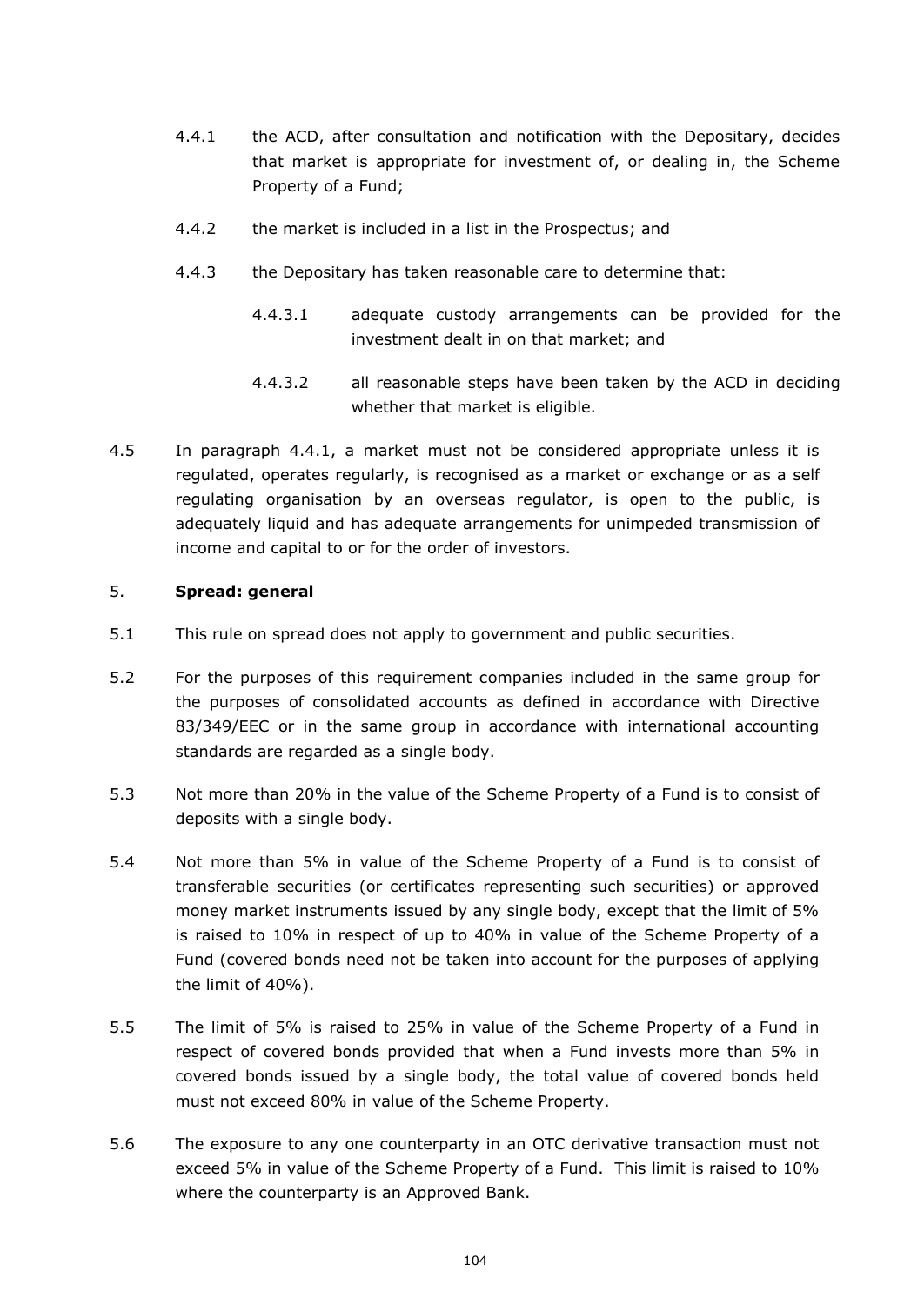4.4.1 the ACD, after consultation and notification with the Depositary, decides that market is appropriate for investment of, or dealing in, the Scheme Property of a Fund;

4.4.2 the market is included in a list in the Prospectus; and

4.4.3 the Depositary has taken reasonable care to determine that:

4.4.3.1 adequate custody arrangements can be provided for the investment dealt in on that market; and

4.4.3.2 all reasonable steps have been taken by the ACD in deciding whether that market is eligible.

4.5 In paragraph 4.4.1, a market must not be considered appropriate unless it is regulated, operates regularly, is recognised as a market or exchange or as a self regulating organisation by an overseas regulator, is open to the public, is adequately liquid and has adequate arrangements for unimpeded transmission of income and capital to or for the order of investors.

5. **Spread: general**

5.1 This rule on spread does not apply to government and public securities.

5.2 For the purposes of this requirement companies included in the same group for the purposes of consolidated accounts as defined in accordance with Directive 83/349/EEC or in the same group in accordance with international accounting standards are regarded as a single body.

5.3 Not more than 20% in the value of the Scheme Property of a Fund is to consist of deposits with a single body.

5.4 Not more than 5% in value of the Scheme Property of a Fund is to consist of transferable securities (or certificates representing such securities) or approved money market instruments issued by any single body, except that the limit of 5% is raised to 10% in respect of up to 40% in value of the Scheme Property of a Fund (covered bonds need not be taken into account for the purposes of applying the limit of 40%).

5.5 The limit of 5% is raised to 25% in value of the Scheme Property of a Fund in respect of covered bonds provided that when a Fund invests more than 5% in covered bonds issued by a single body, the total value of covered bonds held must not exceed 80% in value of the Scheme Property.

5.6 The exposure to any one counterparty in an OTC derivative transaction must not exceed 5% in value of the Scheme Property of a Fund. This limit is raised to 10% where the counterparty is an Approved Bank.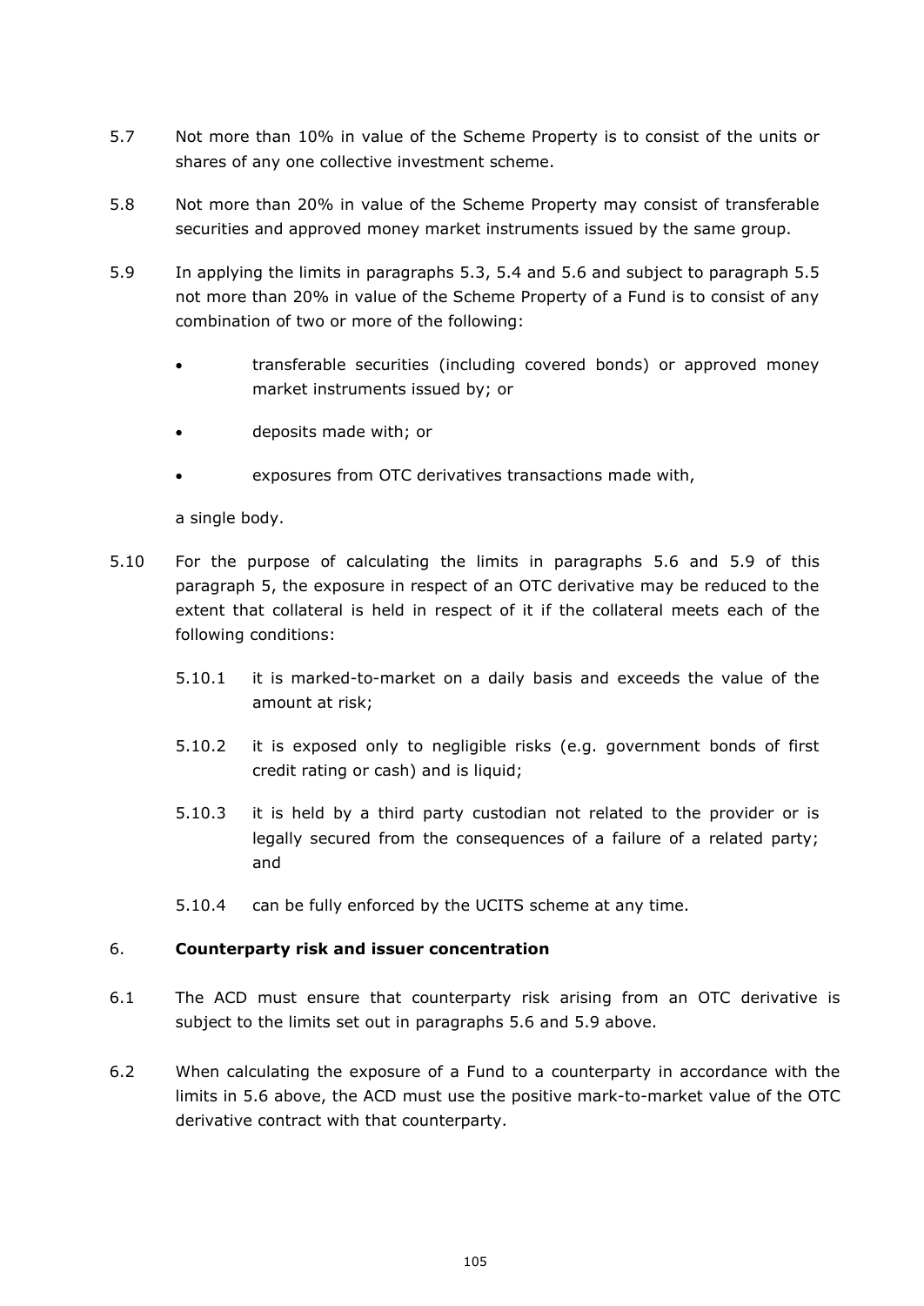5.7 Not more than 10% in value of the Scheme Property is to consist of the units or shares of any one collective investment scheme.

5.8 Not more than 20% in value of the Scheme Property may consist of transferable securities and approved money market instruments issued by the same group.

5.9 In applying the limits in paragraphs 5.3, 5.4 and 5.6 and subject to paragraph 5.5 not more than 20% in value of the Scheme Property of a Fund is to consist of any combination of two or more of the following:

- transferable securities (including covered bonds) or approved money market instruments issued by; or
- deposits made with; or
- exposures from OTC derivatives transactions made with,

a single body.

5.10 For the purpose of calculating the limits in paragraphs 5.6 and 5.9 of this paragraph 5, the exposure in respect of an OTC derivative may be reduced to the extent that collateral is held in respect of it if the collateral meets each of the following conditions:

5.10.1 it is marked-to-market on a daily basis and exceeds the value of the amount at risk;

5.10.2 it is exposed only to negligible risks (e.g. government bonds of first credit rating or cash) and is liquid;

5.10.3 it is held by a third party custodian not related to the provider or is legally secured from the consequences of a failure of a related party; and

5.10.4 can be fully enforced by the UCITS scheme at any time.

## 6. **Counterparty risk and issuer concentration**

6.1 The ACD must ensure that counterparty risk arising from an OTC derivative is subject to the limits set out in paragraphs 5.6 and 5.9 above.

6.2 When calculating the exposure of a Fund to a counterparty in accordance with the limits in 5.6 above, the ACD must use the positive mark-to-market value of the OTC derivative contract with that counterparty.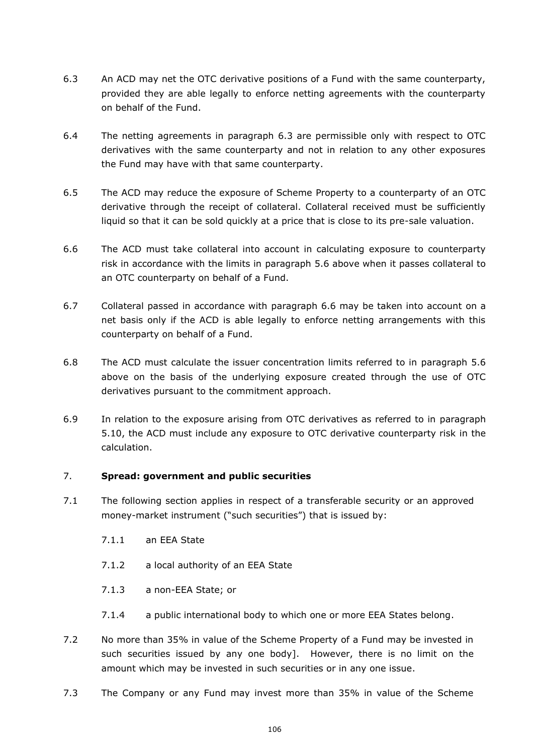6.3 An ACD may net the OTC derivative positions of a Fund with the same counterparty, provided they are able legally to enforce netting agreements with the counterparty on behalf of the Fund.

6.4 The netting agreements in paragraph 6.3 are permissible only with respect to OTC derivatives with the same counterparty and not in relation to any other exposures the Fund may have with that same counterparty.

6.5 The ACD may reduce the exposure of Scheme Property to a counterparty of an OTC derivative through the receipt of collateral. Collateral received must be sufficiently liquid so that it can be sold quickly at a price that is close to its pre-sale valuation.

6.6 The ACD must take collateral into account in calculating exposure to counterparty risk in accordance with the limits in paragraph 5.6 above when it passes collateral to an OTC counterparty on behalf of a Fund.

6.7 Collateral passed in accordance with paragraph 6.6 may be taken into account on a net basis only if the ACD is able legally to enforce netting arrangements with this counterparty on behalf of a Fund.

6.8 The ACD must calculate the issuer concentration limits referred to in paragraph 5.6 above on the basis of the underlying exposure created through the use of OTC derivatives pursuant to the commitment approach.

6.9 In relation to the exposure arising from OTC derivatives as referred to in paragraph 5.10, the ACD must include any exposure to OTC derivative counterparty risk in the calculation.

## 7. **Spread: government and public securities**

7.1 The following section applies in respect of a transferable security or an approved money-market instrument ("such securities") that is issued by:

- 7.1.1 an EEA State
- 7.1.2 a local authority of an EEA State
- 7.1.3 a non-EEA State; or
- 7.1.4 a public international body to which one or more EEA States belong.

7.2 No more than 35% in value of the Scheme Property of a Fund may be invested in such securities issued by any one body]. However, there is no limit on the amount which may be invested in such securities or in any one issue.

7.3 The Company or any Fund may invest more than 35% in value of the Scheme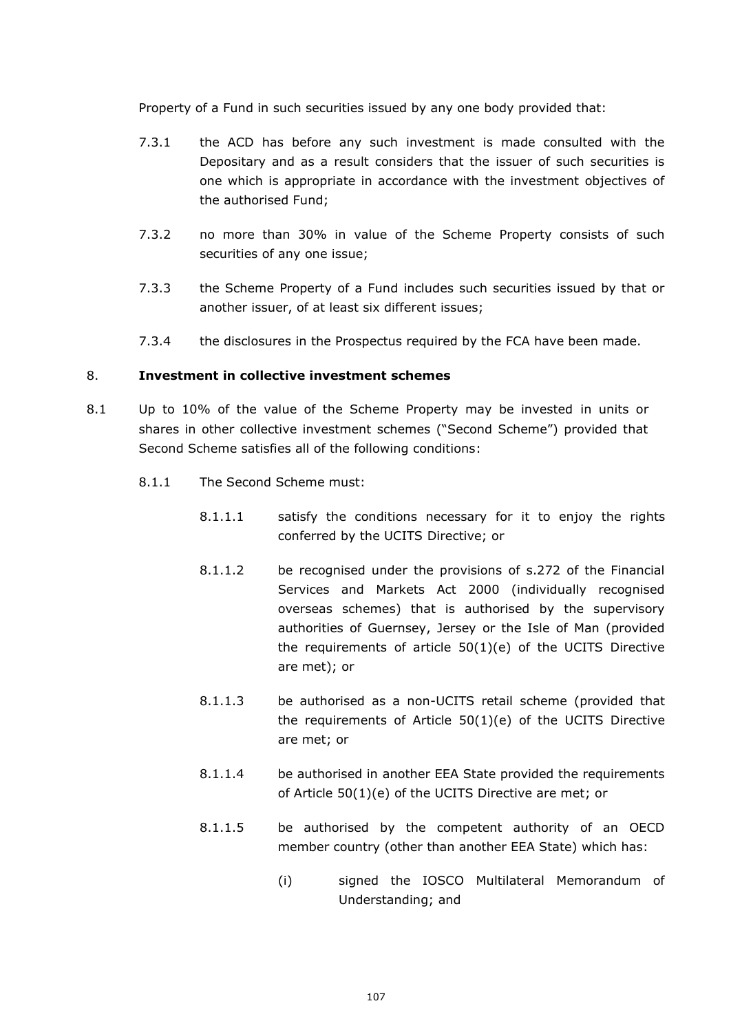Property of a Fund in such securities issued by any one body provided that:

7.3.1 the ACD has before any such investment is made consulted with the Depositary and as a result considers that the issuer of such securities is one which is appropriate in accordance with the investment objectives of the authorised Fund;

7.3.2 no more than 30% in value of the Scheme Property consists of such securities of any one issue;

7.3.3 the Scheme Property of a Fund includes such securities issued by that or another issuer, of at least six different issues;

7.3.4 the disclosures in the Prospectus required by the FCA have been made.

## 8. **Investment in collective investment schemes**

8.1 Up to 10% of the value of the Scheme Property may be invested in units or shares in other collective investment schemes ("Second Scheme") provided that Second Scheme satisfies all of the following conditions:

8.1.1 The Second Scheme must:

8.1.1.1 satisfy the conditions necessary for it to enjoy the rights conferred by the UCITS Directive; or

8.1.1.2 be recognised under the provisions of s.272 of the Financial Services and Markets Act 2000 (individually recognised overseas schemes) that is authorised by the supervisory authorities of Guernsey, Jersey or the Isle of Man (provided the requirements of article 50(1)(e) of the UCITS Directive are met); or

8.1.1.3 be authorised as a non-UCITS retail scheme (provided that the requirements of Article 50(1)(e) of the UCITS Directive are met; or

8.1.1.4 be authorised in another EEA State provided the requirements of Article 50(1)(e) of the UCITS Directive are met; or

8.1.1.5 be authorised by the competent authority of an OECD member country (other than another EEA State) which has:

(i) signed the IOSCO Multilateral Memorandum of Understanding; and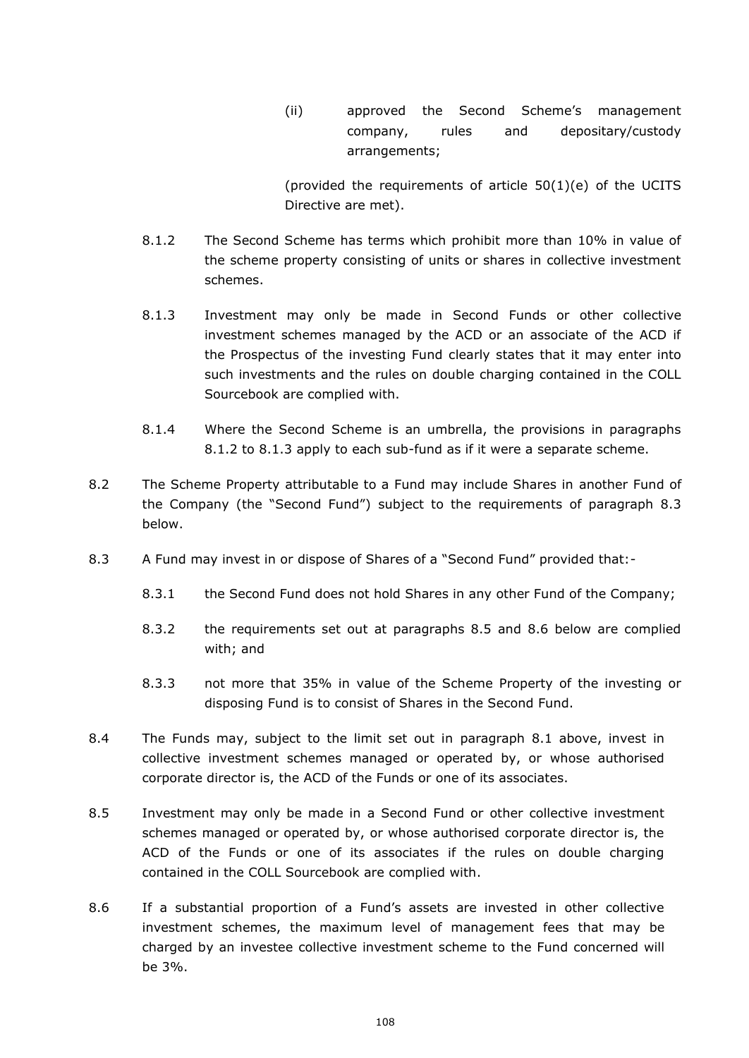(ii) approved the Second Scheme's management company, rules and depositary/custody arrangements;

(provided the requirements of article 50(1)(e) of the UCITS Directive are met).

8.1.2 The Second Scheme has terms which prohibit more than 10% in value of the scheme property consisting of units or shares in collective investment schemes.

8.1.3 Investment may only be made in Second Funds or other collective investment schemes managed by the ACD or an associate of the ACD if the Prospectus of the investing Fund clearly states that it may enter into such investments and the rules on double charging contained in the COLL Sourcebook are complied with.

8.1.4 Where the Second Scheme is an umbrella, the provisions in paragraphs 8.1.2 to 8.1.3 apply to each sub-fund as if it were a separate scheme.

8.2 The Scheme Property attributable to a Fund may include Shares in another Fund of the Company (the "Second Fund") subject to the requirements of paragraph 8.3 below.

8.3 A Fund may invest in or dispose of Shares of a "Second Fund" provided that:-

8.3.1 the Second Fund does not hold Shares in any other Fund of the Company;

8.3.2 the requirements set out at paragraphs 8.5 and 8.6 below are complied with; and

8.3.3 not more that 35% in value of the Scheme Property of the investing or disposing Fund is to consist of Shares in the Second Fund.

8.4 The Funds may, subject to the limit set out in paragraph 8.1 above, invest in collective investment schemes managed or operated by, or whose authorised corporate director is, the ACD of the Funds or one of its associates.

8.5 Investment may only be made in a Second Fund or other collective investment schemes managed or operated by, or whose authorised corporate director is, the ACD of the Funds or one of its associates if the rules on double charging contained in the COLL Sourcebook are complied with.

8.6 If a substantial proportion of a Fund's assets are invested in other collective investment schemes, the maximum level of management fees that may be charged by an investee collective investment scheme to the Fund concerned will be 3%.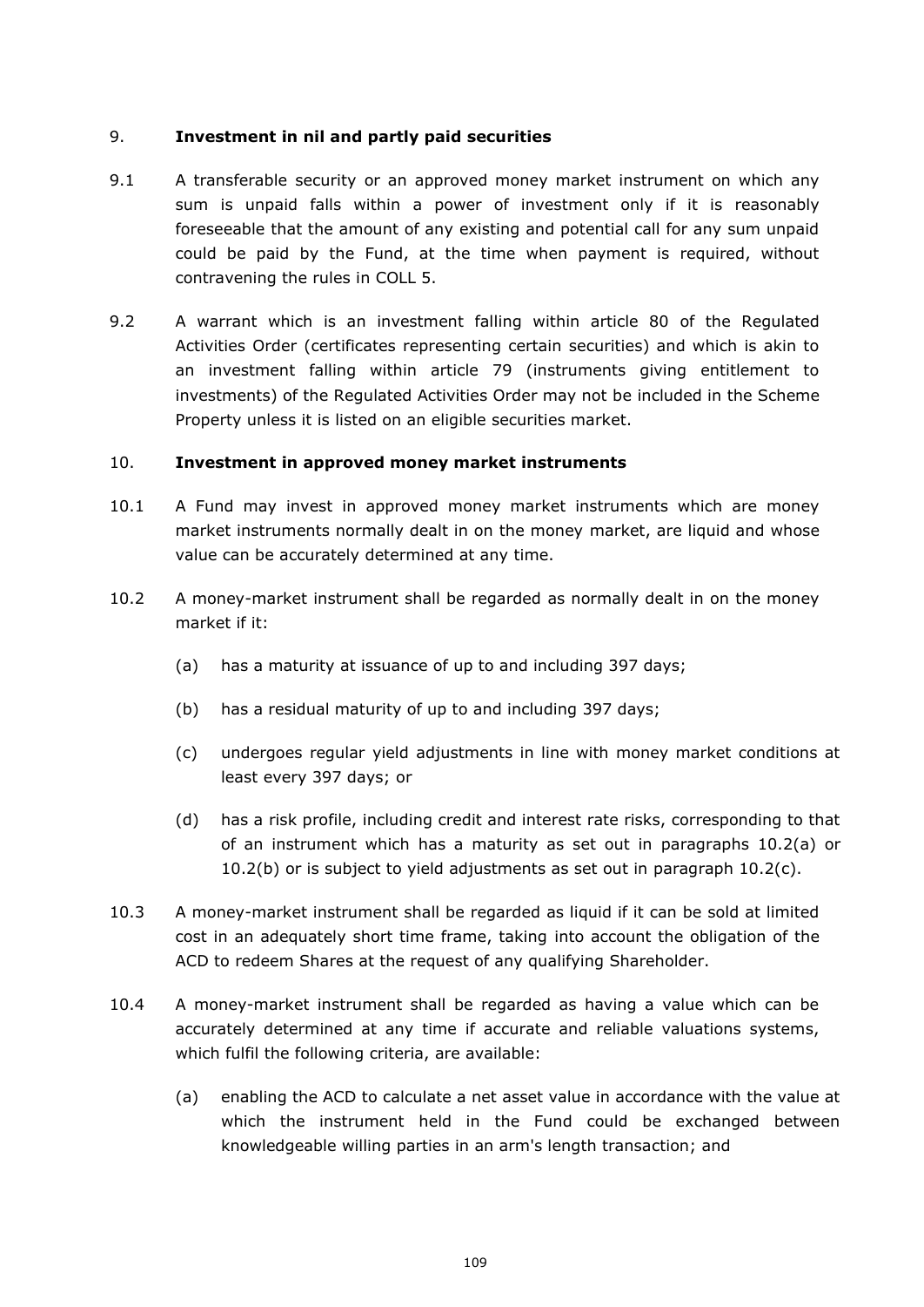## 9. Investment in nil and partly paid securities

9.1 A transferable security or an approved money market instrument on which any sum is unpaid falls within a power of investment only if it is reasonably foreseeable that the amount of any existing and potential call for any sum unpaid could be paid by the Fund, at the time when payment is required, without contravening the rules in COLL 5.

9.2 A warrant which is an investment falling within article 80 of the Regulated Activities Order (certificates representing certain securities) and which is akin to an investment falling within article 79 (instruments giving entitlement to investments) of the Regulated Activities Order may not be included in the Scheme Property unless it is listed on an eligible securities market.

## 10. Investment in approved money market instruments

10.1 A Fund may invest in approved money market instruments which are money market instruments normally dealt in on the money market, are liquid and whose value can be accurately determined at any time.

10.2 A money-market instrument shall be regarded as normally dealt in on the money market if it:

(a) has a maturity at issuance of up to and including 397 days;

(b) has a residual maturity of up to and including 397 days;

(c) undergoes regular yield adjustments in line with money market conditions at least every 397 days; or

(d) has a risk profile, including credit and interest rate risks, corresponding to that of an instrument which has a maturity as set out in paragraphs 10.2(a) or 10.2(b) or is subject to yield adjustments as set out in paragraph 10.2(c).

10.3 A money-market instrument shall be regarded as liquid if it can be sold at limited cost in an adequately short time frame, taking into account the obligation of the ACD to redeem Shares at the request of any qualifying Shareholder.

10.4 A money-market instrument shall be regarded as having a value which can be accurately determined at any time if accurate and reliable valuations systems, which fulfil the following criteria, are available:

(a) enabling the ACD to calculate a net asset value in accordance with the value at which the instrument held in the Fund could be exchanged between knowledgeable willing parties in an arm's length transaction; and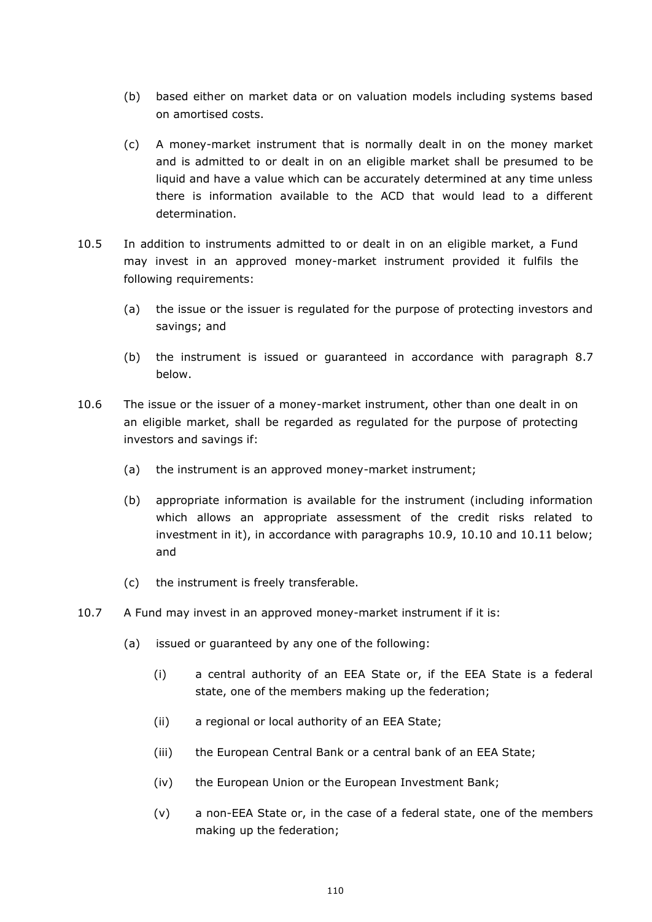(b) based either on market data or on valuation models including systems based on amortised costs.

(c) A money-market instrument that is normally dealt in on the money market and is admitted to or dealt in on an eligible market shall be presumed to be liquid and have a value which can be accurately determined at any time unless there is information available to the ACD that would lead to a different determination.

10.5 In addition to instruments admitted to or dealt in on an eligible market, a Fund may invest in an approved money-market instrument provided it fulfils the following requirements:

(a) the issue or the issuer is regulated for the purpose of protecting investors and savings; and

(b) the instrument is issued or guaranteed in accordance with paragraph 8.7 below.

10.6 The issue or the issuer of a money-market instrument, other than one dealt in on an eligible market, shall be regarded as regulated for the purpose of protecting investors and savings if:

(a) the instrument is an approved money-market instrument;

(b) appropriate information is available for the instrument (including information which allows an appropriate assessment of the credit risks related to investment in it), in accordance with paragraphs 10.9, 10.10 and 10.11 below; and

(c) the instrument is freely transferable.

10.7 A Fund may invest in an approved money-market instrument if it is:

(a) issued or guaranteed by any one of the following:

(i) a central authority of an EEA State or, if the EEA State is a federal state, one of the members making up the federation;

(ii) a regional or local authority of an EEA State;

(iii) the European Central Bank or a central bank of an EEA State;

(iv) the European Union or the European Investment Bank;

(v) a non-EEA State or, in the case of a federal state, one of the members making up the federation;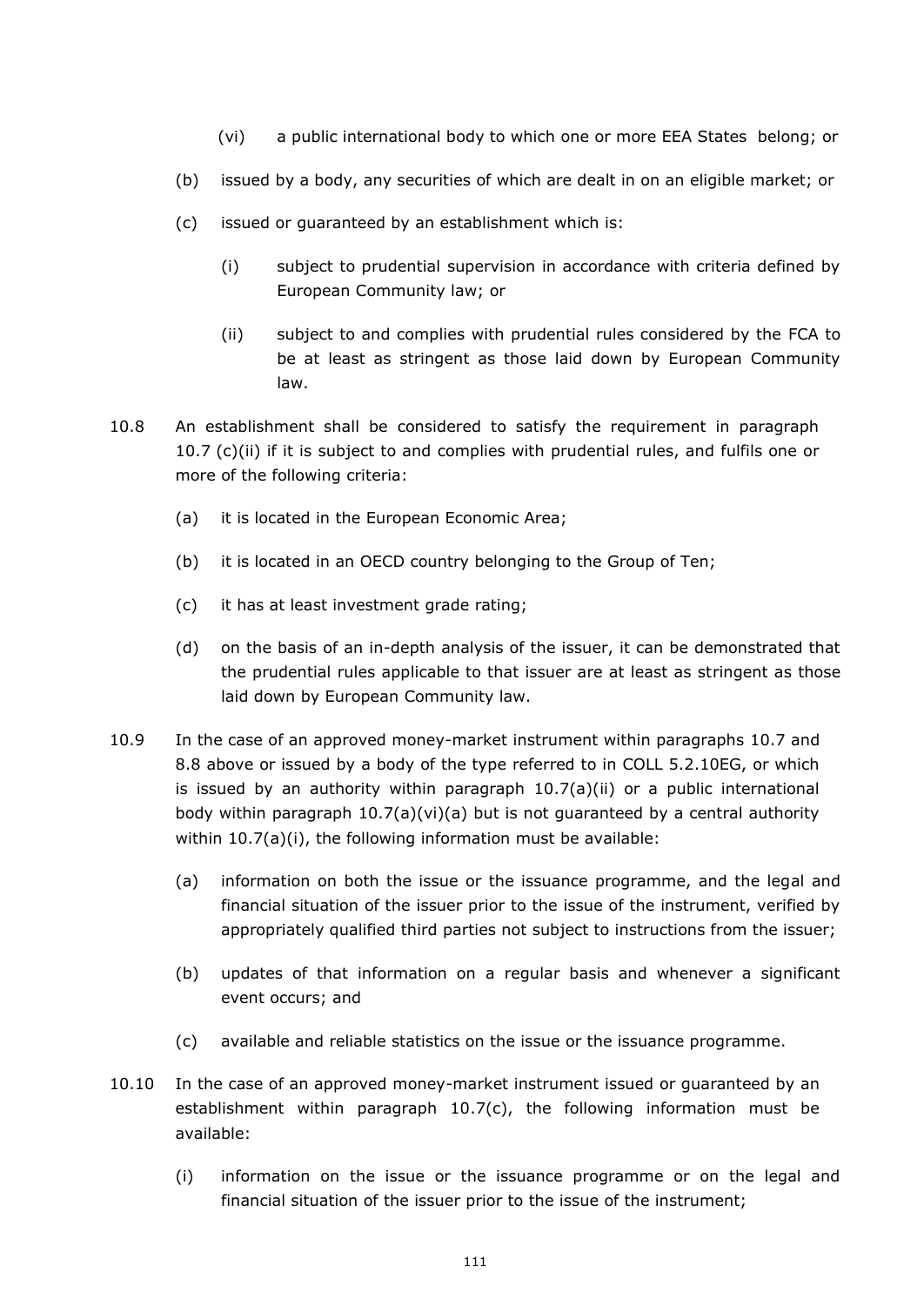(vi) a public international body to which one or more EEA States belong; or

(b) issued by a body, any securities of which are dealt in on an eligible market; or

(c) issued or guaranteed by an establishment which is:

(i) subject to prudential supervision in accordance with criteria defined by European Community law; or

(ii) subject to and complies with prudential rules considered by the FCA to be at least as stringent as those laid down by European Community law.

10.8 An establishment shall be considered to satisfy the requirement in paragraph 10.7 (c)(ii) if it is subject to and complies with prudential rules, and fulfils one or more of the following criteria:

(a) it is located in the European Economic Area;

(b) it is located in an OECD country belonging to the Group of Ten;

(c) it has at least investment grade rating;

(d) on the basis of an in-depth analysis of the issuer, it can be demonstrated that the prudential rules applicable to that issuer are at least as stringent as those laid down by European Community law.

10.9 In the case of an approved money-market instrument within paragraphs 10.7 and 8.8 above or issued by a body of the type referred to in COLL 5.2.10EG, or which is issued by an authority within paragraph 10.7(a)(ii) or a public international body within paragraph 10.7(a)(vi)(a) but is not guaranteed by a central authority within 10.7(a)(i), the following information must be available:

(a) information on both the issue or the issuance programme, and the legal and financial situation of the issuer prior to the issue of the instrument, verified by appropriately qualified third parties not subject to instructions from the issuer;

(b) updates of that information on a regular basis and whenever a significant event occurs; and

(c) available and reliable statistics on the issue or the issuance programme.

10.10 In the case of an approved money-market instrument issued or guaranteed by an establishment within paragraph 10.7(c), the following information must be available:

(i) information on the issue or the issuance programme or on the legal and financial situation of the issuer prior to the issue of the instrument;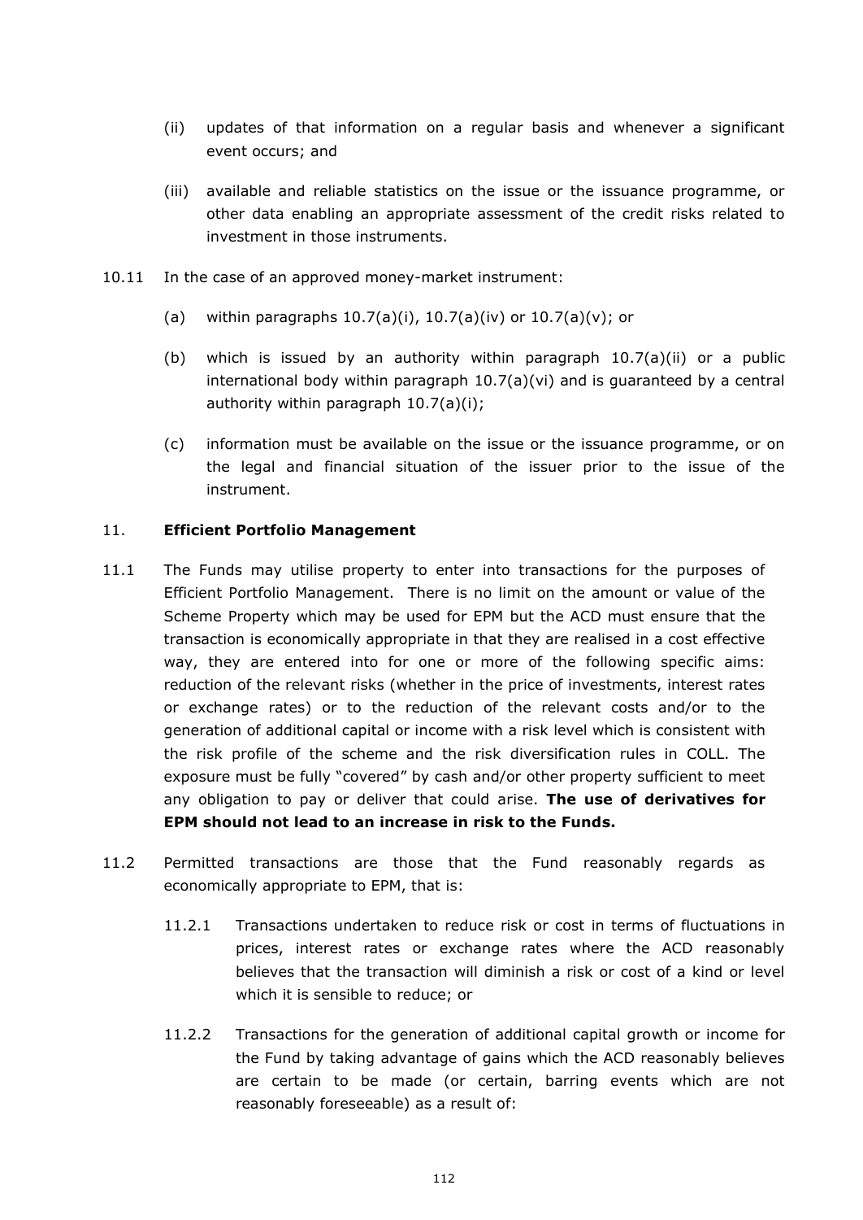(ii) updates of that information on a regular basis and whenever a significant event occurs; and

(iii) available and reliable statistics on the issue or the issuance programme, or other data enabling an appropriate assessment of the credit risks related to investment in those instruments.

10.11 In the case of an approved money-market instrument:

(a) within paragraphs 10.7(a)(i), 10.7(a)(iv) or 10.7(a)(v); or

(b) which is issued by an authority within paragraph 10.7(a)(ii) or a public international body within paragraph 10.7(a)(vi) and is guaranteed by a central authority within paragraph 10.7(a)(i);

(c) information must be available on the issue or the issuance programme, or on the legal and financial situation of the issuer prior to the issue of the instrument.

11. **Efficient Portfolio Management**

11.1 The Funds may utilise property to enter into transactions for the purposes of Efficient Portfolio Management. There is no limit on the amount or value of the Scheme Property which may be used for EPM but the ACD must ensure that the transaction is economically appropriate in that they are realised in a cost effective way, they are entered into for one or more of the following specific aims: reduction of the relevant risks (whether in the price of investments, interest rates or exchange rates) or to the reduction of the relevant costs and/or to the generation of additional capital or income with a risk level which is consistent with the risk profile of the scheme and the risk diversification rules in COLL. The exposure must be fully "covered" by cash and/or other property sufficient to meet any obligation to pay or deliver that could arise. **The use of derivatives for EPM should not lead to an increase in risk to the Funds.**

11.2 Permitted transactions are those that the Fund reasonably regards as economically appropriate to EPM, that is:

11.2.1 Transactions undertaken to reduce risk or cost in terms of fluctuations in prices, interest rates or exchange rates where the ACD reasonably believes that the transaction will diminish a risk or cost of a kind or level which it is sensible to reduce; or

11.2.2 Transactions for the generation of additional capital growth or income for the Fund by taking advantage of gains which the ACD reasonably believes are certain to be made (or certain, barring events which are not reasonably foreseeable) as a result of: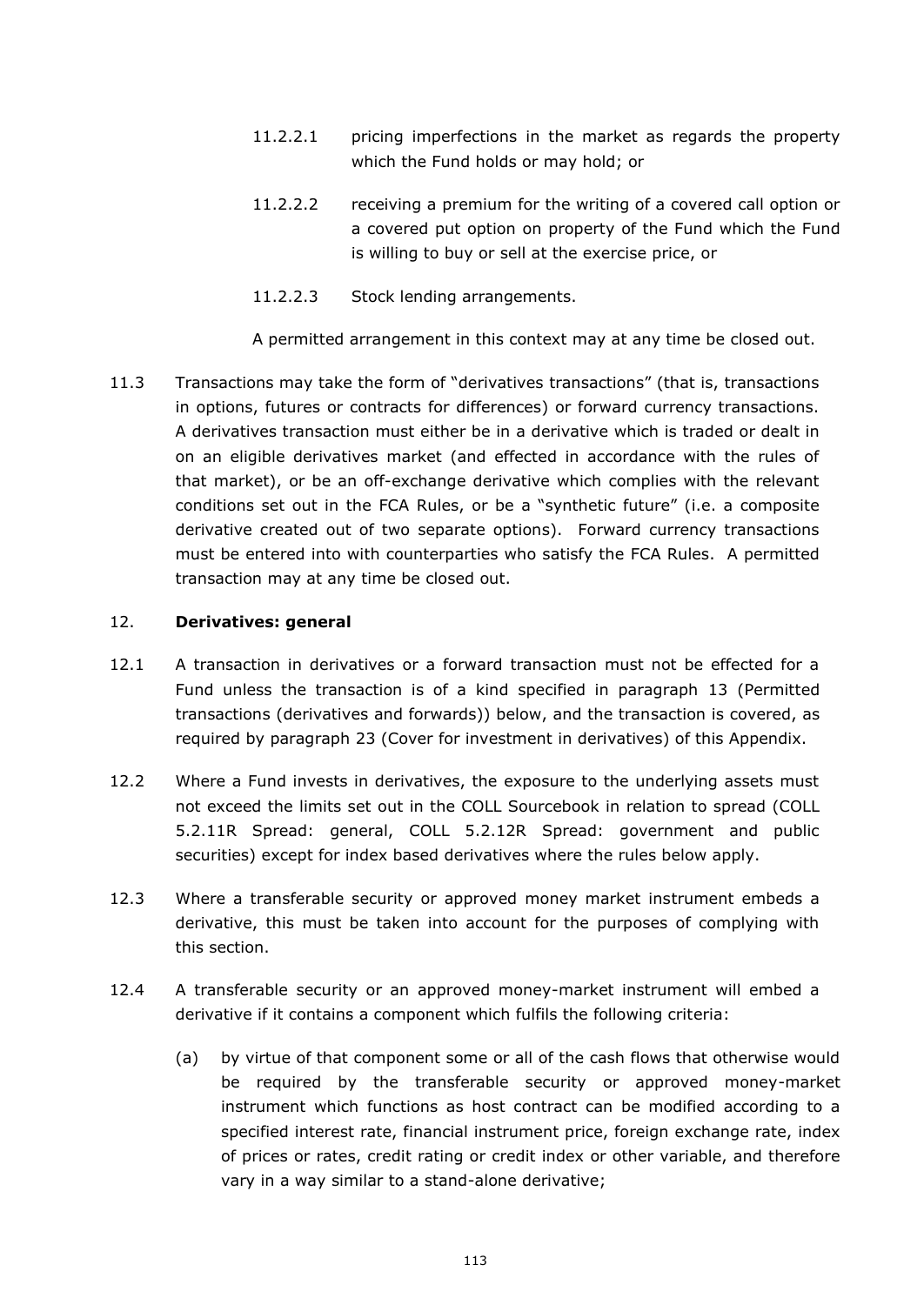11.2.2.1 pricing imperfections in the market as regards the property which the Fund holds or may hold; or

11.2.2.2 receiving a premium for the writing of a covered call option or a covered put option on property of the Fund which the Fund is willing to buy or sell at the exercise price, or

11.2.2.3 Stock lending arrangements.

A permitted arrangement in this context may at any time be closed out.

11.3 Transactions may take the form of "derivatives transactions" (that is, transactions in options, futures or contracts for differences) or forward currency transactions. A derivatives transaction must either be in a derivative which is traded or dealt in on an eligible derivatives market (and effected in accordance with the rules of that market), or be an off-exchange derivative which complies with the relevant conditions set out in the FCA Rules, or be a "synthetic future" (i.e. a composite derivative created out of two separate options). Forward currency transactions must be entered into with counterparties who satisfy the FCA Rules. A permitted transaction may at any time be closed out.

## 12. **Derivatives: general**

12.1 A transaction in derivatives or a forward transaction must not be effected for a Fund unless the transaction is of a kind specified in paragraph 13 (Permitted transactions (derivatives and forwards)) below, and the transaction is covered, as required by paragraph 23 (Cover for investment in derivatives) of this Appendix.

12.2 Where a Fund invests in derivatives, the exposure to the underlying assets must not exceed the limits set out in the COLL Sourcebook in relation to spread (COLL 5.2.11R Spread: general, COLL 5.2.12R Spread: government and public securities) except for index based derivatives where the rules below apply.

12.3 Where a transferable security or approved money market instrument embeds a derivative, this must be taken into account for the purposes of complying with this section.

12.4 A transferable security or an approved money-market instrument will embed a derivative if it contains a component which fulfils the following criteria:

(a) by virtue of that component some or all of the cash flows that otherwise would be required by the transferable security or approved money-market instrument which functions as host contract can be modified according to a specified interest rate, financial instrument price, foreign exchange rate, index of prices or rates, credit rating or credit index or other variable, and therefore vary in a way similar to a stand-alone derivative;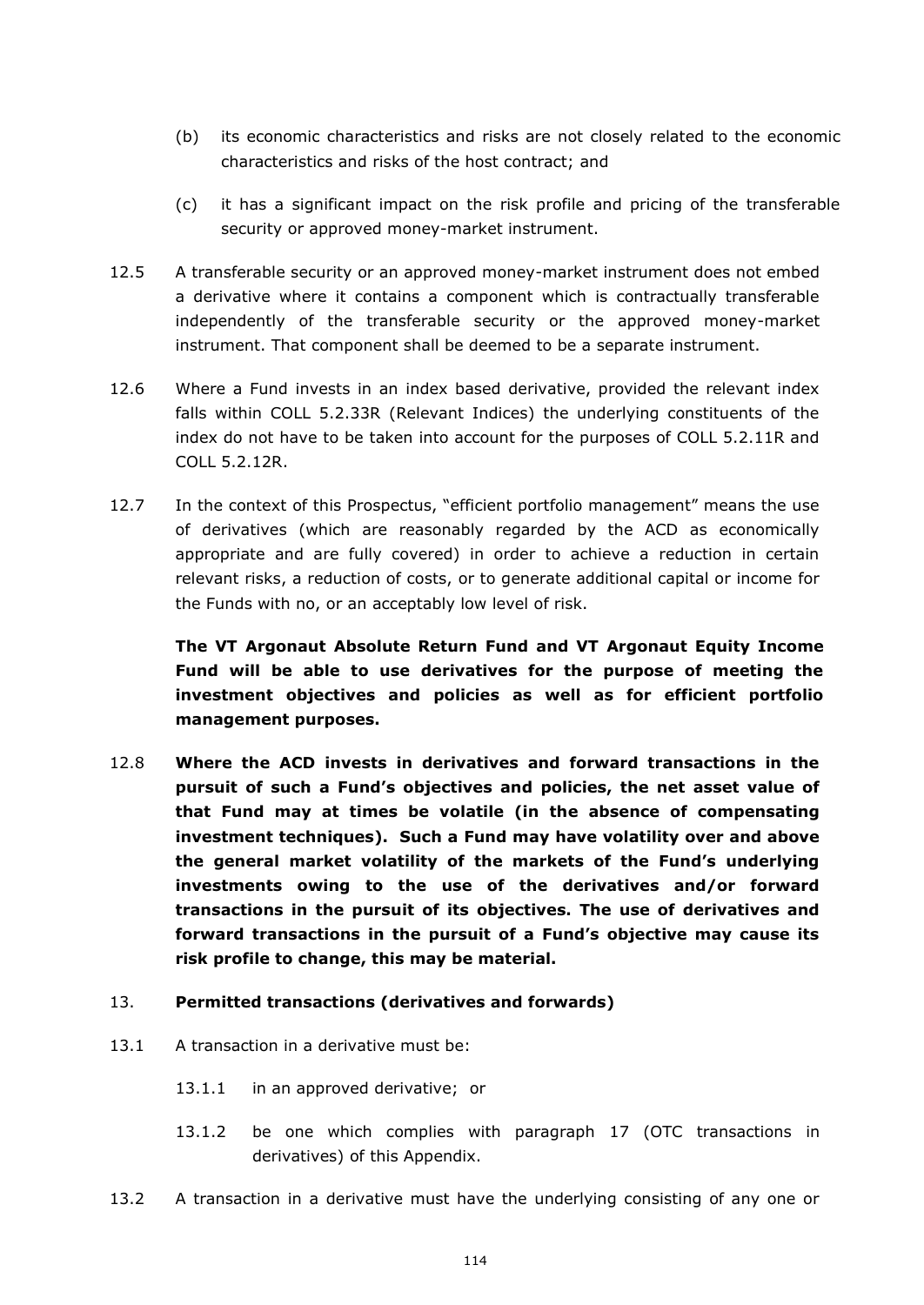(b) its economic characteristics and risks are not closely related to the economic characteristics and risks of the host contract; and

(c) it has a significant impact on the risk profile and pricing of the transferable security or approved money-market instrument.

12.5 A transferable security or an approved money-market instrument does not embed a derivative where it contains a component which is contractually transferable independently of the transferable security or the approved money-market instrument. That component shall be deemed to be a separate instrument.

12.6 Where a Fund invests in an index based derivative, provided the relevant index falls within COLL 5.2.33R (Relevant Indices) the underlying constituents of the index do not have to be taken into account for the purposes of COLL 5.2.11R and COLL 5.2.12R.

12.7 In the context of this Prospectus, "efficient portfolio management" means the use of derivatives (which are reasonably regarded by the ACD as economically appropriate and are fully covered) in order to achieve a reduction in certain relevant risks, a reduction of costs, or to generate additional capital or income for the Funds with no, or an acceptably low level of risk.

**The VT Argonaut Absolute Return Fund and VT Argonaut Equity Income Fund will be able to use derivatives for the purpose of meeting the investment objectives and policies as well as for efficient portfolio management purposes.**

12.8 **Where the ACD invests in derivatives and forward transactions in the pursuit of such a Fund's objectives and policies, the net asset value of that Fund may at times be volatile (in the absence of compensating investment techniques). Such a Fund may have volatility over and above the general market volatility of the markets of the Fund's underlying investments owing to the use of the derivatives and/or forward transactions in the pursuit of its objectives. The use of derivatives and forward transactions in the pursuit of a Fund's objective may cause its risk profile to change, this may be material.**

13. **Permitted transactions (derivatives and forwards)**

13.1 A transaction in a derivative must be:

13.1.1 in an approved derivative; or

13.1.2 be one which complies with paragraph 17 (OTC transactions in derivatives) of this Appendix.

13.2 A transaction in a derivative must have the underlying consisting of any one or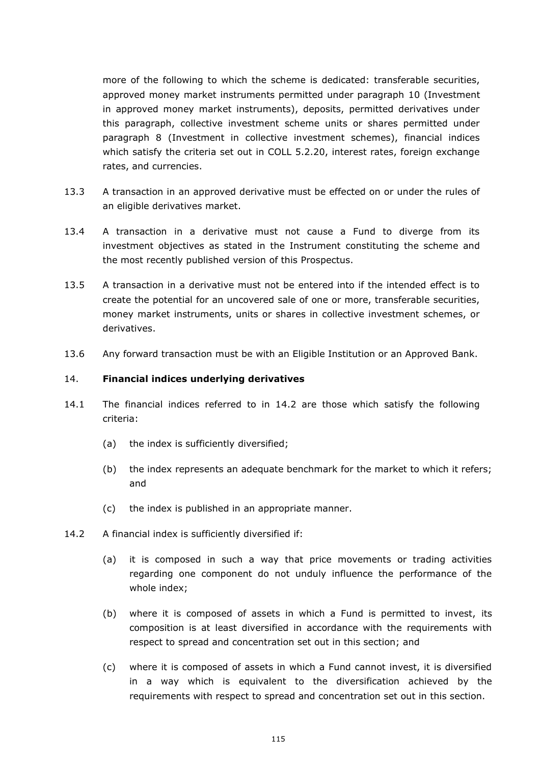more of the following to which the scheme is dedicated: transferable securities, approved money market instruments permitted under paragraph 10 (Investment in approved money market instruments), deposits, permitted derivatives under this paragraph, collective investment scheme units or shares permitted under paragraph 8 (Investment in collective investment schemes), financial indices which satisfy the criteria set out in COLL 5.2.20, interest rates, foreign exchange rates, and currencies.

13.3 A transaction in an approved derivative must be effected on or under the rules of an eligible derivatives market.

13.4 A transaction in a derivative must not cause a Fund to diverge from its investment objectives as stated in the Instrument constituting the scheme and the most recently published version of this Prospectus.

13.5 A transaction in a derivative must not be entered into if the intended effect is to create the potential for an uncovered sale of one or more, transferable securities, money market instruments, units or shares in collective investment schemes, or derivatives.

13.6 Any forward transaction must be with an Eligible Institution or an Approved Bank.

14. **Financial indices underlying derivatives**

14.1 The financial indices referred to in 14.2 are those which satisfy the following criteria:

(a) the index is sufficiently diversified;

(b) the index represents an adequate benchmark for the market to which it refers; and

(c) the index is published in an appropriate manner.

14.2 A financial index is sufficiently diversified if:

(a) it is composed in such a way that price movements or trading activities regarding one component do not unduly influence the performance of the whole index;

(b) where it is composed of assets in which a Fund is permitted to invest, its composition is at least diversified in accordance with the requirements with respect to spread and concentration set out in this section; and

(c) where it is composed of assets in which a Fund cannot invest, it is diversified in a way which is equivalent to the diversification achieved by the requirements with respect to spread and concentration set out in this section.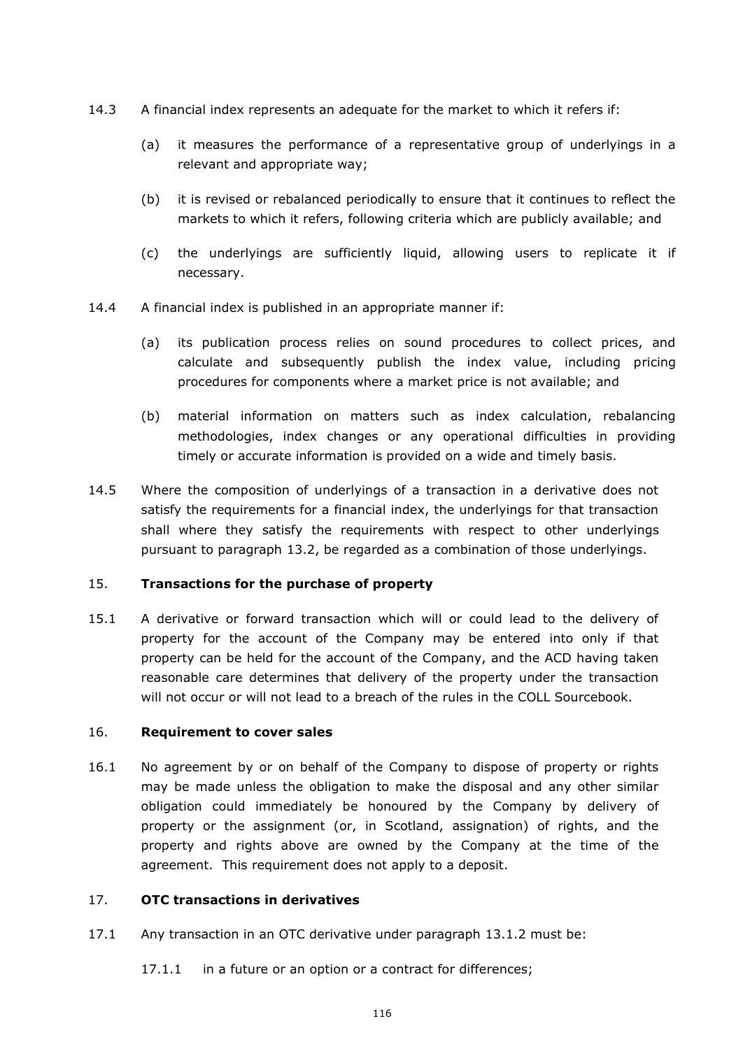14.3 A financial index represents an adequate for the market to which it refers if:

(a) it measures the performance of a representative group of underlyings in a relevant and appropriate way;

(b) it is revised or rebalanced periodically to ensure that it continues to reflect the markets to which it refers, following criteria which are publicly available; and

(c) the underlyings are sufficiently liquid, allowing users to replicate it if necessary.

14.4 A financial index is published in an appropriate manner if:

(a) its publication process relies on sound procedures to collect prices, and calculate and subsequently publish the index value, including pricing procedures for components where a market price is not available; and

(b) material information on matters such as index calculation, rebalancing methodologies, index changes or any operational difficulties in providing timely or accurate information is provided on a wide and timely basis.

14.5 Where the composition of underlyings of a transaction in a derivative does not satisfy the requirements for a financial index, the underlyings for that transaction shall where they satisfy the requirements with respect to other underlyings pursuant to paragraph 13.2, be regarded as a combination of those underlyings.

## 15. **Transactions for the purchase of property**

15.1 A derivative or forward transaction which will or could lead to the delivery of property for the account of the Company may be entered into only if that property can be held for the account of the Company, and the ACD having taken reasonable care determines that delivery of the property under the transaction will not occur or will not lead to a breach of the rules in the COLL Sourcebook.

## 16. **Requirement to cover sales**

16.1 No agreement by or on behalf of the Company to dispose of property or rights may be made unless the obligation to make the disposal and any other similar obligation could immediately be honoured by the Company by delivery of property or the assignment (or, in Scotland, assignation) of rights, and the property and rights above are owned by the Company at the time of the agreement. This requirement does not apply to a deposit.

## 17. **OTC transactions in derivatives**

17.1 Any transaction in an OTC derivative under paragraph 13.1.2 must be:

17.1.1 in a future or an option or a contract for differences;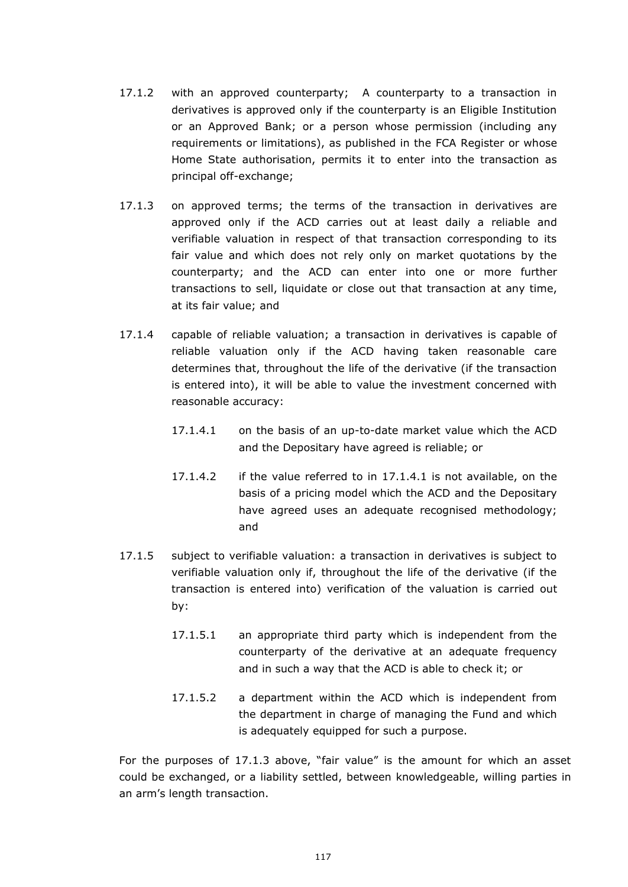17.1.2 with an approved counterparty; A counterparty to a transaction in derivatives is approved only if the counterparty is an Eligible Institution or an Approved Bank; or a person whose permission (including any requirements or limitations), as published in the FCA Register or whose Home State authorisation, permits it to enter into the transaction as principal off-exchange;

17.1.3 on approved terms; the terms of the transaction in derivatives are approved only if the ACD carries out at least daily a reliable and verifiable valuation in respect of that transaction corresponding to its fair value and which does not rely only on market quotations by the counterparty; and the ACD can enter into one or more further transactions to sell, liquidate or close out that transaction at any time, at its fair value; and

17.1.4 capable of reliable valuation; a transaction in derivatives is capable of reliable valuation only if the ACD having taken reasonable care determines that, throughout the life of the derivative (if the transaction is entered into), it will be able to value the investment concerned with reasonable accuracy:

> 17.1.4.1 on the basis of an up-to-date market value which the ACD and the Depositary have agreed is reliable; or
>
> 17.1.4.2 if the value referred to in 17.1.4.1 is not available, on the basis of a pricing model which the ACD and the Depositary have agreed uses an adequate recognised methodology; and

17.1.5 subject to verifiable valuation: a transaction in derivatives is subject to verifiable valuation only if, throughout the life of the derivative (if the transaction is entered into) verification of the valuation is carried out by:

> 17.1.5.1 an appropriate third party which is independent from the counterparty of the derivative at an adequate frequency and in such a way that the ACD is able to check it; or
>
> 17.1.5.2 a department within the ACD which is independent from the department in charge of managing the Fund and which is adequately equipped for such a purpose.

For the purposes of 17.1.3 above, "fair value" is the amount for which an asset could be exchanged, or a liability settled, between knowledgeable, willing parties in an arm's length transaction.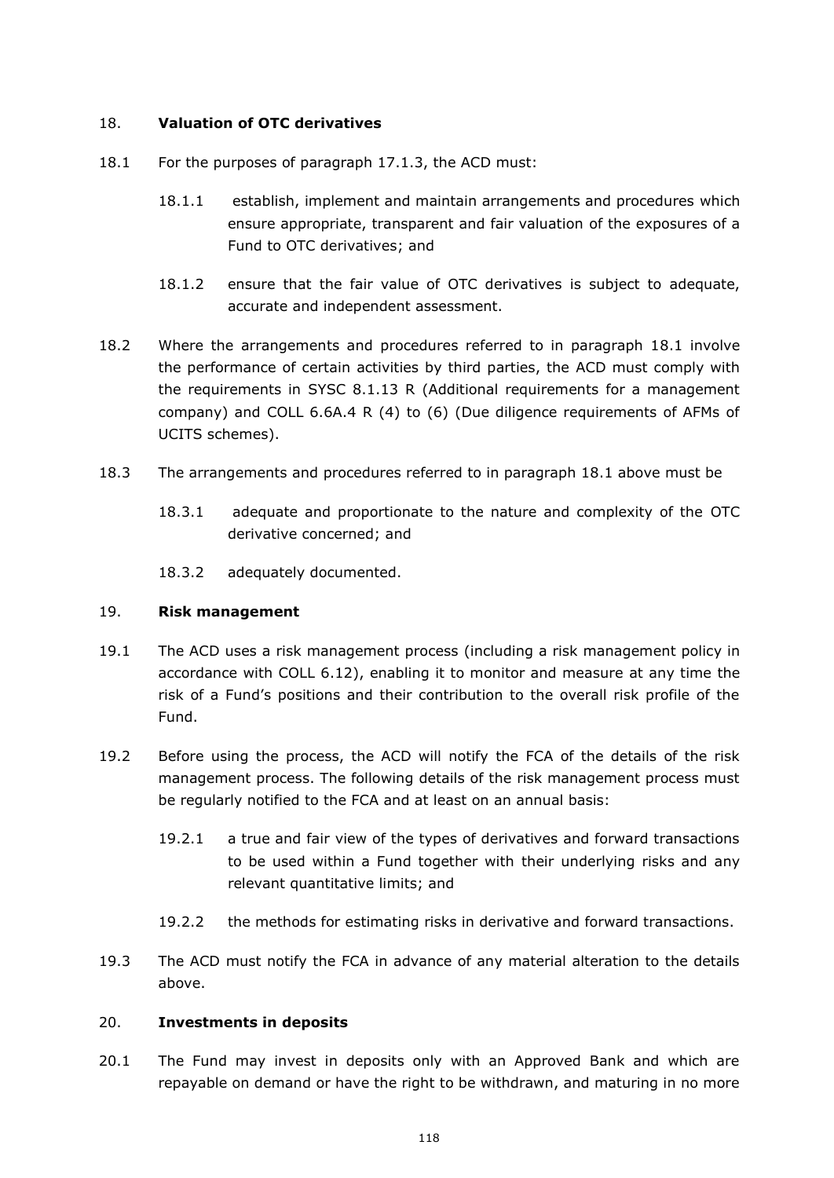### 18. **Valuation of OTC derivatives**

18.1 For the purposes of paragraph 17.1.3, the ACD must:

18.1.1 establish, implement and maintain arrangements and procedures which ensure appropriate, transparent and fair valuation of the exposures of a Fund to OTC derivatives; and

18.1.2 ensure that the fair value of OTC derivatives is subject to adequate, accurate and independent assessment.

18.2 Where the arrangements and procedures referred to in paragraph 18.1 involve the performance of certain activities by third parties, the ACD must comply with the requirements in SYSC 8.1.13 R (Additional requirements for a management company) and COLL 6.6A.4 R (4) to (6) (Due diligence requirements of AFMs of UCITS schemes).

18.3 The arrangements and procedures referred to in paragraph 18.1 above must be

18.3.1 adequate and proportionate to the nature and complexity of the OTC derivative concerned; and

18.3.2 adequately documented.

### 19. **Risk management**

19.1 The ACD uses a risk management process (including a risk management policy in accordance with COLL 6.12), enabling it to monitor and measure at any time the risk of a Fund's positions and their contribution to the overall risk profile of the Fund.

19.2 Before using the process, the ACD will notify the FCA of the details of the risk management process. The following details of the risk management process must be regularly notified to the FCA and at least on an annual basis:

19.2.1 a true and fair view of the types of derivatives and forward transactions to be used within a Fund together with their underlying risks and any relevant quantitative limits; and

19.2.2 the methods for estimating risks in derivative and forward transactions.

19.3 The ACD must notify the FCA in advance of any material alteration to the details above.

### 20. **Investments in deposits**

20.1 The Fund may invest in deposits only with an Approved Bank and which are repayable on demand or have the right to be withdrawn, and maturing in no more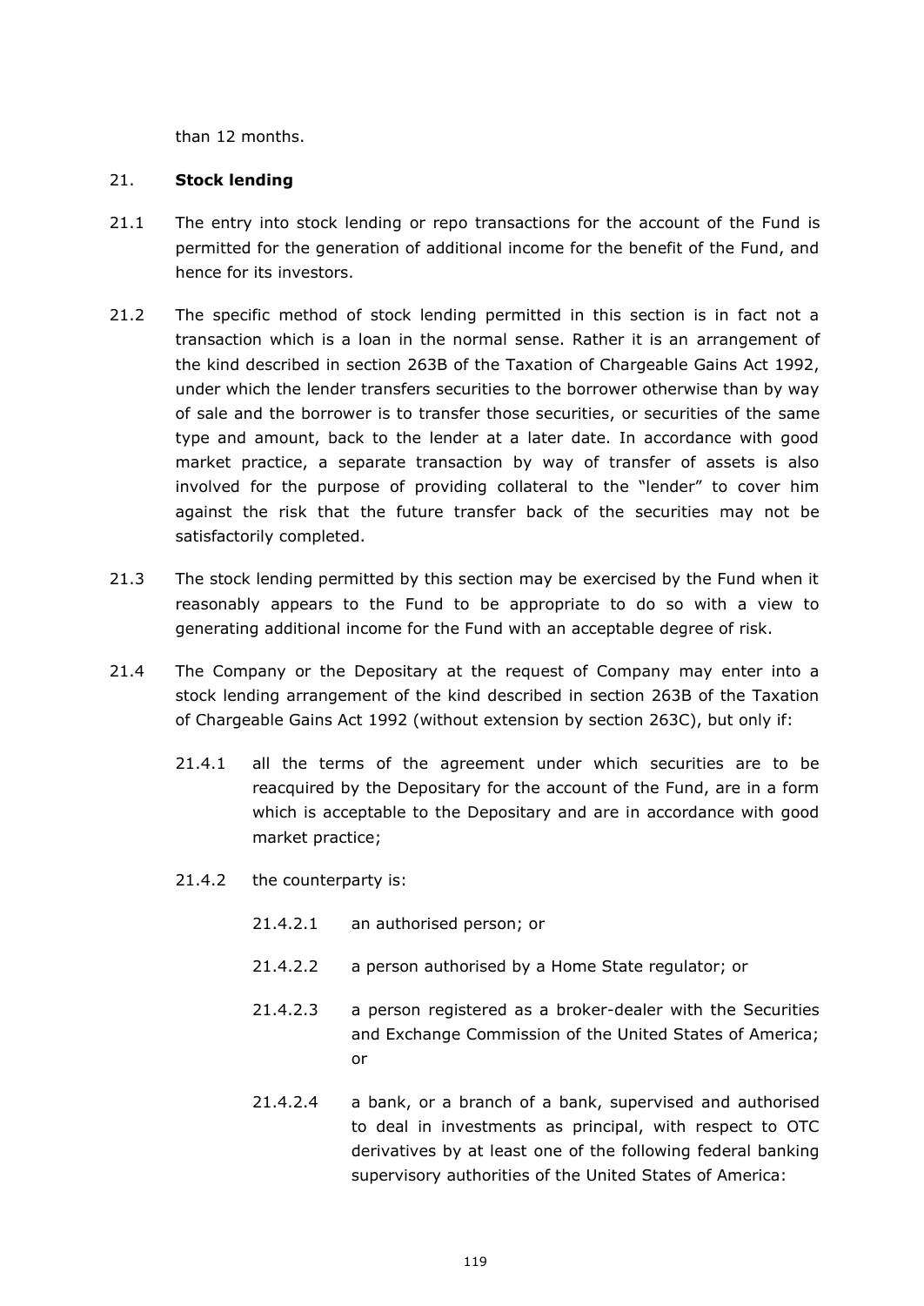than 12 months.

## 21. **Stock lending**

21.1 The entry into stock lending or repo transactions for the account of the Fund is permitted for the generation of additional income for the benefit of the Fund, and hence for its investors.

21.2 The specific method of stock lending permitted in this section is in fact not a transaction which is a loan in the normal sense. Rather it is an arrangement of the kind described in section 263B of the Taxation of Chargeable Gains Act 1992, under which the lender transfers securities to the borrower otherwise than by way of sale and the borrower is to transfer those securities, or securities of the same type and amount, back to the lender at a later date. In accordance with good market practice, a separate transaction by way of transfer of assets is also involved for the purpose of providing collateral to the "lender" to cover him against the risk that the future transfer back of the securities may not be satisfactorily completed.

21.3 The stock lending permitted by this section may be exercised by the Fund when it reasonably appears to the Fund to be appropriate to do so with a view to generating additional income for the Fund with an acceptable degree of risk.

21.4 The Company or the Depositary at the request of Company may enter into a stock lending arrangement of the kind described in section 263B of the Taxation of Chargeable Gains Act 1992 (without extension by section 263C), but only if:

21.4.1 all the terms of the agreement under which securities are to be reacquired by the Depositary for the account of the Fund, are in a form which is acceptable to the Depositary and are in accordance with good market practice;

21.4.2 the counterparty is:

21.4.2.1 an authorised person; or

21.4.2.2 a person authorised by a Home State regulator; or

21.4.2.3 a person registered as a broker-dealer with the Securities and Exchange Commission of the United States of America; or

21.4.2.4 a bank, or a branch of a bank, supervised and authorised to deal in investments as principal, with respect to OTC derivatives by at least one of the following federal banking supervisory authorities of the United States of America: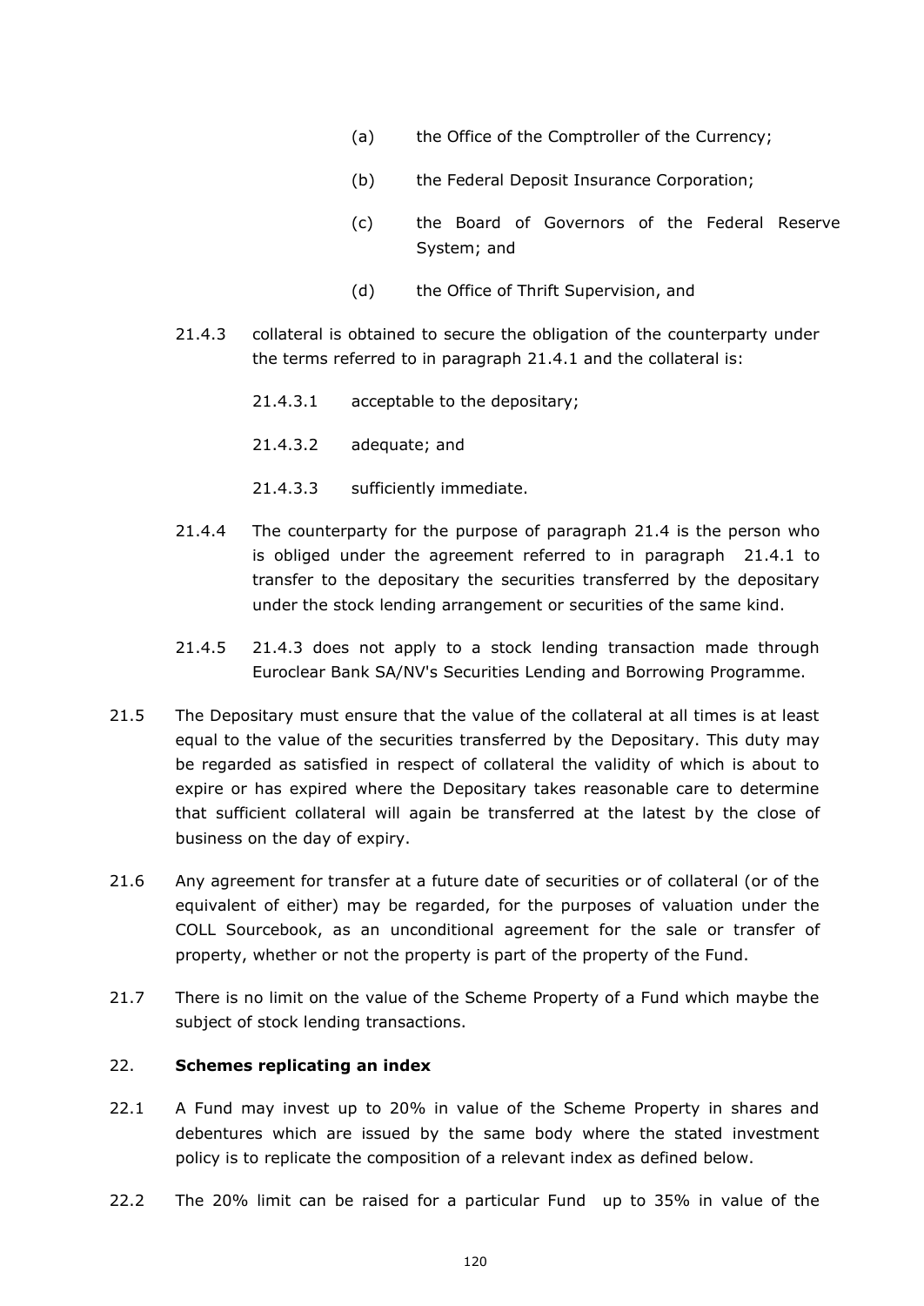(a) the Office of the Comptroller of the Currency;

(b) the Federal Deposit Insurance Corporation;

(c) the Board of Governors of the Federal Reserve System; and

(d) the Office of Thrift Supervision, and

21.4.3 collateral is obtained to secure the obligation of the counterparty under the terms referred to in paragraph 21.4.1 and the collateral is:

21.4.3.1 acceptable to the depositary;

21.4.3.2 adequate; and

21.4.3.3 sufficiently immediate.

21.4.4 The counterparty for the purpose of paragraph 21.4 is the person who is obliged under the agreement referred to in paragraph 21.4.1 to transfer to the depositary the securities transferred by the depositary under the stock lending arrangement or securities of the same kind.

21.4.5 21.4.3 does not apply to a stock lending transaction made through Euroclear Bank SA/NV's Securities Lending and Borrowing Programme.

21.5 The Depositary must ensure that the value of the collateral at all times is at least equal to the value of the securities transferred by the Depositary. This duty may be regarded as satisfied in respect of collateral the validity of which is about to expire or has expired where the Depositary takes reasonable care to determine that sufficient collateral will again be transferred at the latest by the close of business on the day of expiry.

21.6 Any agreement for transfer at a future date of securities or of collateral (or of the equivalent of either) may be regarded, for the purposes of valuation under the COLL Sourcebook, as an unconditional agreement for the sale or transfer of property, whether or not the property is part of the property of the Fund.

21.7 There is no limit on the value of the Scheme Property of a Fund which maybe the subject of stock lending transactions.

## 22. Schemes replicating an index

22.1 A Fund may invest up to 20% in value of the Scheme Property in shares and debentures which are issued by the same body where the stated investment policy is to replicate the composition of a relevant index as defined below.

22.2 The 20% limit can be raised for a particular Fund up to 35% in value of the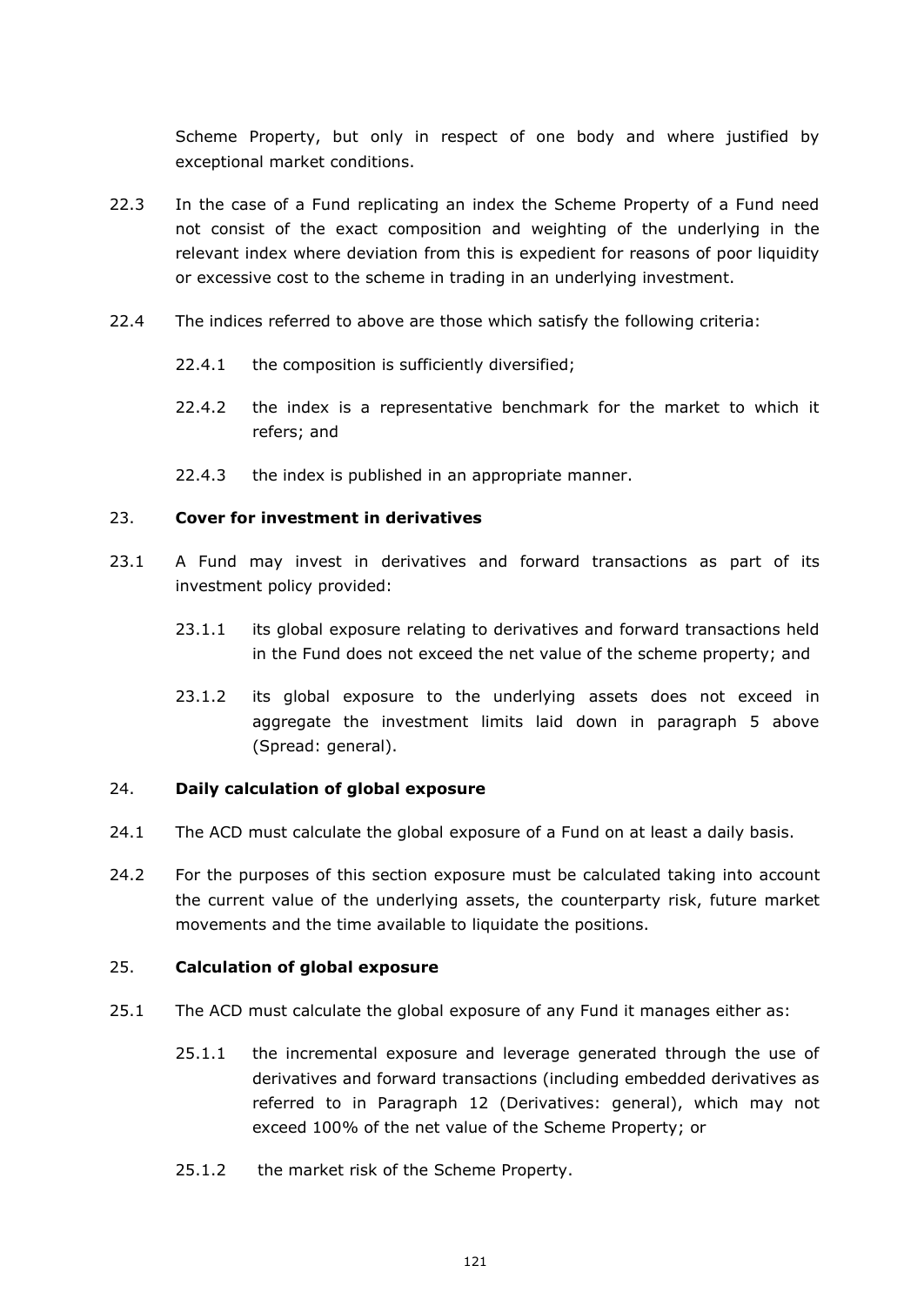Scheme Property, but only in respect of one body and where justified by exceptional market conditions.

22.3 In the case of a Fund replicating an index the Scheme Property of a Fund need not consist of the exact composition and weighting of the underlying in the relevant index where deviation from this is expedient for reasons of poor liquidity or excessive cost to the scheme in trading in an underlying investment.

22.4 The indices referred to above are those which satisfy the following criteria:

22.4.1 the composition is sufficiently diversified;

22.4.2 the index is a representative benchmark for the market to which it refers; and

22.4.3 the index is published in an appropriate manner.

23. **Cover for investment in derivatives**

23.1 A Fund may invest in derivatives and forward transactions as part of its investment policy provided:

23.1.1 its global exposure relating to derivatives and forward transactions held in the Fund does not exceed the net value of the scheme property; and

23.1.2 its global exposure to the underlying assets does not exceed in aggregate the investment limits laid down in paragraph 5 above (Spread: general).

24. **Daily calculation of global exposure**

24.1 The ACD must calculate the global exposure of a Fund on at least a daily basis.

24.2 For the purposes of this section exposure must be calculated taking into account the current value of the underlying assets, the counterparty risk, future market movements and the time available to liquidate the positions.

25. **Calculation of global exposure**

25.1 The ACD must calculate the global exposure of any Fund it manages either as:

25.1.1 the incremental exposure and leverage generated through the use of derivatives and forward transactions (including embedded derivatives as referred to in Paragraph 12 (Derivatives: general), which may not exceed 100% of the net value of the Scheme Property; or

25.1.2 the market risk of the Scheme Property.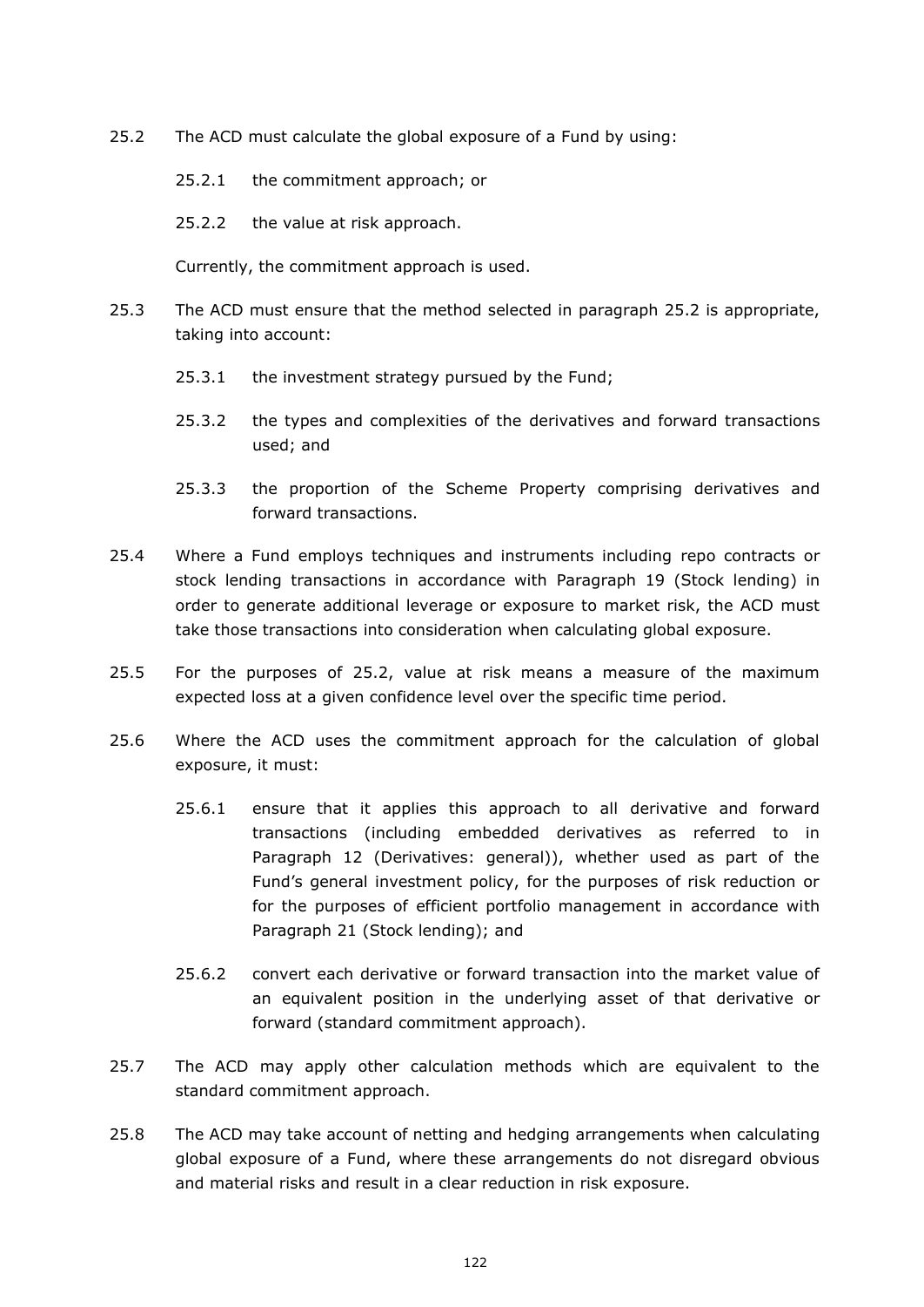25.2 The ACD must calculate the global exposure of a Fund by using:

 25.2.1 the commitment approach; or

 25.2.2 the value at risk approach.

 Currently, the commitment approach is used.

25.3 The ACD must ensure that the method selected in paragraph 25.2 is appropriate, taking into account:

 25.3.1 the investment strategy pursued by the Fund;

 25.3.2 the types and complexities of the derivatives and forward transactions used; and

 25.3.3 the proportion of the Scheme Property comprising derivatives and forward transactions.

25.4 Where a Fund employs techniques and instruments including repo contracts or stock lending transactions in accordance with Paragraph 19 (Stock lending) in order to generate additional leverage or exposure to market risk, the ACD must take those transactions into consideration when calculating global exposure.

25.5 For the purposes of 25.2, value at risk means a measure of the maximum expected loss at a given confidence level over the specific time period.

25.6 Where the ACD uses the commitment approach for the calculation of global exposure, it must:

 25.6.1 ensure that it applies this approach to all derivative and forward transactions (including embedded derivatives as referred to in Paragraph 12 (Derivatives: general)), whether used as part of the Fund's general investment policy, for the purposes of risk reduction or for the purposes of efficient portfolio management in accordance with Paragraph 21 (Stock lending); and

 25.6.2 convert each derivative or forward transaction into the market value of an equivalent position in the underlying asset of that derivative or forward (standard commitment approach).

25.7 The ACD may apply other calculation methods which are equivalent to the standard commitment approach.

25.8 The ACD may take account of netting and hedging arrangements when calculating global exposure of a Fund, where these arrangements do not disregard obvious and material risks and result in a clear reduction in risk exposure.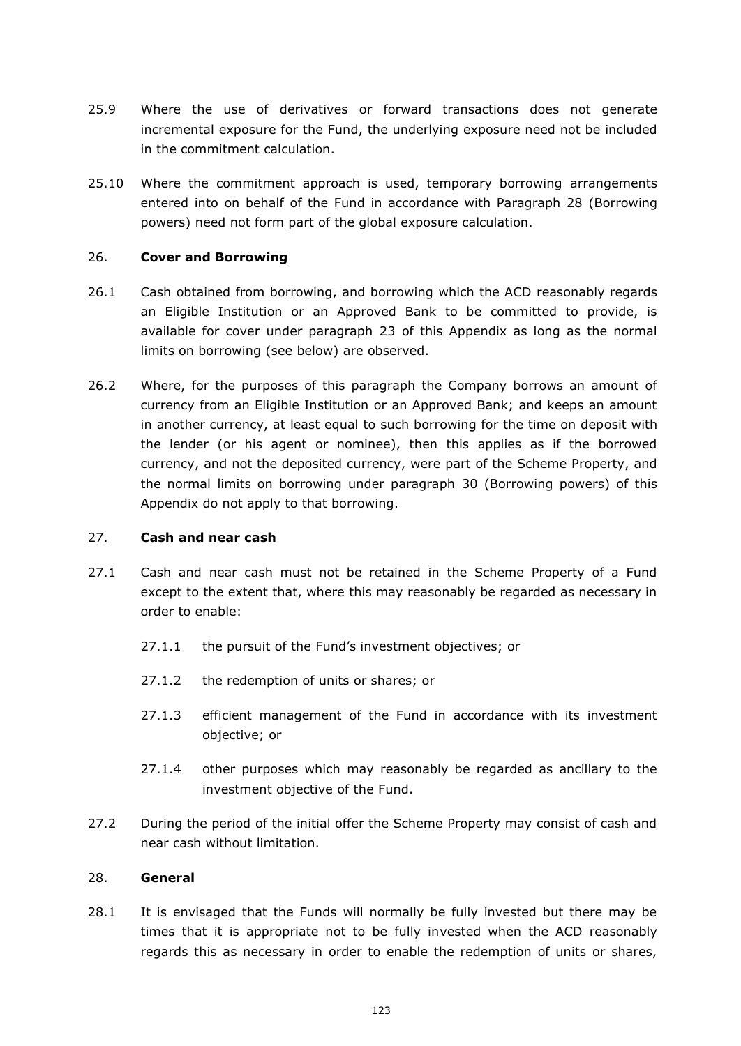25.9 Where the use of derivatives or forward transactions does not generate incremental exposure for the Fund, the underlying exposure need not be included in the commitment calculation.

25.10 Where the commitment approach is used, temporary borrowing arrangements entered into on behalf of the Fund in accordance with Paragraph 28 (Borrowing powers) need not form part of the global exposure calculation.

## 26. Cover and Borrowing

26.1 Cash obtained from borrowing, and borrowing which the ACD reasonably regards an Eligible Institution or an Approved Bank to be committed to provide, is available for cover under paragraph 23 of this Appendix as long as the normal limits on borrowing (see below) are observed.

26.2 Where, for the purposes of this paragraph the Company borrows an amount of currency from an Eligible Institution or an Approved Bank; and keeps an amount in another currency, at least equal to such borrowing for the time on deposit with the lender (or his agent or nominee), then this applies as if the borrowed currency, and not the deposited currency, were part of the Scheme Property, and the normal limits on borrowing under paragraph 30 (Borrowing powers) of this Appendix do not apply to that borrowing.

## 27. Cash and near cash

27.1 Cash and near cash must not be retained in the Scheme Property of a Fund except to the extent that, where this may reasonably be regarded as necessary in order to enable:

- 27.1.1 the pursuit of the Fund's investment objectives; or
- 27.1.2 the redemption of units or shares; or
- 27.1.3 efficient management of the Fund in accordance with its investment objective; or
- 27.1.4 other purposes which may reasonably be regarded as ancillary to the investment objective of the Fund.

27.2 During the period of the initial offer the Scheme Property may consist of cash and near cash without limitation.

## 28. General

28.1 It is envisaged that the Funds will normally be fully invested but there may be times that it is appropriate not to be fully invested when the ACD reasonably regards this as necessary in order to enable the redemption of units or shares,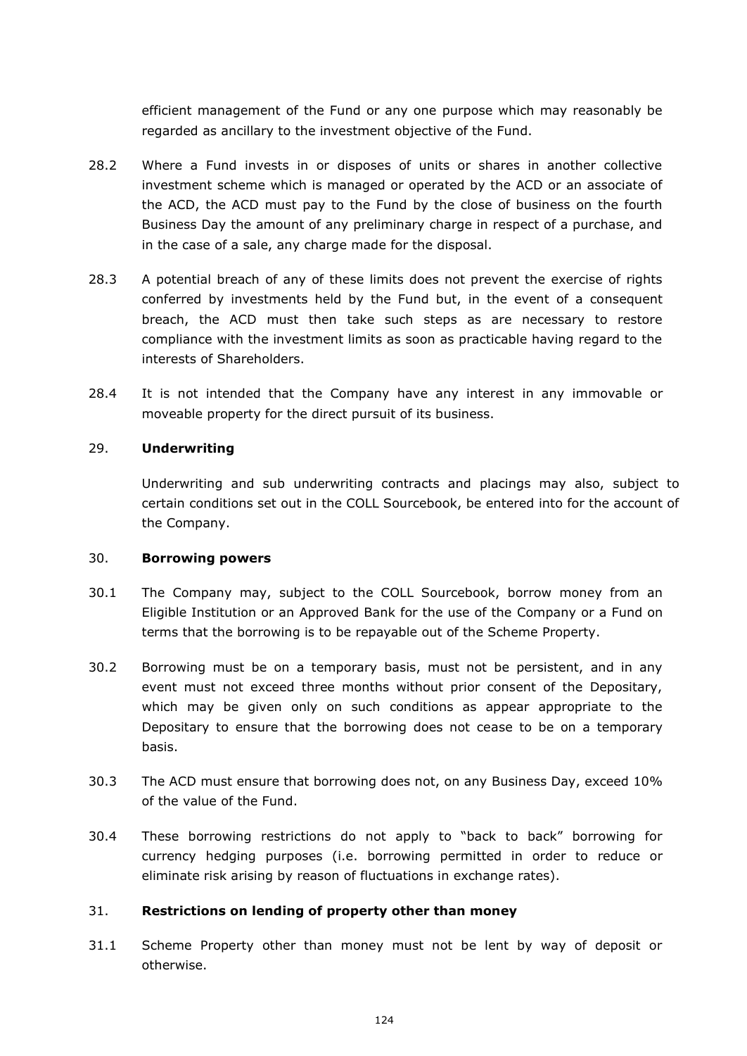efficient management of the Fund or any one purpose which may reasonably be regarded as ancillary to the investment objective of the Fund.

28.2 Where a Fund invests in or disposes of units or shares in another collective investment scheme which is managed or operated by the ACD or an associate of the ACD, the ACD must pay to the Fund by the close of business on the fourth Business Day the amount of any preliminary charge in respect of a purchase, and in the case of a sale, any charge made for the disposal.

28.3 A potential breach of any of these limits does not prevent the exercise of rights conferred by investments held by the Fund but, in the event of a consequent breach, the ACD must then take such steps as are necessary to restore compliance with the investment limits as soon as practicable having regard to the interests of Shareholders.

28.4 It is not intended that the Company have any interest in any immovable or moveable property for the direct pursuit of its business.

## 29. Underwriting

Underwriting and sub underwriting contracts and placings may also, subject to certain conditions set out in the COLL Sourcebook, be entered into for the account of the Company.

## 30. Borrowing powers

30.1 The Company may, subject to the COLL Sourcebook, borrow money from an Eligible Institution or an Approved Bank for the use of the Company or a Fund on terms that the borrowing is to be repayable out of the Scheme Property.

30.2 Borrowing must be on a temporary basis, must not be persistent, and in any event must not exceed three months without prior consent of the Depositary, which may be given only on such conditions as appear appropriate to the Depositary to ensure that the borrowing does not cease to be on a temporary basis.

30.3 The ACD must ensure that borrowing does not, on any Business Day, exceed 10% of the value of the Fund.

30.4 These borrowing restrictions do not apply to "back to back" borrowing for currency hedging purposes (i.e. borrowing permitted in order to reduce or eliminate risk arising by reason of fluctuations in exchange rates).

## 31. Restrictions on lending of property other than money

31.1 Scheme Property other than money must not be lent by way of deposit or otherwise.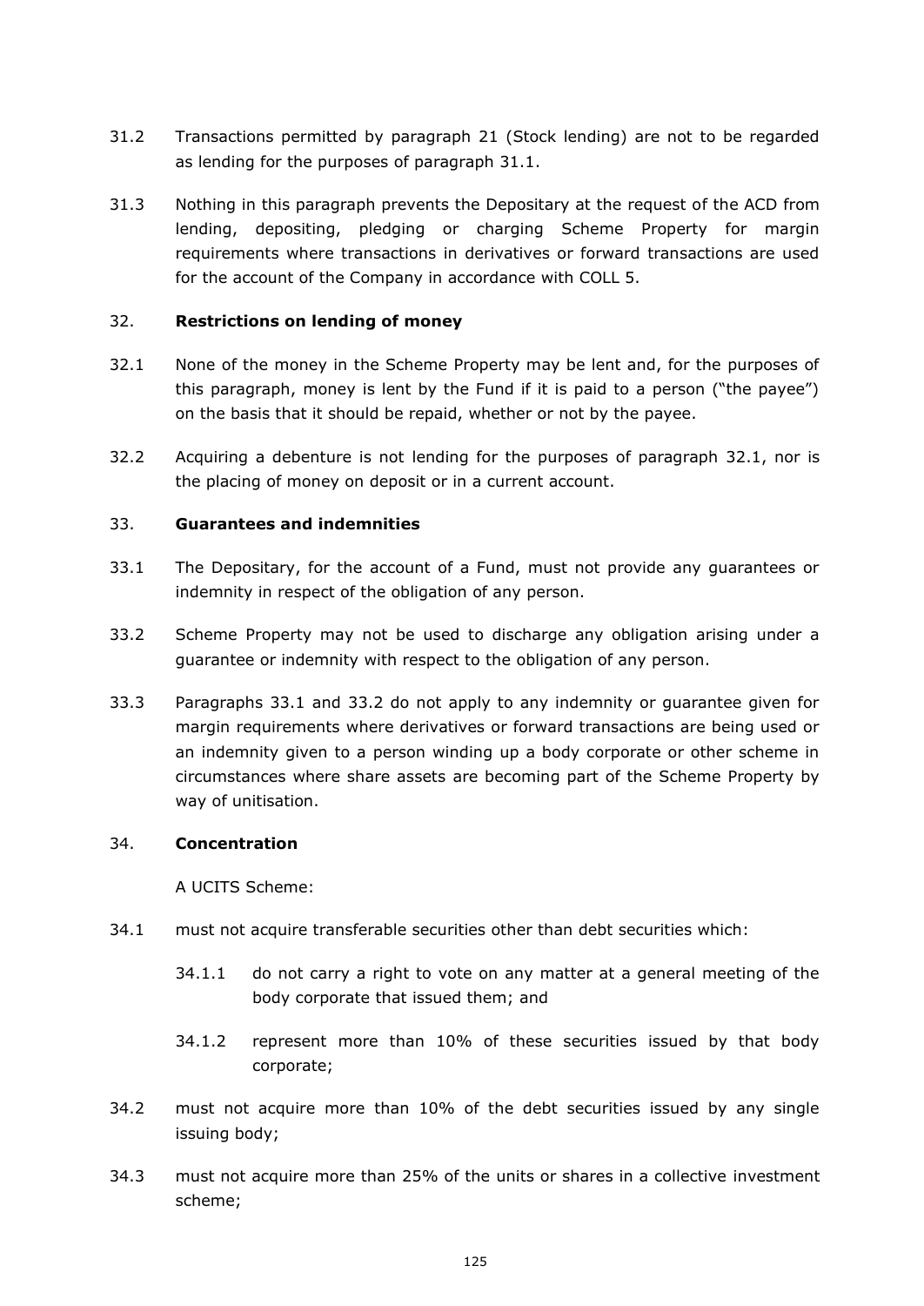31.2 Transactions permitted by paragraph 21 (Stock lending) are not to be regarded as lending for the purposes of paragraph 31.1.

31.3 Nothing in this paragraph prevents the Depositary at the request of the ACD from lending, depositing, pledging or charging Scheme Property for margin requirements where transactions in derivatives or forward transactions are used for the account of the Company in accordance with COLL 5.

### 32. **Restrictions on lending of money**

32.1 None of the money in the Scheme Property may be lent and, for the purposes of this paragraph, money is lent by the Fund if it is paid to a person ("the payee") on the basis that it should be repaid, whether or not by the payee.

32.2 Acquiring a debenture is not lending for the purposes of paragraph 32.1, nor is the placing of money on deposit or in a current account.

### 33. **Guarantees and indemnities**

33.1 The Depositary, for the account of a Fund, must not provide any guarantees or indemnity in respect of the obligation of any person.

33.2 Scheme Property may not be used to discharge any obligation arising under a guarantee or indemnity with respect to the obligation of any person.

33.3 Paragraphs 33.1 and 33.2 do not apply to any indemnity or guarantee given for margin requirements where derivatives or forward transactions are being used or an indemnity given to a person winding up a body corporate or other scheme in circumstances where share assets are becoming part of the Scheme Property by way of unitisation.

### 34. **Concentration**

A UCITS Scheme:

34.1 must not acquire transferable securities other than debt securities which:

  34.1.1 do not carry a right to vote on any matter at a general meeting of the body corporate that issued them; and

  34.1.2 represent more than 10% of these securities issued by that body corporate;

34.2 must not acquire more than 10% of the debt securities issued by any single issuing body;

34.3 must not acquire more than 25% of the units or shares in a collective investment scheme;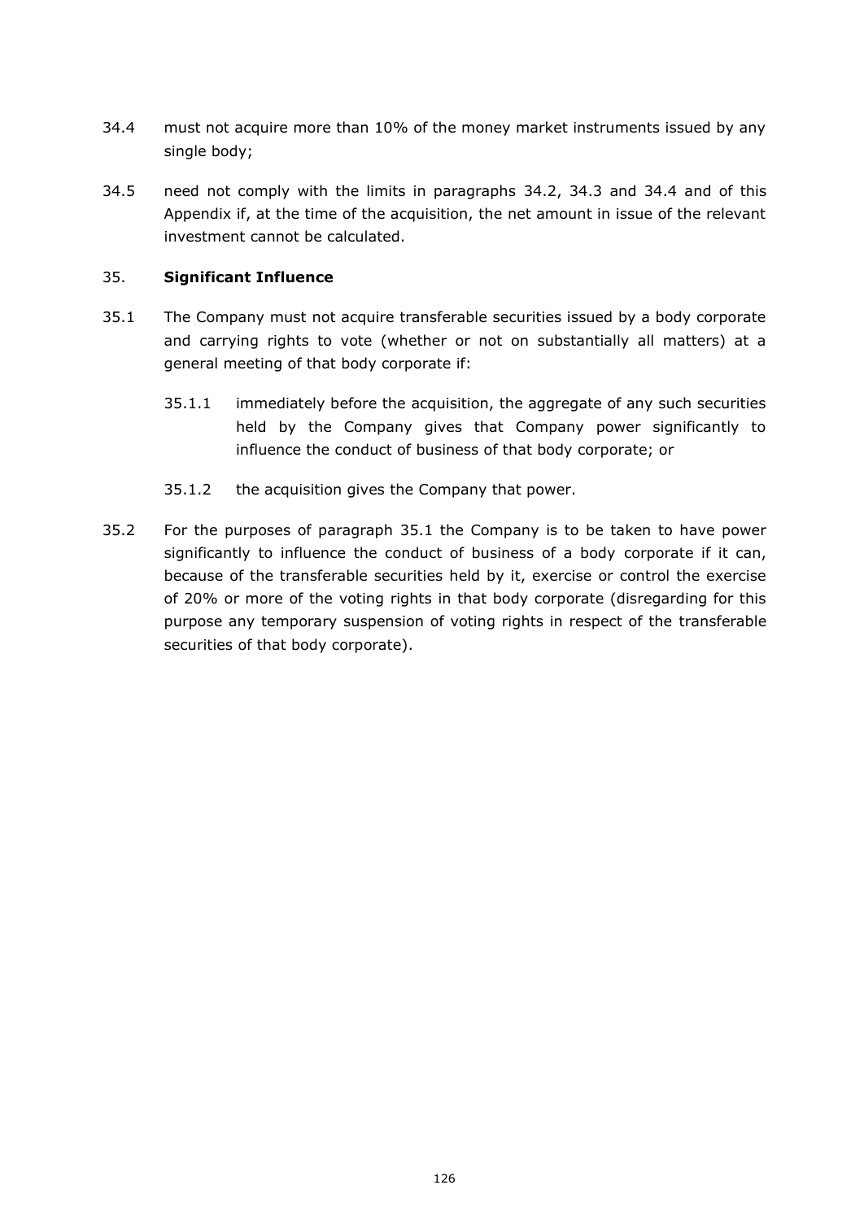34.4 must not acquire more than 10% of the money market instruments issued by any single body;

34.5 need not comply with the limits in paragraphs 34.2, 34.3 and 34.4 and of this Appendix if, at the time of the acquisition, the net amount in issue of the relevant investment cannot be calculated.

## 35. Significant Influence

35.1 The Company must not acquire transferable securities issued by a body corporate and carrying rights to vote (whether or not on substantially all matters) at a general meeting of that body corporate if:

35.1.1 immediately before the acquisition, the aggregate of any such securities held by the Company gives that Company power significantly to influence the conduct of business of that body corporate; or

35.1.2 the acquisition gives the Company that power.

35.2 For the purposes of paragraph 35.1 the Company is to be taken to have power significantly to influence the conduct of business of a body corporate if it can, because of the transferable securities held by it, exercise or control the exercise of 20% or more of the voting rights in that body corporate (disregarding for this purpose any temporary suspension of voting rights in respect of the transferable securities of that body corporate).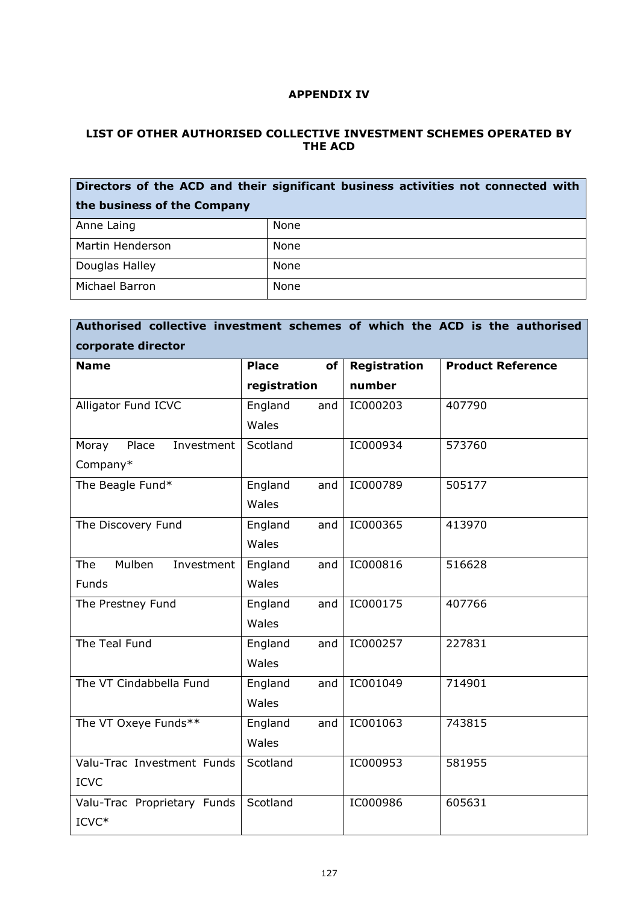## APPENDIX IV

### LIST OF OTHER AUTHORISED COLLECTIVE INVESTMENT SCHEMES OPERATED BY THE ACD

| Directors of the ACD and their significant business activities not connected with the business of the Company | |
|---|---|
| Anne Laing | None |
| Martin Henderson | None |
| Douglas Halley | None |
| Michael Barron | None |

| Authorised collective investment schemes of which the ACD is the authorised corporate director | | | |
|---|---|---|---|
| **Name** | **Place of registration** | **Registration number** | **Product Reference** |
| Alligator Fund ICVC | England and Wales | IC000203 | 407790 |
| Moray Place Investment Company* | Scotland | IC000934 | 573760 |
| The Beagle Fund* | England and Wales | IC000789 | 505177 |
| The Discovery Fund | England and Wales | IC000365 | 413970 |
| The Mulben Investment Funds | England and Wales | IC000816 | 516628 |
| The Prestney Fund | England and Wales | IC000175 | 407766 |
| The Teal Fund | England and Wales | IC000257 | 227831 |
| The VT Cindabbella Fund | England and Wales | IC001049 | 714901 |
| The VT Oxeye Funds** | England and Wales | IC001063 | 743815 |
| Valu-Trac Investment Funds ICVC | Scotland | IC000953 | 581955 |
| Valu-Trac Proprietary Funds ICVC* | Scotland | IC000986 | 605631 |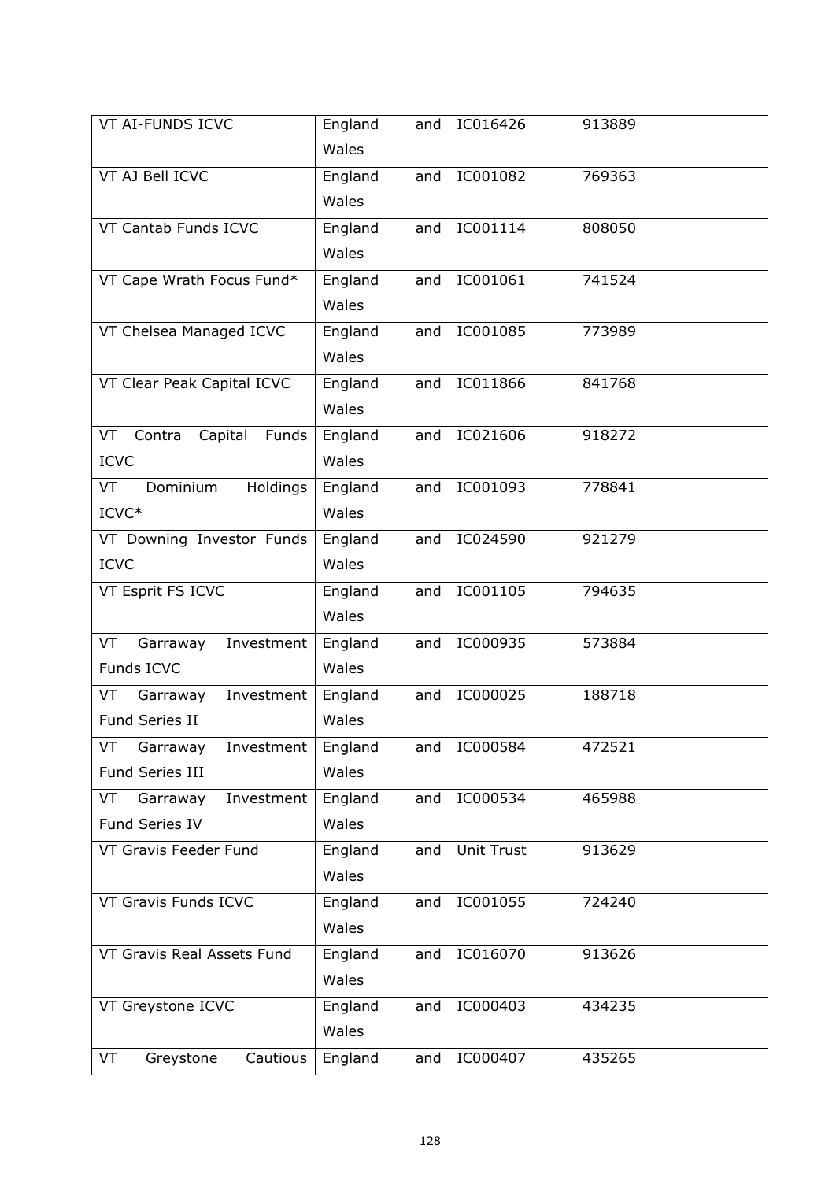| VT AI-FUNDS ICVC | England and Wales | IC016426 | 913889 |
|---|---|---|---|
| VT AJ Bell ICVC | England and Wales | IC001082 | 769363 |
| VT Cantab Funds ICVC | England and Wales | IC001114 | 808050 |
| VT Cape Wrath Focus Fund* | England and Wales | IC001061 | 741524 |
| VT Chelsea Managed ICVC | England and Wales | IC001085 | 773989 |
| VT Clear Peak Capital ICVC | England and Wales | IC011866 | 841768 |
| VT Contra Capital Funds ICVC | England and Wales | IC021606 | 918272 |
| VT Dominium Holdings ICVC* | England and Wales | IC001093 | 778841 |
| VT Downing Investor Funds ICVC | England and Wales | IC024590 | 921279 |
| VT Esprit FS ICVC | England and Wales | IC001105 | 794635 |
| VT Garraway Investment Funds ICVC | England and Wales | IC000935 | 573884 |
| VT Garraway Investment Fund Series II | England and Wales | IC000025 | 188718 |
| VT Garraway Investment Fund Series III | England and Wales | IC000584 | 472521 |
| VT Garraway Investment Fund Series IV | England and Wales | IC000534 | 465988 |
| VT Gravis Feeder Fund | England and Wales | Unit Trust | 913629 |
| VT Gravis Funds ICVC | England and Wales | IC001055 | 724240 |
| VT Gravis Real Assets Fund | England and Wales | IC016070 | 913626 |
| VT Greystone ICVC | England and Wales | IC000403 | 434235 |
| VT Greystone Cautious | England and | IC000407 | 435265 |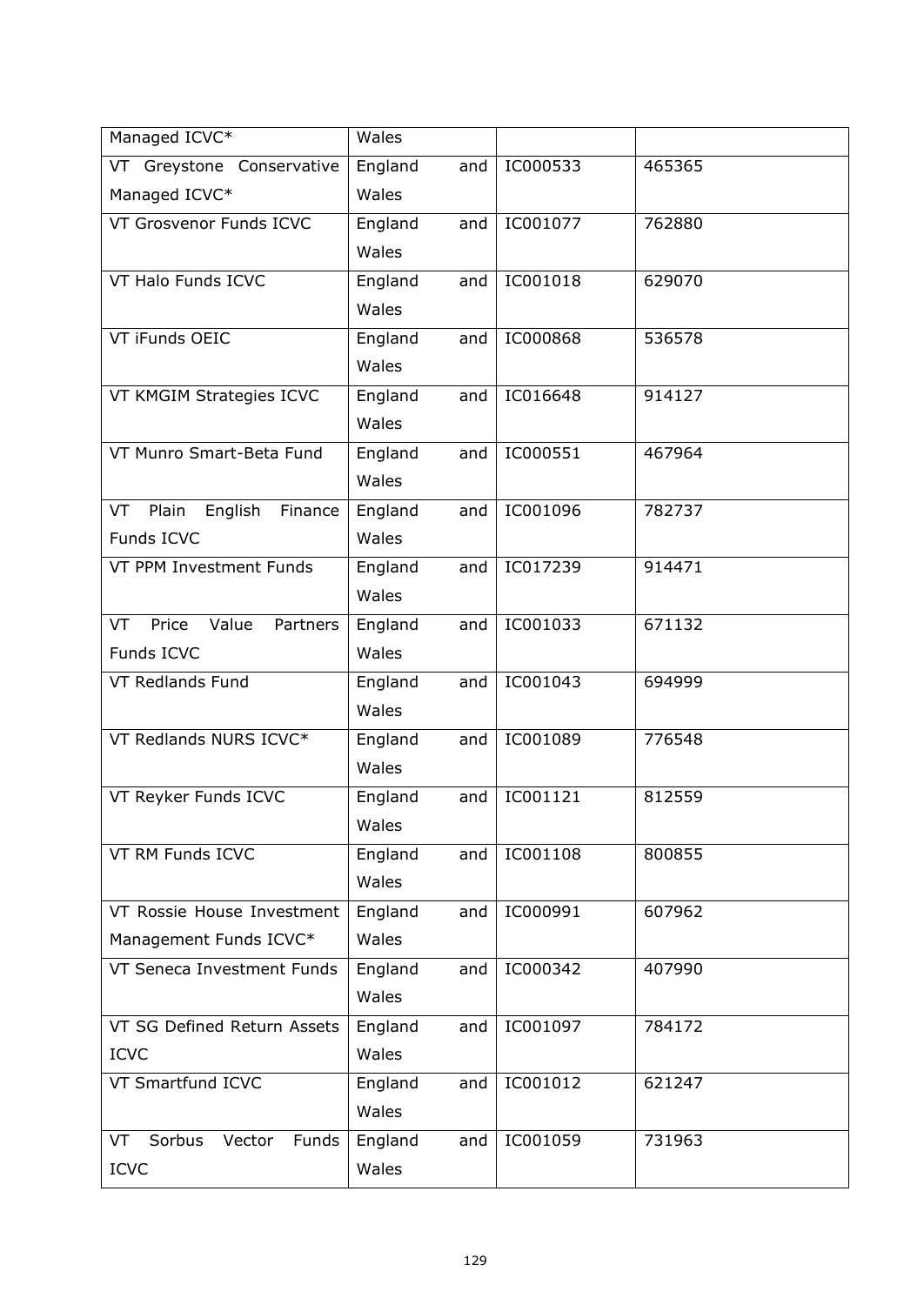| | | | |
|---|---|---|---|
| Managed ICVC* | Wales | | |
| VT Greystone Conservative Managed ICVC* | England and Wales | IC000533 | 465365 |
| VT Grosvenor Funds ICVC | England and Wales | IC001077 | 762880 |
| VT Halo Funds ICVC | England and Wales | IC001018 | 629070 |
| VT iFunds OEIC | England and Wales | IC000868 | 536578 |
| VT KMGIM Strategies ICVC | England and Wales | IC016648 | 914127 |
| VT Munro Smart-Beta Fund | England and Wales | IC000551 | 467964 |
| VT Plain English Finance Funds ICVC | England and Wales | IC001096 | 782737 |
| VT PPM Investment Funds | England and Wales | IC017239 | 914471 |
| VT Price Value Partners Funds ICVC | England and Wales | IC001033 | 671132 |
| VT Redlands Fund | England and Wales | IC001043 | 694999 |
| VT Redlands NURS ICVC* | England and Wales | IC001089 | 776548 |
| VT Reyker Funds ICVC | England and Wales | IC001121 | 812559 |
| VT RM Funds ICVC | England and Wales | IC001108 | 800855 |
| VT Rossie House Investment Management Funds ICVC* | England and Wales | IC000991 | 607962 |
| VT Seneca Investment Funds | England and Wales | IC000342 | 407990 |
| VT SG Defined Return Assets ICVC | England and Wales | IC001097 | 784172 |
| VT Smartfund ICVC | England and Wales | IC001012 | 621247 |
| VT Sorbus Vector Funds ICVC | England and Wales | IC001059 | 731963 |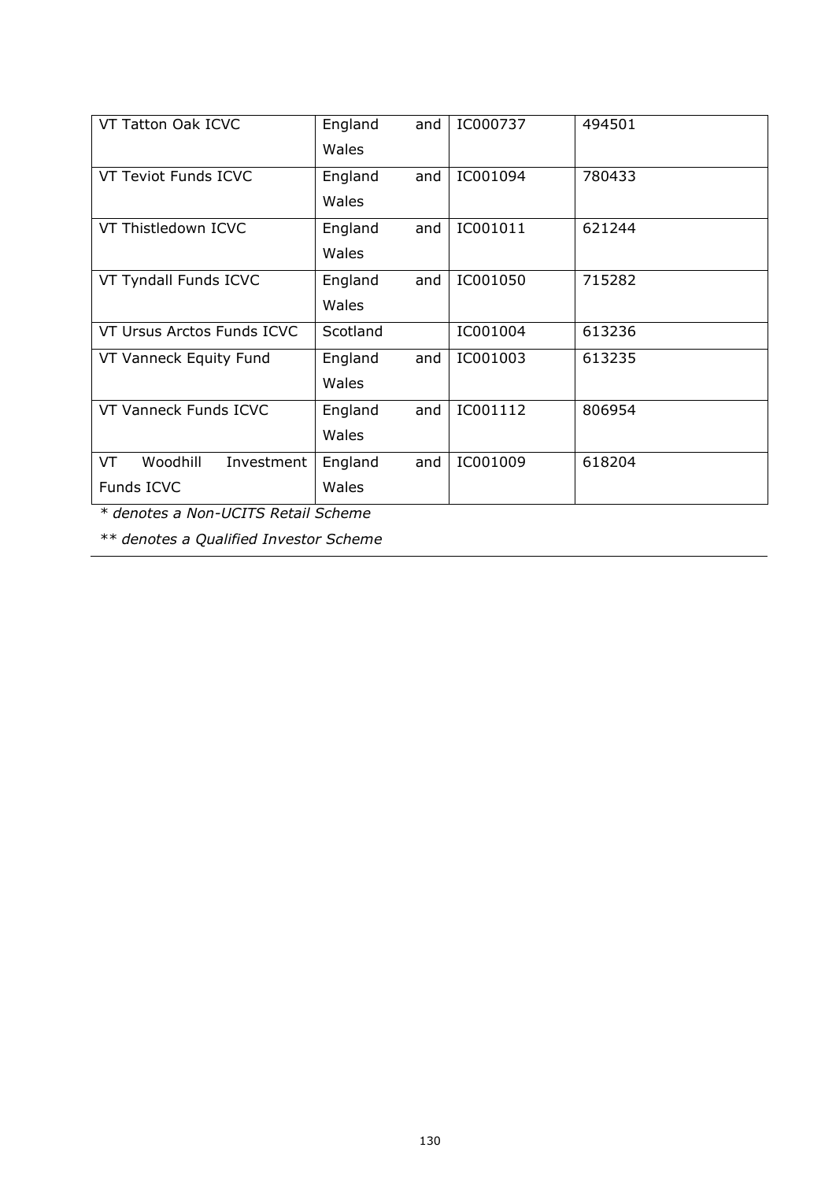| VT Tatton Oak ICVC | England and Wales | IC000737 | 494501 |
|---|---|---|---|
| VT Teviot Funds ICVC | England and Wales | IC001094 | 780433 |
| VT Thistledown ICVC | England and Wales | IC001011 | 621244 |
| VT Tyndall Funds ICVC | England and Wales | IC001050 | 715282 |
| VT Ursus Arctos Funds ICVC | Scotland | IC001004 | 613236 |
| VT Vanneck Equity Fund | England and Wales | IC001003 | 613235 |
| VT Vanneck Funds ICVC | England and Wales | IC001112 | 806954 |
| VT Woodhill Investment Funds ICVC | England and Wales | IC001009 | 618204 |

*\* denotes a Non-UCITS Retail Scheme*

*\*\* denotes a Qualified Investor Scheme*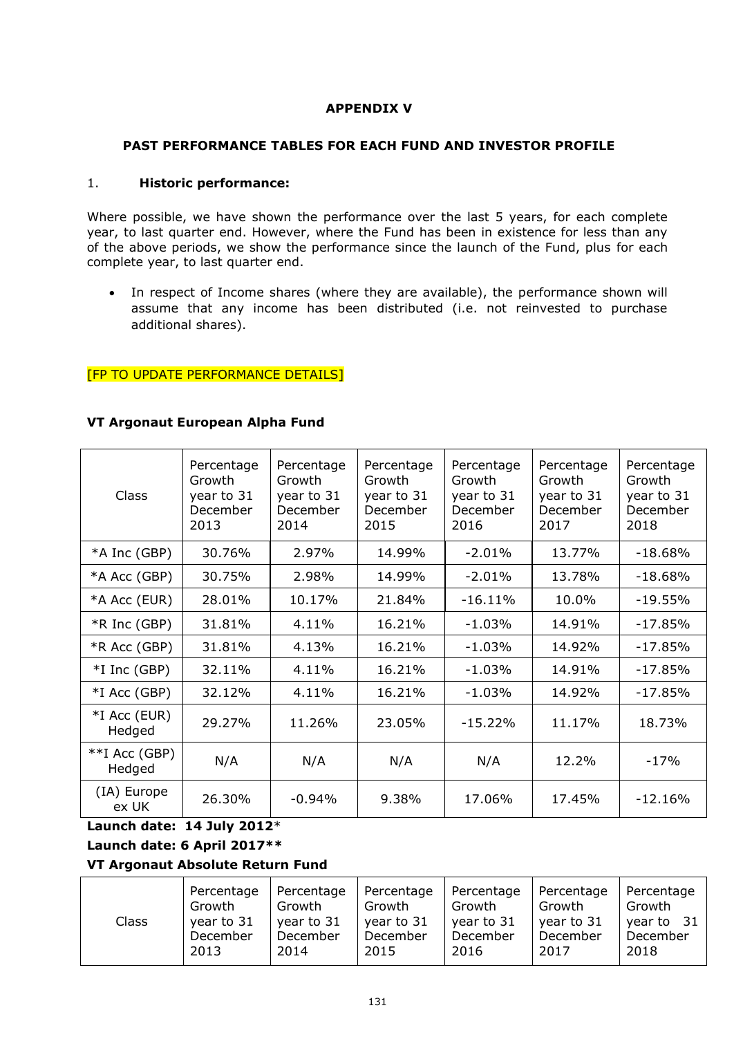**APPENDIX V**

**PAST PERFORMANCE TABLES FOR EACH FUND AND INVESTOR PROFILE**

1. **Historic performance:**

Where possible, we have shown the performance over the last 5 years, for each complete year, to last quarter end. However, where the Fund has been in existence for less than any of the above periods, we show the performance since the launch of the Fund, plus for each complete year, to last quarter end.

- In respect of Income shares (where they are available), the performance shown will assume that any income has been distributed (i.e. not reinvested to purchase additional shares).

[FP TO UPDATE PERFORMANCE DETAILS]

**VT Argonaut European Alpha Fund**

| Class | Percentage Growth year to 31 December 2013 | Percentage Growth year to 31 December 2014 | Percentage Growth year to 31 December 2015 | Percentage Growth year to 31 December 2016 | Percentage Growth year to 31 December 2017 | Percentage Growth year to 31 December 2018 |
|---|---|---|---|---|---|---|
| *A Inc (GBP) | 30.76% | 2.97% | 14.99% | -2.01% | 13.77% | -18.68% |
| *A Acc (GBP) | 30.75% | 2.98% | 14.99% | -2.01% | 13.78% | -18.68% |
| *A Acc (EUR) | 28.01% | 10.17% | 21.84% | -16.11% | 10.0% | -19.55% |
| *R Inc (GBP) | 31.81% | 4.11% | 16.21% | -1.03% | 14.91% | -17.85% |
| *R Acc (GBP) | 31.81% | 4.13% | 16.21% | -1.03% | 14.92% | -17.85% |
| *I Inc (GBP) | 32.11% | 4.11% | 16.21% | -1.03% | 14.91% | -17.85% |
| *I Acc (GBP) | 32.12% | 4.11% | 16.21% | -1.03% | 14.92% | -17.85% |
| *I Acc (EUR) Hedged | 29.27% | 11.26% | 23.05% | -15.22% | 11.17% | 18.73% |
| **I Acc (GBP) Hedged | N/A | N/A | N/A | N/A | 12.2% | -17% |
| (IA) Europe ex UK | 26.30% | -0.94% | 9.38% | 17.06% | 17.45% | -12.16% |

**Launch date: 14 July 2012***

**Launch date: 6 April 2017****

**VT Argonaut Absolute Return Fund**

| Class | Percentage Growth year to 31 December 2013 | Percentage Growth year to 31 December 2014 | Percentage Growth year to 31 December 2015 | Percentage Growth year to 31 December 2016 | Percentage Growth year to 31 December 2017 | Percentage Growth year to 31 December 2018 |
|---|---|---|---|---|---|---|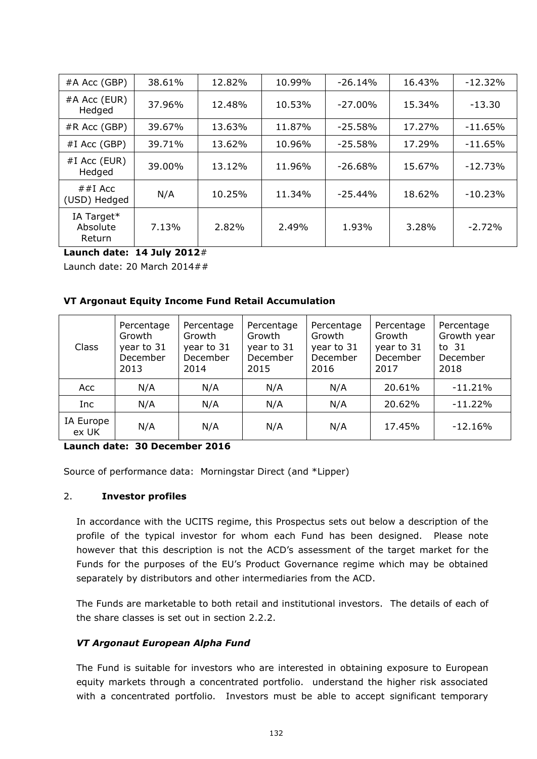| #A Acc (GBP) | 38.61% | 12.82% | 10.99% | -26.14% | 16.43% | -12.32% |
|---|---|---|---|---|---|---|
| #A Acc (EUR) Hedged | 37.96% | 12.48% | 10.53% | -27.00% | 15.34% | -13.30 |
| #R Acc (GBP) | 39.67% | 13.63% | 11.87% | -25.58% | 17.27% | -11.65% |
| #I Acc (GBP) | 39.71% | 13.62% | 10.96% | -25.58% | 17.29% | -11.65% |
| #I Acc (EUR) Hedged | 39.00% | 13.12% | 11.96% | -26.68% | 15.67% | -12.73% |
| ##I Acc (USD) Hedged | N/A | 10.25% | 11.34% | -25.44% | 18.62% | -10.23% |
| IA Target* Absolute Return | 7.13% | 2.82% | 2.49% | 1.93% | 3.28% | -2.72% |

**Launch date: 14 July 2012**#

Launch date: 20 March 2014##

**VT Argonaut Equity Income Fund Retail Accumulation**

| Class | Percentage Growth year to 31 December 2013 | Percentage Growth year to 31 December 2014 | Percentage Growth year to 31 December 2015 | Percentage Growth year to 31 December 2016 | Percentage Growth year to 31 December 2017 | Percentage Growth year to 31 December 2018 |
|---|---|---|---|---|---|---|
| Acc | N/A | N/A | N/A | N/A | 20.61% | -11.21% |
| Inc | N/A | N/A | N/A | N/A | 20.62% | -11.22% |
| IA Europe ex UK | N/A | N/A | N/A | N/A | 17.45% | -12.16% |

**Launch date: 30 December 2016**

Source of performance data: Morningstar Direct (and *Lipper)

## 2. Investor profiles

In accordance with the UCITS regime, this Prospectus sets out below a description of the profile of the typical investor for whom each Fund has been designed. Please note however that this description is not the ACD's assessment of the target market for the Funds for the purposes of the EU's Product Governance regime which may be obtained separately by distributors and other intermediaries from the ACD.

The Funds are marketable to both retail and institutional investors. The details of each of the share classes is set out in section 2.2.2.

### *VT Argonaut European Alpha Fund*

The Fund is suitable for investors who are interested in obtaining exposure to European equity markets through a concentrated portfolio. understand the higher risk associated with a concentrated portfolio. Investors must be able to accept significant temporary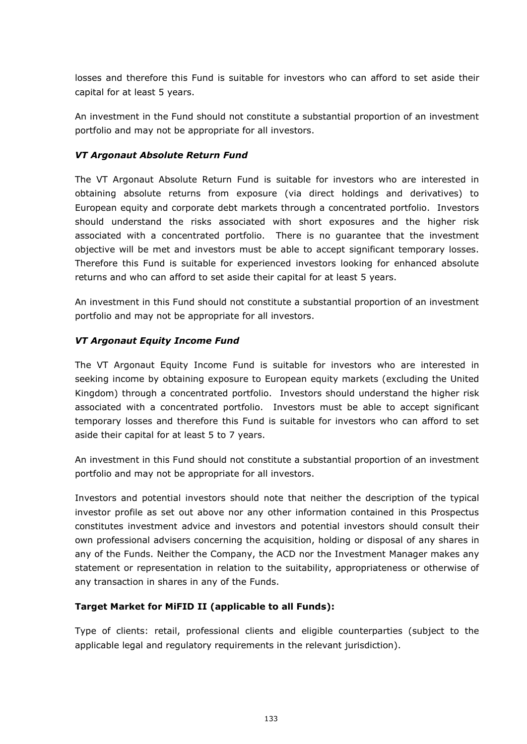losses and therefore this Fund is suitable for investors who can afford to set aside their capital for at least 5 years.

An investment in the Fund should not constitute a substantial proportion of an investment portfolio and may not be appropriate for all investors.

***VT Argonaut Absolute Return Fund***

The VT Argonaut Absolute Return Fund is suitable for investors who are interested in obtaining absolute returns from exposure (via direct holdings and derivatives) to European equity and corporate debt markets through a concentrated portfolio. Investors should understand the risks associated with short exposures and the higher risk associated with a concentrated portfolio. There is no guarantee that the investment objective will be met and investors must be able to accept significant temporary losses. Therefore this Fund is suitable for experienced investors looking for enhanced absolute returns and who can afford to set aside their capital for at least 5 years.

An investment in this Fund should not constitute a substantial proportion of an investment portfolio and may not be appropriate for all investors.

***VT Argonaut Equity Income Fund***

The VT Argonaut Equity Income Fund is suitable for investors who are interested in seeking income by obtaining exposure to European equity markets (excluding the United Kingdom) through a concentrated portfolio. Investors should understand the higher risk associated with a concentrated portfolio. Investors must be able to accept significant temporary losses and therefore this Fund is suitable for investors who can afford to set aside their capital for at least 5 to 7 years.

An investment in this Fund should not constitute a substantial proportion of an investment portfolio and may not be appropriate for all investors.

Investors and potential investors should note that neither the description of the typical investor profile as set out above nor any other information contained in this Prospectus constitutes investment advice and investors and potential investors should consult their own professional advisers concerning the acquisition, holding or disposal of any shares in any of the Funds. Neither the Company, the ACD nor the Investment Manager makes any statement or representation in relation to the suitability, appropriateness or otherwise of any transaction in shares in any of the Funds.

**Target Market for MiFID II (applicable to all Funds):**

Type of clients: retail, professional clients and eligible counterparties (subject to the applicable legal and regulatory requirements in the relevant jurisdiction).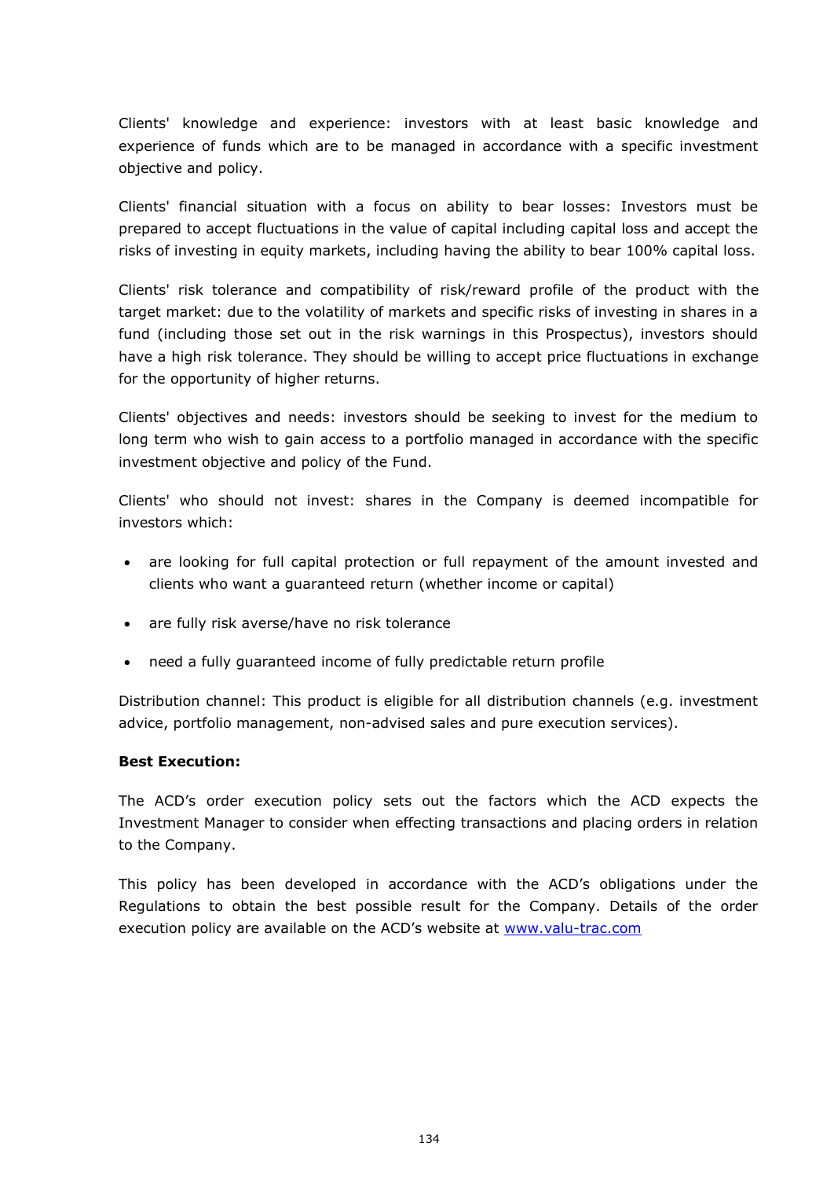Clients' knowledge and experience: investors with at least basic knowledge and experience of funds which are to be managed in accordance with a specific investment objective and policy.

Clients' financial situation with a focus on ability to bear losses: Investors must be prepared to accept fluctuations in the value of capital including capital loss and accept the risks of investing in equity markets, including having the ability to bear 100% capital loss.

Clients' risk tolerance and compatibility of risk/reward profile of the product with the target market: due to the volatility of markets and specific risks of investing in shares in a fund (including those set out in the risk warnings in this Prospectus), investors should have a high risk tolerance. They should be willing to accept price fluctuations in exchange for the opportunity of higher returns.

Clients' objectives and needs: investors should be seeking to invest for the medium to long term who wish to gain access to a portfolio managed in accordance with the specific investment objective and policy of the Fund.

Clients' who should not invest: shares in the Company is deemed incompatible for investors which:

- are looking for full capital protection or full repayment of the amount invested and clients who want a guaranteed return (whether income or capital)
- are fully risk averse/have no risk tolerance
- need a fully guaranteed income of fully predictable return profile

Distribution channel: This product is eligible for all distribution channels (e.g. investment advice, portfolio management, non-advised sales and pure execution services).

**Best Execution:**

The ACD's order execution policy sets out the factors which the ACD expects the Investment Manager to consider when effecting transactions and placing orders in relation to the Company.

This policy has been developed in accordance with the ACD's obligations under the Regulations to obtain the best possible result for the Company. Details of the order execution policy are available on the ACD's website at www.valu-trac.com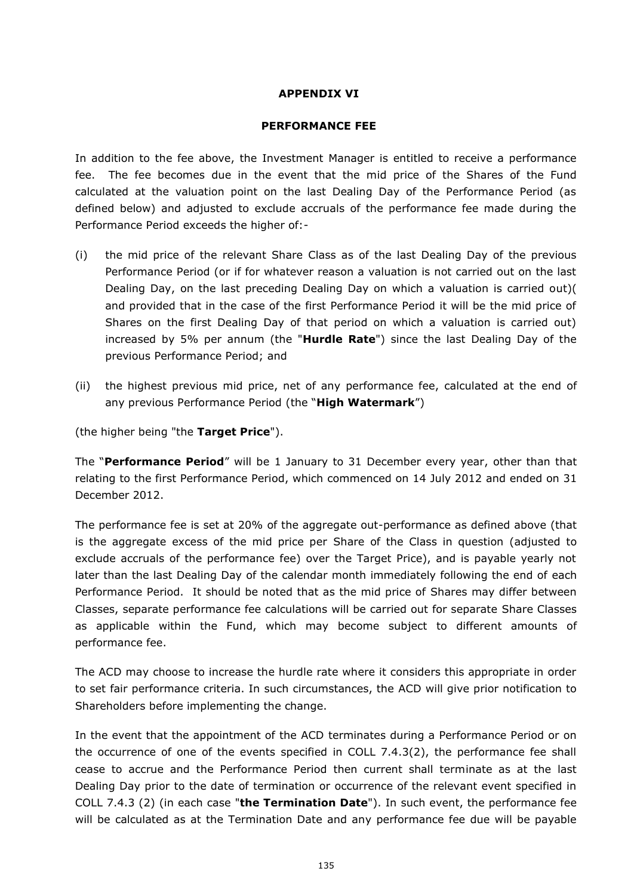## APPENDIX VI

## PERFORMANCE FEE

In addition to the fee above, the Investment Manager is entitled to receive a performance fee. The fee becomes due in the event that the mid price of the Shares of the Fund calculated at the valuation point on the last Dealing Day of the Performance Period (as defined below) and adjusted to exclude accruals of the performance fee made during the Performance Period exceeds the higher of:-

(i) the mid price of the relevant Share Class as of the last Dealing Day of the previous Performance Period (or if for whatever reason a valuation is not carried out on the last Dealing Day, on the last preceding Dealing Day on which a valuation is carried out)( and provided that in the case of the first Performance Period it will be the mid price of Shares on the first Dealing Day of that period on which a valuation is carried out) increased by 5% per annum (the "**Hurdle Rate**") since the last Dealing Day of the previous Performance Period; and

(ii) the highest previous mid price, net of any performance fee, calculated at the end of any previous Performance Period (the "**High Watermark**")

(the higher being "the **Target Price**").

The "**Performance Period**" will be 1 January to 31 December every year, other than that relating to the first Performance Period, which commenced on 14 July 2012 and ended on 31 December 2012.

The performance fee is set at 20% of the aggregate out-performance as defined above (that is the aggregate excess of the mid price per Share of the Class in question (adjusted to exclude accruals of the performance fee) over the Target Price), and is payable yearly not later than the last Dealing Day of the calendar month immediately following the end of each Performance Period. It should be noted that as the mid price of Shares may differ between Classes, separate performance fee calculations will be carried out for separate Share Classes as applicable within the Fund, which may become subject to different amounts of performance fee.

The ACD may choose to increase the hurdle rate where it considers this appropriate in order to set fair performance criteria. In such circumstances, the ACD will give prior notification to Shareholders before implementing the change.

In the event that the appointment of the ACD terminates during a Performance Period or on the occurrence of one of the events specified in COLL 7.4.3(2), the performance fee shall cease to accrue and the Performance Period then current shall terminate as at the last Dealing Day prior to the date of termination or occurrence of the relevant event specified in COLL 7.4.3 (2) (in each case "**the Termination Date**"). In such event, the performance fee will be calculated as at the Termination Date and any performance fee due will be payable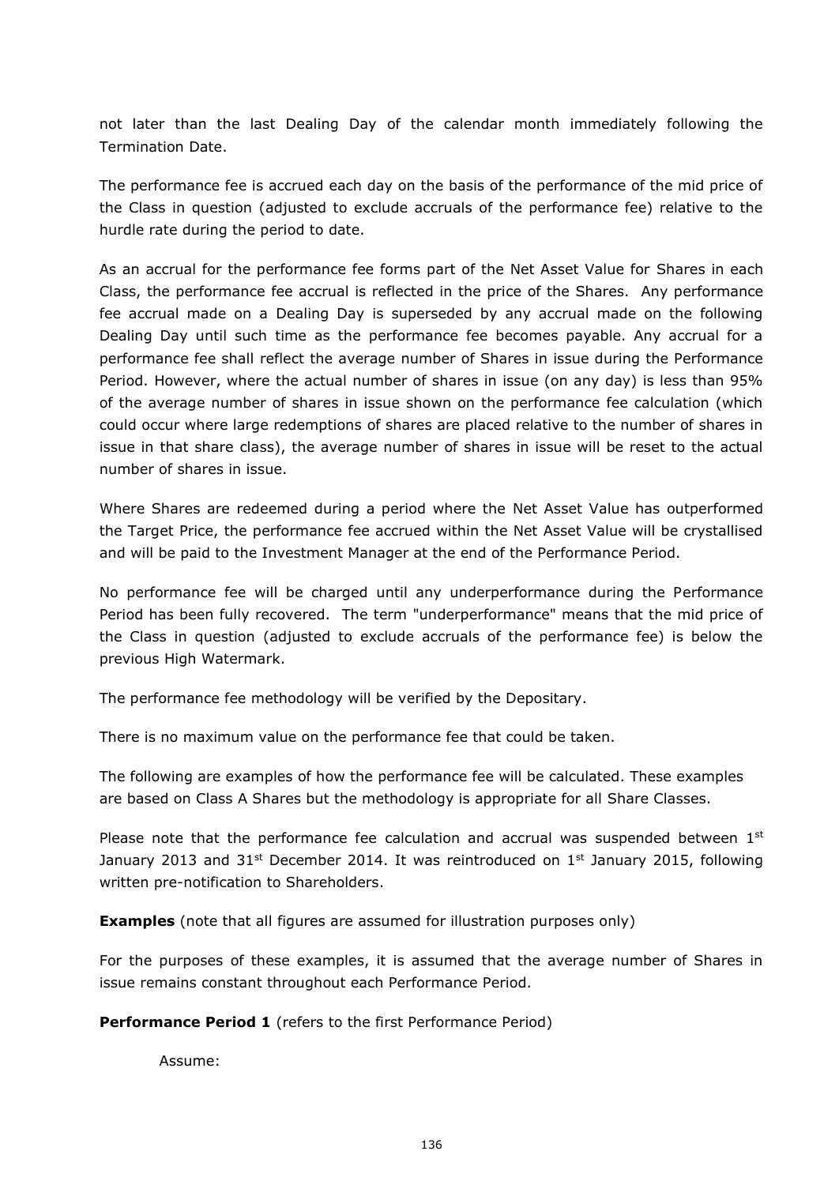not later than the last Dealing Day of the calendar month immediately following the Termination Date.

The performance fee is accrued each day on the basis of the performance of the mid price of the Class in question (adjusted to exclude accruals of the performance fee) relative to the hurdle rate during the period to date.

As an accrual for the performance fee forms part of the Net Asset Value for Shares in each Class, the performance fee accrual is reflected in the price of the Shares. Any performance fee accrual made on a Dealing Day is superseded by any accrual made on the following Dealing Day until such time as the performance fee becomes payable. Any accrual for a performance fee shall reflect the average number of Shares in issue during the Performance Period. However, where the actual number of shares in issue (on any day) is less than 95% of the average number of shares in issue shown on the performance fee calculation (which could occur where large redemptions of shares are placed relative to the number of shares in issue in that share class), the average number of shares in issue will be reset to the actual number of shares in issue.

Where Shares are redeemed during a period where the Net Asset Value has outperformed the Target Price, the performance fee accrued within the Net Asset Value will be crystallised and will be paid to the Investment Manager at the end of the Performance Period.

No performance fee will be charged until any underperformance during the Performance Period has been fully recovered. The term "underperformance" means that the mid price of the Class in question (adjusted to exclude accruals of the performance fee) is below the previous High Watermark.

The performance fee methodology will be verified by the Depositary.

There is no maximum value on the performance fee that could be taken.

The following are examples of how the performance fee will be calculated. These examples are based on Class A Shares but the methodology is appropriate for all Share Classes.

Please note that the performance fee calculation and accrual was suspended between 1st January 2013 and 31st December 2014. It was reintroduced on 1st January 2015, following written pre-notification to Shareholders.

**Examples** (note that all figures are assumed for illustration purposes only)

For the purposes of these examples, it is assumed that the average number of Shares in issue remains constant throughout each Performance Period.

**Performance Period 1** (refers to the first Performance Period)

Assume: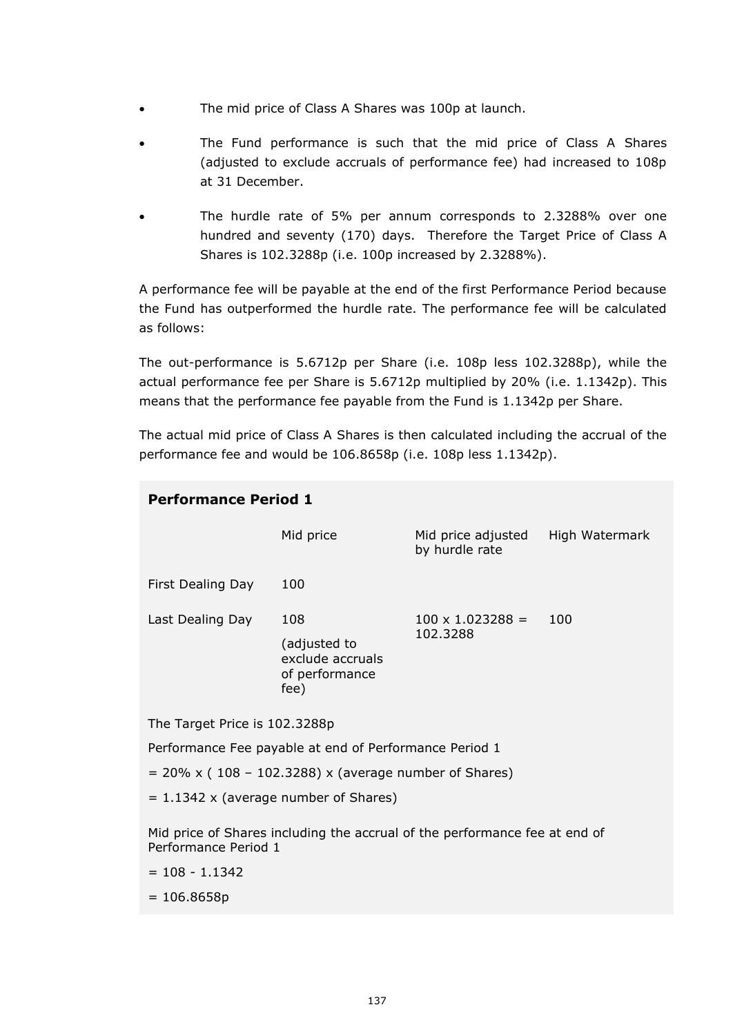- The mid price of Class A Shares was 100p at launch.
- The Fund performance is such that the mid price of Class A Shares (adjusted to exclude accruals of performance fee) had increased to 108p at 31 December.
- The hurdle rate of 5% per annum corresponds to 2.3288% over one hundred and seventy (170) days. Therefore the Target Price of Class A Shares is 102.3288p (i.e. 100p increased by 2.3288%).

A performance fee will be payable at the end of the first Performance Period because the Fund has outperformed the hurdle rate. The performance fee will be calculated as follows:

The out-performance is 5.6712p per Share (i.e. 108p less 102.3288p), while the actual performance fee per Share is 5.6712p multiplied by 20% (i.e. 1.1342p). This means that the performance fee payable from the Fund is 1.1342p per Share.

The actual mid price of Class A Shares is then calculated including the accrual of the performance fee and would be 106.8658p (i.e. 108p less 1.1342p).

**Performance Period 1**

| | Mid price | Mid price adjusted by hurdle rate | High Watermark |
|---|---|---|---|
| First Dealing Day | 100 | | |
| Last Dealing Day | 108 (adjusted to exclude accruals of performance fee) | 100 x 1.023288 = 102.3288 | 100 |

The Target Price is 102.3288p

Performance Fee payable at end of Performance Period 1

= 20% x ( 108 – 102.3288) x (average number of Shares)

= 1.1342 x (average number of Shares)

Mid price of Shares including the accrual of the performance fee at end of Performance Period 1

= 108 - 1.1342

= 106.8658p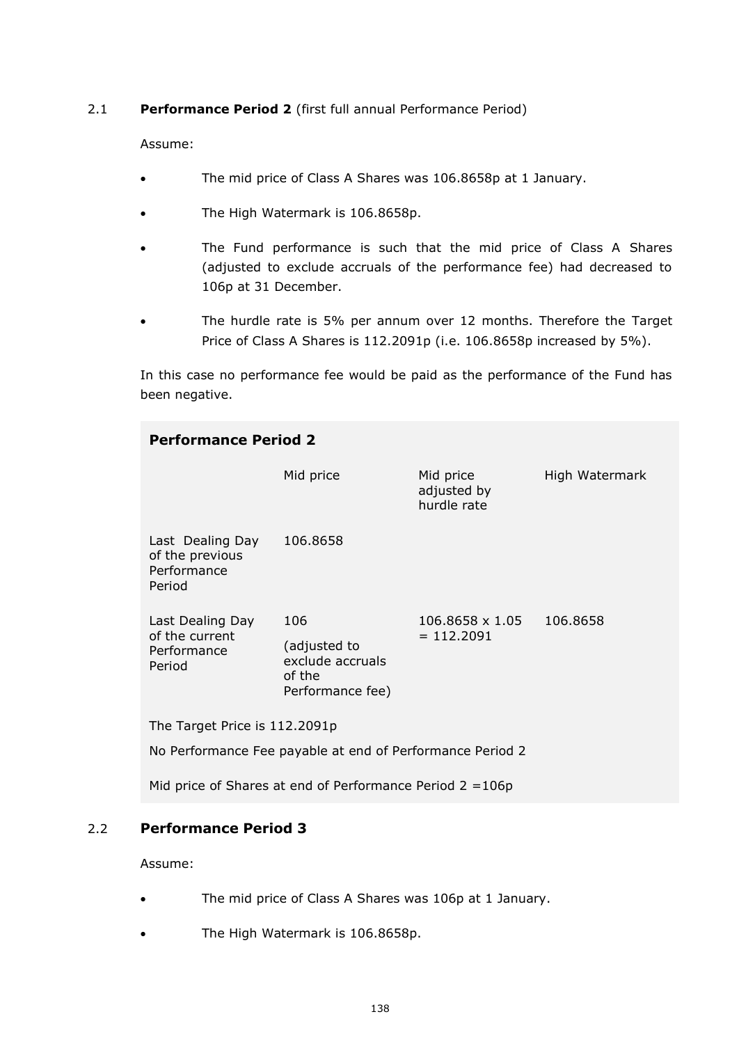## 2.1 **Performance Period 2** (first full annual Performance Period)

Assume:

- The mid price of Class A Shares was 106.8658p at 1 January.
- The High Watermark is 106.8658p.
- The Fund performance is such that the mid price of Class A Shares (adjusted to exclude accruals of the performance fee) had decreased to 106p at 31 December.
- The hurdle rate is 5% per annum over 12 months. Therefore the Target Price of Class A Shares is 112.2091p (i.e. 106.8658p increased by 5%).

In this case no performance fee would be paid as the performance of the Fund has been negative.

**Performance Period 2**

| | Mid price | Mid price adjusted by hurdle rate | High Watermark |
|---|---|---|---|
| Last Dealing Day of the previous Performance Period | 106.8658 | | |
| Last Dealing Day of the current Performance Period | 106 (adjusted to exclude accruals of the Performance fee) | 106.8658 x 1.05 = 112.2091 | 106.8658 |

The Target Price is 112.2091p

No Performance Fee payable at end of Performance Period 2

Mid price of Shares at end of Performance Period 2 =106p

## 2.2 **Performance Period 3**

Assume:

- The mid price of Class A Shares was 106p at 1 January.
- The High Watermark is 106.8658p.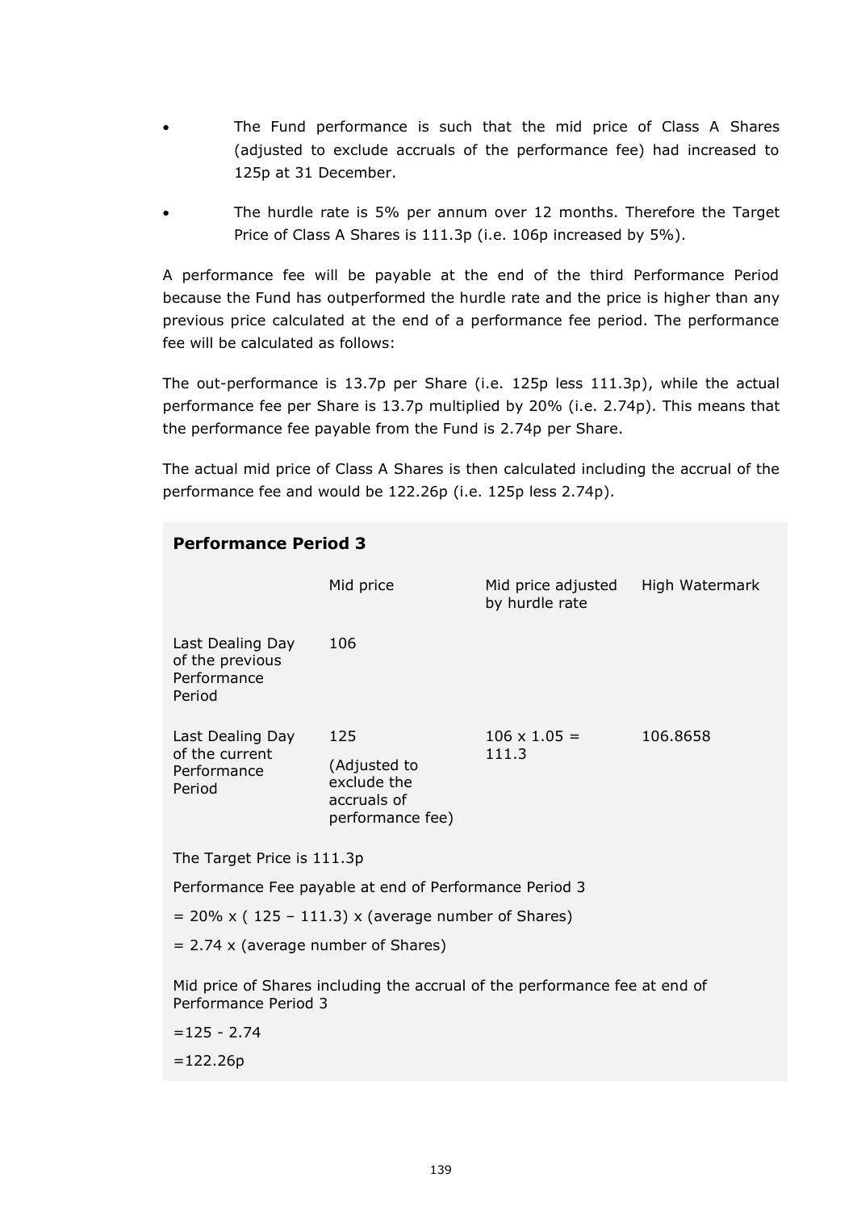- The Fund performance is such that the mid price of Class A Shares (adjusted to exclude accruals of the performance fee) had increased to 125p at 31 December.
- The hurdle rate is 5% per annum over 12 months. Therefore the Target Price of Class A Shares is 111.3p (i.e. 106p increased by 5%).

A performance fee will be payable at the end of the third Performance Period because the Fund has outperformed the hurdle rate and the price is higher than any previous price calculated at the end of a performance fee period. The performance fee will be calculated as follows:

The out-performance is 13.7p per Share (i.e. 125p less 111.3p), while the actual performance fee per Share is 13.7p multiplied by 20% (i.e. 2.74p). This means that the performance fee payable from the Fund is 2.74p per Share.

The actual mid price of Class A Shares is then calculated including the accrual of the performance fee and would be 122.26p (i.e. 125p less 2.74p).

**Performance Period 3**

| | Mid price | Mid price adjusted by hurdle rate | High Watermark |
|---|---|---|---|
| Last Dealing Day of the previous Performance Period | 106 | | |
| Last Dealing Day of the current Performance Period | 125 (Adjusted to exclude the accruals of performance fee) | 106 x 1.05 = 111.3 | 106.8658 |

The Target Price is 111.3p

Performance Fee payable at end of Performance Period 3

= 20% x ( 125 – 111.3) x (average number of Shares)

= 2.74 x (average number of Shares)

Mid price of Shares including the accrual of the performance fee at end of Performance Period 3

=125 - 2.74

=122.26p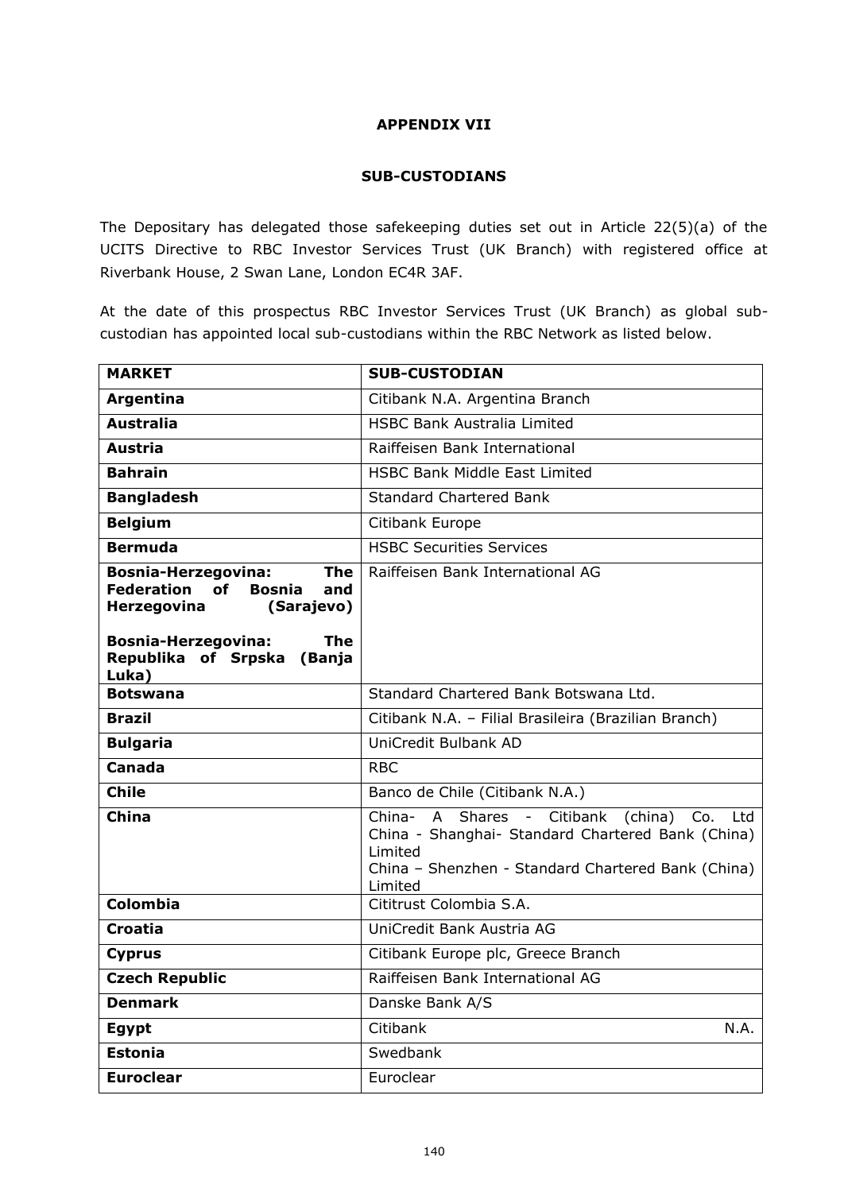**APPENDIX VII**

**SUB-CUSTODIANS**

The Depositary has delegated those safekeeping duties set out in Article 22(5)(a) of the UCITS Directive to RBC Investor Services Trust (UK Branch) with registered office at Riverbank House, 2 Swan Lane, London EC4R 3AF.

At the date of this prospectus RBC Investor Services Trust (UK Branch) as global sub-custodian has appointed local sub-custodians within the RBC Network as listed below.

| MARKET | SUB-CUSTODIAN |
|---|---|
| **Argentina** | Citibank N.A. Argentina Branch |
| **Australia** | HSBC Bank Australia Limited |
| **Austria** | Raiffeisen Bank International |
| **Bahrain** | HSBC Bank Middle East Limited |
| **Bangladesh** | Standard Chartered Bank |
| **Belgium** | Citibank Europe |
| **Bermuda** | HSBC Securities Services |
| **Bosnia-Herzegovina: The Federation of Bosnia and Herzegovina (Sarajevo)**<br><br>**Bosnia-Herzegovina: The Republika of Srpska (Banja Luka)** | Raiffeisen Bank International AG |
| **Botswana** | Standard Chartered Bank Botswana Ltd. |
| **Brazil** | Citibank N.A. – Filial Brasileira (Brazilian Branch) |
| **Bulgaria** | UniCredit Bulbank AD |
| **Canada** | RBC |
| **Chile** | Banco de Chile (Citibank N.A.) |
| **China** | China- A Shares - Citibank (china) Co. Ltd<br>China - Shanghai- Standard Chartered Bank (China) Limited<br>China – Shenzhen - Standard Chartered Bank (China) Limited |
| **Colombia** | Cititrust Colombia S.A. |
| **Croatia** | UniCredit Bank Austria AG |
| **Cyprus** | Citibank Europe plc, Greece Branch |
| **Czech Republic** | Raiffeisen Bank International AG |
| **Denmark** | Danske Bank A/S |
| **Egypt** | Citibank N.A. |
| **Estonia** | Swedbank |
| **Euroclear** | Euroclear |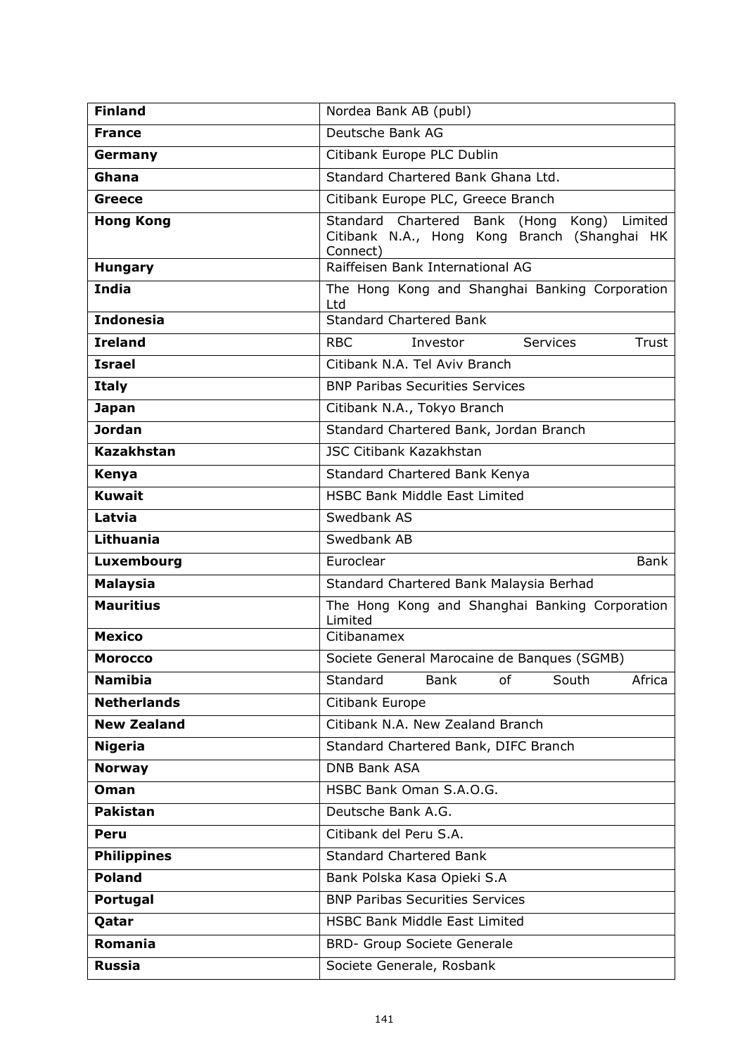| | |
|---|---|
| **Finland** | Nordea Bank AB (publ) |
| **France** | Deutsche Bank AG |
| **Germany** | Citibank Europe PLC Dublin |
| **Ghana** | Standard Chartered Bank Ghana Ltd. |
| **Greece** | Citibank Europe PLC, Greece Branch |
| **Hong Kong** | Standard Chartered Bank (Hong Kong) Limited Citibank N.A., Hong Kong Branch (Shanghai HK Connect) |
| **Hungary** | Raiffeisen Bank International AG |
| **India** | The Hong Kong and Shanghai Banking Corporation Ltd |
| **Indonesia** | Standard Chartered Bank |
| **Ireland** | RBC Investor Services Trust |
| **Israel** | Citibank N.A. Tel Aviv Branch |
| **Italy** | BNP Paribas Securities Services |
| **Japan** | Citibank N.A., Tokyo Branch |
| **Jordan** | Standard Chartered Bank, Jordan Branch |
| **Kazakhstan** | JSC Citibank Kazakhstan |
| **Kenya** | Standard Chartered Bank Kenya |
| **Kuwait** | HSBC Bank Middle East Limited |
| **Latvia** | Swedbank AS |
| **Lithuania** | Swedbank AB |
| **Luxembourg** | Euroclear Bank |
| **Malaysia** | Standard Chartered Bank Malaysia Berhad |
| **Mauritius** | The Hong Kong and Shanghai Banking Corporation Limited |
| **Mexico** | Citibanamex |
| **Morocco** | Societe General Marocaine de Banques (SGMB) |
| **Namibia** | Standard Bank of South Africa |
| **Netherlands** | Citibank Europe |
| **New Zealand** | Citibank N.A. New Zealand Branch |
| **Nigeria** | Standard Chartered Bank, DIFC Branch |
| **Norway** | DNB Bank ASA |
| **Oman** | HSBC Bank Oman S.A.O.G. |
| **Pakistan** | Deutsche Bank A.G. |
| **Peru** | Citibank del Peru S.A. |
| **Philippines** | Standard Chartered Bank |
| **Poland** | Bank Polska Kasa Opieki S.A |
| **Portugal** | BNP Paribas Securities Services |
| **Qatar** | HSBC Bank Middle East Limited |
| **Romania** | BRD- Group Societe Generale |
| **Russia** | Societe Generale, Rosbank |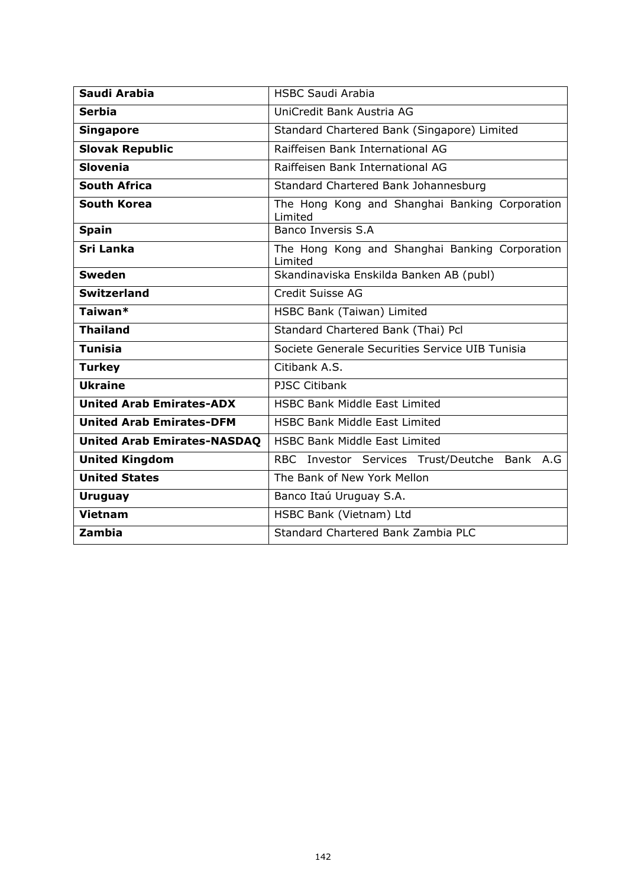| **Saudi Arabia** | HSBC Saudi Arabia |
|---|---|
| **Serbia** | UniCredit Bank Austria AG |
| **Singapore** | Standard Chartered Bank (Singapore) Limited |
| **Slovak Republic** | Raiffeisen Bank International AG |
| **Slovenia** | Raiffeisen Bank International AG |
| **South Africa** | Standard Chartered Bank Johannesburg |
| **South Korea** | The Hong Kong and Shanghai Banking Corporation Limited |
| **Spain** | Banco Inversis S.A |
| **Sri Lanka** | The Hong Kong and Shanghai Banking Corporation Limited |
| **Sweden** | Skandinaviska Enskilda Banken AB (publ) |
| **Switzerland** | Credit Suisse AG |
| **Taiwan*** | HSBC Bank (Taiwan) Limited |
| **Thailand** | Standard Chartered Bank (Thai) Pcl |
| **Tunisia** | Societe Generale Securities Service UIB Tunisia |
| **Turkey** | Citibank A.S. |
| **Ukraine** | PJSC Citibank |
| **United Arab Emirates-ADX** | HSBC Bank Middle East Limited |
| **United Arab Emirates-DFM** | HSBC Bank Middle East Limited |
| **United Arab Emirates-NASDAQ** | HSBC Bank Middle East Limited |
| **United Kingdom** | RBC Investor Services Trust/Deutche Bank A.G |
| **United States** | The Bank of New York Mellon |
| **Uruguay** | Banco Itaú Uruguay S.A. |
| **Vietnam** | HSBC Bank (Vietnam) Ltd |
| **Zambia** | Standard Chartered Bank Zambia PLC |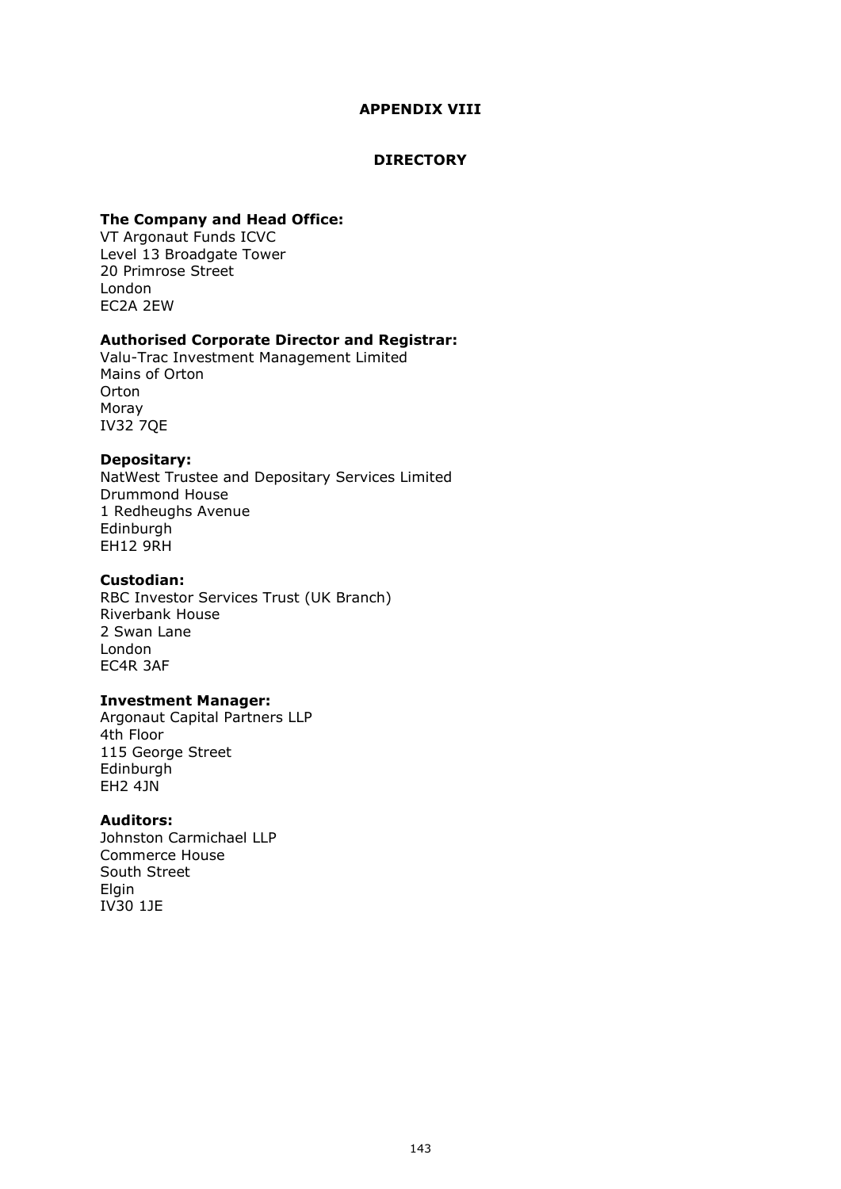# APPENDIX VIII

## DIRECTORY

**The Company and Head Office:**
VT Argonaut Funds ICVC
Level 13 Broadgate Tower
20 Primrose Street
London
EC2A 2EW

**Authorised Corporate Director and Registrar:**
Valu-Trac Investment Management Limited
Mains of Orton
Orton
Moray
IV32 7QE

**Depositary:**
NatWest Trustee and Depositary Services Limited
Drummond House
1 Redheughs Avenue
Edinburgh
EH12 9RH

**Custodian:**
RBC Investor Services Trust (UK Branch)
Riverbank House
2 Swan Lane
London
EC4R 3AF

**Investment Manager:**
Argonaut Capital Partners LLP
4th Floor
115 George Street
Edinburgh
EH2 4JN

**Auditors:**
Johnston Carmichael LLP
Commerce House
South Street
Elgin
IV30 1JE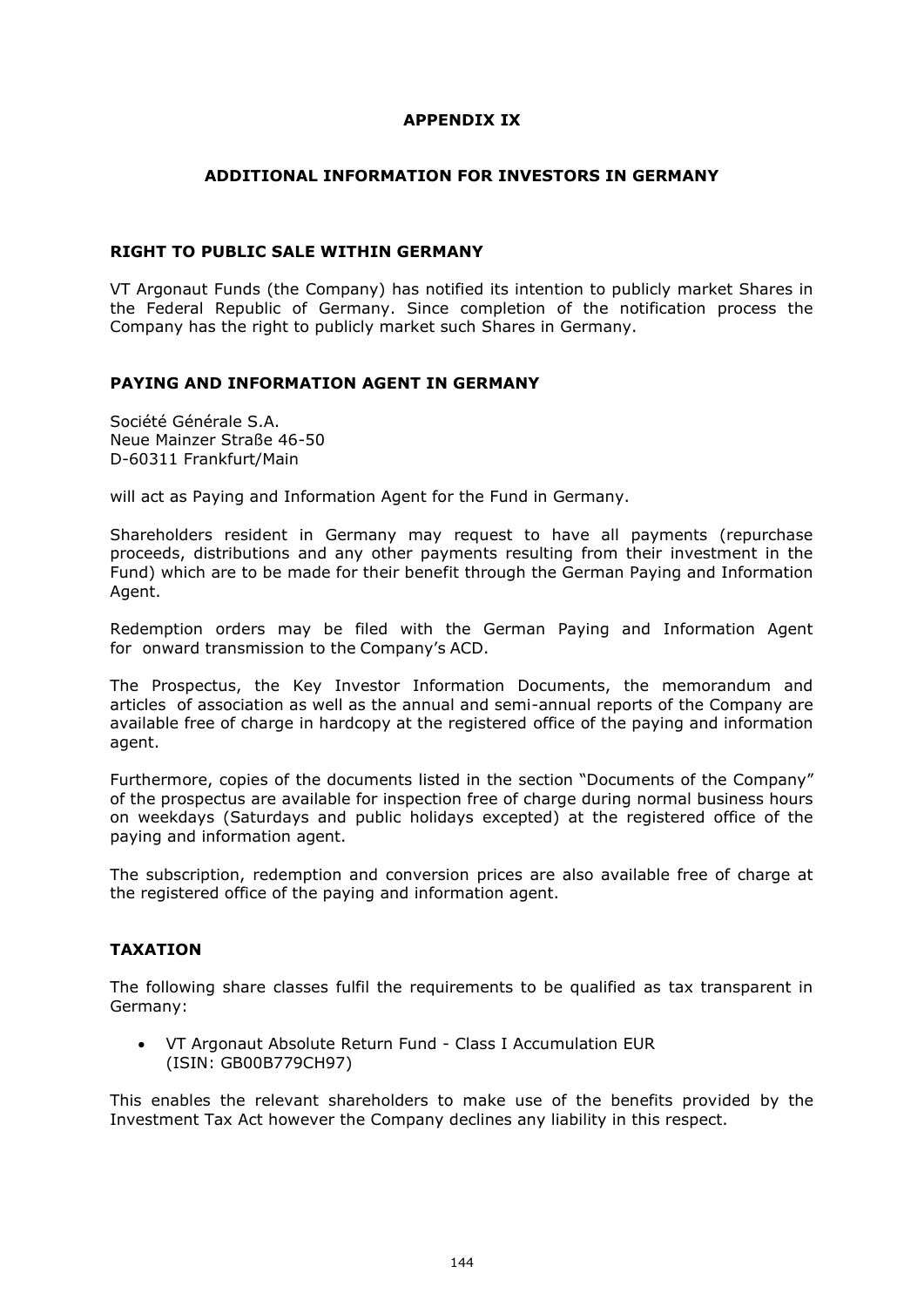# APPENDIX IX

## ADDITIONAL INFORMATION FOR INVESTORS IN GERMANY

### RIGHT TO PUBLIC SALE WITHIN GERMANY

VT Argonaut Funds (the Company) has notified its intention to publicly market Shares in the Federal Republic of Germany. Since completion of the notification process the Company has the right to publicly market such Shares in Germany.

### PAYING AND INFORMATION AGENT IN GERMANY

Société Générale S.A.
Neue Mainzer Straße 46-50
D-60311 Frankfurt/Main

will act as Paying and Information Agent for the Fund in Germany.

Shareholders resident in Germany may request to have all payments (repurchase proceeds, distributions and any other payments resulting from their investment in the Fund) which are to be made for their benefit through the German Paying and Information Agent.

Redemption orders may be filed with the German Paying and Information Agent for onward transmission to the Company's ACD.

The Prospectus, the Key Investor Information Documents, the memorandum and articles of association as well as the annual and semi-annual reports of the Company are available free of charge in hardcopy at the registered office of the paying and information agent.

Furthermore, copies of the documents listed in the section "Documents of the Company" of the prospectus are available for inspection free of charge during normal business hours on weekdays (Saturdays and public holidays excepted) at the registered office of the paying and information agent.

The subscription, redemption and conversion prices are also available free of charge at the registered office of the paying and information agent.

### TAXATION

The following share classes fulfil the requirements to be qualified as tax transparent in Germany:

- VT Argonaut Absolute Return Fund - Class I Accumulation EUR (ISIN: GB00B779CH97)

This enables the relevant shareholders to make use of the benefits provided by the Investment Tax Act however the Company declines any liability in this respect.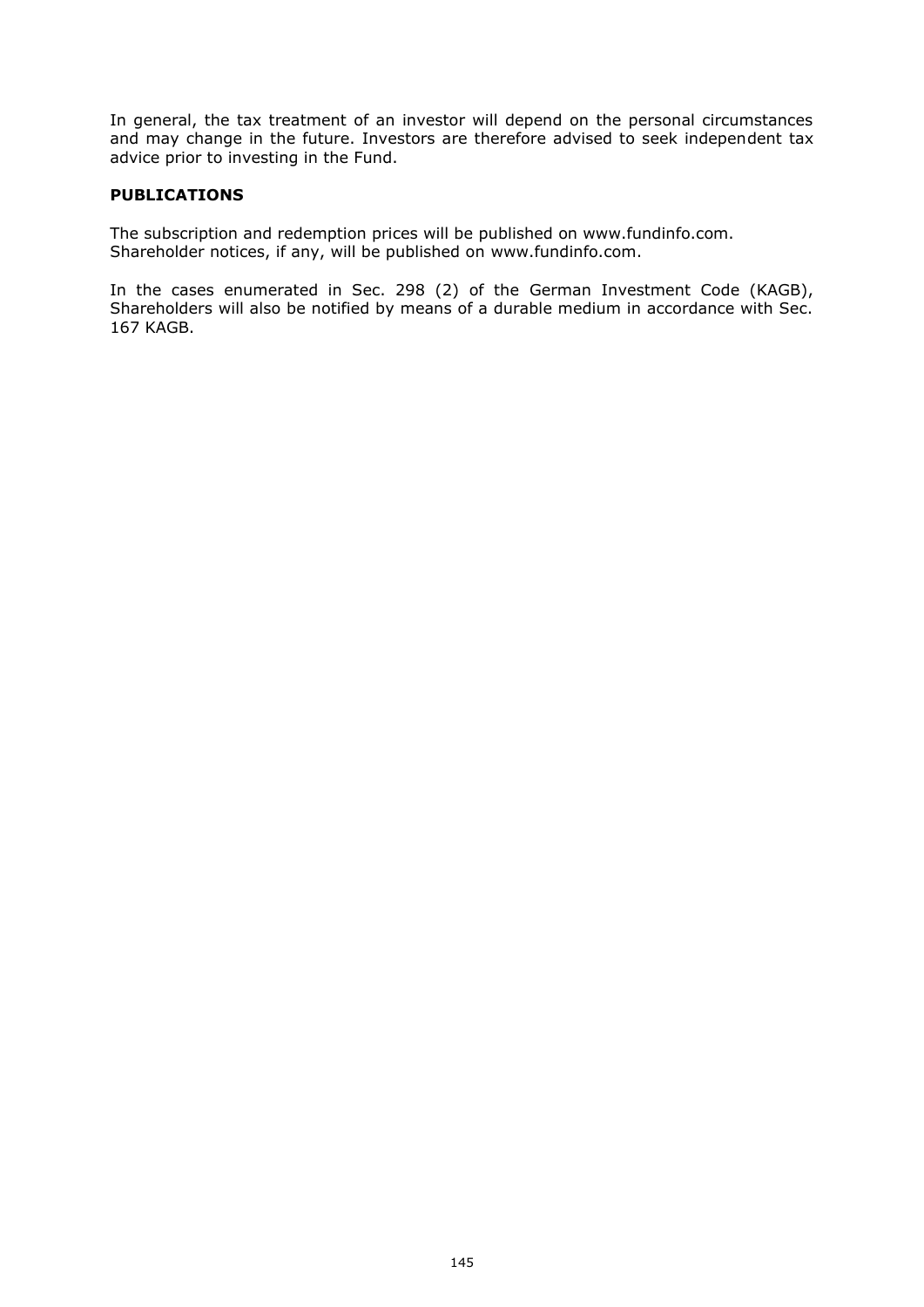In general, the tax treatment of an investor will depend on the personal circumstances and may change in the future. Investors are therefore advised to seek independent tax advice prior to investing in the Fund.

## PUBLICATIONS

The subscription and redemption prices will be published on www.fundinfo.com.
Shareholder notices, if any, will be published on www.fundinfo.com.

In the cases enumerated in Sec. 298 (2) of the German Investment Code (KAGB), Shareholders will also be notified by means of a durable medium in accordance with Sec. 167 KAGB.